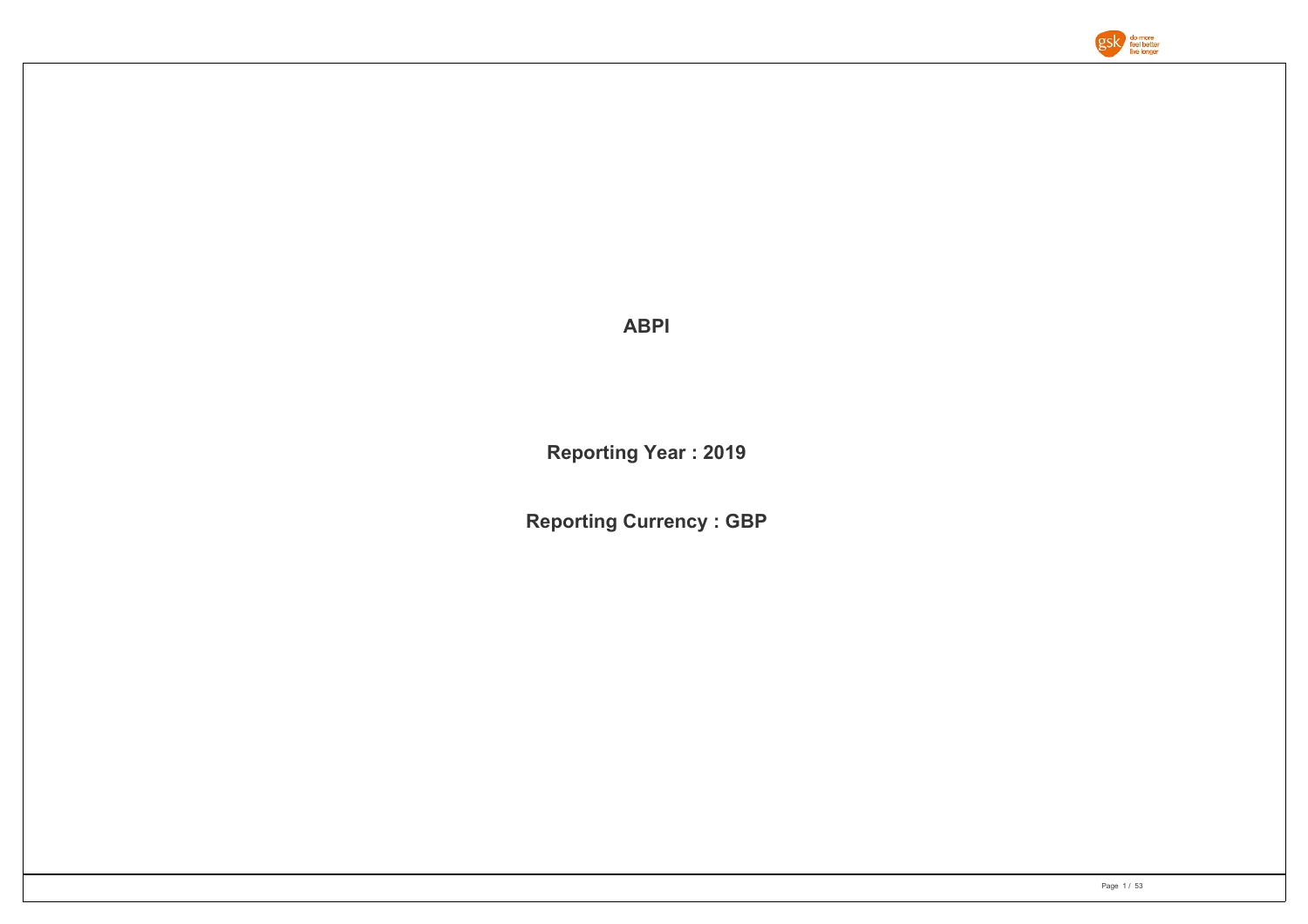# ABPI

**Reporting Year : 2019**

**Reporting Currency : GBP**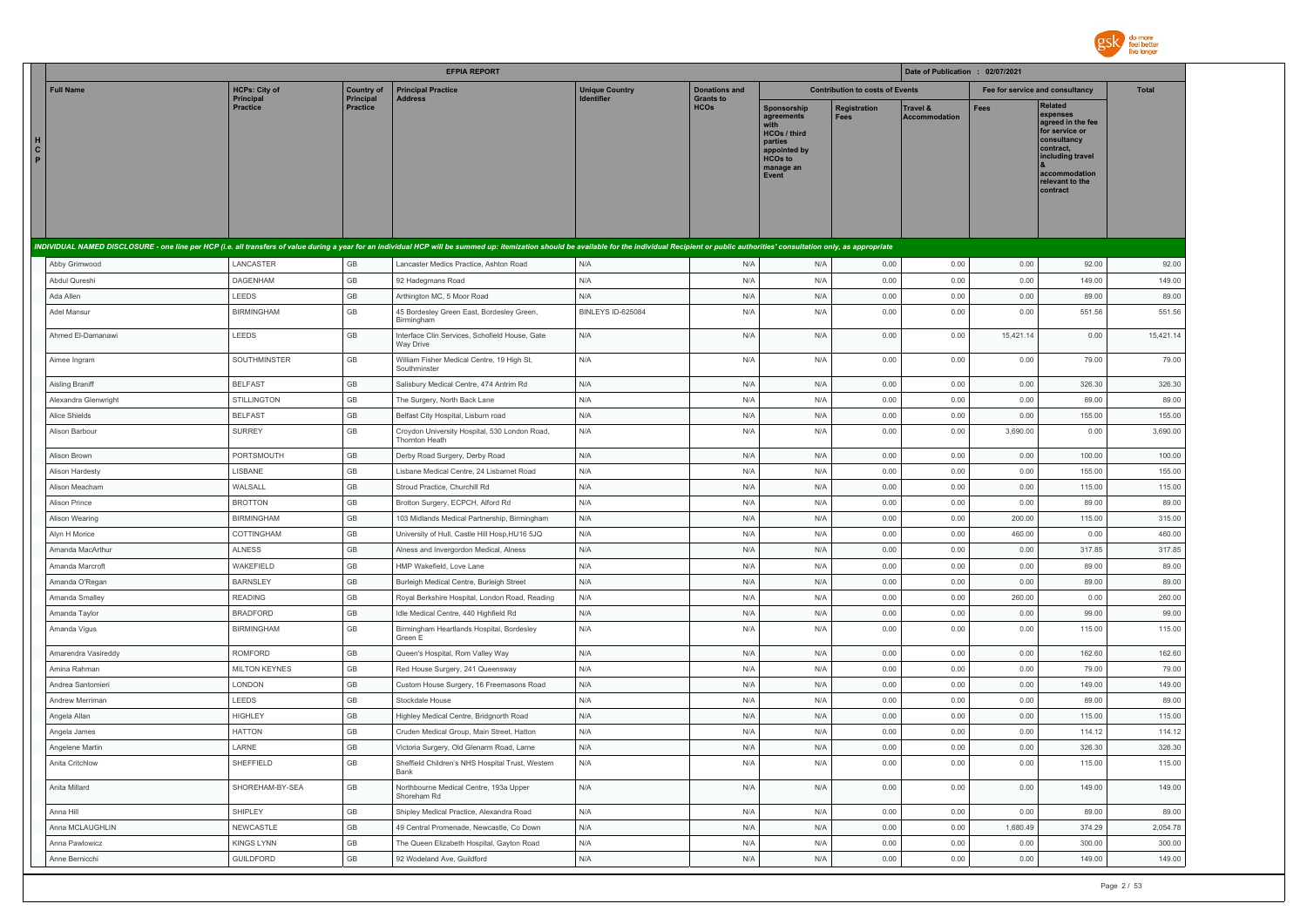**EFPIA REPORT**

Date of Publication : 02/07/2021

| Full Name | HCPs: City of Principal Practice | Country of Principal Practice | Principal Practice Address | Unique Country Identifier | Donations and Grants to HCOs | Contribution to costs of Events | | | Fee for service and consultancy | | Total |
|---|---|---|---|---|---|---|---|---|---|---|---|
| | | | | | | Sponsorship agreements with HCOs / third parties appointed by HCOs to manage an Event | Registration Fees | Travel & Accommodation | Fees | Related expenses agreed in the fee for service or consultancy contract, including travel & accommodation relevant to the contract | |
| *INDIVIDUAL NAMED DISCLOSURE - one line per HCP (i.e. all transfers of value during a year for an individual HCP will be summed up: itemization should be available for the individual Recipient or public authorities' consultation only, as appropriate* | | | | | | | | | | | |
| Abby Grimwood | LANCASTER | GB | Lancaster Medics Practice, Ashton Road | N/A | N/A | N/A | 0.00 | 0.00 | 0.00 | 92.00 | 92.00 |
| Abdul Qureshi | DAGENHAM | GB | 92 Hadegmans Road | N/A | N/A | N/A | 0.00 | 0.00 | 0.00 | 149.00 | 149.00 |
| Ada Allen | LEEDS | GB | Arthington MC, 5 Moor Road | N/A | N/A | N/A | 0.00 | 0.00 | 0.00 | 89.00 | 89.00 |
| Adel Mansur | BIRMINGHAM | GB | 45 Bordesley Green East, Bordesley Green, Birmingham | BINLEYS ID-625084 | N/A | N/A | 0.00 | 0.00 | 0.00 | 551.56 | 551.56 |
| Ahmed El-Damanawi | LEEDS | GB | Interface Clin Services, Schofield House, Gate Way Drive | N/A | N/A | N/A | 0.00 | 0.00 | 15,421.14 | 0.00 | 15,421.14 |
| Aimee Ingram | SOUTHMINSTER | GB | William Fisher Medical Centre, 19 High St, Southminster | N/A | N/A | N/A | 0.00 | 0.00 | 0.00 | 79.00 | 79.00 |
| Aisling Braniff | BELFAST | GB | Salisbury Medical Centre, 474 Antrim Rd | N/A | N/A | N/A | 0.00 | 0.00 | 0.00 | 326.30 | 326.30 |
| Alexandra Glenwright | STILLINGTON | GB | The Surgery, North Back Lane | N/A | N/A | N/A | 0.00 | 0.00 | 0.00 | 89.00 | 89.00 |
| Alice Shields | BELFAST | GB | Belfast City Hospital, Lisburn road | N/A | N/A | N/A | 0.00 | 0.00 | 0.00 | 155.00 | 155.00 |
| Alison Barbour | SURREY | GB | Croydon University Hospital, 530 London Road, Thornton Heath | N/A | N/A | N/A | 0.00 | 0.00 | 3,690.00 | 0.00 | 3,690.00 |
| Alison Brown | PORTSMOUTH | GB | Derby Road Surgery, Derby Road | N/A | N/A | N/A | 0.00 | 0.00 | 0.00 | 100.00 | 100.00 |
| Alison Hardesty | LISBANE | GB | Lisbane Medical Centre, 24 Lisbarnet Road | N/A | N/A | N/A | 0.00 | 0.00 | 0.00 | 155.00 | 155.00 |
| Alison Meacham | WALSALL | GB | Stroud Practice, Churchill Rd | N/A | N/A | N/A | 0.00 | 0.00 | 0.00 | 115.00 | 115.00 |
| Alison Prince | BROTTON | GB | Brotton Surgery, ECPCH, Alford Rd | N/A | N/A | N/A | 0.00 | 0.00 | 0.00 | 89.00 | 89.00 |
| Alison Wearing | BIRMINGHAM | GB | 103 Midlands Medical Partnership, Birmingham | N/A | N/A | N/A | 0.00 | 0.00 | 200.00 | 115.00 | 315.00 |
| Alyn H Morice | COTTINGHAM | GB | University of Hull, Castle Hill Hosp,HU16 5JQ | N/A | N/A | N/A | 0.00 | 0.00 | 460.00 | 0.00 | 460.00 |
| Amanda MacArthur | ALNESS | GB | Alness and Invergordon Medical, Alness | N/A | N/A | N/A | 0.00 | 0.00 | 0.00 | 317.85 | 317.85 |
| Amanda Marcroft | WAKEFIELD | GB | HMP Wakefield, Love Lane | N/A | N/A | N/A | 0.00 | 0.00 | 0.00 | 89.00 | 89.00 |
| Amanda O'Regan | BARNSLEY | GB | Burleigh Medical Centre, Burleigh Street | N/A | N/A | N/A | 0.00 | 0.00 | 0.00 | 89.00 | 89.00 |
| Amanda Smalley | READING | GB | Royal Berkshire Hospital, London Road, Reading | N/A | N/A | N/A | 0.00 | 0.00 | 260.00 | 0.00 | 260.00 |
| Amanda Taylor | BRADFORD | GB | Idle Medical Centre, 440 Highfield Rd | N/A | N/A | N/A | 0.00 | 0.00 | 0.00 | 99.00 | 99.00 |
| Amanda Vigus | BIRMINGHAM | GB | Birmingham Heartlands Hospital, Bordesley Green E | N/A | N/A | N/A | 0.00 | 0.00 | 0.00 | 115.00 | 115.00 |
| Amarendra Vasireddy | ROMFORD | GB | Queen's Hospital, Rom Valley Way | N/A | N/A | N/A | 0.00 | 0.00 | 0.00 | 162.60 | 162.60 |
| Amina Rahman | MILTON KEYNES | GB | Red House Surgery, 241 Queensway | N/A | N/A | N/A | 0.00 | 0.00 | 0.00 | 79.00 | 79.00 |
| Andrea Santomieri | LONDON | GB | Custom House Surgery, 16 Freemasons Road | N/A | N/A | N/A | 0.00 | 0.00 | 0.00 | 149.00 | 149.00 |
| Andrew Merriman | LEEDS | GB | Stockdale House | N/A | N/A | N/A | 0.00 | 0.00 | 0.00 | 89.00 | 89.00 |
| Angela Allan | HIGHLEY | GB | Highley Medical Centre, Bridgnorth Road | N/A | N/A | N/A | 0.00 | 0.00 | 0.00 | 115.00 | 115.00 |
| Angela James | HATTON | GB | Cruden Medical Group, Main Street, Hatton | N/A | N/A | N/A | 0.00 | 0.00 | 0.00 | 114.12 | 114.12 |
| Angelene Martin | LARNE | GB | Victoria Surgery, Old Glenarm Road, Larne | N/A | N/A | N/A | 0.00 | 0.00 | 0.00 | 326.30 | 326.30 |
| Anita Critchlow | SHEFFIELD | GB | Sheffield Children's NHS Hospital Trust, Western Bank | N/A | N/A | N/A | 0.00 | 0.00 | 0.00 | 115.00 | 115.00 |
| Anita Millard | SHOREHAM-BY-SEA | GB | Northbourne Medical Centre, 193a Upper Shoreham Rd | N/A | N/A | N/A | 0.00 | 0.00 | 0.00 | 149.00 | 149.00 |
| Anna Hill | SHIPLEY | GB | Shipley Medical Practice, Alexandra Road | N/A | N/A | N/A | 0.00 | 0.00 | 0.00 | 89.00 | 89.00 |
| Anna MCLAUGHLIN | NEWCASTLE | GB | 49 Central Promenade, Newcastle, Co Down | N/A | N/A | N/A | 0.00 | 0.00 | 1,680.49 | 374.29 | 2,054.78 |
| Anna Pawlowicz | KINGS LYNN | GB | The Queen Elizabeth Hospital, Gayton Road | N/A | N/A | N/A | 0.00 | 0.00 | 0.00 | 300.00 | 300.00 |
| Anne Bernicchi | GUILDFORD | GB | 92 Wodeland Ave, Guildford | N/A | N/A | N/A | 0.00 | 0.00 | 0.00 | 149.00 | 149.00 |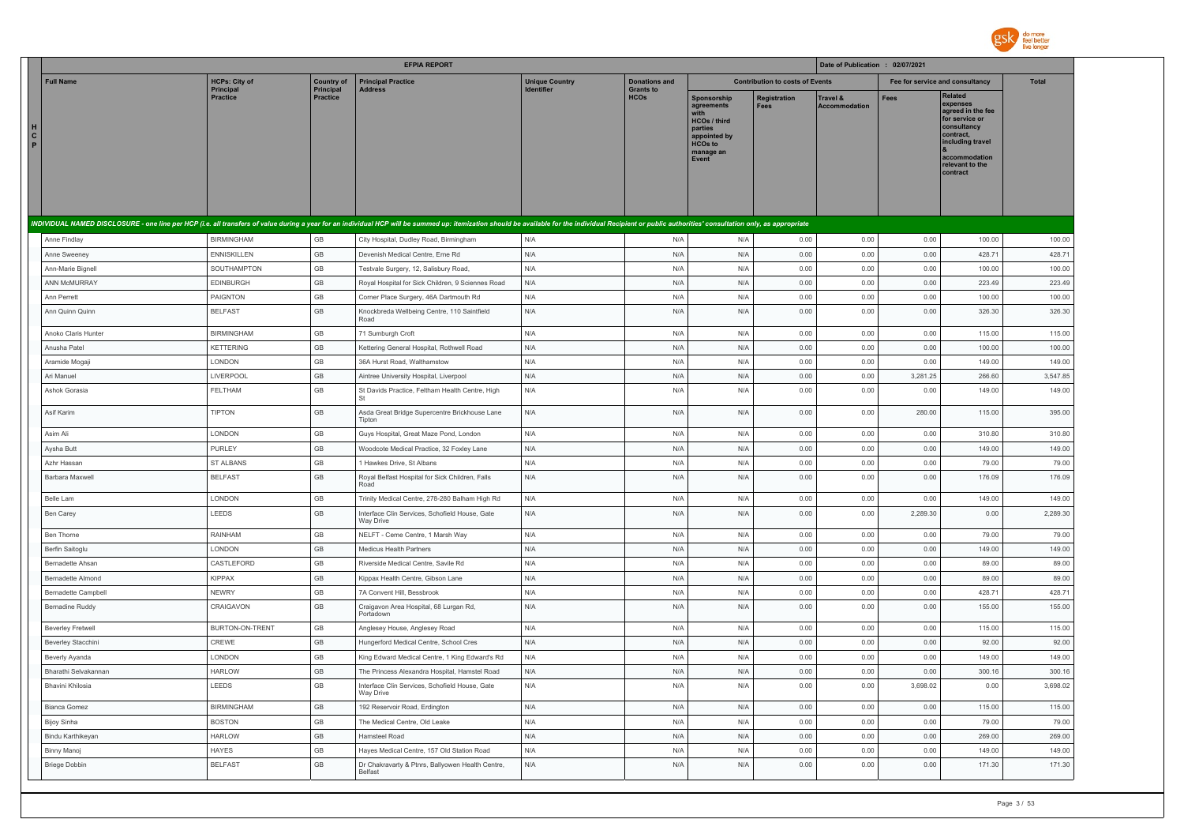| HCP | Full Name | HCPs: City of Principal Practice | Country of Principal Practice | Principal Practice Address | Unique Country Identifier | Donations and Grants to HCOs | Contribution to costs of Events | | | Fee for service and consultancy | | Total |
|---|---|---|---|---|---|---|---|---|---|---|---|---|
| | | | | | | | Sponsorship agreements with HCOs / third parties appointed by HCOs to manage an Event | Registration Fees | Travel & Accommodation | Fees | Related expenses agreed in the fee for service or consultancy contract, including travel & accommodation relevant to the contract | |

**EFPIA REPORT** — Date of Publication : 02/07/2021

*INDIVIDUAL NAMED DISCLOSURE - one line per HCP (i.e. all transfers of value during a year for an individual HCP will be summed up: itemization should be available for the individual Recipient or public authorities' consultation only, as appropriate*

| Full Name | HCPs: City of Principal Practice | Country of Principal Practice | Principal Practice Address | Unique Country Identifier | Donations and Grants to HCOs | Sponsorship agreements with HCOs / third parties appointed by HCOs to manage an Event | Registration Fees | Travel & Accommodation | Fees | Related expenses | Total |
|---|---|---|---|---|---|---|---|---|---|---|---|
| Anne Findlay | BIRMINGHAM | GB | City Hospital, Dudley Road, Birmingham | N/A | N/A | N/A | 0.00 | 0.00 | 0.00 | 100.00 | 100.00 |
| Anne Sweeney | ENNISKILLEN | GB | Devenish Medical Centre, Erne Rd | N/A | N/A | N/A | 0.00 | 0.00 | 0.00 | 428.71 | 428.71 |
| Ann-Marie Bignell | SOUTHAMPTON | GB | Testvale Surgery, 12, Salisbury Road, | N/A | N/A | N/A | 0.00 | 0.00 | 0.00 | 100.00 | 100.00 |
| ANN McMURRAY | EDINBURGH | GB | Royal Hospital for Sick Children, 9 Sciennes Road | N/A | N/A | N/A | 0.00 | 0.00 | 0.00 | 223.49 | 223.49 |
| Ann Perrett | PAIGNTON | GB | Corner Place Surgery, 46A Dartmouth Rd | N/A | N/A | N/A | 0.00 | 0.00 | 0.00 | 100.00 | 100.00 |
| Ann Quinn Quinn | BELFAST | GB | Knockbreda Wellbeing Centre, 110 Saintfield Road | N/A | N/A | N/A | 0.00 | 0.00 | 0.00 | 326.30 | 326.30 |
| Anoko Claris Hunter | BIRMINGHAM | GB | 71 Sumburgh Croft | N/A | N/A | N/A | 0.00 | 0.00 | 0.00 | 115.00 | 115.00 |
| Anusha Patel | KETTERING | GB | Kettering General Hospital, Rothwell Road | N/A | N/A | N/A | 0.00 | 0.00 | 0.00 | 100.00 | 100.00 |
| Aramide Mogaji | LONDON | GB | 36A Hurst Road, Walthamstow | N/A | N/A | N/A | 0.00 | 0.00 | 0.00 | 149.00 | 149.00 |
| Ari Manuel | LIVERPOOL | GB | Aintree University Hospital, Liverpool | N/A | N/A | N/A | 0.00 | 0.00 | 3,281.25 | 266.60 | 3,547.85 |
| Ashok Gorasia | FELTHAM | GB | St Davids Practice, Feltham Health Centre, High St | N/A | N/A | N/A | 0.00 | 0.00 | 0.00 | 149.00 | 149.00 |
| Asif Karim | TIPTON | GB | Asda Great Bridge Supercentre Brickhouse Lane Tipton | N/A | N/A | N/A | 0.00 | 0.00 | 280.00 | 115.00 | 395.00 |
| Asim Ali | LONDON | GB | Guys Hospital, Great Maze Pond, London | N/A | N/A | N/A | 0.00 | 0.00 | 0.00 | 310.80 | 310.80 |
| Aysha Butt | PURLEY | GB | Woodcote Medical Practice, 32 Foxley Lane | N/A | N/A | N/A | 0.00 | 0.00 | 0.00 | 149.00 | 149.00 |
| Azhr Hassan | ST ALBANS | GB | 1 Hawkes Drive, St Albans | N/A | N/A | N/A | 0.00 | 0.00 | 0.00 | 79.00 | 79.00 |
| Barbara Maxwell | BELFAST | GB | Royal Belfast Hospital for Sick Children, Falls Road | N/A | N/A | N/A | 0.00 | 0.00 | 0.00 | 176.09 | 176.09 |
| Belle Lam | LONDON | GB | Trinity Medical Centre, 278-280 Balham High Rd | N/A | N/A | N/A | 0.00 | 0.00 | 0.00 | 149.00 | 149.00 |
| Ben Carey | LEEDS | GB | Interface Clin Services, Schofield House, Gate Way Drive | N/A | N/A | N/A | 0.00 | 0.00 | 2,289.30 | 0.00 | 2,289.30 |
| Ben Thorne | RAINHAM | GB | NELFT - Cerne Centre, 1 Marsh Way | N/A | N/A | N/A | 0.00 | 0.00 | 0.00 | 79.00 | 79.00 |
| Berfin Saitoglu | LONDON | GB | Medicus Health Partners | N/A | N/A | N/A | 0.00 | 0.00 | 0.00 | 149.00 | 149.00 |
| Bernadette Ahsan | CASTLEFORD | GB | Riverside Medical Centre, Savile Rd | N/A | N/A | N/A | 0.00 | 0.00 | 0.00 | 89.00 | 89.00 |
| Bernadette Almond | KIPPAX | GB | Kippax Health Centre, Gibson Lane | N/A | N/A | N/A | 0.00 | 0.00 | 0.00 | 89.00 | 89.00 |
| Bernadette Campbell | NEWRY | GB | 7A Convent Hill, Bessbrook | N/A | N/A | N/A | 0.00 | 0.00 | 0.00 | 428.71 | 428.71 |
| Bernadine Ruddy | CRAIGAVON | GB | Craigavon Area Hospital, 68 Lurgan Rd, Portadown | N/A | N/A | N/A | 0.00 | 0.00 | 0.00 | 155.00 | 155.00 |
| Beverley Fretwell | BURTON-ON-TRENT | GB | Anglesey House, Anglesey Road | N/A | N/A | N/A | 0.00 | 0.00 | 0.00 | 115.00 | 115.00 |
| Beverley Stacchini | CREWE | GB | Hungerford Medical Centre, School Cres | N/A | N/A | N/A | 0.00 | 0.00 | 0.00 | 92.00 | 92.00 |
| Beverly Ayanda | LONDON | GB | King Edward Medical Centre, 1 King Edward's Rd | N/A | N/A | N/A | 0.00 | 0.00 | 0.00 | 149.00 | 149.00 |
| Bharathi Selvakannan | HARLOW | GB | The Princess Alexandra Hospital, Hamstel Road | N/A | N/A | N/A | 0.00 | 0.00 | 0.00 | 300.16 | 300.16 |
| Bhavini Khilosia | LEEDS | GB | Interface Clin Services, Schofield House, Gate Way Drive | N/A | N/A | N/A | 0.00 | 0.00 | 3,698.02 | 0.00 | 3,698.02 |
| Bianca Gomez | BIRMINGHAM | GB | 192 Reservoir Road, Erdington | N/A | N/A | N/A | 0.00 | 0.00 | 0.00 | 115.00 | 115.00 |
| Bijoy Sinha | BOSTON | GB | The Medical Centre, Old Leake | N/A | N/A | N/A | 0.00 | 0.00 | 0.00 | 79.00 | 79.00 |
| Bindu Karthikeyan | HARLOW | GB | Hamsteel Road | N/A | N/A | N/A | 0.00 | 0.00 | 0.00 | 269.00 | 269.00 |
| Binny Manoj | HAYES | GB | Hayes Medical Centre, 157 Old Station Road | N/A | N/A | N/A | 0.00 | 0.00 | 0.00 | 149.00 | 149.00 |
| Briege Dobbin | BELFAST | GB | Dr Chakravarty & Ptnrs, Ballyowen Health Centre, Belfast | N/A | N/A | N/A | 0.00 | 0.00 | 0.00 | 171.30 | 171.30 |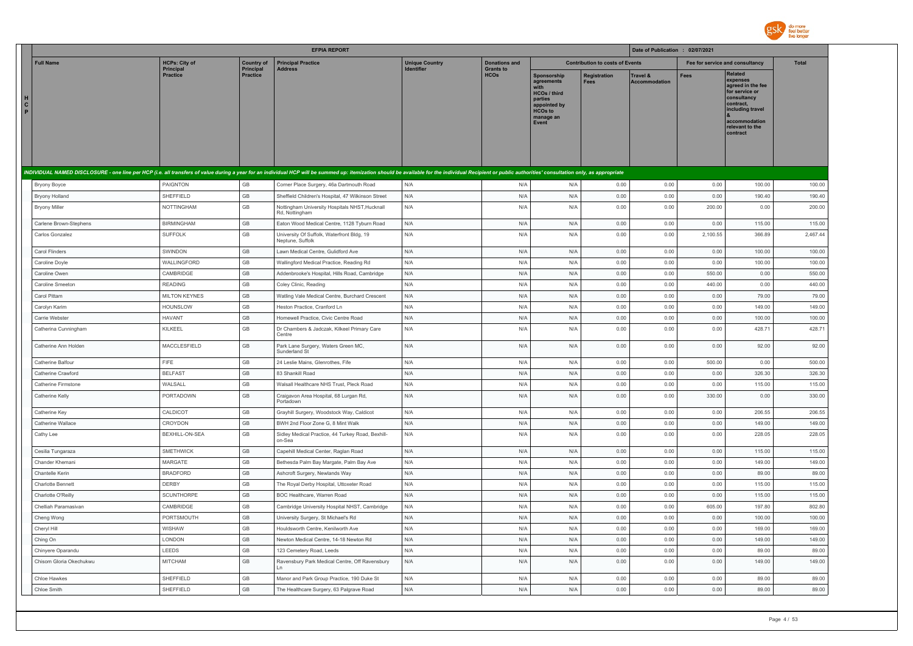| Full Name | HCPs: City of Principal Practice | Country of Principal Practice | Principal Practice Address | Unique Country Identifier | Donations and Grants to HCOs | Contribution to costs of Events | | | Fee for service and consultancy | | Total |
|---|---|---|---|---|---|---|---|---|---|---|---|
| | | | | | | Sponsorship agreements with HCOs / third parties appointed by HCOs to manage an Event | Registration Fees | Travel & Accommodation | Fees | Related expenses agreed in the fee for service or consultancy contract, including travel & accommodation relevant to the contract | |
| INDIVIDUAL NAMED DISCLOSURE - one line per HCP (i.e. all transfers of value during a year for an individual HCP will be summed up: itemization should be available for the individual Recipient or public authorities' consultation only, as appropriate | | | | | | | | | | | |
| Bryony Boyce | PAIGNTON | GB | Corner Place Surgery, 46a Dartmouth Road | N/A | N/A | N/A | 0.00 | 0.00 | 0.00 | 100.00 | 100.00 |
| Bryony Holland | SHEFFIELD | GB | Sheffield Children's Hospital, 47 Wilkinson Street | N/A | N/A | N/A | 0.00 | 0.00 | 0.00 | 190.40 | 190.40 |
| Bryony Miller | NOTTINGHAM | GB | Nottingham University Hospitals NHST,Hucknall Rd, Nottingham | N/A | N/A | N/A | 0.00 | 0.00 | 200.00 | 0.00 | 200.00 |
| Carlene Brown-Stephens | BIRMINGHAM | GB | Eaton Wood Medical Centre, 1128 Tyburn Road | N/A | N/A | N/A | 0.00 | 0.00 | 0.00 | 115.00 | 115.00 |
| Carlos Gonzalez | SUFFOLK | GB | University Of Suffolk, Waterfront Bldg, 19 Neptune, Suffolk | N/A | N/A | N/A | 0.00 | 0.00 | 2,100.55 | 366.89 | 2,467.44 |
| Carol Flinders | SWINDON | GB | Lawn Medical Centre, Gulidford Ave | N/A | N/A | N/A | 0.00 | 0.00 | 0.00 | 100.00 | 100.00 |
| Caroline Doyle | WALLINGFORD | GB | Wallingford Medical Practice, Reading Rd | N/A | N/A | N/A | 0.00 | 0.00 | 0.00 | 100.00 | 100.00 |
| Caroline Owen | CAMBRIDGE | GB | Addenbrooke's Hospital, Hills Road, Cambridge | N/A | N/A | N/A | 0.00 | 0.00 | 550.00 | 0.00 | 550.00 |
| Caroline Smeeton | READING | GB | Coley Clinic, Reading | N/A | N/A | N/A | 0.00 | 0.00 | 440.00 | 0.00 | 440.00 |
| Carol Pittam | MILTON KEYNES | GB | Watling Vale Medical Centre, Burchard Crescent | N/A | N/A | N/A | 0.00 | 0.00 | 0.00 | 79.00 | 79.00 |
| Carolyn Karim | HOUNSLOW | GB | Heston Practice, Cranford Ln | N/A | N/A | N/A | 0.00 | 0.00 | 0.00 | 149.00 | 149.00 |
| Carrie Webster | HAVANT | GB | Homewell Practice, Civic Centre Road | N/A | N/A | N/A | 0.00 | 0.00 | 0.00 | 100.00 | 100.00 |
| Catherina Cunningham | KILKEEL | GB | Dr Chambers & Jadczak, Kilkeel Primary Care Centre | N/A | N/A | N/A | 0.00 | 0.00 | 0.00 | 428.71 | 428.71 |
| Catherine Ann Holden | MACCLESFIELD | GB | Park Lane Surgery, Waters Green MC, Sunderland St | N/A | N/A | N/A | 0.00 | 0.00 | 0.00 | 92.00 | 92.00 |
| Catherine Balfour | FIFE | GB | 24 Leslie Mains, Glenrothes, Fife | N/A | N/A | N/A | 0.00 | 0.00 | 500.00 | 0.00 | 500.00 |
| Catherine Crawford | BELFAST | GB | 83 Shankill Road | N/A | N/A | N/A | 0.00 | 0.00 | 0.00 | 326.30 | 326.30 |
| Catherine Firmstone | WALSALL | GB | Walsall Healthcare NHS Trust, Pleck Road | N/A | N/A | N/A | 0.00 | 0.00 | 0.00 | 115.00 | 115.00 |
| Catherine Kelly | PORTADOWN | GB | Craigavon Area Hospital, 68 Lurgan Rd, Portadown | N/A | N/A | N/A | 0.00 | 0.00 | 330.00 | 0.00 | 330.00 |
| Catherine Key | CALDICOT | GB | Grayhill Surgery, Woodstock Way, Caldicot | N/A | N/A | N/A | 0.00 | 0.00 | 0.00 | 206.55 | 206.55 |
| Catherine Wallace | CROYDON | GB | BWH 2nd Floor Zone G, 8 Mint Walk | N/A | N/A | N/A | 0.00 | 0.00 | 0.00 | 149.00 | 149.00 |
| Cathy Lee | BEXHILL-ON-SEA | GB | Sidley Medical Practice, 44 Turkey Road, Bexhill-on-Sea | N/A | N/A | N/A | 0.00 | 0.00 | 0.00 | 228.05 | 228.05 |
| Cesilia Tungaraza | SMETHWICK | GB | Capehill Medical Center, Raglan Road | N/A | N/A | N/A | 0.00 | 0.00 | 0.00 | 115.00 | 115.00 |
| Chander Khemani | MARGATE | GB | Bethesda Palm Bay Margate, Palm Bay Ave | N/A | N/A | N/A | 0.00 | 0.00 | 0.00 | 149.00 | 149.00 |
| Chantelle Kerin | BRADFORD | GB | Ashcroft Surgery, Newlands Way | N/A | N/A | N/A | 0.00 | 0.00 | 0.00 | 89.00 | 89.00 |
| Charlotte Bennett | DERBY | GB | The Royal Derby Hospital, Uttoxeter Road | N/A | N/A | N/A | 0.00 | 0.00 | 0.00 | 115.00 | 115.00 |
| Charlotte O'Reilly | SCUNTHORPE | GB | BOC Healthcare, Warren Road | N/A | N/A | N/A | 0.00 | 0.00 | 0.00 | 115.00 | 115.00 |
| Chelliah Paramasivan | CAMBRIDGE | GB | Cambridge University Hospital NHST, Cambridge | N/A | N/A | N/A | 0.00 | 0.00 | 605.00 | 197.80 | 802.80 |
| Cheng Wong | PORTSMOUTH | GB | University Surgery, St Michael's Rd | N/A | N/A | N/A | 0.00 | 0.00 | 0.00 | 100.00 | 100.00 |
| Cheryl Hill | WISHAW | GB | Houldsworth Centre, Kenilworth Ave | N/A | N/A | N/A | 0.00 | 0.00 | 0.00 | 169.00 | 169.00 |
| Ching On | LONDON | GB | Newton Medical Centre, 14-18 Newton Rd | N/A | N/A | N/A | 0.00 | 0.00 | 0.00 | 149.00 | 149.00 |
| Chinyere Oparandu | LEEDS | GB | 123 Cemetery Road, Leeds | N/A | N/A | N/A | 0.00 | 0.00 | 0.00 | 89.00 | 89.00 |
| Chisom Gloria Okechukwu | MITCHAM | GB | Ravensbury Park Medical Centre, Off Ravensbury Ln | N/A | N/A | N/A | 0.00 | 0.00 | 0.00 | 149.00 | 149.00 |
| Chloe Hawkes | SHEFFIELD | GB | Manor and Park Group Practice, 190 Duke St | N/A | N/A | N/A | 0.00 | 0.00 | 0.00 | 89.00 | 89.00 |
| Chloe Smith | SHEFFIELD | GB | The Healthcare Surgery, 63 Palgrave Road | N/A | N/A | N/A | 0.00 | 0.00 | 0.00 | 89.00 | 89.00 |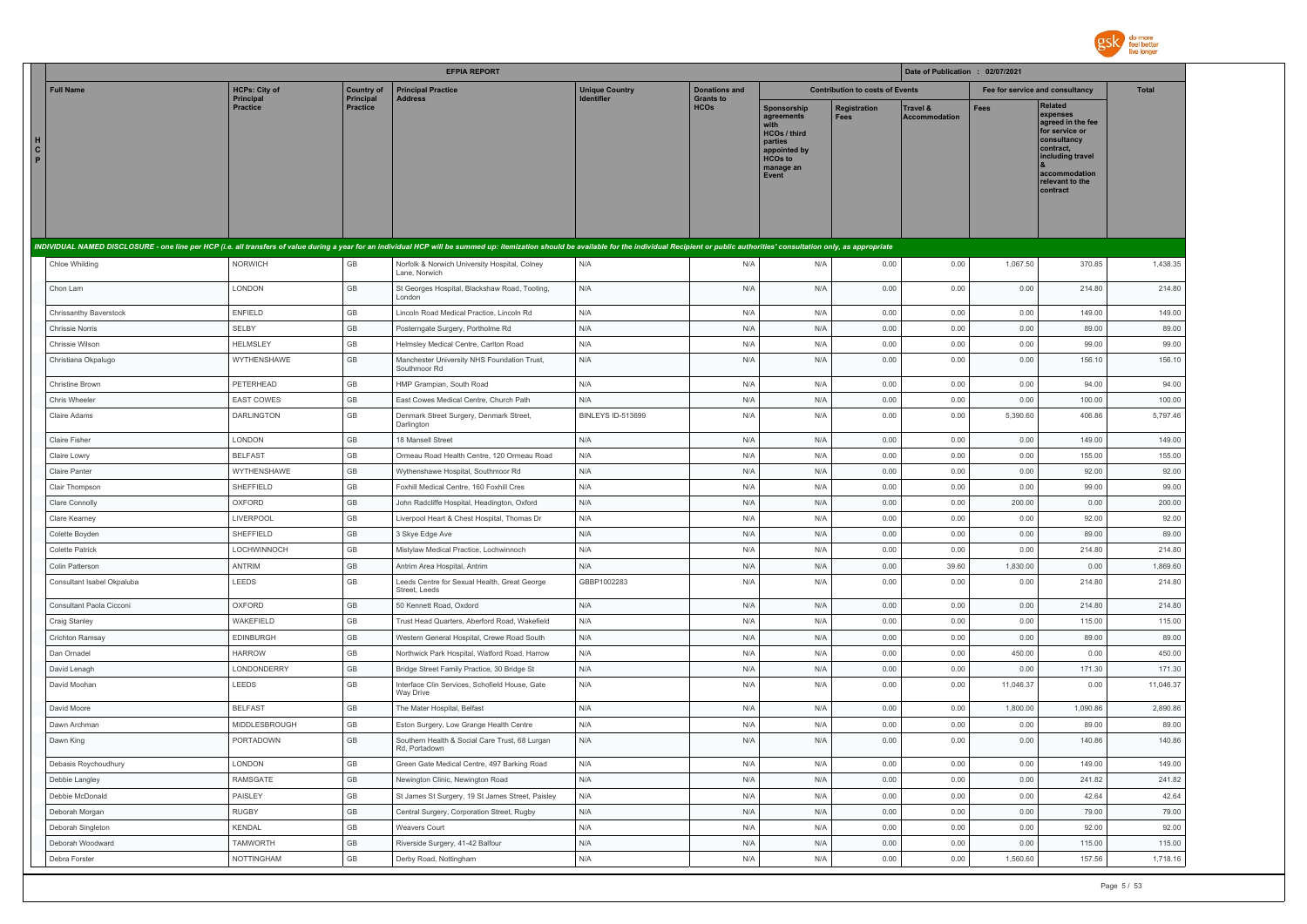| HCP | EFPIA REPORT | | | | | | | | | Date of Publication : 02/07/2021 | | |
|---|---|---|---|---|---|---|---|---|---|---|---|---|
| | Full Name | HCPs: City of Principal Practice | Country of Principal Practice | Principal Practice Address | Unique Country Identifier | Donations and Grants to HCOs | Contribution to costs of Events | | | Fee for service and consultancy | | Total |
| | | | | | | | Sponsorship agreements with HCOs / third parties appointed by HCOs to manage an Event | Registration Fees | Travel & Accommodation | Fees | Related expenses agreed in the fee for service or consultancy contract, including travel & accommodation relevant to the contract | |
| | ***INDIVIDUAL NAMED DISCLOSURE - one line per HCP (i.e. all transfers of value during a year for an individual HCP will be summed up: itemization should be available for the individual Recipient or public authorities' consultation only, as appropriate*** | | | | | | | | | | | |
| | Chloe Whilding | NORWICH | GB | Norfolk & Norwich University Hospital, Colney Lane, Norwich | N/A | N/A | N/A | 0.00 | 0.00 | 1,067.50 | 370.85 | 1,438.35 |
| | Chon Lam | LONDON | GB | St Georges Hospital, Blackshaw Road, Tooting, London | N/A | N/A | N/A | 0.00 | 0.00 | 0.00 | 214.80 | 214.80 |
| | Chrissanthy Baverstock | ENFIELD | GB | Lincoln Road Medical Practice, Lincoln Rd | N/A | N/A | N/A | 0.00 | 0.00 | 0.00 | 149.00 | 149.00 |
| | Chrissie Norris | SELBY | GB | Posterngate Surgery, Portholme Rd | N/A | N/A | N/A | 0.00 | 0.00 | 0.00 | 89.00 | 89.00 |
| | Chrissie Wilson | HELMSLEY | GB | Helmsley Medical Centre, Carlton Road | N/A | N/A | N/A | 0.00 | 0.00 | 0.00 | 99.00 | 99.00 |
| | Christiana Okpalugo | WYTHENSHAWE | GB | Manchester University NHS Foundation Trust, Southmoor Rd | N/A | N/A | N/A | 0.00 | 0.00 | 0.00 | 156.10 | 156.10 |
| | Christine Brown | PETERHEAD | GB | HMP Grampian, South Road | N/A | N/A | N/A | 0.00 | 0.00 | 0.00 | 94.00 | 94.00 |
| | Chris Wheeler | EAST COWES | GB | East Cowes Medical Centre, Church Path | N/A | N/A | N/A | 0.00 | 0.00 | 0.00 | 100.00 | 100.00 |
| | Claire Adams | DARLINGTON | GB | Denmark Street Surgery, Denmark Street, Darlington | BINLEYS ID-513699 | N/A | N/A | 0.00 | 0.00 | 5,390.60 | 406.86 | 5,797.46 |
| | Claire Fisher | LONDON | GB | 18 Mansell Street | N/A | N/A | N/A | 0.00 | 0.00 | 0.00 | 149.00 | 149.00 |
| | Claire Lowry | BELFAST | GB | Ormeau Road Health Centre, 120 Ormeau Road | N/A | N/A | N/A | 0.00 | 0.00 | 0.00 | 155.00 | 155.00 |
| | Claire Panter | WYTHENSHAWE | GB | Wythenshawe Hospital, Southmoor Rd | N/A | N/A | N/A | 0.00 | 0.00 | 0.00 | 92.00 | 92.00 |
| | Clair Thompson | SHEFFIELD | GB | Foxhill Medical Centre, 160 Foxhill Cres | N/A | N/A | N/A | 0.00 | 0.00 | 0.00 | 99.00 | 99.00 |
| | Clare Connolly | OXFORD | GB | John Radcliffe Hospital, Headington, Oxford | N/A | N/A | N/A | 0.00 | 0.00 | 200.00 | 0.00 | 200.00 |
| | Clare Kearney | LIVERPOOL | GB | Liverpool Heart & Chest Hospital, Thomas Dr | N/A | N/A | N/A | 0.00 | 0.00 | 0.00 | 92.00 | 92.00 |
| | Colette Boyden | SHEFFIELD | GB | 3 Skye Edge Ave | N/A | N/A | N/A | 0.00 | 0.00 | 0.00 | 89.00 | 89.00 |
| | Colette Patrick | LOCHWINNOCH | GB | Mistylaw Medical Practice, Lochwinnoch | N/A | N/A | N/A | 0.00 | 0.00 | 0.00 | 214.80 | 214.80 |
| | Colin Patterson | ANTRIM | GB | Antrim Area Hospital, Antrim | N/A | N/A | N/A | 0.00 | 39.60 | 1,830.00 | 0.00 | 1,869.60 |
| | Consultant Isabel Okpaluba | LEEDS | GB | Leeds Centre for Sexual Health, Great George Street, Leeds | GBBP1002283 | N/A | N/A | 0.00 | 0.00 | 0.00 | 214.80 | 214.80 |
| | Consultant Paola Cicconi | OXFORD | GB | 50 Kennett Road, Oxdord | N/A | N/A | N/A | 0.00 | 0.00 | 0.00 | 214.80 | 214.80 |
| | Craig Stanley | WAKEFIELD | GB | Trust Head Quarters, Aberford Road, Wakefield | N/A | N/A | N/A | 0.00 | 0.00 | 0.00 | 115.00 | 115.00 |
| | Crichton Ramsay | EDINBURGH | GB | Western General Hospital, Crewe Road South | N/A | N/A | N/A | 0.00 | 0.00 | 0.00 | 89.00 | 89.00 |
| | Dan Ornadel | HARROW | GB | Northwick Park Hospital, Watford Road, Harrow | N/A | N/A | N/A | 0.00 | 0.00 | 450.00 | 0.00 | 450.00 |
| | David Lenagh | LONDONDERRY | GB | Bridge Street Family Practice, 30 Bridge St | N/A | N/A | N/A | 0.00 | 0.00 | 0.00 | 171.30 | 171.30 |
| | David Moohan | LEEDS | GB | Interface Clin Services, Schofield House, Gate Way Drive | N/A | N/A | N/A | 0.00 | 0.00 | 11,046.37 | 0.00 | 11,046.37 |
| | David Moore | BELFAST | GB | The Mater Hospital, Belfast | N/A | N/A | N/A | 0.00 | 0.00 | 1,800.00 | 1,090.86 | 2,890.86 |
| | Dawn Archman | MIDDLESBROUGH | GB | Eston Surgery, Low Grange Health Centre | N/A | N/A | N/A | 0.00 | 0.00 | 0.00 | 89.00 | 89.00 |
| | Dawn King | PORTADOWN | GB | Southern Health & Social Care Trust, 68 Lurgan Rd, Portadown | N/A | N/A | N/A | 0.00 | 0.00 | 0.00 | 140.86 | 140.86 |
| | Debasis Roychoudhury | LONDON | GB | Green Gate Medical Centre, 497 Barking Road | N/A | N/A | N/A | 0.00 | 0.00 | 0.00 | 149.00 | 149.00 |
| | Debbie Langley | RAMSGATE | GB | Newington Clinic, Newington Road | N/A | N/A | N/A | 0.00 | 0.00 | 0.00 | 241.82 | 241.82 |
| | Debbie McDonald | PAISLEY | GB | St James St Surgery, 19 St James Street, Paisley | N/A | N/A | N/A | 0.00 | 0.00 | 0.00 | 42.64 | 42.64 |
| | Deborah Morgan | RUGBY | GB | Central Surgery, Corporation Street, Rugby | N/A | N/A | N/A | 0.00 | 0.00 | 0.00 | 79.00 | 79.00 |
| | Deborah Singleton | KENDAL | GB | Weavers Court | N/A | N/A | N/A | 0.00 | 0.00 | 0.00 | 92.00 | 92.00 |
| | Deborah Woodward | TAMWORTH | GB | Riverside Surgery, 41-42 Balfour | N/A | N/A | N/A | 0.00 | 0.00 | 0.00 | 115.00 | 115.00 |
| | Debra Forster | NOTTINGHAM | GB | Derby Road, Nottingham | N/A | N/A | N/A | 0.00 | 0.00 | 1,560.60 | 157.56 | 1,718.16 |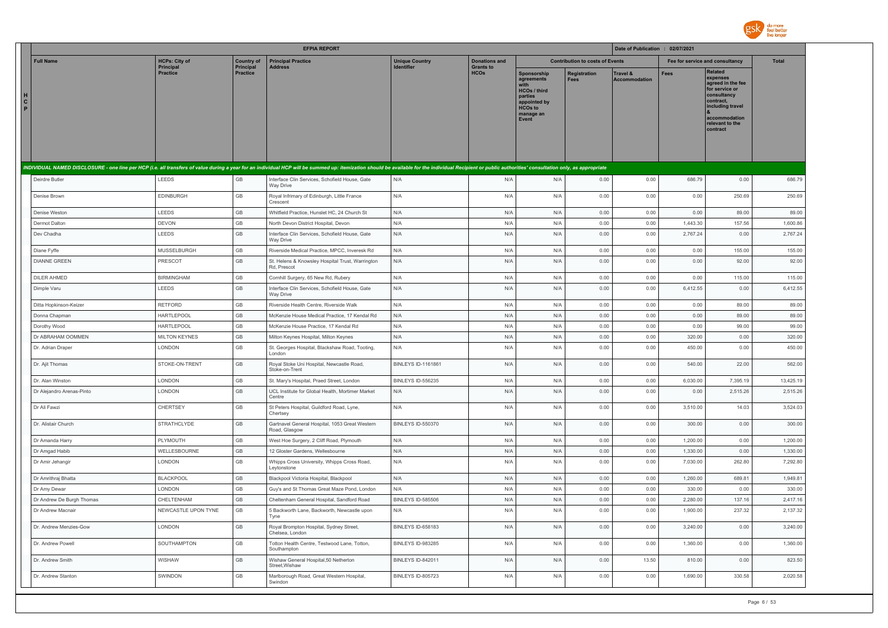| HCP | Full Name | HCPs: City of Principal Practice | Country of Principal Practice | Principal Practice Address | Unique Country Identifier | Donations and Grants to HCOs | Contribution to costs of Events | | | Fee for service and consultancy | | Total |
|---|---|---|---|---|---|---|---|---|---|---|---|---|
| | | | | | | | Sponsorship agreements with HCOs / third parties appointed by HCOs to manage an Event | Registration Fees | Travel & Accommodation | Fees | Related expenses agreed in the fee for service or consultancy contract, including travel & accommodation relevant to the contract | |
| *INDIVIDUAL NAMED DISCLOSURE - one line per HCP (i.e. all transfers of value during a year for an individual HCP will be summed up: itemization should be available for the individual Recipient or public authorities' consultation only, as appropriate* | | | | | | | | | | | | |
| | Deirdre Butler | LEEDS | GB | Interface Clin Services, Schofield House, Gate Way Drive | N/A | N/A | N/A | 0.00 | 0.00 | 686.79 | 0.00 | 686.79 |
| | Denise Brown | EDINBURGH | GB | Royal Infrimary of Edinburgh, Little France Crescent | N/A | N/A | N/A | 0.00 | 0.00 | 0.00 | 250.69 | 250.69 |
| | Denise Weston | LEEDS | GB | Whitfield Practice, Hunslet HC, 24 Church St | N/A | N/A | N/A | 0.00 | 0.00 | 0.00 | 89.00 | 89.00 |
| | Dermot Dalton | DEVON | GB | North Devon District Hospital, Devon | N/A | N/A | N/A | 0.00 | 0.00 | 1,443.30 | 157.56 | 1,600.86 |
| | Dev Chadha | LEEDS | GB | Interface Clin Services, Schofield House, Gate Way Drive | N/A | N/A | N/A | 0.00 | 0.00 | 2,767.24 | 0.00 | 2,767.24 |
| | Diane Fyffe | MUSSELBURGH | GB | Riverside Medical Practice, MPCC, Inveresk Rd | N/A | N/A | N/A | 0.00 | 0.00 | 0.00 | 155.00 | 155.00 |
| | DIANNE GREEN | PRESCOT | GB | St. Helens & Knowsley Hospital Trust, Warrington Rd, Prescot | N/A | N/A | N/A | 0.00 | 0.00 | 0.00 | 92.00 | 92.00 |
| | DILER AHMED | BIRMINGHAM | GB | Cornhill Surgery, 65 New Rd, Rubery | N/A | N/A | N/A | 0.00 | 0.00 | 0.00 | 115.00 | 115.00 |
| | Dimple Varu | LEEDS | GB | Interface Clin Services, Schofield House, Gate Way Drive | N/A | N/A | N/A | 0.00 | 0.00 | 6,412.55 | 0.00 | 6,412.55 |
| | Ditta Hopkinson-Keizer | RETFORD | GB | Riverside Health Centre, Riverside Walk | N/A | N/A | N/A | 0.00 | 0.00 | 0.00 | 89.00 | 89.00 |
| | Donna Chapman | HARTLEPOOL | GB | McKenzie House Medical Practice, 17 Kendal Rd | N/A | N/A | N/A | 0.00 | 0.00 | 0.00 | 89.00 | 89.00 |
| | Dorothy Wood | HARTLEPOOL | GB | McKenzie House Practice, 17 Kendal Rd | N/A | N/A | N/A | 0.00 | 0.00 | 0.00 | 99.00 | 99.00 |
| | Dr ABRAHAM OOMMEN | MILTON KEYNES | GB | Milton Keynes Hospital, Milton Keynes | N/A | N/A | N/A | 0.00 | 0.00 | 320.00 | 0.00 | 320.00 |
| | Dr. Adrian Draper | LONDON | GB | St. Georges Hospital, Blackshaw Road, Tooting, London | N/A | N/A | N/A | 0.00 | 0.00 | 450.00 | 0.00 | 450.00 |
| | Dr. Ajit Thomas | STOKE-ON-TRENT | GB | Royal Stoke Uni Hospital, Newcastle Road, Stoke-on-Trent | BINLEYS ID-1161861 | N/A | N/A | 0.00 | 0.00 | 540.00 | 22.00 | 562.00 |
| | Dr. Alan Winston | LONDON | GB | St. Mary's Hospital, Praed Street, London | BINLEYS ID-556235 | N/A | N/A | 0.00 | 0.00 | 6,030.00 | 7,395.19 | 13,425.19 |
| | Dr Alejandro Arenas-Pinto | LONDON | GB | UCL Institute for Global Health, Mortimer Market Centre | N/A | N/A | N/A | 0.00 | 0.00 | 0.00 | 2,515.26 | 2,515.26 |
| | Dr Ali Fawzi | CHERTSEY | GB | St Peters Hospital, Guildford Road, Lyne, Chertsey | N/A | N/A | N/A | 0.00 | 0.00 | 3,510.00 | 14.03 | 3,524.03 |
| | Dr. Alistair Church | STRATHCLYDE | GB | Gartnavel General Hospital, 1053 Great Western Road, Glasgow | BINLEYS ID-550370 | N/A | N/A | 0.00 | 0.00 | 300.00 | 0.00 | 300.00 |
| | Dr Amanda Harry | PLYMOUTH | GB | West Hoe Surgery, 2 Cliff Road, Plymouth | N/A | N/A | N/A | 0.00 | 0.00 | 1,200.00 | 0.00 | 1,200.00 |
| | Dr Amgad Habib | WELLESBOURNE | GB | 12 Gloster Gardens, Wellesbourne | N/A | N/A | N/A | 0.00 | 0.00 | 1,330.00 | 0.00 | 1,330.00 |
| | Dr Amir Jehangir | LONDON | GB | Whipps Cross University, Whipps Cross Road, Leytonstone | N/A | N/A | N/A | 0.00 | 0.00 | 7,030.00 | 262.80 | 7,292.80 |
| | Dr Amrithraj Bhatta | BLACKPOOL | GB | Blackpool Victoria Hospital, Blackpool | N/A | N/A | N/A | 0.00 | 0.00 | 1,260.00 | 689.81 | 1,949.81 |
| | Dr Amy Dewar | LONDON | GB | Guy's and St Thomas Great Maze Pond, London | N/A | N/A | N/A | 0.00 | 0.00 | 330.00 | 0.00 | 330.00 |
| | Dr Andrew De Burgh Thomas | CHELTENHAM | GB | Cheltenham General Hospital, Sandford Road | BINLEYS ID-585506 | N/A | N/A | 0.00 | 0.00 | 2,280.00 | 137.16 | 2,417.16 |
| | Dr Andrew Macnair | NEWCASTLE UPON TYNE | GB | 5 Backworth Lane, Backworth, Newcastle upon Tyne | N/A | N/A | N/A | 0.00 | 0.00 | 1,900.00 | 237.32 | 2,137.32 |
| | Dr. Andrew Menzies-Gow | LONDON | GB | Royal Brompton Hospital, Sydney Street, Chelsea, London | BINLEYS ID-658183 | N/A | N/A | 0.00 | 0.00 | 3,240.00 | 0.00 | 3,240.00 |
| | Dr. Andrew Powell | SOUTHAMPTON | GB | Totton Health Centre, Testwood Lane, Totton, Southampton | BINLEYS ID-983285 | N/A | N/A | 0.00 | 0.00 | 1,360.00 | 0.00 | 1,360.00 |
| | Dr. Andrew Smith | WISHAW | GB | Wishaw General Hospital,50 Netherton Street,Wishaw | BINLEYS ID-842011 | N/A | N/A | 0.00 | 13.50 | 810.00 | 0.00 | 823.50 |
| | Dr. Andrew Stanton | SWINDON | GB | Marlborough Road, Great Western Hospital, Swindon | BINLEYS ID-805723 | N/A | N/A | 0.00 | 0.00 | 1,690.00 | 330.58 | 2,020.58 |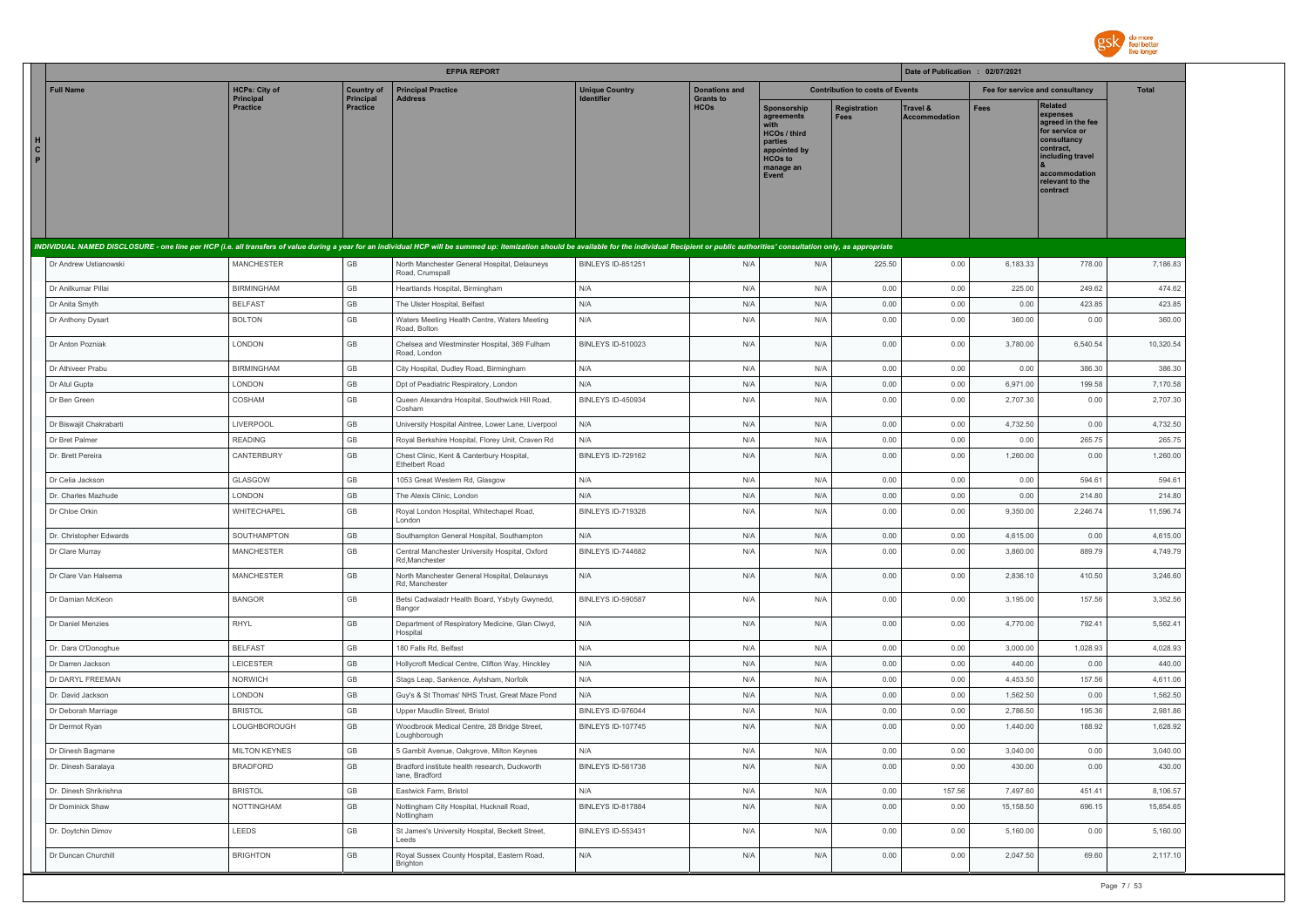| | EFPIA REPORT | | | | | | | | | Date of Publication : 02/07/2021 | | |
|---|---|---|---|---|---|---|---|---|---|---|---|---|
| | Full Name | HCPs: City of Principal Practice | Country of Principal Practice | Principal Practice Address | Unique Country Identifier | Donations and Grants to HCOs | Contribution to costs of Events | | | Fee for service and consultancy | | Total |
| | | | | | | | Sponsorship agreements with HCOs / third parties appointed by HCOs to manage an Event | Registration Fees | Travel & Accommodation | Fees | Related expenses agreed in the fee for service or consultancy contract, including travel & accommodation relevant to the contract | |
| HCP | INDIVIDUAL NAMED DISCLOSURE - one line per HCP (i.e. all transfers of value during a year for an individual HCP will be summed up: itemization should be available for the individual Recipient or public authorities' consultation only, as appropriate | | | | | | | | | | | |
| | Dr Andrew Ustianowski | MANCHESTER | GB | North Manchester General Hospital, Delauneys Road, Crumspall | BINLEYS ID-851251 | N/A | N/A | 225.50 | 0.00 | 6,183.33 | 778.00 | 7,186.83 |
| | Dr Anilkumar Pillai | BIRMINGHAM | GB | Heartlands Hospital, Birmingham | N/A | N/A | N/A | 0.00 | 0.00 | 225.00 | 249.62 | 474.62 |
| | Dr Anita Smyth | BELFAST | GB | The Ulster Hospital, Belfast | N/A | N/A | N/A | 0.00 | 0.00 | 0.00 | 423.85 | 423.85 |
| | Dr Anthony Dysart | BOLTON | GB | Waters Meeting Health Centre, Waters Meeting Road, Bolton | N/A | N/A | N/A | 0.00 | 0.00 | 360.00 | 0.00 | 360.00 |
| | Dr Anton Pozniak | LONDON | GB | Chelsea and Westminster Hospital, 369 Fulham Road, London | BINLEYS ID-510023 | N/A | N/A | 0.00 | 0.00 | 3,780.00 | 6,540.54 | 10,320.54 |
| | Dr Athiveer Prabu | BIRMINGHAM | GB | City Hospital, Dudley Road, Birmingham | N/A | N/A | N/A | 0.00 | 0.00 | 0.00 | 386.30 | 386.30 |
| | Dr Atul Gupta | LONDON | GB | Dpt of Peadiatric Respiratory, London | N/A | N/A | N/A | 0.00 | 0.00 | 6,971.00 | 199.58 | 7,170.58 |
| | Dr Ben Green | COSHAM | GB | Queen Alexandra Hospital, Southwick Hill Road, Cosham | BINLEYS ID-450934 | N/A | N/A | 0.00 | 0.00 | 2,707.30 | 0.00 | 2,707.30 |
| | Dr Biswajit Chakrabarti | LIVERPOOL | GB | University Hospital Aintree, Lower Lane, Liverpool | N/A | N/A | N/A | 0.00 | 0.00 | 4,732.50 | 0.00 | 4,732.50 |
| | Dr Bret Palmer | READING | GB | Royal Berkshire Hospital, Florey Unit, Craven Rd | N/A | N/A | N/A | 0.00 | 0.00 | 0.00 | 265.75 | 265.75 |
| | Dr. Brett Pereira | CANTERBURY | GB | Chest Clinic, Kent & Canterbury Hospital, Ethelbert Road | BINLEYS ID-729162 | N/A | N/A | 0.00 | 0.00 | 1,260.00 | 0.00 | 1,260.00 |
| | Dr Celia Jackson | GLASGOW | GB | 1053 Great Western Rd, Glasgow | N/A | N/A | N/A | 0.00 | 0.00 | 0.00 | 594.61 | 594.61 |
| | Dr. Charles Mazhude | LONDON | GB | The Alexis Clinic, London | N/A | N/A | N/A | 0.00 | 0.00 | 0.00 | 214.80 | 214.80 |
| | Dr Chloe Orkin | WHITECHAPEL | GB | Royal London Hospital, Whitechapel Road, London | BINLEYS ID-719328 | N/A | N/A | 0.00 | 0.00 | 9,350.00 | 2,246.74 | 11,596.74 |
| | Dr. Christopher Edwards | SOUTHAMPTON | GB | Southampton General Hospital, Southampton | N/A | N/A | N/A | 0.00 | 0.00 | 4,615.00 | 0.00 | 4,615.00 |
| | Dr Clare Murray | MANCHESTER | GB | Central Manchester University Hospital, Oxford Rd,Manchester | BINLEYS ID-744682 | N/A | N/A | 0.00 | 0.00 | 3,860.00 | 889.79 | 4,749.79 |
| | Dr Clare Van Halsema | MANCHESTER | GB | North Manchester General Hospital, Delaunays Rd, Manchester | N/A | N/A | N/A | 0.00 | 0.00 | 2,836.10 | 410.50 | 3,246.60 |
| | Dr Damian McKeon | BANGOR | GB | Betsi Cadwaladr Health Board, Ysbyty Gwynedd, Bangor | BINLEYS ID-590587 | N/A | N/A | 0.00 | 0.00 | 3,195.00 | 157.56 | 3,352.56 |
| | Dr Daniel Menzies | RHYL | GB | Department of Respiratory Medicine, Glan Clwyd, Hospital | N/A | N/A | N/A | 0.00 | 0.00 | 4,770.00 | 792.41 | 5,562.41 |
| | Dr. Dara O'Donoghue | BELFAST | GB | 180 Falls Rd, Belfast | N/A | N/A | N/A | 0.00 | 0.00 | 3,000.00 | 1,028.93 | 4,028.93 |
| | Dr Darren Jackson | LEICESTER | GB | Hollycroft Medical Centre, Clifton Way, Hinckley | N/A | N/A | N/A | 0.00 | 0.00 | 440.00 | 0.00 | 440.00 |
| | Dr DARYL FREEMAN | NORWICH | GB | Stags Leap, Sankence, Aylsham, Norfolk | N/A | N/A | N/A | 0.00 | 0.00 | 4,453.50 | 157.56 | 4,611.06 |
| | Dr. David Jackson | LONDON | GB | Guy's & St Thomas' NHS Trust, Great Maze Pond | N/A | N/A | N/A | 0.00 | 0.00 | 1,562.50 | 0.00 | 1,562.50 |
| | Dr Deborah Marriage | BRISTOL | GB | Upper Maudlin Street, Bristol | BINLEYS ID-976044 | N/A | N/A | 0.00 | 0.00 | 2,786.50 | 195.36 | 2,981.86 |
| | Dr Dermot Ryan | LOUGHBOROUGH | GB | Woodbrook Medical Centre, 28 Bridge Street, Loughborough | BINLEYS ID-107745 | N/A | N/A | 0.00 | 0.00 | 1,440.00 | 188.92 | 1,628.92 |
| | Dr Dinesh Bagmane | MILTON KEYNES | GB | 5 Gambit Avenue, Oakgrove, Milton Keynes | N/A | N/A | N/A | 0.00 | 0.00 | 3,040.00 | 0.00 | 3,040.00 |
| | Dr. Dinesh Saralaya | BRADFORD | GB | Bradford institute health research, Duckworth lane, Bradford | BINLEYS ID-561738 | N/A | N/A | 0.00 | 0.00 | 430.00 | 0.00 | 430.00 |
| | Dr. Dinesh Shrikrishna | BRISTOL | GB | Eastwick Farm, Bristol | N/A | N/A | N/A | 0.00 | 157.56 | 7,497.60 | 451.41 | 8,106.57 |
| | Dr Dominick Shaw | NOTTINGHAM | GB | Nottingham City Hospital, Hucknall Road, Nottingham | BINLEYS ID-817884 | N/A | N/A | 0.00 | 0.00 | 15,158.50 | 696.15 | 15,854.65 |
| | Dr. Doytchin Dimov | LEEDS | GB | St James's University Hospital, Beckett Street, Leeds | BINLEYS ID-553431 | N/A | N/A | 0.00 | 0.00 | 5,160.00 | 0.00 | 5,160.00 |
| | Dr Duncan Churchill | BRIGHTON | GB | Royal Sussex County Hospital, Eastern Road, Brighton | N/A | N/A | N/A | 0.00 | 0.00 | 2,047.50 | 69.60 | 2,117.10 |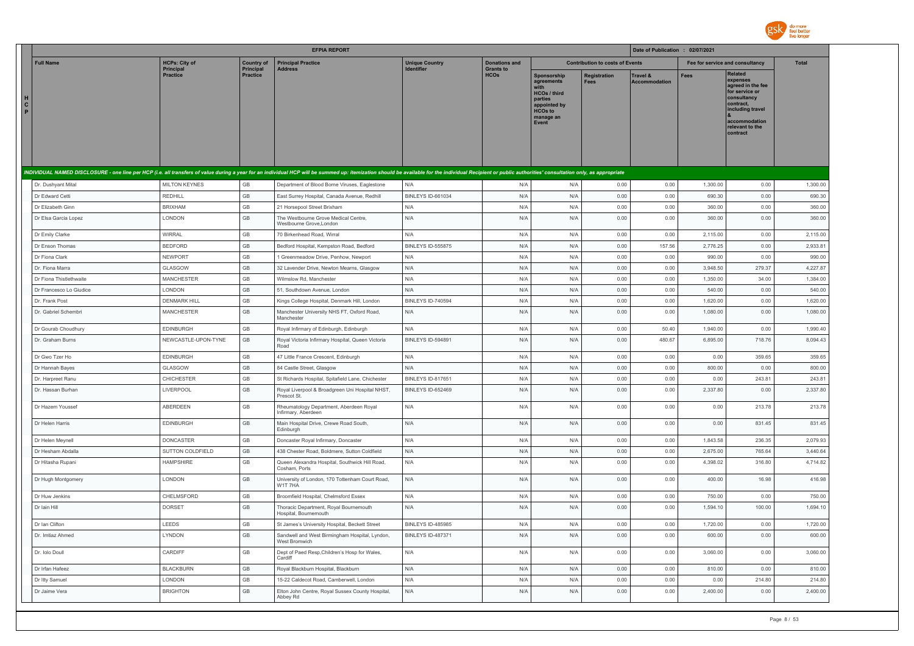| | EFPIA REPORT | | | | | | | | | Date of Publication : 02/07/2021 | | |
|---|---|---|---|---|---|---|---|---|---|---|---|---|
| | Full Name | HCPs: City of Principal Practice | Country of Principal Practice | Principal Practice Address | Unique Country Identifier | Donations and Grants to HCOs | Contribution to costs of Events | | | Fee for service and consultancy | | Total |
| | | | | | | | Sponsorship agreements with HCOs / third parties appointed by HCOs to manage an Event | Registration Fees | Travel & Accommodation | Fees | Related expenses agreed in the fee for service or consultancy contract, including travel & accommodation relevant to the contract | |
| HCP | INDIVIDUAL NAMED DISCLOSURE - one line per HCP (i.e. all transfers of value during a year for an individual HCP will be summed up: itemization should be available for the individual Recipient or public authorities' consultation only, as appropriate | | | | | | | | | | | |
| | Dr. Dushyant Mital | MILTON KEYNES | GB | Department of Blood Borne Viruses, Eaglestone | N/A | N/A | N/A | 0.00 | 0.00 | 1,300.00 | 0.00 | 1,300.00 |
| | Dr Edward Cetti | REDHILL | GB | East Surrey Hospital, Canada Avenue, Redhill | BINLEYS ID-661034 | N/A | N/A | 0.00 | 0.00 | 690.30 | 0.00 | 690.30 |
| | Dr Elizabeth Ginn | BRIXHAM | GB | 21 Horsepool Street Brixham | N/A | N/A | N/A | 0.00 | 0.00 | 360.00 | 0.00 | 360.00 |
| | Dr Elsa Garcia Lopez | LONDON | GB | The Westbourne Grove Medical Centre, Westbourne Grove,London | N/A | N/A | N/A | 0.00 | 0.00 | 360.00 | 0.00 | 360.00 |
| | Dr Emily Clarke | WIRRAL | GB | 70 Birkenhead Road, Wirral | N/A | N/A | N/A | 0.00 | 0.00 | 2,115.00 | 0.00 | 2,115.00 |
| | Dr Enson Thomas | BEDFORD | GB | Bedford Hospital, Kempston Road, Bedford | BINLEYS ID-555875 | N/A | N/A | 0.00 | 157.56 | 2,776.25 | 0.00 | 2,933.81 |
| | Dr Fiona Clark | NEWPORT | GB | 1 Greenmeadow Drive, Penhow, Newport | N/A | N/A | N/A | 0.00 | 0.00 | 990.00 | 0.00 | 990.00 |
| | Dr. Fiona Marra | GLASGOW | GB | 32 Lavender Drive, Newton Mearns, Glasgow | N/A | N/A | N/A | 0.00 | 0.00 | 3,948.50 | 279.37 | 4,227.87 |
| | Dr Fiona Thistlethwaite | MANCHESTER | GB | Wilmslow Rd, Manchester | N/A | N/A | N/A | 0.00 | 0.00 | 1,350.00 | 34.00 | 1,384.00 |
| | Dr Francesco Lo Giudice | LONDON | GB | 51, Southdown Avenue, London | N/A | N/A | N/A | 0.00 | 0.00 | 540.00 | 0.00 | 540.00 |
| | Dr. Frank Post | DENMARK HILL | GB | Kings College Hospital, Denmark Hill, London | BINLEYS ID-740594 | N/A | N/A | 0.00 | 0.00 | 1,620.00 | 0.00 | 1,620.00 |
| | Dr. Gabriel Schembri | MANCHESTER | GB | Manchester University NHS FT, Oxford Road, Manchester | N/A | N/A | N/A | 0.00 | 0.00 | 1,080.00 | 0.00 | 1,080.00 |
| | Dr Gourab Choudhury | EDINBURGH | GB | Royal Infirmary of Edinburgh, Edinburgh | N/A | N/A | N/A | 0.00 | 50.40 | 1,940.00 | 0.00 | 1,990.40 |
| | Dr. Graham Burns | NEWCASTLE-UPON-TYNE | GB | Royal Victoria Infirmary Hospital, Queen Victoria Road | BINLEYS ID-594891 | N/A | N/A | 0.00 | 480.67 | 6,895.00 | 718.76 | 8,094.43 |
| | Dr Gwo Tzer Ho | EDINBURGH | GB | 47 Little France Crescent, Edinburgh | N/A | N/A | N/A | 0.00 | 0.00 | 0.00 | 359.65 | 359.65 |
| | Dr Hannah Bayes | GLASGOW | GB | 84 Castle Street, Glasgow | N/A | N/A | N/A | 0.00 | 0.00 | 800.00 | 0.00 | 800.00 |
| | Dr. Harpreet Ranu | CHICHESTER | GB | St Richards Hospital, Spitafield Lane, Chichester | BINLEYS ID-817651 | N/A | N/A | 0.00 | 0.00 | 0.00 | 243.81 | 243.81 |
| | Dr. Hassan Burhan | LIVERPOOL | GB | Royal Liverpool & Broadgreen Uni Hospital NHST, Prescot St. | BINLEYS ID-652469 | N/A | N/A | 0.00 | 0.00 | 2,337.80 | 0.00 | 2,337.80 |
| | Dr Hazem Youssef | ABERDEEN | GB | Rheumatology Department, Aberdeen Royal Infirmary, Aberdeen | N/A | N/A | N/A | 0.00 | 0.00 | 0.00 | 213.78 | 213.78 |
| | Dr Helen Harris | EDINBURGH | GB | Main Hospital Drive, Crewe Road South, Edinburgh | N/A | N/A | N/A | 0.00 | 0.00 | 0.00 | 831.45 | 831.45 |
| | Dr Helen Meynell | DONCASTER | GB | Doncaster Royal Infirmary, Doncaster | N/A | N/A | N/A | 0.00 | 0.00 | 1,843.58 | 236.35 | 2,079.93 |
| | Dr Hesham Abdalla | SUTTON COLDFIELD | GB | 438 Chester Road, Boldmere, Sutton Coldfield | N/A | N/A | N/A | 0.00 | 0.00 | 2,675.00 | 765.64 | 3,440.64 |
| | Dr Hitasha Rupani | HAMPSHIRE | GB | Queen Alexandra Hospital, Southwick Hill Road, Cosham, Ports | N/A | N/A | N/A | 0.00 | 0.00 | 4,398.02 | 316.80 | 4,714.82 |
| | Dr Hugh Montgomery | LONDON | GB | University of London, 170 Tottenham Court Road, W1T 7HA | N/A | N/A | N/A | 0.00 | 0.00 | 400.00 | 16.98 | 416.98 |
| | Dr Huw Jenkins | CHELMSFORD | GB | Broomfield Hospital, Chelmsford Essex | N/A | N/A | N/A | 0.00 | 0.00 | 750.00 | 0.00 | 750.00 |
| | Dr Iain Hill | DORSET | GB | Thoracic Department, Royal Bournemouth Hospital, Bournemouth | N/A | N/A | N/A | 0.00 | 0.00 | 1,594.10 | 100.00 | 1,694.10 |
| | Dr Ian Clifton | LEEDS | GB | St James's University Hospital, Beckett Street | BINLEYS ID-485985 | N/A | N/A | 0.00 | 0.00 | 1,720.00 | 0.00 | 1,720.00 |
| | Dr. Imtiaz Ahmed | LYNDON | GB | Sandwell and West Birmingham Hospital, Lyndon, West Bromwich | BINLEYS ID-487371 | N/A | N/A | 0.00 | 0.00 | 600.00 | 0.00 | 600.00 |
| | Dr. Iolo Doull | CARDIFF | GB | Dept of Paed Resp,Children's Hosp for Wales, Cardiff | N/A | N/A | N/A | 0.00 | 0.00 | 3,060.00 | 0.00 | 3,060.00 |
| | Dr Irfan Hafeez | BLACKBURN | GB | Royal Blackburn Hospital, Blackburn | N/A | N/A | N/A | 0.00 | 0.00 | 810.00 | 0.00 | 810.00 |
| | Dr Itty Samuel | LONDON | GB | 15-22 Caldecot Road, Camberwell, London | N/A | N/A | N/A | 0.00 | 0.00 | 0.00 | 214.80 | 214.80 |
| | Dr Jaime Vera | BRIGHTON | GB | Elton John Centre, Royal Sussex County Hospital, Abbey Rd | N/A | N/A | N/A | 0.00 | 0.00 | 2,400.00 | 0.00 | 2,400.00 |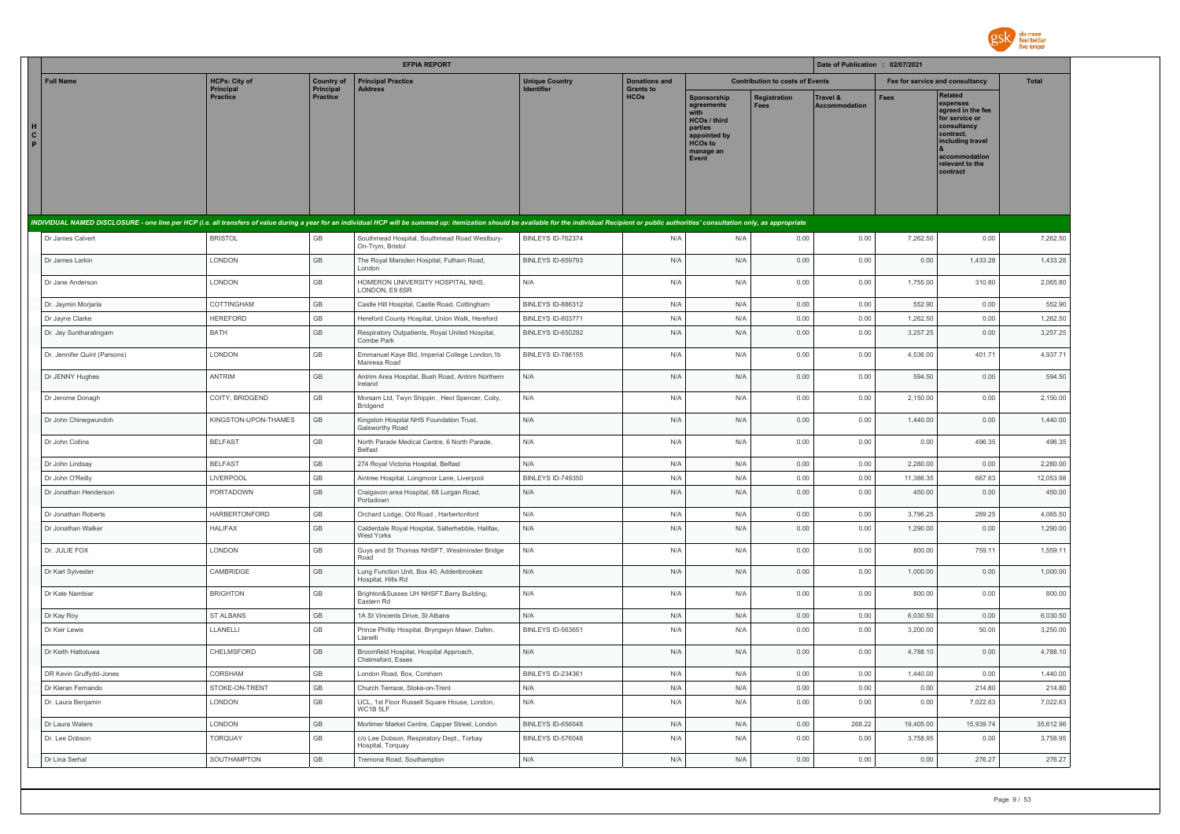| | EFPIA REPORT | | | | | | | | Date of Publication : 02/07/2021 | | | |
|---|---|---|---|---|---|---|---|---|---|---|---|---|
| | Full Name | HCPs: City of Principal Practice | Country of Principal Practice | Principal Practice Address | Unique Country Identifier | Donations and Grants to HCOs | Contribution to costs of Events | | | Fee for service and consultancy | | Total |
| | | | | | | | Sponsorship agreements with HCOs / third parties appointed by HCOs to manage an Event | Registration Fees | Travel & Accommodation | Fees | Related expenses agreed in the fee for service or consultancy contract, including travel & accommodation relevant to the contract | |
| HCP | *INDIVIDUAL NAMED DISCLOSURE - one line per HCP (i.e. all transfers of value during a year for an individual HCP will be summed up: itemization should be available for the individual Recipient or public authorities' consultation only, as appropriate* | | | | | | | | | | | |
| | Dr James Calvert | BRISTOL | GB | Southmead Hospital, Southmead Road Westbury-On-Trym, Bristol | BINLEYS ID-762374 | N/A | N/A | 0.00 | 0.00 | 7,262.50 | 0.00 | 7,262.50 |
| | Dr James Larkin | LONDON | GB | The Royal Marsden Hospital, Fulham Road, London | BINLEYS ID-659793 | N/A | N/A | 0.00 | 0.00 | 0.00 | 1,433.28 | 1,433.28 |
| | Dr Jane Anderson | LONDON | GB | HOMERON UNIVERSITY HOSPITAL NHS, LONDON, E9 6SR | N/A | N/A | N/A | 0.00 | 0.00 | 1,755.00 | 310.80 | 2,065.80 |
| | Dr. Jaymin Morjaria | COTTINGHAM | GB | Castle Hill Hospital, Castle Road, Cottingham | BINLEYS ID-886312 | N/A | N/A | 0.00 | 0.00 | 552.90 | 0.00 | 552.90 |
| | Dr Jayne Clarke | HEREFORD | GB | Hereford County Hospital, Union Walk, Hereford | BINLEYS ID-603771 | N/A | N/A | 0.00 | 0.00 | 1,262.50 | 0.00 | 1,262.50 |
| | Dr. Jay Suntharalingam | BATH | GB | Respiratory Outpatients, Royal United Hospital, Combe Park | BINLEYS ID-650292 | N/A | N/A | 0.00 | 0.00 | 3,257.25 | 0.00 | 3,257.25 |
| | Dr. Jennifer Quint (Parsons) | LONDON | GB | Emmanuel Kaye Bld, Imperial College London,1b Manresa Road | BINLEYS ID-786155 | N/A | N/A | 0.00 | 0.00 | 4,536.00 | 401.71 | 4,937.71 |
| | Dr JENNY Hughes | ANTRIM | GB | Antrim Area Hospital, Bush Road, Antrim Northern Ireland | N/A | N/A | N/A | 0.00 | 0.00 | 594.50 | 0.00 | 594.50 |
| | Dr Jerome Donagh | COITY, BRIDGEND | GB | Morsam Ltd, Twyn Shippin , Heol Spencer, Coity, Bridgend | N/A | N/A | N/A | 0.00 | 0.00 | 2,150.00 | 0.00 | 2,150.00 |
| | Dr John Chinegwundoh | KINGSTON-UPON-THAMES | GB | Kingston Hospital NHS Foundation Trust, Galsworthy Road | N/A | N/A | N/A | 0.00 | 0.00 | 1,440.00 | 0.00 | 1,440.00 |
| | Dr John Collins | BELFAST | GB | North Parade Medical Centre, 6 North Parade, Belfast | N/A | N/A | N/A | 0.00 | 0.00 | 0.00 | 496.35 | 496.35 |
| | Dr John Lindsay | BELFAST | GB | 274 Royal Victoria Hospital, Belfast | N/A | N/A | N/A | 0.00 | 0.00 | 2,280.00 | 0.00 | 2,280.00 |
| | Dr John O'Reilly | LIVERPOOL | GB | Aintree Hospital, Longmoor Lane, Liverpool | BINLEYS ID-749350 | N/A | N/A | 0.00 | 0.00 | 11,386.35 | 667.63 | 12,053.98 |
| | Dr Jonathan Henderson | PORTADOWN | GB | Craigavon area Hospital, 68 Lurgan Road, Portadown | N/A | N/A | N/A | 0.00 | 0.00 | 450.00 | 0.00 | 450.00 |
| | Dr Jonathan Roberts | HARBERTONFORD | GB | Orchard Lodge, Old Road , Harbertonford | N/A | N/A | N/A | 0.00 | 0.00 | 3,796.25 | 269.25 | 4,065.50 |
| | Dr Jonathan Walker | HALIFAX | GB | Calderdale Royal Hospital, Salterhebble, Halifax, West Yorks | N/A | N/A | N/A | 0.00 | 0.00 | 1,290.00 | 0.00 | 1,290.00 |
| | Dr. JULIE FOX | LONDON | GB | Guys and St Thomas NHSFT, Westminster Bridge Road | N/A | N/A | N/A | 0.00 | 0.00 | 800.00 | 759.11 | 1,559.11 |
| | Dr Karl Sylvester | CAMBRIDGE | GB | Lung Function Unit, Box 40, Addenbrookes Hospital, Hills Rd | N/A | N/A | N/A | 0.00 | 0.00 | 1,000.00 | 0.00 | 1,000.00 |
| | Dr Kate Nambiar | BRIGHTON | GB | Brighton&Sussex UH NHSFT,Barry Building, Eastern Rd | N/A | N/A | N/A | 0.00 | 0.00 | 800.00 | 0.00 | 800.00 |
| | Dr Kay Roy | ST ALBANS | GB | 1A St Vincents Drive, St Albans | N/A | N/A | N/A | 0.00 | 0.00 | 6,030.50 | 0.00 | 6,030.50 |
| | Dr Keir Lewis | LLANELLI | GB | Prince Phillip Hospital, Bryngwyn Mawr, Dafen, Llanelli | BINLEYS ID-563651 | N/A | N/A | 0.00 | 0.00 | 3,200.00 | 50.00 | 3,250.00 |
| | Dr Keith Hattotuwa | CHELMSFORD | GB | Broomfield Hospital, Hospital Approach, Chelmsford, Essex | N/A | N/A | N/A | 0.00 | 0.00 | 4,788.10 | 0.00 | 4,788.10 |
| | DR Kevin Gruffydd-Jones | CORSHAM | GB | London Road, Box, Corsham | BINLEYS ID-234361 | N/A | N/A | 0.00 | 0.00 | 1,440.00 | 0.00 | 1,440.00 |
| | Dr Kieran Fernando | STOKE-ON-TRENT | GB | Church Terrace, Stoke-on-Trent | N/A | N/A | N/A | 0.00 | 0.00 | 0.00 | 214.80 | 214.80 |
| | Dr. Laura Benjamin | LONDON | GB | UCL, 1st Floor Russell Square House, London, WC1B 5LF | N/A | N/A | N/A | 0.00 | 0.00 | 0.00 | 7,022.63 | 7,022.63 |
| | Dr Laura Waters | LONDON | GB | Mortimer Market Centre, Capper Street, London | BINLEYS ID-656048 | N/A | N/A | 0.00 | 268.22 | 19,405.00 | 15,939.74 | 35,612.96 |
| | Dr. Lee Dobson | TORQUAY | GB | c/o Lee Dobson, Respiratory Dept., Torbay Hospital, Torquay | BINLEYS ID-576048 | N/A | N/A | 0.00 | 0.00 | 3,758.95 | 0.00 | 3,758.95 |
| | Dr Lina Serhal | SOUTHAMPTON | GB | Tremona Road, Southampton | N/A | N/A | N/A | 0.00 | 0.00 | 0.00 | 276.27 | 276.27 |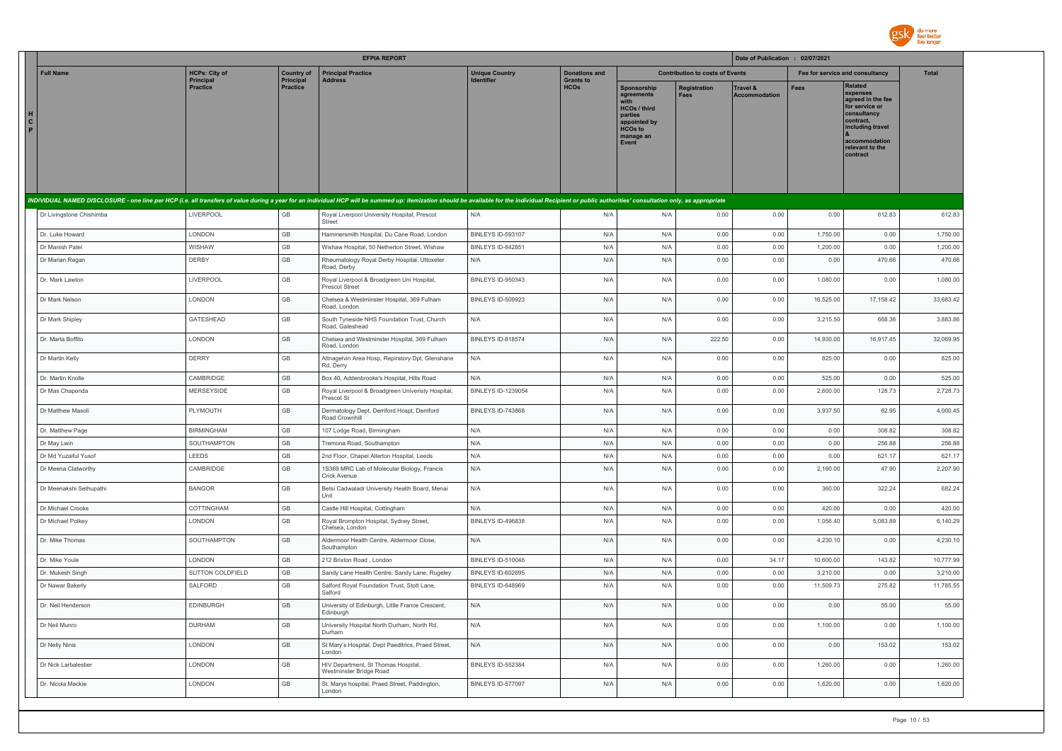## EFPIA REPORT

Date of Publication : 02/07/2021

| H C P | Full Name | HCPs: City of Principal Practice | Country of Principal Practice | Principal Practice Address | Unique Country Identifier | Donations and Grants to HCOs | Contribution to costs of Events | | | Fee for service and consultancy | | Total |
|---|---|---|---|---|---|---|---|---|---|---|---|---|
| | | | | | | | Sponsorship agreements with HCOs / third parties appointed by HCOs to manage an Event | Registration Fees | Travel & Accommodation | Fees | Related expenses agreed in the fee for service or consultancy contract, including travel & accommodation relevant to the contract | |
| *INDIVIDUAL NAMED DISCLOSURE - one line per HCP (i.e. all transfers of value during a year for an individual HCP will be summed up: itemization should be available for the individual Recipient or public authorities' consultation only, as appropriate* | | | | | | | | | | | | |
| | Dr Livingstone Chishimba | LIVERPOOL | GB | Royal Liverpool University Hospital, Prescot Street | N/A | N/A | N/A | 0.00 | 0.00 | 0.00 | 612.83 | 612.83 |
| | Dr. Luke Howard | LONDON | GB | Hammersmith Hospital, Du Cane Road, London | BINLEYS ID-593107 | N/A | N/A | 0.00 | 0.00 | 1,750.00 | 0.00 | 1,750.00 |
| | Dr Manish Patel | WISHAW | GB | Wishaw Hospital, 50 Netherton Street, Wishaw | BINLEYS ID-842851 | N/A | N/A | 0.00 | 0.00 | 1,200.00 | 0.00 | 1,200.00 |
| | Dr Marian Regan | DERBY | GB | Rheumatology Royal Derby Hospital, Uttoxeter Road, Derby | N/A | N/A | N/A | 0.00 | 0.00 | 0.00 | 470.66 | 470.66 |
| | Dr. Mark Lawton | LIVERPOOL | GB | Royal Liverpool & Broadgreen Uni Hospital, Prescot Street | BINLEYS ID-950343 | N/A | N/A | 0.00 | 0.00 | 1,080.00 | 0.00 | 1,080.00 |
| | Dr Mark Nelson | LONDON | GB | Chelsea & Westminster Hospital, 369 Fulham Road, London | BINLEYS ID-509923 | N/A | N/A | 0.00 | 0.00 | 16,525.00 | 17,158.42 | 33,683.42 |
| | Dr Mark Shipley | GATESHEAD | GB | South Tyneside NHS Foundation Trust, Church Road, Gateshead | N/A | N/A | N/A | 0.00 | 0.00 | 3,215.50 | 668.36 | 3,883.86 |
| | Dr. Marta Boffito | LONDON | GB | Chelsea and Westminster Hospital, 369 Fulham Road, London | BINLEYS ID-818574 | N/A | N/A | 222.50 | 0.00 | 14,930.00 | 16,917.45 | 32,069.95 |
| | Dr Martin Kelly | DERRY | GB | Altnagelvin Area Hosp, Repiratory Dpt, Glenshane Rd, Derry | N/A | N/A | N/A | 0.00 | 0.00 | 825.00 | 0.00 | 825.00 |
| | Dr. Martin Knolle | CAMBRIDGE | GB | Box 40, Addenbrooke's Hospital, Hills Road | N/A | N/A | N/A | 0.00 | 0.00 | 525.00 | 0.00 | 525.00 |
| | Dr Mas Chaponda | MERSEYSIDE | GB | Royal Liverpool & Broadgreen Univeristy Hospital, Prescot St | BINLEYS ID-1239054 | N/A | N/A | 0.00 | 0.00 | 2,600.00 | 128.73 | 2,728.73 |
| | Dr Matthew Masoli | PLYMOUTH | GB | Dermatology Dept, Derriford Hospt, Derriford Road Crownhill | BINLEYS ID-743868 | N/A | N/A | 0.00 | 0.00 | 3,937.50 | 62.95 | 4,000.45 |
| | Dr. Matthew Page | BIRMINGHAM | GB | 107 Lodge Road, Birmingham | N/A | N/A | N/A | 0.00 | 0.00 | 0.00 | 308.82 | 308.82 |
| | Dr May Lwin | SOUTHAMPTON | GB | Tremona Road, Southampton | N/A | N/A | N/A | 0.00 | 0.00 | 0.00 | 256.88 | 256.88 |
| | Dr Md Yuzaiful Yusof | LEEDS | GB | 2nd Floor, Chapel Allerton Hospital, Leeds | N/A | N/A | N/A | 0.00 | 0.00 | 0.00 | 621.17 | 621.17 |
| | Dr Meena Clatworthy | CAMBRIDGE | GB | 1S369 MRC Lab of Molecular Biology, Francis Crick Avenue | N/A | N/A | N/A | 0.00 | 0.00 | 2,160.00 | 47.90 | 2,207.90 |
| | Dr Meenakshi Sethupathi | BANGOR | GB | Betsi Cadwaladr University Health Board, Menai Unit | N/A | N/A | N/A | 0.00 | 0.00 | 360.00 | 322.24 | 682.24 |
| | Dr Michael Crooks | COTTINGHAM | GB | Castle Hill Hospital, Cottingham | N/A | N/A | N/A | 0.00 | 0.00 | 420.00 | 0.00 | 420.00 |
| | Dr Michael Polkey | LONDON | GB | Royal Brompton Hospital, Sydney Street, Chelsea, London | BINLEYS ID-496838 | N/A | N/A | 0.00 | 0.00 | 1,056.40 | 5,083.89 | 6,140.29 |
| | Dr. Mike Thomas | SOUTHAMPTON | GB | Aldermoor Health Centre, Aldermoor Close, Southampton | N/A | N/A | N/A | 0.00 | 0.00 | 4,230.10 | 0.00 | 4,230.10 |
| | Dr. Mike Youle | LONDON | GB | 212 Brixton Road , London | BINLEYS ID-510046 | N/A | N/A | 0.00 | 34.17 | 10,600.00 | 143.82 | 10,777.99 |
| | Dr. Mukesh Singh | SUTTON COLDFIELD | GB | Sandy Lane Health Centre, Sandy Lane, Rugeley | BINLEYS ID-602695 | N/A | N/A | 0.00 | 0.00 | 3,210.00 | 0.00 | 3,210.00 |
| | Dr Nawar Bakerly | SALFORD | GB | Salford Royal Foundation Trust, Stott Lane, Salford | BINLEYS ID-648969 | N/A | N/A | 0.00 | 0.00 | 11,509.73 | 275.82 | 11,785.55 |
| | Dr. Neil Henderson | EDINBURGH | GB | University of Edinburgh, Little France Crescent, Edinburgh | N/A | N/A | N/A | 0.00 | 0.00 | 0.00 | 55.00 | 55.00 |
| | Dr Neil Munro | DURHAM | GB | University Hospital North Durham, North Rd, Durham | N/A | N/A | N/A | 0.00 | 0.00 | 1,100.00 | 0.00 | 1,100.00 |
| | Dr Nelly Ninis | LONDON | GB | St Mary's Hospital, Dept Paeditrics, Praed Street, London | N/A | N/A | N/A | 0.00 | 0.00 | 0.00 | 153.02 | 153.02 |
| | Dr Nick Larbalestier | LONDON | GB | HIV Department, St Thomas Hospital, Westminster Bridge Road | BINLEYS ID-552384 | N/A | N/A | 0.00 | 0.00 | 1,260.00 | 0.00 | 1,260.00 |
| | Dr. Nicola Mackie | LONDON | GB | St. Marys hospital, Praed Street, Paddington, London | BINLEYS ID-577097 | N/A | N/A | 0.00 | 0.00 | 1,620.00 | 0.00 | 1,620.00 |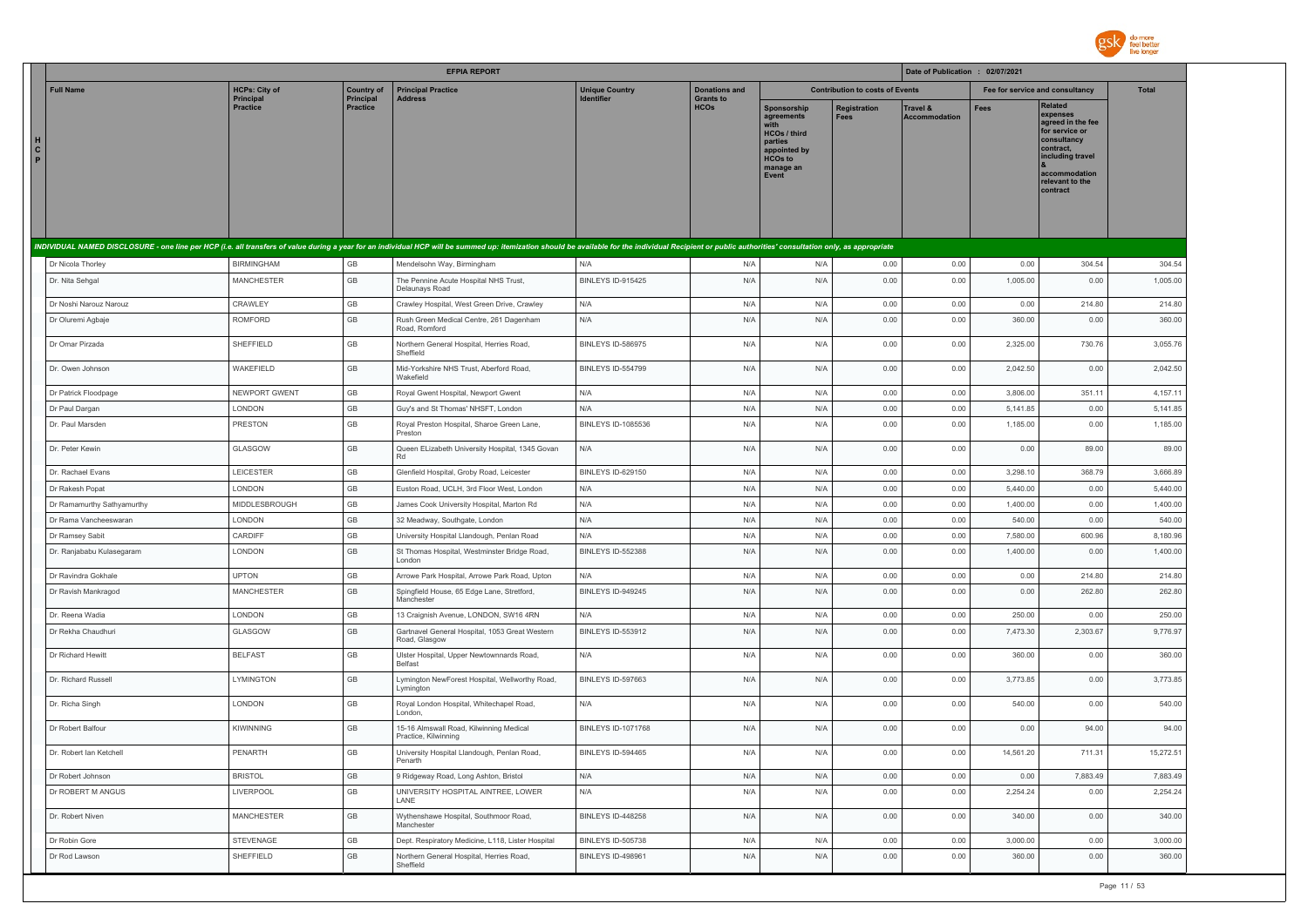# EFPIA REPORT

Date of Publication : 02/07/2021

| Full Name | HCPs: City of Principal Practice | Country of Principal Practice | Principal Practice Address | Unique Country Identifier | Donations and Grants to HCOs | Contribution to costs of Events | | | Fee for service and consultancy | | Total |
|---|---|---|---|---|---|---|---|---|---|---|---|
| | | | | | | Sponsorship agreements with HCOs / third parties appointed by HCOs to manage an Event | Registration Fees | Travel & Accommodation | Fees | Related expenses agreed in the fee for service or consultancy contract, including travel & accommodation relevant to the contract | |
| ***INDIVIDUAL NAMED DISCLOSURE - one line per HCP (i.e. all transfers of value during a year for an individual HCP will be summed up: itemization should be available for the individual Recipient or public authorities' consultation only, as appropriate*** | | | | | | | | | | | |
| Dr Nicola Thorley | BIRMINGHAM | GB | Mendelsohn Way, Birmingham | N/A | N/A | N/A | 0.00 | 0.00 | 0.00 | 304.54 | 304.54 |
| Dr. Nita Sehgal | MANCHESTER | GB | The Pennine Acute Hospital NHS Trust, Delaunays Road | BINLEYS ID-915425 | N/A | N/A | 0.00 | 0.00 | 1,005.00 | 0.00 | 1,005.00 |
| Dr Noshi Narouz Narouz | CRAWLEY | GB | Crawley Hospital, West Green Drive, Crawley | N/A | N/A | N/A | 0.00 | 0.00 | 0.00 | 214.80 | 214.80 |
| Dr Oluremi Agbaje | ROMFORD | GB | Rush Green Medical Centre, 261 Dagenham Road, Romford | N/A | N/A | N/A | 0.00 | 0.00 | 360.00 | 0.00 | 360.00 |
| Dr Omar Pirzada | SHEFFIELD | GB | Northern General Hospital, Herries Road, Sheffield | BINLEYS ID-586975 | N/A | N/A | 0.00 | 0.00 | 2,325.00 | 730.76 | 3,055.76 |
| Dr. Owen Johnson | WAKEFIELD | GB | Mid-Yorkshire NHS Trust, Aberford Road, Wakefield | BINLEYS ID-554799 | N/A | N/A | 0.00 | 0.00 | 2,042.50 | 0.00 | 2,042.50 |
| Dr Patrick Floodpage | NEWPORT GWENT | GB | Royal Gwent Hospital, Newport Gwent | N/A | N/A | N/A | 0.00 | 0.00 | 3,806.00 | 351.11 | 4,157.11 |
| Dr Paul Dargan | LONDON | GB | Guy's and St Thomas' NHSFT, London | N/A | N/A | N/A | 0.00 | 0.00 | 5,141.85 | 0.00 | 5,141.85 |
| Dr. Paul Marsden | PRESTON | GB | Royal Preston Hospital, Sharoe Green Lane, Preston | BINLEYS ID-1085536 | N/A | N/A | 0.00 | 0.00 | 1,185.00 | 0.00 | 1,185.00 |
| Dr. Peter Kewin | GLASGOW | GB | Queen ELizabeth University Hospital, 1345 Govan Rd | N/A | N/A | N/A | 0.00 | 0.00 | 0.00 | 89.00 | 89.00 |
| Dr. Rachael Evans | LEICESTER | GB | Glenfield Hospital, Groby Road, Leicester | BINLEYS ID-629150 | N/A | N/A | 0.00 | 0.00 | 3,298.10 | 368.79 | 3,666.89 |
| Dr Rakesh Popat | LONDON | GB | Euston Road, UCLH, 3rd Floor West, London | N/A | N/A | N/A | 0.00 | 0.00 | 5,440.00 | 0.00 | 5,440.00 |
| Dr Ramamurthy Sathyamurthy | MIDDLESBROUGH | GB | James Cook University Hospital, Marton Rd | N/A | N/A | N/A | 0.00 | 0.00 | 1,400.00 | 0.00 | 1,400.00 |
| Dr Rama Vancheeswaran | LONDON | GB | 32 Meadway, Southgate, London | N/A | N/A | N/A | 0.00 | 0.00 | 540.00 | 0.00 | 540.00 |
| Dr Ramsey Sabit | CARDIFF | GB | University Hospital Llandough, Penlan Road | N/A | N/A | N/A | 0.00 | 0.00 | 7,580.00 | 600.96 | 8,180.96 |
| Dr. Ranjababu Kulasegaram | LONDON | GB | St Thomas Hospital, Westminster Bridge Road, London | BINLEYS ID-552388 | N/A | N/A | 0.00 | 0.00 | 1,400.00 | 0.00 | 1,400.00 |
| Dr Ravindra Gokhale | UPTON | GB | Arrowe Park Hospital, Arrowe Park Road, Upton | N/A | N/A | N/A | 0.00 | 0.00 | 0.00 | 214.80 | 214.80 |
| Dr Ravish Mankragod | MANCHESTER | GB | Spingfield House, 65 Edge Lane, Stretford, Manchester | BINLEYS ID-949245 | N/A | N/A | 0.00 | 0.00 | 0.00 | 262.80 | 262.80 |
| Dr. Reena Wadia | LONDON | GB | 13 Craignish Avenue, LONDON, SW16 4RN | N/A | N/A | N/A | 0.00 | 0.00 | 250.00 | 0.00 | 250.00 |
| Dr Rekha Chaudhuri | GLASGOW | GB | Gartnavel General Hospital, 1053 Great Western Road, Glasgow | BINLEYS ID-553912 | N/A | N/A | 0.00 | 0.00 | 7,473.30 | 2,303.67 | 9,776.97 |
| Dr Richard Hewitt | BELFAST | GB | Ulster Hospital, Upper Newtownnards Road, Belfast | N/A | N/A | N/A | 0.00 | 0.00 | 360.00 | 0.00 | 360.00 |
| Dr. Richard Russell | LYMINGTON | GB | Lymington NewForest Hospital, Wellworthy Road, Lymington | BINLEYS ID-597663 | N/A | N/A | 0.00 | 0.00 | 3,773.85 | 0.00 | 3,773.85 |
| Dr. Richa Singh | LONDON | GB | Royal London Hospital, Whitechapel Road, London, | N/A | N/A | N/A | 0.00 | 0.00 | 540.00 | 0.00 | 540.00 |
| Dr Robert Balfour | KIWINNING | GB | 15-16 Almswall Road, Kilwinning Medical Practice, Kilwinning | BINLEYS ID-1071768 | N/A | N/A | 0.00 | 0.00 | 0.00 | 94.00 | 94.00 |
| Dr. Robert Ian Ketchell | PENARTH | GB | University Hospital Llandough, Penlan Road, Penarth | BINLEYS ID-594465 | N/A | N/A | 0.00 | 0.00 | 14,561.20 | 711.31 | 15,272.51 |
| Dr Robert Johnson | BRISTOL | GB | 9 Ridgeway Road, Long Ashton, Bristol | N/A | N/A | N/A | 0.00 | 0.00 | 0.00 | 7,883.49 | 7,883.49 |
| Dr ROBERT M ANGUS | LIVERPOOL | GB | UNIVERSITY HOSPITAL AINTREE, LOWER LANE | N/A | N/A | N/A | 0.00 | 0.00 | 2,254.24 | 0.00 | 2,254.24 |
| Dr. Robert Niven | MANCHESTER | GB | Wythenshawe Hospital, Southmoor Road, Manchester | BINLEYS ID-448258 | N/A | N/A | 0.00 | 0.00 | 340.00 | 0.00 | 340.00 |
| Dr Robin Gore | STEVENAGE | GB | Dept. Respiratory Medicine, L118, Lister Hospital | BINLEYS ID-505738 | N/A | N/A | 0.00 | 0.00 | 3,000.00 | 0.00 | 3,000.00 |
| Dr Rod Lawson | SHEFFIELD | GB | Northern General Hospital, Herries Road, Sheffield | BINLEYS ID-498961 | N/A | N/A | 0.00 | 0.00 | 360.00 | 0.00 | 360.00 |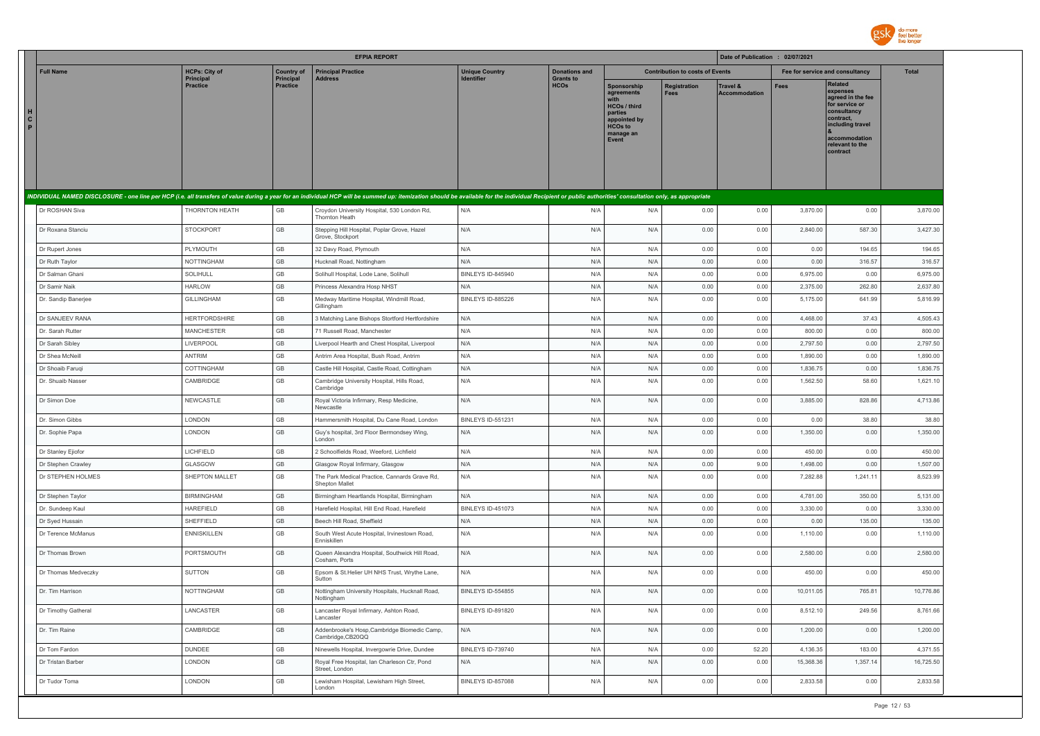| | EFPIA REPORT | | | | | | | | Date of Publication : 02/07/2021 | | | |
|---|---|---|---|---|---|---|---|---|---|---|---|---|
| HCP | Full Name | HCPs: City of Principal Practice | Country of Principal Practice | Principal Practice Address | Unique Country Identifier | Donations and Grants to HCOs | Contribution to costs of Events | | | Fee for service and consultancy | | Total |
| | | | | | | | Sponsorship agreements with HCOs / third parties appointed by HCOs to manage an Event | Registration Fees | Travel & Accommodation | Fees | Related expenses agreed in the fee for service or consultancy contract, including travel & accommodation relevant to the contract | |

*INDIVIDUAL NAMED DISCLOSURE - one line per HCP (i.e. all transfers of value during a year for an individual HCP will be summed up: itemization should be available for the individual Recipient or public authorities' consultation only, as appropriate*

| Full Name | HCPs: City of Principal Practice | Country of Principal Practice | Principal Practice Address | Unique Country Identifier | Donations and Grants to HCOs | Sponsorship agreements with HCOs / third parties appointed by HCOs to manage an Event | Registration Fees | Travel & Accommodation | Fees | Related expenses | Total |
|---|---|---|---|---|---|---|---|---|---|---|---|
| Dr ROSHAN Siva | THORNTON HEATH | GB | Croydon University Hospital, 530 London Rd, Thornton Heath | N/A | N/A | N/A | 0.00 | 0.00 | 3,870.00 | 0.00 | 3,870.00 |
| Dr Roxana Stanciu | STOCKPORT | GB | Stepping Hill Hospital, Poplar Grove, Hazel Grove, Stockport | N/A | N/A | N/A | 0.00 | 0.00 | 2,840.00 | 587.30 | 3,427.30 |
| Dr Rupert Jones | PLYMOUTH | GB | 32 Davy Road, Plymouth | N/A | N/A | N/A | 0.00 | 0.00 | 0.00 | 194.65 | 194.65 |
| Dr Ruth Taylor | NOTTINGHAM | GB | Hucknall Road, Nottingham | N/A | N/A | N/A | 0.00 | 0.00 | 0.00 | 316.57 | 316.57 |
| Dr Salman Ghani | SOLIHULL | GB | Solihull Hospital, Lode Lane, Solihull | BINLEYS ID-845940 | N/A | N/A | 0.00 | 0.00 | 6,975.00 | 0.00 | 6,975.00 |
| Dr Samir Naik | HARLOW | GB | Princess Alexandra Hosp NHST | N/A | N/A | N/A | 0.00 | 0.00 | 2,375.00 | 262.80 | 2,637.80 |
| Dr. Sandip Banerjee | GILLINGHAM | GB | Medway Maritime Hospital, Windmill Road, Gillingham | BINLEYS ID-885226 | N/A | N/A | 0.00 | 0.00 | 5,175.00 | 641.99 | 5,816.99 |
| Dr SANJEEV RANA | HERTFORDSHIRE | GB | 3 Matching Lane Bishops Stortford Hertfordshire | N/A | N/A | N/A | 0.00 | 0.00 | 4,468.00 | 37.43 | 4,505.43 |
| Dr. Sarah Rutter | MANCHESTER | GB | 71 Russell Road, Manchester | N/A | N/A | N/A | 0.00 | 0.00 | 800.00 | 0.00 | 800.00 |
| Dr Sarah Sibley | LIVERPOOL | GB | Liverpool Hearth and Chest Hospital, Liverpool | N/A | N/A | N/A | 0.00 | 0.00 | 2,797.50 | 0.00 | 2,797.50 |
| Dr Shea McNeill | ANTRIM | GB | Antrim Area Hospital, Bush Road, Antrim | N/A | N/A | N/A | 0.00 | 0.00 | 1,890.00 | 0.00 | 1,890.00 |
| Dr Shoaib Faruqi | COTTINGHAM | GB | Castle Hill Hospital, Castle Road, Cottingham | N/A | N/A | N/A | 0.00 | 0.00 | 1,836.75 | 0.00 | 1,836.75 |
| Dr. Shuaib Nasser | CAMBRIDGE | GB | Cambridge University Hospital, Hills Road, Cambridge | N/A | N/A | N/A | 0.00 | 0.00 | 1,562.50 | 58.60 | 1,621.10 |
| Dr Simon Doe | NEWCASTLE | GB | Royal Victoria Infirmary, Resp Medicine, Newcastle | N/A | N/A | N/A | 0.00 | 0.00 | 3,885.00 | 828.86 | 4,713.86 |
| Dr. Simon Gibbs | LONDON | GB | Hammersmith Hospital, Du Cane Road, London | BINLEYS ID-551231 | N/A | N/A | 0.00 | 0.00 | 0.00 | 38.80 | 38.80 |
| Dr. Sophie Papa | LONDON | GB | Guy's hospital, 3rd Floor Bermondsey Wing, London | N/A | N/A | N/A | 0.00 | 0.00 | 1,350.00 | 0.00 | 1,350.00 |
| Dr Stanley Ejiofor | LICHFIELD | GB | 2 Schoolfields Road, Weeford, Lichfield | N/A | N/A | N/A | 0.00 | 0.00 | 450.00 | 0.00 | 450.00 |
| Dr Stephen Crawley | GLASGOW | GB | Glasgow Royal Infirmary, Glasgow | N/A | N/A | N/A | 0.00 | 9.00 | 1,498.00 | 0.00 | 1,507.00 |
| Dr STEPHEN HOLMES | SHEPTON MALLET | GB | The Park Medical Practice, Cannards Grave Rd, Shepton Mallet | N/A | N/A | N/A | 0.00 | 0.00 | 7,282.88 | 1,241.11 | 8,523.99 |
| Dr Stephen Taylor | BIRMINGHAM | GB | Birmingham Heartlands Hospital, Birmingham | N/A | N/A | N/A | 0.00 | 0.00 | 4,781.00 | 350.00 | 5,131.00 |
| Dr. Sundeep Kaul | HAREFIELD | GB | Harefield Hospital, Hill End Road, Harefield | BINLEYS ID-451073 | N/A | N/A | 0.00 | 0.00 | 3,330.00 | 0.00 | 3,330.00 |
| Dr Syed Hussain | SHEFFIELD | GB | Beech Hill Road, Sheffield | N/A | N/A | N/A | 0.00 | 0.00 | 0.00 | 135.00 | 135.00 |
| Dr Terence McManus | ENNISKILLEN | GB | South West Acute Hospital, Irvinestown Road, Enniskillen | N/A | N/A | N/A | 0.00 | 0.00 | 1,110.00 | 0.00 | 1,110.00 |
| Dr Thomas Brown | PORTSMOUTH | GB | Queen Alexandra Hospital, Southwick Hill Road, Cosham, Ports | N/A | N/A | N/A | 0.00 | 0.00 | 2,580.00 | 0.00 | 2,580.00 |
| Dr Thomas Medveczky | SUTTON | GB | Epsom & St.Helier UH NHS Trust, Wrythe Lane, Sutton | N/A | N/A | N/A | 0.00 | 0.00 | 450.00 | 0.00 | 450.00 |
| Dr. Tim Harrison | NOTTINGHAM | GB | Nottingham University Hospitals, Hucknall Road, Nottingham | BINLEYS ID-554855 | N/A | N/A | 0.00 | 0.00 | 10,011.05 | 765.81 | 10,776.86 |
| Dr Timothy Gatheral | LANCASTER | GB | Lancaster Royal Infirmary, Ashton Road, Lancaster | BINLEYS ID-891820 | N/A | N/A | 0.00 | 0.00 | 8,512.10 | 249.56 | 8,761.66 |
| Dr. Tim Raine | CAMBRIDGE | GB | Addenbrooke's Hosp,Cambridge Biomedic Camp, Cambridge,CB20QQ | N/A | N/A | N/A | 0.00 | 0.00 | 1,200.00 | 0.00 | 1,200.00 |
| Dr Tom Fardon | DUNDEE | GB | Ninewells Hospital, Invergowrie Drive, Dundee | BINLEYS ID-739740 | N/A | N/A | 0.00 | 52.20 | 4,136.35 | 183.00 | 4,371.55 |
| Dr Tristan Barber | LONDON | GB | Royal Free Hospital, Ian Charleson Ctr, Pond Street, London | N/A | N/A | N/A | 0.00 | 0.00 | 15,368.36 | 1,357.14 | 16,725.50 |
| Dr Tudor Toma | LONDON | GB | Lewisham Hospital, Lewisham High Street, London | BINLEYS ID-857088 | N/A | N/A | 0.00 | 0.00 | 2,833.58 | 0.00 | 2,833.58 |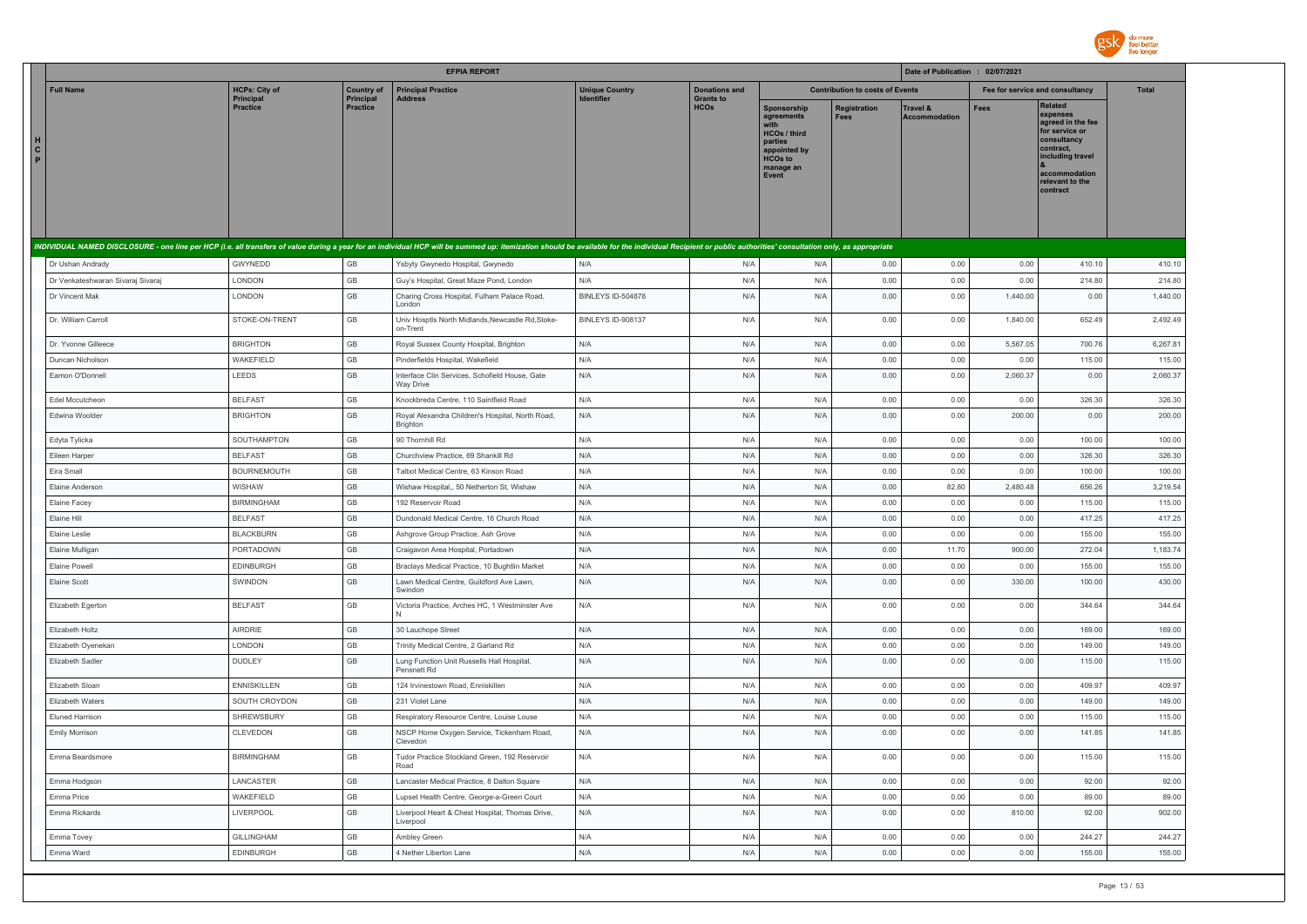# EFPIA REPORT

Date of Publication : 02/07/2021

| Full Name | HCPs: City of Principal Practice | Country of Principal Practice | Principal Practice Address | Unique Country Identifier | Donations and Grants to HCOs | Contribution to costs of Events | | | Fee for service and consultancy | | Total |
|---|---|---|---|---|---|---|---|---|---|---|---|
| | | | | | | Sponsorship agreements with HCOs / third parties appointed by HCOs to manage an Event | Registration Fees | Travel & Accommodation | Fees | Related expenses agreed in the fee for service or consultancy contract, including travel & accommodation relevant to the contract | |
| *INDIVIDUAL NAMED DISCLOSURE - one line per HCP (i.e. all transfers of value during a year for an individual HCP will be summed up: itemization should be available for the individual Recipient or public authorities' consultation only, as appropriate* | | | | | | | | | | | |
| Dr Ushan Andrady | GWYNEDD | GB | Ysbyty Gwynedo Hospital, Gwynedo | N/A | N/A | N/A | 0.00 | 0.00 | 0.00 | 410.10 | 410.10 |
| Dr Venkateshwaran Sivaraj Sivaraj | LONDON | GB | Guy's Hospital, Great Maze Pond, London | N/A | N/A | N/A | 0.00 | 0.00 | 0.00 | 214.80 | 214.80 |
| Dr Vincent Mak | LONDON | GB | Charing Cross Hospital, Fulham Palace Road, London | BINLEYS ID-504878 | N/A | N/A | 0.00 | 0.00 | 1,440.00 | 0.00 | 1,440.00 |
| Dr. William Carroll | STOKE-ON-TRENT | GB | Univ Hosptls North Midlands,Newcastle Rd,Stoke-on-Trent | BINLEYS ID-908137 | N/A | N/A | 0.00 | 0.00 | 1,840.00 | 652.49 | 2,492.49 |
| Dr. Yvonne Gilleece | BRIGHTON | GB | Royal Sussex County Hospital, Brighton | N/A | N/A | N/A | 0.00 | 0.00 | 5,567.05 | 700.76 | 6,267.81 |
| Duncan Nicholson | WAKEFIELD | GB | Pinderfields Hospital, Wakefield | N/A | N/A | N/A | 0.00 | 0.00 | 0.00 | 115.00 | 115.00 |
| Eamon O'Donnell | LEEDS | GB | Interface Clin Services, Schofield House, Gate Way Drive | N/A | N/A | N/A | 0.00 | 0.00 | 2,060.37 | 0.00 | 2,060.37 |
| Edel Mccutcheon | BELFAST | GB | Knockbreda Centre, 110 Saintfield Road | N/A | N/A | N/A | 0.00 | 0.00 | 0.00 | 326.30 | 326.30 |
| Edwina Woolder | BRIGHTON | GB | Royal Alexandra Children's Hospital, North Road, Brighton | N/A | N/A | N/A | 0.00 | 0.00 | 200.00 | 0.00 | 200.00 |
| Edyta Tylicka | SOUTHAMPTON | GB | 90 Thornhill Rd | N/A | N/A | N/A | 0.00 | 0.00 | 0.00 | 100.00 | 100.00 |
| Eileen Harper | BELFAST | GB | Churchview Practice, 69 Shankill Rd | N/A | N/A | N/A | 0.00 | 0.00 | 0.00 | 326.30 | 326.30 |
| Eira Small | BOURNEMOUTH | GB | Talbot Medical Centre, 63 Kinson Road | N/A | N/A | N/A | 0.00 | 0.00 | 0.00 | 100.00 | 100.00 |
| Elaine Anderson | WISHAW | GB | Wishaw Hospital,, 50 Netherton St, Wishaw | N/A | N/A | N/A | 0.00 | 82.80 | 2,480.48 | 656.26 | 3,219.54 |
| Elaine Facey | BIRMINGHAM | GB | 192 Reservoir Road | N/A | N/A | N/A | 0.00 | 0.00 | 0.00 | 115.00 | 115.00 |
| Elaine Hill | BELFAST | GB | Dundonald Medical Centre, 16 Church Road | N/A | N/A | N/A | 0.00 | 0.00 | 0.00 | 417.25 | 417.25 |
| Elaine Leslie | BLACKBURN | GB | Ashgrove Group Practice, Ash Grove | N/A | N/A | N/A | 0.00 | 0.00 | 0.00 | 155.00 | 155.00 |
| Elaine Mulligan | PORTADOWN | GB | Craigavon Area Hospital, Portadown | N/A | N/A | N/A | 0.00 | 11.70 | 900.00 | 272.04 | 1,183.74 |
| Elaine Powell | EDINBURGH | GB | Braclays Medical Practice, 10 Bughtlin Market | N/A | N/A | N/A | 0.00 | 0.00 | 0.00 | 155.00 | 155.00 |
| Elaine Scott | SWINDON | GB | Lawn Medical Centre, Guildford Ave Lawn, Swindon | N/A | N/A | N/A | 0.00 | 0.00 | 330.00 | 100.00 | 430.00 |
| Elizabeth Egerton | BELFAST | GB | Victoria Practice, Arches HC, 1 Westminster Ave N | N/A | N/A | N/A | 0.00 | 0.00 | 0.00 | 344.64 | 344.64 |
| Elizabeth Holtz | AIRDRIE | GB | 30 Lauchope Street | N/A | N/A | N/A | 0.00 | 0.00 | 0.00 | 169.00 | 169.00 |
| Elizabeth Oyenekan | LONDON | GB | Trinity Medical Centre, 2 Garland Rd | N/A | N/A | N/A | 0.00 | 0.00 | 0.00 | 149.00 | 149.00 |
| Elizabeth Sadler | DUDLEY | GB | Lung Function Unit Russells Hall Hospital, Pensnett Rd | N/A | N/A | N/A | 0.00 | 0.00 | 0.00 | 115.00 | 115.00 |
| Elizabeth Sloan | ENNISKILLEN | GB | 124 Irvinestown Road, Enniskillen | N/A | N/A | N/A | 0.00 | 0.00 | 0.00 | 409.97 | 409.97 |
| Elizabeth Waters | SOUTH CROYDON | GB | 231 Violet Lane | N/A | N/A | N/A | 0.00 | 0.00 | 0.00 | 149.00 | 149.00 |
| Eluned Harrison | SHREWSBURY | GB | Respiratory Resource Centre, Louise Louse | N/A | N/A | N/A | 0.00 | 0.00 | 0.00 | 115.00 | 115.00 |
| Emily Morrison | CLEVEDON | GB | NSCP Home Oxygen Service, Tickenham Road, Clevedon | N/A | N/A | N/A | 0.00 | 0.00 | 0.00 | 141.85 | 141.85 |
| Emma Beardsmore | BIRMINGHAM | GB | Tudor Practice Stockland Green, 192 Reservoir Road | N/A | N/A | N/A | 0.00 | 0.00 | 0.00 | 115.00 | 115.00 |
| Emma Hodgson | LANCASTER | GB | Lancaster Medical Practice, 8 Dalton Square | N/A | N/A | N/A | 0.00 | 0.00 | 0.00 | 92.00 | 92.00 |
| Emma Price | WAKEFIELD | GB | Lupset Health Centre, George-a-Green Court | N/A | N/A | N/A | 0.00 | 0.00 | 0.00 | 89.00 | 89.00 |
| Emma Rickards | LIVERPOOL | GB | Liverpool Heart & Chest Hospital, Thomas Drive, Liverpool | N/A | N/A | N/A | 0.00 | 0.00 | 810.00 | 92.00 | 902.00 |
| Emma Tovey | GILLINGHAM | GB | Ambley Green | N/A | N/A | N/A | 0.00 | 0.00 | 0.00 | 244.27 | 244.27 |
| Emma Ward | EDINBURGH | GB | 4 Nether Liberton Lane | N/A | N/A | N/A | 0.00 | 0.00 | 0.00 | 155.00 | 155.00 |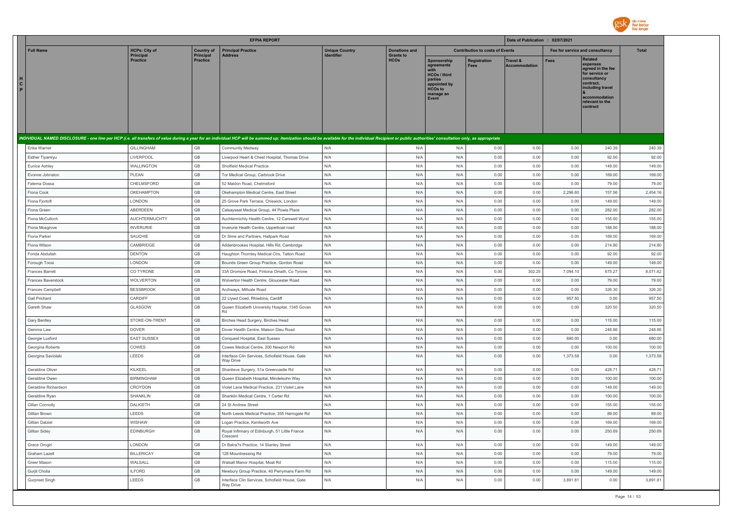| EFPIA REPORT | | | | | | | | | Date of Publication : 02/07/2021 | | | |
|---|---|---|---|---|---|---|---|---|---|---|---|---|
| Full Name | HCPs: City of Principal Practice | Country of Principal Practice | Principal Practice Address | Unique Country Identifier | Donations and Grants to HCOs | Contribution to costs of Events | | | Fee for service and consultancy | | Total |
| | | | | | | Sponsorship agreements with HCOs / third parties appointed by HCOs to manage an Event | Registration Fees | Travel & Accommodation | Fees | Related expenses agreed in the fee for service or consultancy contract, including travel & accommodation relevant to the contract | |
| *INDIVIDUAL NAMED DISCLOSURE - one line per HCP (i.e. all transfers of value during a year for an individual HCP will be summed up: itemization should be available for the individual Recipient or public authorities' consultation only, as appropriate* | | | | | | | | | | | |
| Erika Warner | GILLINGHAM | GB | Community Medway | N/A | N/A | N/A | 0.00 | 0.00 | 0.00 | 240.39 | 240.39 |
| Esther Tiyamiyu | LIVERPOOL | GB | Liverpool Heart & Chest Hospital, Thomas Drive | N/A | N/A | N/A | 0.00 | 0.00 | 0.00 | 92.00 | 92.00 |
| Eunice Ashley | WALLINGTON | GB | Shotfield Medical Practice | N/A | N/A | N/A | 0.00 | 0.00 | 0.00 | 149.00 | 149.00 |
| Evonne Johnston | PLEAN | GB | Tor Medical Group, Carbrook Drive | N/A | N/A | N/A | 0.00 | 0.00 | 0.00 | 169.00 | 169.00 |
| Fatema Dossa | CHELMSFORD | GB | 52 Maldon Road, Chelmsford | N/A | N/A | N/A | 0.00 | 0.00 | 0.00 | 79.00 | 79.00 |
| Fiona Cook | OKEHAMPTON | GB | Okehampton Medical Centre, East Street | N/A | N/A | N/A | 0.00 | 0.00 | 2,296.60 | 157.56 | 2,454.16 |
| Fiona Fjortoft | LONDON | GB | 25 Grove Park Terrace, Chiswick, London | N/A | N/A | N/A | 0.00 | 0.00 | 0.00 | 149.00 | 149.00 |
| Fiona Green | ABERDEEN | GB | Calsayseat Medical Group, 44 Powis Place | N/A | N/A | N/A | 0.00 | 0.00 | 0.00 | 282.00 | 282.00 |
| Fiona McCulloch | AUCHTERMUCHTY | GB | Auchtermichty Health Centre, 12 Carswell Wynd | N/A | N/A | N/A | 0.00 | 0.00 | 0.00 | 155.00 | 155.00 |
| Fiona Mosgrove | INVERURIE | GB | Inverurie Health Centre, Upperboat road | N/A | N/A | N/A | 0.00 | 0.00 | 0.00 | 188.00 | 188.00 |
| Fiona Parker | SAUCHIE | GB | Dr Sime and Partners, Hallpark Road | N/A | N/A | N/A | 0.00 | 0.00 | 0.00 | 169.00 | 169.00 |
| Fiona Wilson | CAMBRIDGE | GB | Addenbrookes Hospital, Hills Rd, Cambridge | N/A | N/A | N/A | 0.00 | 0.00 | 0.00 | 214.80 | 214.80 |
| Forida Abdullah | DENTON | GB | Haughton Thornley Medical Ctrs, Tatton Road | N/A | N/A | N/A | 0.00 | 0.00 | 0.00 | 92.00 | 92.00 |
| Forough Toosi | LONDON | GB | Bounds Green Group Practice, Gordon Road | N/A | N/A | N/A | 0.00 | 0.00 | 0.00 | 149.00 | 149.00 |
| Frances Barrett | CO TYRONE | GB | 33A Dromore Road, Fintona Omath, Co Tyrone | N/A | N/A | N/A | 0.00 | 302.25 | 7,094.10 | 675.27 | 8,071.62 |
| Frances Baverstock | WOLVERTON | GB | Wolverton Health Centre, Gloucester Road | N/A | N/A | N/A | 0.00 | 0.00 | 0.00 | 79.00 | 79.00 |
| Frances Campbell | BESSBROOK | GB | Archways, Millvale Road | N/A | N/A | N/A | 0.00 | 0.00 | 0.00 | 326.30 | 326.30 |
| Gail Prichard | CARDIFF | GB | 22 Llywd Coed, Rhiwbina, Cardiff | N/A | N/A | N/A | 0.00 | 0.00 | 957.50 | 0.00 | 957.50 |
| Gareth Shaw | GLASGOW | GB | Queen Elizabeth University Hospital, 1345 Govan Rd | N/A | N/A | N/A | 0.00 | 0.00 | 0.00 | 320.50 | 320.50 |
| Gary Bentley | STOKE-ON-TRENT | GB | Birches Head Surgery, Birches Head | N/A | N/A | N/A | 0.00 | 0.00 | 0.00 | 115.00 | 115.00 |
| Gemma Law | DOVER | GB | Dover Health Centre, Maison Dieu Road | N/A | N/A | N/A | 0.00 | 0.00 | 0.00 | 248.86 | 248.86 |
| Georgie Luxford | EAST SUSSEX | GB | Conquest Hospital, East Sussex | N/A | N/A | N/A | 0.00 | 0.00 | 680.00 | 0.00 | 680.00 |
| Georgina Roberts | COWES | GB | Cowes Medical Centre, 200 Newport Rd | N/A | N/A | N/A | 0.00 | 0.00 | 0.00 | 100.00 | 100.00 |
| Georgina Saviolaki | LEEDS | GB | Interface Clin Services, Schofield House, Gate Way Drive | N/A | N/A | N/A | 0.00 | 0.00 | 1,373.58 | 0.00 | 1,373.58 |
| Geraldine Oliver | KILKEEL | GB | Shanlieve Surgery, 51a Greencastle Rd | N/A | N/A | N/A | 0.00 | 0.00 | 0.00 | 428.71 | 428.71 |
| Geraldine Owen | BIRMINGHAM | GB | Queen Elizabeth Hospital, Mindelsohn Way | N/A | N/A | N/A | 0.00 | 0.00 | 0.00 | 100.00 | 100.00 |
| Geraldine Richardson | CROYDON | GB | Violet Lane Medical Practice, 231 Violet Lane | N/A | N/A | N/A | 0.00 | 0.00 | 0.00 | 149.00 | 149.00 |
| Geraldine Ryan | SHANKLIN | GB | Shanklin Medical Centre, 1 Carter Rd | N/A | N/A | N/A | 0.00 | 0.00 | 0.00 | 100.00 | 100.00 |
| Gillan Connolly | DALKIETH | GB | 24 St Andrew Street | N/A | N/A | N/A | 0.00 | 0.00 | 0.00 | 155.00 | 155.00 |
| Gillian Brown | LEEDS | GB | North Leeds Medical Practice, 355 Harrogate Rd | N/A | N/A | N/A | 0.00 | 0.00 | 0.00 | 89.00 | 89.00 |
| Gillian Dalziel | WISHAW | GB | Logan Practice, Kenilworth Ave | N/A | N/A | N/A | 0.00 | 0.00 | 0.00 | 169.00 | 169.00 |
| Gillian Sidey | EDINBURGH | GB | Royal Infirmary of Edinburgh, 51 Little France Crescent | N/A | N/A | N/A | 0.00 | 0.00 | 0.00 | 250.69 | 250.69 |
| Grace Orogiri | LONDON | GB | Dr Batra?s Practice, 14 Stanley Street | N/A | N/A | N/A | 0.00 | 0.00 | 0.00 | 149.00 | 149.00 |
| Graham Lazell | BILLERICAY | GB | 128 Mountnessing Rd | N/A | N/A | N/A | 0.00 | 0.00 | 0.00 | 79.00 | 79.00 |
| Greer Mason | WALSALL | GB | Walsall Manor Hospital, Moat Rd | N/A | N/A | N/A | 0.00 | 0.00 | 0.00 | 115.00 | 115.00 |
| Gurjit Cholia | ILFORD | GB | Newbury Group Practice, 40 Perrymans Farm Rd | N/A | N/A | N/A | 0.00 | 0.00 | 0.00 | 149.00 | 149.00 |
| Gurpreet Singh | LEEDS | GB | Interface Clin Services, Schofield House, Gate Way Drive | N/A | N/A | N/A | 0.00 | 0.00 | 3,891.81 | 0.00 | 3,891.81 |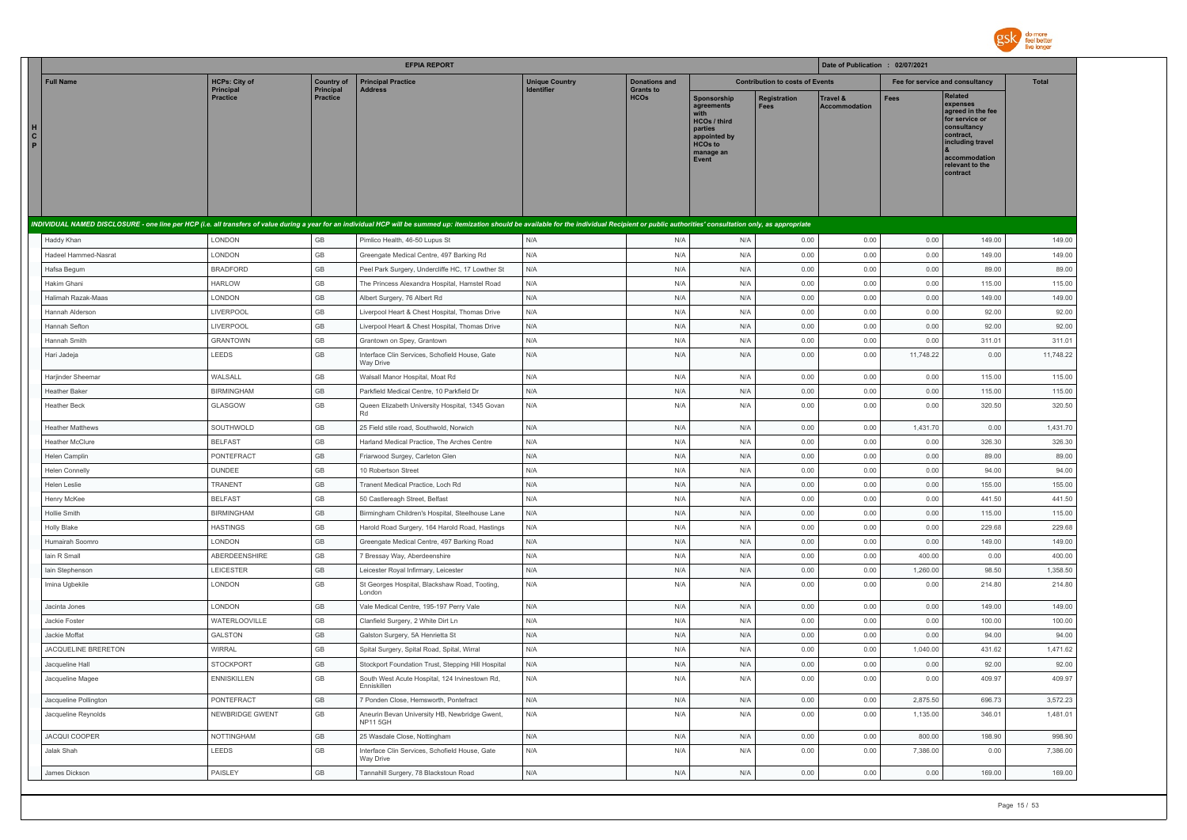| EFPIA REPORT | | | | | | | | | Date of Publication : 02/07/2021 | | |
|---|---|---|---|---|---|---|---|---|---|---|---|
| Full Name | HCPs: City of Principal Practice | Country of Principal Practice | Principal Practice Address | Unique Country Identifier | Donations and Grants to HCOs | Contribution to costs of Events | | | Fee for service and consultancy | | Total |
| | | | | | | Sponsorship agreements with HCOs / third parties appointed by HCOs to manage an Event | Registration Fees | Travel & Accommodation | Fees | Related expenses agreed in the fee for service or consultancy contract, including travel & accommodation relevant to the contract | |
| INDIVIDUAL NAMED DISCLOSURE - one line per HCP (i.e. all transfers of value during a year for an individual HCP will be summed up: itemization should be available for the individual Recipient or public authorities' consultation only, as appropriate | | | | | | | | | | | |
| Haddy Khan | LONDON | GB | Pimlico Health, 46-50 Lupus St | N/A | N/A | N/A | 0.00 | 0.00 | 0.00 | 149.00 | 149.00 |
| Hadeel Hammed-Nasrat | LONDON | GB | Greengate Medical Centre, 497 Barking Rd | N/A | N/A | N/A | 0.00 | 0.00 | 0.00 | 149.00 | 149.00 |
| Hafsa Begum | BRADFORD | GB | Peel Park Surgery, Undercliffe HC, 17 Lowther St | N/A | N/A | N/A | 0.00 | 0.00 | 0.00 | 89.00 | 89.00 |
| Hakim Ghani | HARLOW | GB | The Princess Alexandra Hospital, Hamstel Road | N/A | N/A | N/A | 0.00 | 0.00 | 0.00 | 115.00 | 115.00 |
| Halimah Razak-Maas | LONDON | GB | Albert Surgery, 76 Albert Rd | N/A | N/A | N/A | 0.00 | 0.00 | 0.00 | 149.00 | 149.00 |
| Hannah Alderson | LIVERPOOL | GB | Liverpool Heart & Chest Hospital, Thomas Drive | N/A | N/A | N/A | 0.00 | 0.00 | 0.00 | 92.00 | 92.00 |
| Hannah Sefton | LIVERPOOL | GB | Liverpool Heart & Chest Hospital, Thomas Drive | N/A | N/A | N/A | 0.00 | 0.00 | 0.00 | 92.00 | 92.00 |
| Hannah Smith | GRANTOWN | GB | Grantown on Spey, Grantown | N/A | N/A | N/A | 0.00 | 0.00 | 0.00 | 311.01 | 311.01 |
| Hari Jadeja | LEEDS | GB | Interface Clin Services, Schofield House, Gate Way Drive | N/A | N/A | N/A | 0.00 | 0.00 | 11,748.22 | 0.00 | 11,748.22 |
| Harjinder Sheemar | WALSALL | GB | Walsall Manor Hospital, Moat Rd | N/A | N/A | N/A | 0.00 | 0.00 | 0.00 | 115.00 | 115.00 |
| Heather Baker | BIRMINGHAM | GB | Parkfield Medical Centre, 10 Parkfield Dr | N/A | N/A | N/A | 0.00 | 0.00 | 0.00 | 115.00 | 115.00 |
| Heather Beck | GLASGOW | GB | Queen Elizabeth University Hospital, 1345 Govan Rd | N/A | N/A | N/A | 0.00 | 0.00 | 0.00 | 320.50 | 320.50 |
| Heather Matthews | SOUTHWOLD | GB | 25 Field stile road, Southwold, Norwich | N/A | N/A | N/A | 0.00 | 0.00 | 1,431.70 | 0.00 | 1,431.70 |
| Heather McClure | BELFAST | GB | Harland Medical Practice, The Arches Centre | N/A | N/A | N/A | 0.00 | 0.00 | 0.00 | 326.30 | 326.30 |
| Helen Camplin | PONTEFRACT | GB | Friarwood Surgey, Carleton Glen | N/A | N/A | N/A | 0.00 | 0.00 | 0.00 | 89.00 | 89.00 |
| Helen Connelly | DUNDEE | GB | 10 Robertson Street | N/A | N/A | N/A | 0.00 | 0.00 | 0.00 | 94.00 | 94.00 |
| Helen Leslie | TRANENT | GB | Tranent Medical Practice, Loch Rd | N/A | N/A | N/A | 0.00 | 0.00 | 0.00 | 155.00 | 155.00 |
| Henry McKee | BELFAST | GB | 50 Castlereagh Street, Belfast | N/A | N/A | N/A | 0.00 | 0.00 | 0.00 | 441.50 | 441.50 |
| Hollie Smith | BIRMINGHAM | GB | Birmingham Children's Hospital, Steelhouse Lane | N/A | N/A | N/A | 0.00 | 0.00 | 0.00 | 115.00 | 115.00 |
| Holly Blake | HASTINGS | GB | Harold Road Surgery, 164 Harold Road, Hastings | N/A | N/A | N/A | 0.00 | 0.00 | 0.00 | 229.68 | 229.68 |
| Humairah Soomro | LONDON | GB | Greengate Medical Centre, 497 Barking Road | N/A | N/A | N/A | 0.00 | 0.00 | 0.00 | 149.00 | 149.00 |
| Iain R Small | ABERDEENSHIRE | GB | 7 Bressay Way, Aberdeenshire | N/A | N/A | N/A | 0.00 | 0.00 | 400.00 | 0.00 | 400.00 |
| Iain Stephenson | LEICESTER | GB | Leicester Royal Infirmary, Leicester | N/A | N/A | N/A | 0.00 | 0.00 | 1,260.00 | 98.50 | 1,358.50 |
| Imina Ugbekile | LONDON | GB | St Georges Hospital, Blackshaw Road, Tooting, London | N/A | N/A | N/A | 0.00 | 0.00 | 0.00 | 214.80 | 214.80 |
| Jacinta Jones | LONDON | GB | Vale Medical Centre, 195-197 Perry Vale | N/A | N/A | N/A | 0.00 | 0.00 | 0.00 | 149.00 | 149.00 |
| Jackie Foster | WATERLOOVILLE | GB | Clanfield Surgery, 2 White Dirt Ln | N/A | N/A | N/A | 0.00 | 0.00 | 0.00 | 100.00 | 100.00 |
| Jackie Moffat | GALSTON | GB | Galston Surgery, 5A Henrietta St | N/A | N/A | N/A | 0.00 | 0.00 | 0.00 | 94.00 | 94.00 |
| JACQUELINE BRERETON | WIRRAL | GB | Spital Surgery, Spital Road, Spital, Wirral | N/A | N/A | N/A | 0.00 | 0.00 | 1,040.00 | 431.62 | 1,471.62 |
| Jacqueline Hall | STOCKPORT | GB | Stockport Foundation Trust, Stepping Hill Hospital | N/A | N/A | N/A | 0.00 | 0.00 | 0.00 | 92.00 | 92.00 |
| Jacqueline Magee | ENNISKILLEN | GB | South West Acute Hospital, 124 Irvinestown Rd, Enniskillen | N/A | N/A | N/A | 0.00 | 0.00 | 0.00 | 409.97 | 409.97 |
| Jacqueline Pollington | PONTEFRACT | GB | 7 Ponden Close, Hemsworth, Pontefract | N/A | N/A | N/A | 0.00 | 0.00 | 2,875.50 | 696.73 | 3,572.23 |
| Jacqueline Reynolds | NEWBRIDGE GWENT | GB | Aneurin Bevan University HB, Newbridge Gwent, NP11 5GH | N/A | N/A | N/A | 0.00 | 0.00 | 1,135.00 | 346.01 | 1,481.01 |
| JACQUI COOPER | NOTTINGHAM | GB | 25 Wasdale Close, Nottingham | N/A | N/A | N/A | 0.00 | 0.00 | 800.00 | 198.90 | 998.90 |
| Jalak Shah | LEEDS | GB | Interface Clin Services, Schofield House, Gate Way Drive | N/A | N/A | N/A | 0.00 | 0.00 | 7,386.00 | 0.00 | 7,386.00 |
| James Dickson | PAISLEY | GB | Tannahill Surgery, 78 Blackstoun Road | N/A | N/A | N/A | 0.00 | 0.00 | 0.00 | 169.00 | 169.00 |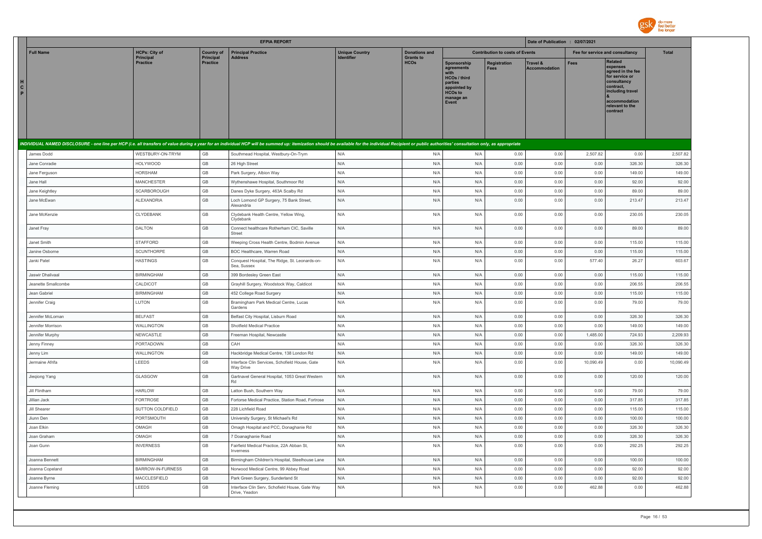| | EFPIA REPORT | | | | | | | | Date of Publication : 02/07/2021 | | | |
|---|---|---|---|---|---|---|---|---|---|---|---|---|
| H C P | Full Name | HCPs: City of Principal Practice | Country of Principal Practice | Principal Practice Address | Unique Country Identifier | Donations and Grants to HCOs | Contribution to costs of Events | | | Fee for service and consultancy | | Total |
| | | | | | | | Sponsorship agreements with HCOs / third parties appointed by HCOs to manage an Event | Registration Fees | Travel & Accommodation | Fees | Related expenses agreed in the fee for service or consultancy contract, including travel & accommodation relevant to the contract | |
| | INDIVIDUAL NAMED DISCLOSURE - one line per HCP (i.e. all transfers of value during a year for an individual HCP will be summed up: itemization should be available for the individual Recipient or public authorities' consultation only, as appropriate | | | | | | | | | | | |
| | James Dodd | WESTBURY-ON-TRYM | GB | Southmead Hospital, Westbury-On-Trym | N/A | N/A | N/A | 0.00 | 0.00 | 2,507.82 | 0.00 | 2,507.82 |
| | Jane Conradie | HOLYWOOD | GB | 26 High Street | N/A | N/A | N/A | 0.00 | 0.00 | 0.00 | 326.30 | 326.30 |
| | Jane Ferguson | HORSHAM | GB | Park Surgery, Albion Way | N/A | N/A | N/A | 0.00 | 0.00 | 0.00 | 149.00 | 149.00 |
| | Jane Hall | MANCHESTER | GB | Wythenshawe Hospital, Southmoor Rd | N/A | N/A | N/A | 0.00 | 0.00 | 0.00 | 92.00 | 92.00 |
| | Jane Keightley | SCARBOROUGH | GB | Danes Dyke Surgery, 463A Scalby Rd | N/A | N/A | N/A | 0.00 | 0.00 | 0.00 | 89.00 | 89.00 |
| | Jane McEwan | ALEXANDRIA | GB | Loch Lomond GP Surgery, 75 Bank Street, Alexandria | N/A | N/A | N/A | 0.00 | 0.00 | 0.00 | 213.47 | 213.47 |
| | Jane McKenzie | CLYDEBANK | GB | Clydebank Health Centre, Yellow Wing, Clydebank | N/A | N/A | N/A | 0.00 | 0.00 | 0.00 | 230.05 | 230.05 |
| | Janet Fray | DALTON | GB | Connect healthcare Rotherham CIC, Saville Street | N/A | N/A | N/A | 0.00 | 0.00 | 0.00 | 89.00 | 89.00 |
| | Janet Smith | STAFFORD | GB | Weeping Cross Health Centre, Bodmin Avenue | N/A | N/A | N/A | 0.00 | 0.00 | 0.00 | 115.00 | 115.00 |
| | Janine Osborne | SCUNTHORPE | GB | BOC Healthcare, Warren Road | N/A | N/A | N/A | 0.00 | 0.00 | 0.00 | 115.00 | 115.00 |
| | Janki Patel | HASTINGS | GB | Conquest Hospital, The Ridge, St. Leonards-on-Sea, Sussex | N/A | N/A | N/A | 0.00 | 0.00 | 577.40 | 26.27 | 603.67 |
| | Jaswir Dhalivaal | BIRMINGHAM | GB | 399 Bordesley Green East | N/A | N/A | N/A | 0.00 | 0.00 | 0.00 | 115.00 | 115.00 |
| | Jeanette Smallcombe | CALDICOT | GB | Grayhill Surgery, Woodstock Way, Caldicot | N/A | N/A | N/A | 0.00 | 0.00 | 0.00 | 206.55 | 206.55 |
| | Jean Gabriel | BIRMINGHAM | GB | 452 College Road Surgery | N/A | N/A | N/A | 0.00 | 0.00 | 0.00 | 115.00 | 115.00 |
| | Jennifer Craig | LUTON | GB | Bramingham Park Medical Centre, Lucas Gardens | N/A | N/A | N/A | 0.00 | 0.00 | 0.00 | 79.00 | 79.00 |
| | Jennifer McLornan | BELFAST | GB | Belfast City Hospital, Lisburn Road | N/A | N/A | N/A | 0.00 | 0.00 | 0.00 | 326.30 | 326.30 |
| | Jennifer Morrison | WALLINGTON | GB | Shotfield Medical Practice | N/A | N/A | N/A | 0.00 | 0.00 | 0.00 | 149.00 | 149.00 |
| | Jennifer Murphy | NEWCASTLE | GB | Freeman Hospital, Newcastle | N/A | N/A | N/A | 0.00 | 0.00 | 1,485.00 | 724.93 | 2,209.93 |
| | Jenny Finney | PORTADOWN | GB | CAH | N/A | N/A | N/A | 0.00 | 0.00 | 0.00 | 326.30 | 326.30 |
| | Jenny Lim | WALLINGTON | GB | Hackbridge Medical Centre, 138 London Rd | N/A | N/A | N/A | 0.00 | 0.00 | 0.00 | 149.00 | 149.00 |
| | Jermaine Afrifa | LEEDS | GB | Interface Clin Services, Schofield House, Gate Way Drive | N/A | N/A | N/A | 0.00 | 0.00 | 10,090.49 | 0.00 | 10,090.49 |
| | Jieqiong Yang | GLASGOW | GB | Gartnavel General Hospital, 1053 Great Western Rd | N/A | N/A | N/A | 0.00 | 0.00 | 0.00 | 120.00 | 120.00 |
| | Jill Flintham | HARLOW | GB | Latton Bush, Southern Way | N/A | N/A | N/A | 0.00 | 0.00 | 0.00 | 79.00 | 79.00 |
| | Jillian Jack | FORTROSE | GB | Fortorse Medical Practice, Station Road, Fortrose | N/A | N/A | N/A | 0.00 | 0.00 | 0.00 | 317.85 | 317.85 |
| | Jill Shearer | SUTTON COLDFIELD | GB | 228 Lichfield Road | N/A | N/A | N/A | 0.00 | 0.00 | 0.00 | 115.00 | 115.00 |
| | Jiunn Den | PORTSMOUTH | GB | University Surgery, St Michael's Rd | N/A | N/A | N/A | 0.00 | 0.00 | 0.00 | 100.00 | 100.00 |
| | Joan Elkin | OMAGH | GB | Omagh Hospital and PCC, Donaghanie Rd | N/A | N/A | N/A | 0.00 | 0.00 | 0.00 | 326.30 | 326.30 |
| | Joan Graham | OMAGH | GB | 7 Doanaghanie Road | N/A | N/A | N/A | 0.00 | 0.00 | 0.00 | 326.30 | 326.30 |
| | Joan Gunn | INVERNESS | GB | Fairfield Medical Practice, 22A Abban St, Inverness | N/A | N/A | N/A | 0.00 | 0.00 | 0.00 | 292.25 | 292.25 |
| | Joanna Bennett | BIRMINGHAM | GB | Birmingham Children's Hospital, Steelhouse Lane | N/A | N/A | N/A | 0.00 | 0.00 | 0.00 | 100.00 | 100.00 |
| | Joanna Copeland | BARROW-IN-FURNESS | GB | Norwood Medical Centre, 99 Abbey Road | N/A | N/A | N/A | 0.00 | 0.00 | 0.00 | 92.00 | 92.00 |
| | Joanne Byrne | MACCLESFIELD | GB | Park Green Surgery, Sunderland St | N/A | N/A | N/A | 0.00 | 0.00 | 0.00 | 92.00 | 92.00 |
| | Joanne Fleming | LEEDS | GB | Interface Clin Serv, Schofield House, Gate Way Drive, Yeadon | N/A | N/A | N/A | 0.00 | 0.00 | 462.88 | 0.00 | 462.88 |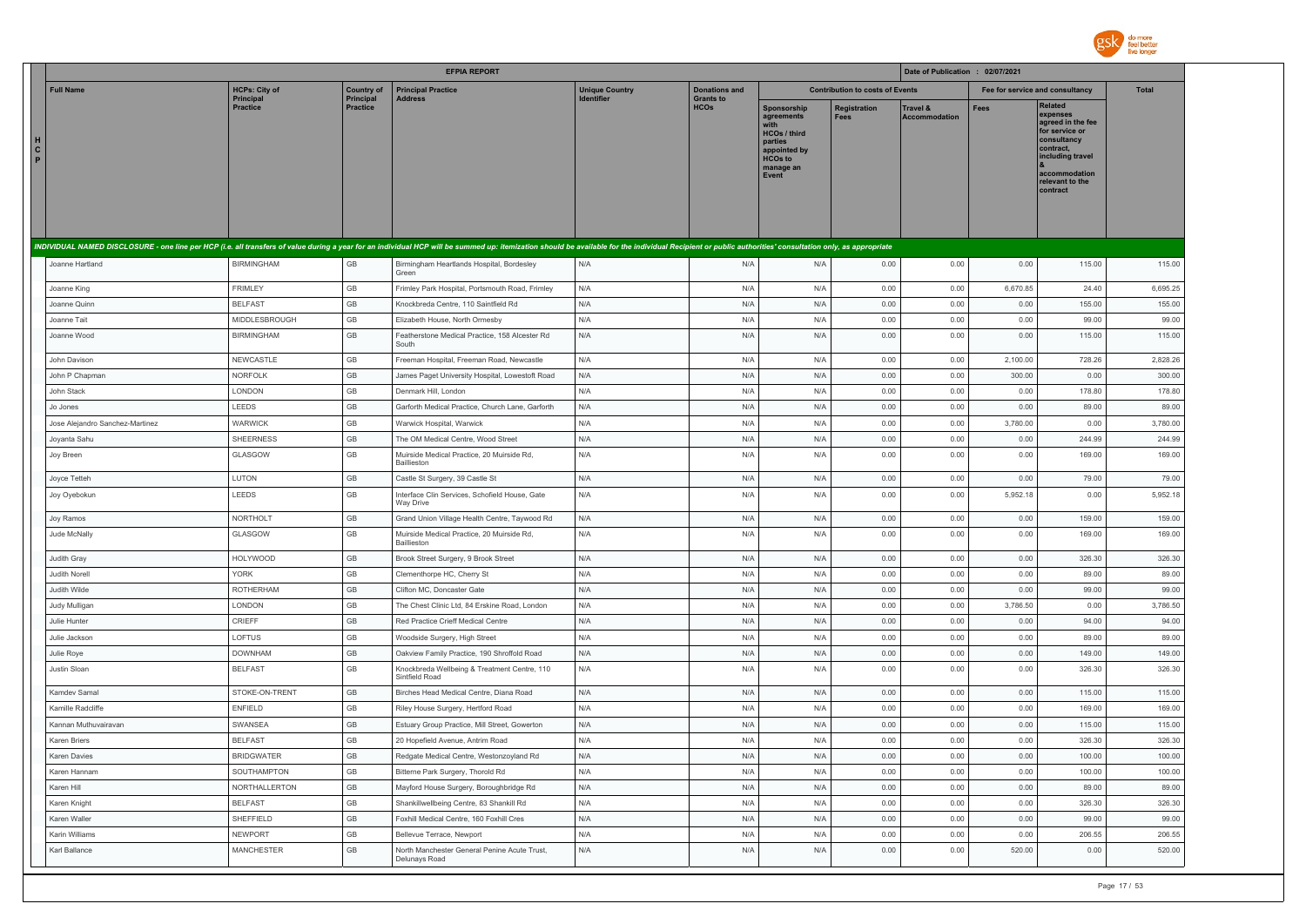| EFPIA REPORT | | | | | | | | | | | | Date of Publication : 02/07/2021 |
|---|---|---|---|---|---|---|---|---|---|---|---|---|
| Full Name | HCPs: City of Principal Practice | Country of Principal Practice | Principal Practice Address | Unique Country Identifier | Donations and Grants to HCOs | Contribution to costs of Events | | | Fee for service and consultancy | | Total |
| | | | | | | Sponsorship agreements with HCOs / third parties appointed by HCOs to manage an Event | Registration Fees | Travel & Accommodation | Fees | Related expenses agreed in the fee for service or consultancy contract, including travel & accommodation relevant to the contract | |
| *INDIVIDUAL NAMED DISCLOSURE - one line per HCP (i.e. all transfers of value during a year for an individual HCP will be summed up: itemization should be available for the individual Recipient or public authorities' consultation only, as appropriate* | | | | | | | | | | | |
| Joanne Hartland | BIRMINGHAM | GB | Birmingham Heartlands Hospital, Bordesley Green | N/A | N/A | N/A | 0.00 | 0.00 | 0.00 | 115.00 | 115.00 |
| Joanne King | FRIMLEY | GB | Frimley Park Hospital, Portsmouth Road, Frimley | N/A | N/A | N/A | 0.00 | 0.00 | 6,670.85 | 24.40 | 6,695.25 |
| Joanne Quinn | BELFAST | GB | Knockbreda Centre, 110 Saintfield Rd | N/A | N/A | N/A | 0.00 | 0.00 | 0.00 | 155.00 | 155.00 |
| Joanne Tait | MIDDLESBROUGH | GB | Elizabeth House, North Ormesby | N/A | N/A | N/A | 0.00 | 0.00 | 0.00 | 99.00 | 99.00 |
| Joanne Wood | BIRMINGHAM | GB | Featherstone Medical Practice, 158 Alcester Rd South | N/A | N/A | N/A | 0.00 | 0.00 | 0.00 | 115.00 | 115.00 |
| John Davison | NEWCASTLE | GB | Freeman Hospital, Freeman Road, Newcastle | N/A | N/A | N/A | 0.00 | 0.00 | 2,100.00 | 728.26 | 2,828.26 |
| John P Chapman | NORFOLK | GB | James Paget University Hospital, Lowestoft Road | N/A | N/A | N/A | 0.00 | 0.00 | 300.00 | 0.00 | 300.00 |
| John Stack | LONDON | GB | Denmark Hill, London | N/A | N/A | N/A | 0.00 | 0.00 | 0.00 | 178.80 | 178.80 |
| Jo Jones | LEEDS | GB | Garforth Medical Practice, Church Lane, Garforth | N/A | N/A | N/A | 0.00 | 0.00 | 0.00 | 89.00 | 89.00 |
| Jose Alejandro Sanchez-Martinez | WARWICK | GB | Warwick Hospital, Warwick | N/A | N/A | N/A | 0.00 | 0.00 | 3,780.00 | 0.00 | 3,780.00 |
| Joyanta Sahu | SHEERNESS | GB | The OM Medical Centre, Wood Street | N/A | N/A | N/A | 0.00 | 0.00 | 0.00 | 244.99 | 244.99 |
| Joy Breen | GLASGOW | GB | Muirside Medical Practice, 20 Muirside Rd, Baillieston | N/A | N/A | N/A | 0.00 | 0.00 | 0.00 | 169.00 | 169.00 |
| Joyce Tetteh | LUTON | GB | Castle St Surgery, 39 Castle St | N/A | N/A | N/A | 0.00 | 0.00 | 0.00 | 79.00 | 79.00 |
| Joy Oyebokun | LEEDS | GB | Interface Clin Services, Schofield House, Gate Way Drive | N/A | N/A | N/A | 0.00 | 0.00 | 5,952.18 | 0.00 | 5,952.18 |
| Joy Ramos | NORTHOLT | GB | Grand Union Village Health Centre, Taywood Rd | N/A | N/A | N/A | 0.00 | 0.00 | 0.00 | 159.00 | 159.00 |
| Jude McNally | GLASGOW | GB | Muirside Medical Practice, 20 Muirside Rd, Baillieston | N/A | N/A | N/A | 0.00 | 0.00 | 0.00 | 169.00 | 169.00 |
| Judith Gray | HOLYWOOD | GB | Brook Street Surgery, 9 Brook Street | N/A | N/A | N/A | 0.00 | 0.00 | 0.00 | 326.30 | 326.30 |
| Judith Norell | YORK | GB | Clementhorpe HC, Cherry St | N/A | N/A | N/A | 0.00 | 0.00 | 0.00 | 89.00 | 89.00 |
| Judith Wilde | ROTHERHAM | GB | Clifton MC, Doncaster Gate | N/A | N/A | N/A | 0.00 | 0.00 | 0.00 | 99.00 | 99.00 |
| Judy Mulligan | LONDON | GB | The Chest Clinic Ltd, 84 Erskine Road, London | N/A | N/A | N/A | 0.00 | 0.00 | 3,786.50 | 0.00 | 3,786.50 |
| Julie Hunter | CRIEFF | GB | Red Practice Crieff Medical Centre | N/A | N/A | N/A | 0.00 | 0.00 | 0.00 | 94.00 | 94.00 |
| Julie Jackson | LOFTUS | GB | Woodside Surgery, High Street | N/A | N/A | N/A | 0.00 | 0.00 | 0.00 | 89.00 | 89.00 |
| Julie Roye | DOWNHAM | GB | Oakview Family Practice, 190 Shroffold Road | N/A | N/A | N/A | 0.00 | 0.00 | 0.00 | 149.00 | 149.00 |
| Justin Sloan | BELFAST | GB | Knockbreda Wellbeing & Treatment Centre, 110 Sintfield Road | N/A | N/A | N/A | 0.00 | 0.00 | 0.00 | 326.30 | 326.30 |
| Kamdev Samal | STOKE-ON-TRENT | GB | Birches Head Medical Centre, Diana Road | N/A | N/A | N/A | 0.00 | 0.00 | 0.00 | 115.00 | 115.00 |
| Kamille Radcliffe | ENFIELD | GB | Riley House Surgery, Hertford Road | N/A | N/A | N/A | 0.00 | 0.00 | 0.00 | 169.00 | 169.00 |
| Kannan Muthuvairavan | SWANSEA | GB | Estuary Group Practice, Mill Street, Gowerton | N/A | N/A | N/A | 0.00 | 0.00 | 0.00 | 115.00 | 115.00 |
| Karen Briers | BELFAST | GB | 20 Hopefield Avenue, Antrim Road | N/A | N/A | N/A | 0.00 | 0.00 | 0.00 | 326.30 | 326.30 |
| Karen Davies | BRIDGWATER | GB | Redgate Medical Centre, Westonzoyland Rd | N/A | N/A | N/A | 0.00 | 0.00 | 0.00 | 100.00 | 100.00 |
| Karen Hannam | SOUTHAMPTON | GB | Bitterne Park Surgery, Thorold Rd | N/A | N/A | N/A | 0.00 | 0.00 | 0.00 | 100.00 | 100.00 |
| Karen Hill | NORTHALLERTON | GB | Mayford House Surgery, Boroughbridge Rd | N/A | N/A | N/A | 0.00 | 0.00 | 0.00 | 89.00 | 89.00 |
| Karen Knight | BELFAST | GB | Shankillwellbeing Centre, 83 Shankill Rd | N/A | N/A | N/A | 0.00 | 0.00 | 0.00 | 326.30 | 326.30 |
| Karen Waller | SHEFFIELD | GB | Foxhill Medical Centre, 160 Foxhill Cres | N/A | N/A | N/A | 0.00 | 0.00 | 0.00 | 99.00 | 99.00 |
| Karin Williams | NEWPORT | GB | Bellevue Terrace, Newport | N/A | N/A | N/A | 0.00 | 0.00 | 0.00 | 206.55 | 206.55 |
| Karl Ballance | MANCHESTER | GB | North Manchester General Penine Acute Trust, Delunays Road | N/A | N/A | N/A | 0.00 | 0.00 | 520.00 | 0.00 | 520.00 |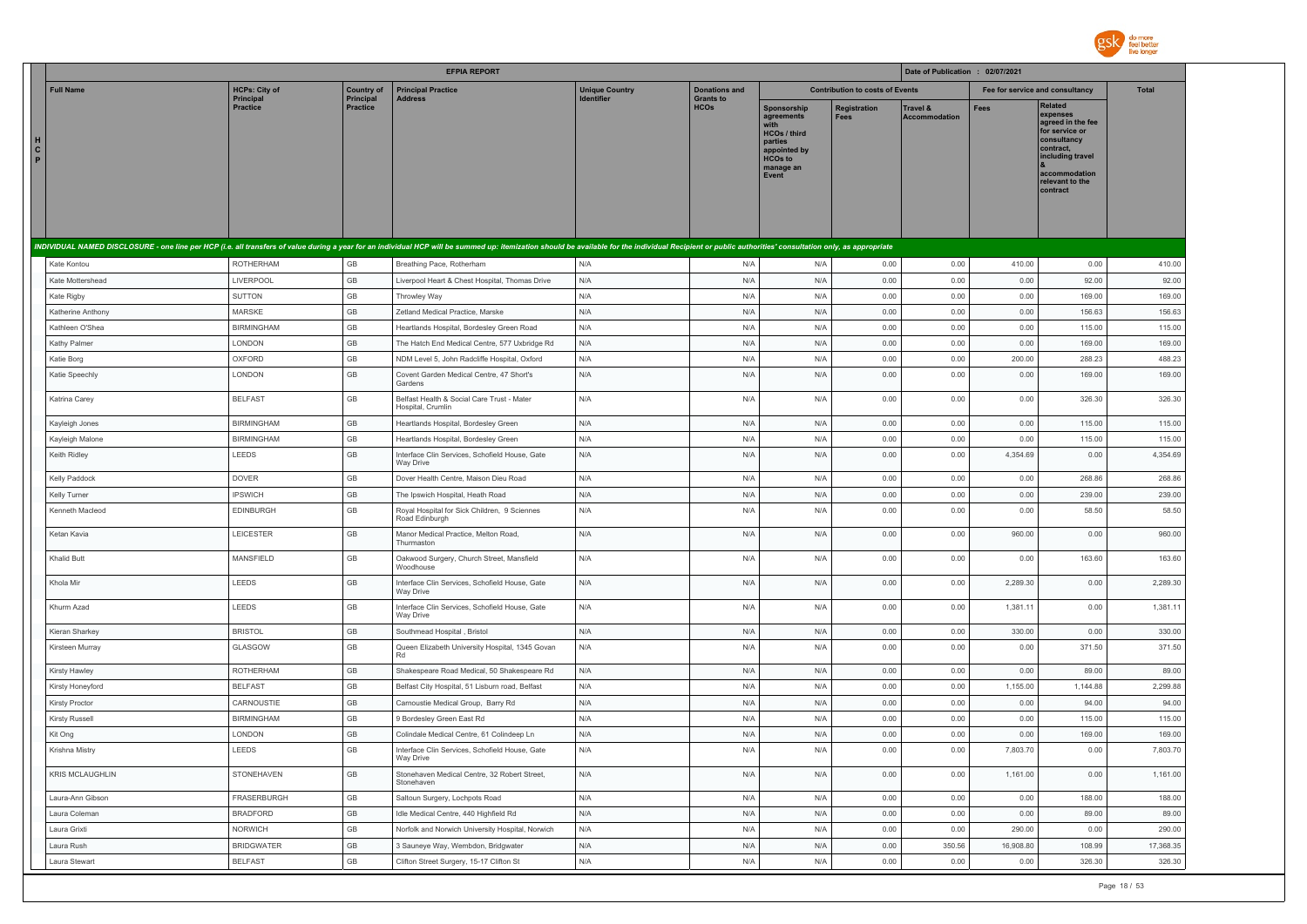| | EFPIA REPORT | | | | | | | | Date of Publication : 02/07/2021 | | | |
|---|---|---|---|---|---|---|---|---|---|---|---|---|
| Full Name | HCPs: City of Principal Practice | Country of Principal Practice | Principal Practice Address | Unique Country Identifier | Donations and Grants to HCOs | Contribution to costs of Events | | | Fee for service and consultancy | | Total |
| | | | | | | Sponsorship agreements with HCOs / third parties appointed by HCOs to manage an Event | Registration Fees | Travel & Accommodation | Fees | Related expenses agreed in the fee for service or consultancy contract, including travel & accommodation relevant to the contract | |

INDIVIDUAL NAMED DISCLOSURE - one line per HCP (i.e. all transfers of value during a year for an individual HCP will be summed up: itemization should be available for the individual Recipient or public authorities' consultation only, as appropriate

| Full Name | HCPs: City of Principal Practice | Country of Principal Practice | Principal Practice Address | Unique Country Identifier | Donations and Grants to HCOs | Sponsorship agreements with HCOs / third parties appointed by HCOs to manage an Event | Registration Fees | Travel & Accommodation | Fees | Related expenses agreed in the fee for service or consultancy contract, including travel & accommodation relevant to the contract | Total |
|---|---|---|---|---|---|---|---|---|---|---|---|
| Kate Kontou | ROTHERHAM | GB | Breathing Pace, Rotherham | N/A | N/A | N/A | 0.00 | 0.00 | 410.00 | 0.00 | 410.00 |
| Kate Mottershead | LIVERPOOL | GB | Liverpool Heart & Chest Hospital, Thomas Drive | N/A | N/A | N/A | 0.00 | 0.00 | 0.00 | 92.00 | 92.00 |
| Kate Rigby | SUTTON | GB | Throwley Way | N/A | N/A | N/A | 0.00 | 0.00 | 0.00 | 169.00 | 169.00 |
| Katherine Anthony | MARSKE | GB | Zetland Medical Practice, Marske | N/A | N/A | N/A | 0.00 | 0.00 | 0.00 | 156.63 | 156.63 |
| Kathleen O'Shea | BIRMINGHAM | GB | Heartlands Hospital, Bordesley Green Road | N/A | N/A | N/A | 0.00 | 0.00 | 0.00 | 115.00 | 115.00 |
| Kathy Palmer | LONDON | GB | The Hatch End Medical Centre, 577 Uxbridge Rd | N/A | N/A | N/A | 0.00 | 0.00 | 0.00 | 169.00 | 169.00 |
| Katie Borg | OXFORD | GB | NDM Level 5, John Radcliffe Hospital, Oxford | N/A | N/A | N/A | 0.00 | 0.00 | 200.00 | 288.23 | 488.23 |
| Katie Speechly | LONDON | GB | Covent Garden Medical Centre, 47 Short's Gardens | N/A | N/A | N/A | 0.00 | 0.00 | 0.00 | 169.00 | 169.00 |
| Katrina Carey | BELFAST | GB | Belfast Health & Social Care Trust - Mater Hospital, Crumlin | N/A | N/A | N/A | 0.00 | 0.00 | 0.00 | 326.30 | 326.30 |
| Kayleigh Jones | BIRMINGHAM | GB | Heartlands Hospital, Bordesley Green | N/A | N/A | N/A | 0.00 | 0.00 | 0.00 | 115.00 | 115.00 |
| Kayleigh Malone | BIRMINGHAM | GB | Heartlands Hospital, Bordesley Green | N/A | N/A | N/A | 0.00 | 0.00 | 0.00 | 115.00 | 115.00 |
| Keith Ridley | LEEDS | GB | Interface Clin Services, Schofield House, Gate Way Drive | N/A | N/A | N/A | 0.00 | 0.00 | 4,354.69 | 0.00 | 4,354.69 |
| Kelly Paddock | DOVER | GB | Dover Health Centre, Maison Dieu Road | N/A | N/A | N/A | 0.00 | 0.00 | 0.00 | 268.86 | 268.86 |
| Kelly Turner | IPSWICH | GB | The Ipswich Hospital, Heath Road | N/A | N/A | N/A | 0.00 | 0.00 | 0.00 | 239.00 | 239.00 |
| Kenneth Macleod | EDINBURGH | GB | Royal Hospital for Sick Children, 9 Sciennes Road Edinburgh | N/A | N/A | N/A | 0.00 | 0.00 | 0.00 | 58.50 | 58.50 |
| Ketan Kavia | LEICESTER | GB | Manor Medical Practice, Melton Road, Thurmaston | N/A | N/A | N/A | 0.00 | 0.00 | 960.00 | 0.00 | 960.00 |
| Khalid Butt | MANSFIELD | GB | Oakwood Surgery, Church Street, Mansfield Woodhouse | N/A | N/A | N/A | 0.00 | 0.00 | 0.00 | 163.60 | 163.60 |
| Khola Mir | LEEDS | GB | Interface Clin Services, Schofield House, Gate Way Drive | N/A | N/A | N/A | 0.00 | 0.00 | 2,289.30 | 0.00 | 2,289.30 |
| Khurm Azad | LEEDS | GB | Interface Clin Services, Schofield House, Gate Way Drive | N/A | N/A | N/A | 0.00 | 0.00 | 1,381.11 | 0.00 | 1,381.11 |
| Kieran Sharkey | BRISTOL | GB | Southmead Hospital , Bristol | N/A | N/A | N/A | 0.00 | 0.00 | 330.00 | 0.00 | 330.00 |
| Kirsteen Murray | GLASGOW | GB | Queen Elizabeth University Hospital, 1345 Govan Rd | N/A | N/A | N/A | 0.00 | 0.00 | 0.00 | 371.50 | 371.50 |
| Kirsty Hawley | ROTHERHAM | GB | Shakespeare Road Medical, 50 Shakespeare Rd | N/A | N/A | N/A | 0.00 | 0.00 | 0.00 | 89.00 | 89.00 |
| Kirsty Honeyford | BELFAST | GB | Belfast City Hospital, 51 Lisburn road, Belfast | N/A | N/A | N/A | 0.00 | 0.00 | 1,155.00 | 1,144.88 | 2,299.88 |
| Kirsty Proctor | CARNOUSTIE | GB | Carnoustie Medical Group, Barry Rd | N/A | N/A | N/A | 0.00 | 0.00 | 0.00 | 94.00 | 94.00 |
| Kirsty Russell | BIRMINGHAM | GB | 9 Bordesley Green East Rd | N/A | N/A | N/A | 0.00 | 0.00 | 0.00 | 115.00 | 115.00 |
| Kit Ong | LONDON | GB | Colindale Medical Centre, 61 Colindeep Ln | N/A | N/A | N/A | 0.00 | 0.00 | 0.00 | 169.00 | 169.00 |
| Krishna Mistry | LEEDS | GB | Interface Clin Services, Schofield House, Gate Way Drive | N/A | N/A | N/A | 0.00 | 0.00 | 7,803.70 | 0.00 | 7,803.70 |
| KRIS MCLAUGHLIN | STONEHAVEN | GB | Stonehaven Medical Centre, 32 Robert Street, Stonehaven | N/A | N/A | N/A | 0.00 | 0.00 | 1,161.00 | 0.00 | 1,161.00 |
| Laura-Ann Gibson | FRASERBURGH | GB | Saltoun Surgery, Lochpots Road | N/A | N/A | N/A | 0.00 | 0.00 | 0.00 | 188.00 | 188.00 |
| Laura Coleman | BRADFORD | GB | Idle Medical Centre, 440 Highfield Rd | N/A | N/A | N/A | 0.00 | 0.00 | 0.00 | 89.00 | 89.00 |
| Laura Grixti | NORWICH | GB | Norfolk and Norwich University Hospital, Norwich | N/A | N/A | N/A | 0.00 | 0.00 | 290.00 | 0.00 | 290.00 |
| Laura Rush | BRIDGWATER | GB | 3 Sauneye Way, Wembdon, Bridgwater | N/A | N/A | N/A | 0.00 | 350.56 | 16,908.80 | 108.99 | 17,368.35 |
| Laura Stewart | BELFAST | GB | Clifton Street Surgery, 15-17 Clifton St | N/A | N/A | N/A | 0.00 | 0.00 | 0.00 | 326.30 | 326.30 |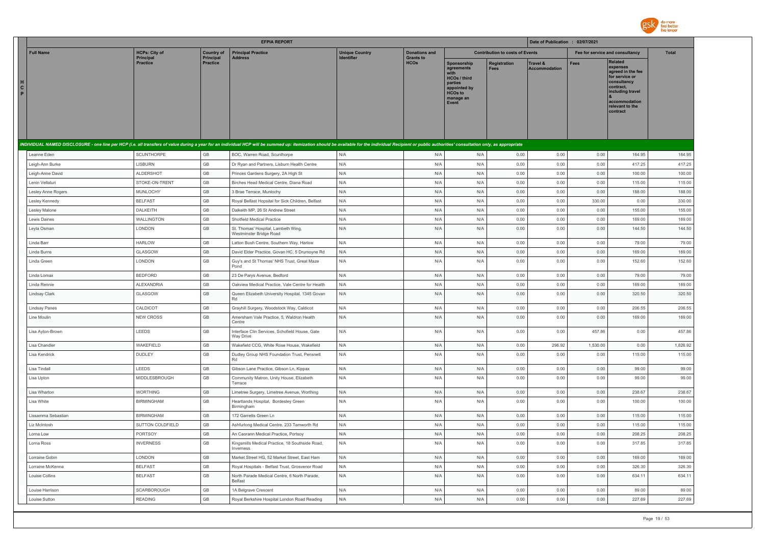| Full Name | HCPs: City of Principal Practice | Country of Principal Practice | Principal Practice Address | Unique Country Identifier | Donations and Grants to HCOs | Contribution to costs of Events | | | Fee for service and consultancy | | Total |
|---|---|---|---|---|---|---|---|---|---|---|---|
| | | | | | | Sponsorship agreements with HCOs / third parties appointed by HCOs to manage an Event | Registration Fees | Travel & Accommodation | Fees | Related expenses agreed in the fee for service or consultancy contract, including travel & accommodation relevant to the contract | |
| INDIVIDUAL NAMED DISCLOSURE - one line per HCP (i.e. all transfers of value during a year for an individual HCP will be summed up: itemization should be available for the individual Recipient or public authorities' consultation only, as appropriate | | | | | | | | | | | |
| Leanne Eden | SCUNTHORPE | GB | BOC, Warren Road, Scunthorpe | N/A | N/A | N/A | 0.00 | 0.00 | 0.00 | 164.95 | 164.95 |
| Leigh-Ann Burke | LISBURN | GB | Dr Ryan and Partners, Lisburn Health Centre | N/A | N/A | N/A | 0.00 | 0.00 | 0.00 | 417.25 | 417.25 |
| Leigh-Anne David | ALDERSHOT | GB | Princes Gardens Surgery, 2A High St | N/A | N/A | N/A | 0.00 | 0.00 | 0.00 | 100.00 | 100.00 |
| Lenin Vellaturi | STOKE-ON-TRENT | GB | Birches Head Medical Centre, Diana Road | N/A | N/A | N/A | 0.00 | 0.00 | 0.00 | 115.00 | 115.00 |
| Lesley Anne Rogers | MUNLOCHY | GB | 3 Brae Terrace, Munlochy | N/A | N/A | N/A | 0.00 | 0.00 | 0.00 | 188.00 | 188.00 |
| Lesley Kennedy | BELFAST | GB | Royal Belfast Hopsital for Sick Children, Belfast | N/A | N/A | N/A | 0.00 | 0.00 | 330.00 | 0.00 | 330.00 |
| Lesley Malone | DALKEITH | GB | Dalkeith MP, 26 St Andrew Street | N/A | N/A | N/A | 0.00 | 0.00 | 0.00 | 155.00 | 155.00 |
| Lewis Daines | WALLINGTON | GB | Shotfield Medical Practice | N/A | N/A | N/A | 0.00 | 0.00 | 0.00 | 169.00 | 169.00 |
| Leyla Osman | LONDON | GB | St. Thomas' Hospital, Lambeth Wing, Westminster Bridge Road | N/A | N/A | N/A | 0.00 | 0.00 | 0.00 | 144.50 | 144.50 |
| Linda Barr | HARLOW | GB | Latton Bush Centre, Southern Way, Harlow | N/A | N/A | N/A | 0.00 | 0.00 | 0.00 | 79.00 | 79.00 |
| Linda Burns | GLASGOW | GB | David Elder Practice, Govan HC, 5 Drumoyne Rd | N/A | N/A | N/A | 0.00 | 0.00 | 0.00 | 169.00 | 169.00 |
| Linda Green | LONDON | GB | Guy's and St Thomas' NHS Trust, Great Maze Pond | N/A | N/A | N/A | 0.00 | 0.00 | 0.00 | 152.60 | 152.60 |
| Linda Lomax | BEDFORD | GB | 23 De Parys Avenue, Bedford | N/A | N/A | N/A | 0.00 | 0.00 | 0.00 | 79.00 | 79.00 |
| Linda Rennie | ALEXANDRIA | GB | Oakview Medical Practice, Vale Centre for Health | N/A | N/A | N/A | 0.00 | 0.00 | 0.00 | 169.00 | 169.00 |
| Lindsay Clark | GLASGOW | GB | Queen Elizabeth University Hospital, 1345 Govan Rd | N/A | N/A | N/A | 0.00 | 0.00 | 0.00 | 320.50 | 320.50 |
| Lindsay Panes | CALDICOT | GB | Grayhill Surgery, Woodstock Way, Caldicot | N/A | N/A | N/A | 0.00 | 0.00 | 0.00 | 206.55 | 206.55 |
| Line Moulin | NEW CROSS | GB | Amersham Vale Practice, 5, Waldron Health Centre | N/A | N/A | N/A | 0.00 | 0.00 | 0.00 | 169.00 | 169.00 |
| Lisa Ayton-Brown | LEEDS | GB | Interface Clin Services, Schofield House, Gate Way Drive | N/A | N/A | N/A | 0.00 | 0.00 | 457.86 | 0.00 | 457.86 |
| Lisa Chandler | WAKEFIELD | GB | Wakefield CCG, White Rose House, Wakefield | N/A | N/A | N/A | 0.00 | 296.92 | 1,530.00 | 0.00 | 1,826.92 |
| Lisa Kendrick | DUDLEY | GB | Dudley Group NHS Foundation Trust, Pensnett Rd | N/A | N/A | N/A | 0.00 | 0.00 | 0.00 | 115.00 | 115.00 |
| Lisa Tindall | LEEDS | GB | Gibson Lane Practice, Gibson Ln, Kippax | N/A | N/A | N/A | 0.00 | 0.00 | 0.00 | 99.00 | 99.00 |
| Lisa Upton | MIDDLESBROUGH | GB | Community Matron, Unity House, Elizabeth Terrace | N/A | N/A | N/A | 0.00 | 0.00 | 0.00 | 99.00 | 99.00 |
| Lisa Wharton | WORTHING | GB | Limetree Surgery, Limetree Avenue, Worthing | N/A | N/A | N/A | 0.00 | 0.00 | 0.00 | 238.67 | 238.67 |
| Lisa White | BIRMINGHAM | GB | Heartlands Hospital, Bordesley Green Birmingham | N/A | N/A | N/A | 0.00 | 0.00 | 0.00 | 100.00 | 100.00 |
| Lissamma Sebastian | BIRMINGHAM | GB | 172 Garretts Green Ln | N/A | N/A | N/A | 0.00 | 0.00 | 0.00 | 115.00 | 115.00 |
| Liz McIntosh | SUTTON COLDFIELD | GB | Ashfurlong Medical Centre, 233 Tamworth Rd | N/A | N/A | N/A | 0.00 | 0.00 | 0.00 | 115.00 | 115.00 |
| Lorna Low | PORTSOY | GB | An Caorann Medical Practice, Portsoy | N/A | N/A | N/A | 0.00 | 0.00 | 0.00 | 208.25 | 208.25 |
| Lorna Ross | INVERNESS | GB | Kingsmills Medical Practice, 18 Southside Road, Inverness | N/A | N/A | N/A | 0.00 | 0.00 | 0.00 | 317.85 | 317.85 |
| Lorraine Gobin | LONDON | GB | Market Street HG, 52 Market Street, East Ham | N/A | N/A | N/A | 0.00 | 0.00 | 0.00 | 169.00 | 169.00 |
| Lorraine McKenna | BELFAST | GB | Royal Hospitals - Belfast Trust, Grosvenor Road | N/A | N/A | N/A | 0.00 | 0.00 | 0.00 | 326.30 | 326.30 |
| Louise Collins | BELFAST | GB | North Parade Medical Centre, 6 North Parade, Belfast | N/A | N/A | N/A | 0.00 | 0.00 | 0.00 | 634.11 | 634.11 |
| Louise Harrison | SCARBOROUGH | GB | 1A Belgrave Crescent | N/A | N/A | N/A | 0.00 | 0.00 | 0.00 | 89.00 | 89.00 |
| Louise Sutton | READING | GB | Royal Berkshire Hospital London Road Reading | N/A | N/A | N/A | 0.00 | 0.00 | 0.00 | 227.69 | 227.69 |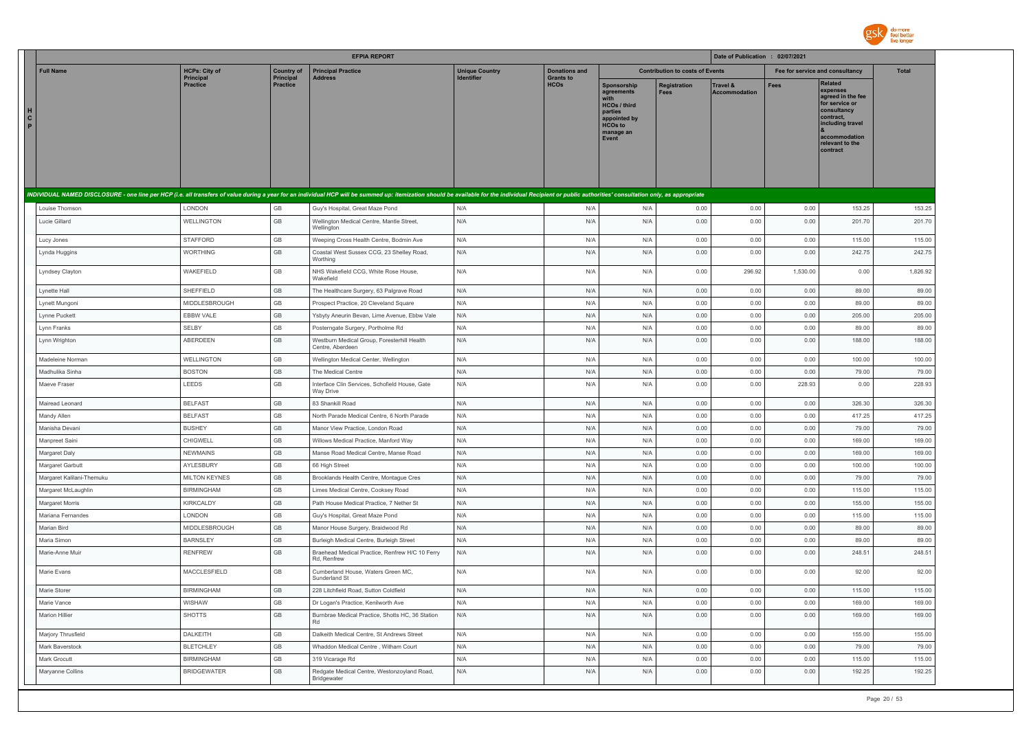| | EFPIA REPORT | | | | | | | | Date of Publication : 02/07/2021 | | | |
|---|---|---|---|---|---|---|---|---|---|---|---|---|
| | Full Name | HCPs: City of Principal Practice | Country of Principal Practice | Principal Practice Address | Unique Country Identifier | Donations and Grants to HCOs | Contribution to costs of Events | | | Fee for service and consultancy | | Total |
| | | | | | | | Sponsorship agreements with HCOs / third parties appointed by HCOs to manage an Event | Registration Fees | Travel & Accommodation | Fees | Related expenses agreed in the fee for service or consultancy contract, including travel & accommodation relevant to the contract | |
| H C P | INDIVIDUAL NAMED DISCLOSURE - one line per HCP (i.e. all transfers of value during a year for an individual HCP will be summed up: itemization should be available for the individual Recipient or public authorities' consultation only, as appropriate | | | | | | | | | | | |
| | Louise Thomson | LONDON | GB | Guy's Hospital, Great Maze Pond | N/A | N/A | N/A | 0.00 | 0.00 | 0.00 | 153.25 | 153.25 |
| | Lucie Gillard | WELLINGTON | GB | Wellington Medical Centre, Mantle Street, Wellington | N/A | N/A | N/A | 0.00 | 0.00 | 0.00 | 201.70 | 201.70 |
| | Lucy Jones | STAFFORD | GB | Weeping Cross Health Centre, Bodmin Ave | N/A | N/A | N/A | 0.00 | 0.00 | 0.00 | 115.00 | 115.00 |
| | Lynda Huggins | WORTHING | GB | Coastal West Sussex CCG, 23 Shelley Road, Worthing | N/A | N/A | N/A | 0.00 | 0.00 | 0.00 | 242.75 | 242.75 |
| | Lyndsey Clayton | WAKEFIELD | GB | NHS Wakefield CCG, White Rose House, Wakefield | N/A | N/A | N/A | 0.00 | 296.92 | 1,530.00 | 0.00 | 1,826.92 |
| | Lynette Hall | SHEFFIELD | GB | The Healthcare Surgery, 63 Palgrave Road | N/A | N/A | N/A | 0.00 | 0.00 | 0.00 | 89.00 | 89.00 |
| | Lynett Mungoni | MIDDLESBROUGH | GB | Prospect Practice, 20 Cleveland Square | N/A | N/A | N/A | 0.00 | 0.00 | 0.00 | 89.00 | 89.00 |
| | Lynne Puckett | EBBW VALE | GB | Ysbyty Aneurin Bevan, Lime Avenue, Ebbw Vale | N/A | N/A | N/A | 0.00 | 0.00 | 0.00 | 205.00 | 205.00 |
| | Lynn Franks | SELBY | GB | Posterngate Surgery, Portholme Rd | N/A | N/A | N/A | 0.00 | 0.00 | 0.00 | 89.00 | 89.00 |
| | Lynn Wrighton | ABERDEEN | GB | Westburn Medical Group, Foresterhill Health Centre, Aberdeen | N/A | N/A | N/A | 0.00 | 0.00 | 0.00 | 188.00 | 188.00 |
| | Madeleine Norman | WELLINGTON | GB | Wellington Medical Center, Wellington | N/A | N/A | N/A | 0.00 | 0.00 | 0.00 | 100.00 | 100.00 |
| | Madhulika Sinha | BOSTON | GB | The Medical Centre | N/A | N/A | N/A | 0.00 | 0.00 | 0.00 | 79.00 | 79.00 |
| | Maeve Fraser | LEEDS | GB | Interface Clin Services, Schofield House, Gate Way Drive | N/A | N/A | N/A | 0.00 | 0.00 | 228.93 | 0.00 | 228.93 |
| | Mairead Leonard | BELFAST | GB | 83 Shankill Road | N/A | N/A | N/A | 0.00 | 0.00 | 0.00 | 326.30 | 326.30 |
| | Mandy Allen | BELFAST | GB | North Parade Medical Centre, 6 North Parade | N/A | N/A | N/A | 0.00 | 0.00 | 0.00 | 417.25 | 417.25 |
| | Manisha Devani | BUSHEY | GB | Manor View Practice, London Road | N/A | N/A | N/A | 0.00 | 0.00 | 0.00 | 79.00 | 79.00 |
| | Manpreet Saini | CHIGWELL | GB | Willows Medical Practice, Manford Way | N/A | N/A | N/A | 0.00 | 0.00 | 0.00 | 169.00 | 169.00 |
| | Margaret Daly | NEWMAINS | GB | Manse Road Medical Centre, Manse Road | N/A | N/A | N/A | 0.00 | 0.00 | 0.00 | 169.00 | 169.00 |
| | Margaret Garbutt | AYLESBURY | GB | 66 High Street | N/A | N/A | N/A | 0.00 | 0.00 | 0.00 | 100.00 | 100.00 |
| | Margaret Kalilani-Themuku | MILTON KEYNES | GB | Brooklands Health Centre, Montague Cres | N/A | N/A | N/A | 0.00 | 0.00 | 0.00 | 79.00 | 79.00 |
| | Margaret McLaughlin | BIRMINGHAM | GB | Limes Medical Centre, Cooksey Road | N/A | N/A | N/A | 0.00 | 0.00 | 0.00 | 115.00 | 115.00 |
| | Margaret Morris | KIRKCALDY | GB | Path House Medical Practice, 7 Nether St | N/A | N/A | N/A | 0.00 | 0.00 | 0.00 | 155.00 | 155.00 |
| | Mariana Fernandes | LONDON | GB | Guy's Hospital, Great Maze Pond | N/A | N/A | N/A | 0.00 | 0.00 | 0.00 | 115.00 | 115.00 |
| | Marian Bird | MIDDLESBROUGH | GB | Manor House Surgery, Braidwood Rd | N/A | N/A | N/A | 0.00 | 0.00 | 0.00 | 89.00 | 89.00 |
| | Maria Simon | BARNSLEY | GB | Burleigh Medical Centre, Burleigh Street | N/A | N/A | N/A | 0.00 | 0.00 | 0.00 | 89.00 | 89.00 |
| | Marie-Anne Muir | RENFREW | GB | Braehead Medical Practice, Renfrew H/C 10 Ferry Rd, Renfrew | N/A | N/A | N/A | 0.00 | 0.00 | 0.00 | 248.51 | 248.51 |
| | Marie Evans | MACCLESFIELD | GB | Cumberland House, Waters Green MC, Sunderland St | N/A | N/A | N/A | 0.00 | 0.00 | 0.00 | 92.00 | 92.00 |
| | Marie Storer | BIRMINGHAM | GB | 228 Litchfield Road, Sutton Coldfield | N/A | N/A | N/A | 0.00 | 0.00 | 0.00 | 115.00 | 115.00 |
| | Marie Vance | WISHAW | GB | Dr Logan's Practice, Kenilworth Ave | N/A | N/A | N/A | 0.00 | 0.00 | 0.00 | 169.00 | 169.00 |
| | Marion Hillier | SHOTTS | GB | Burnbrae Medical Practice, Shotts HC, 36 Station Rd | N/A | N/A | N/A | 0.00 | 0.00 | 0.00 | 169.00 | 169.00 |
| | Marjory Thrusfield | DALKEITH | GB | Dalkeith Medical Centre, St Andrews Street | N/A | N/A | N/A | 0.00 | 0.00 | 0.00 | 155.00 | 155.00 |
| | Mark Baverstock | BLETCHLEY | GB | Whaddon Medical Centre , Witham Court | N/A | N/A | N/A | 0.00 | 0.00 | 0.00 | 79.00 | 79.00 |
| | Mark Grocutt | BIRMINGHAM | GB | 319 Vicarage Rd | N/A | N/A | N/A | 0.00 | 0.00 | 0.00 | 115.00 | 115.00 |
| | Maryanne Collins | BRIDGEWATER | GB | Redgate Medical Centre, Westonzoyland Road, Bridgewater | N/A | N/A | N/A | 0.00 | 0.00 | 0.00 | 192.25 | 192.25 |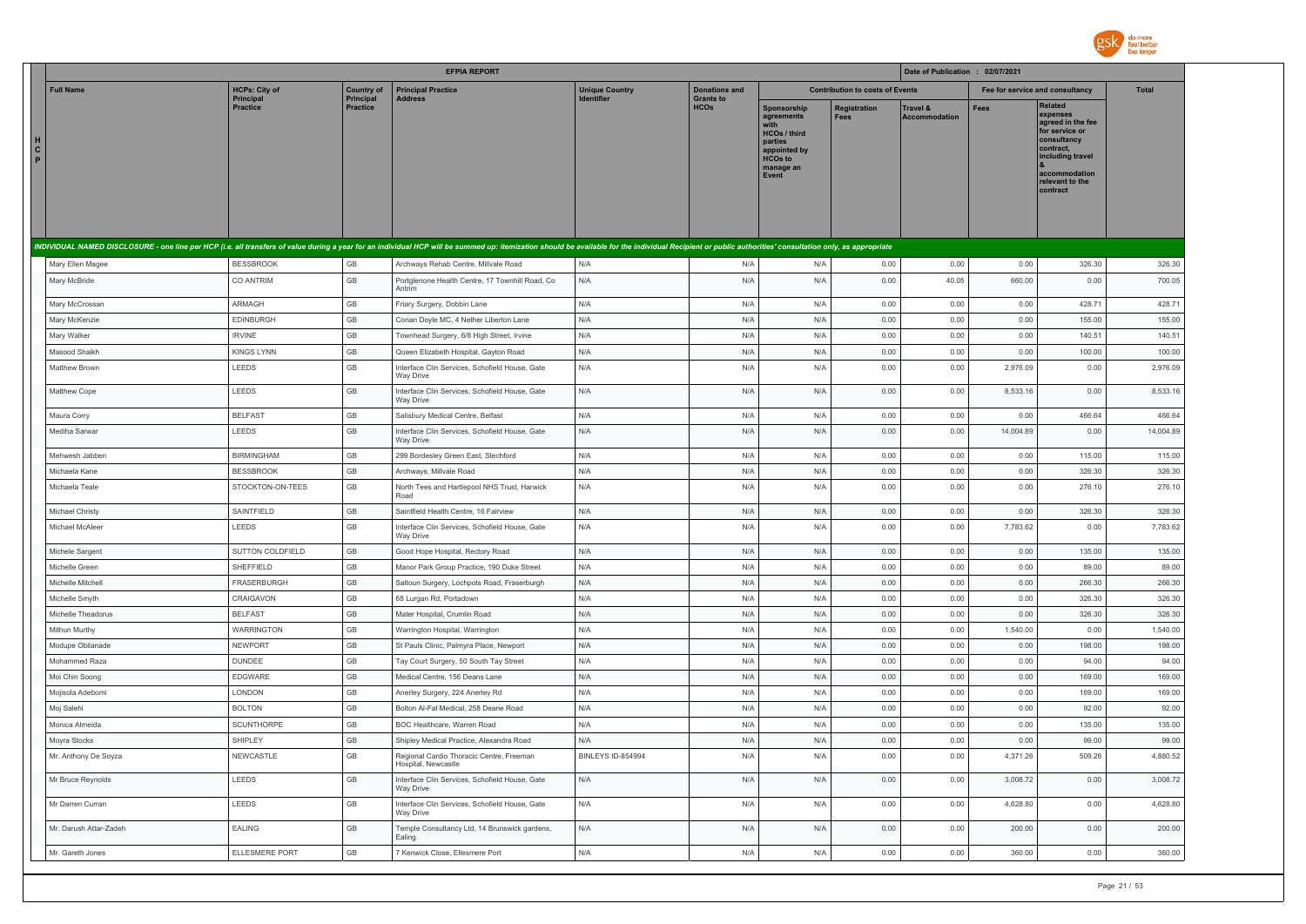| Full Name | HCPs: City of Principal Practice | Country of Principal Practice | Principal Practice Address | Unique Country Identifier | Donations and Grants to HCOs | Contribution to costs of Events | | | Fee for service and consultancy | | Total |
|---|---|---|---|---|---|---|---|---|---|---|---|
| | | | | | | Sponsorship agreements with HCOs / third parties appointed by HCOs to manage an Event | Registration Fees | Travel & Accommodation | Fees | Related expenses agreed in the fee for service or consultancy contract, including travel & accommodation relevant to the contract | |
| *INDIVIDUAL NAMED DISCLOSURE - one line per HCP (i.e. all transfers of value during a year for an individual HCP will be summed up: itemization should be available for the individual Recipient or public authorities' consultation only, as appropriate* | | | | | | | | | | | |
| Mary Ellen Magee | BESSBROOK | GB | Archways Rehab Centre, Millvale Road | N/A | N/A | N/A | 0.00 | 0.00 | 0.00 | 326.30 | 326.30 |
| Mary McBride | CO ANTRIM | GB | Portglenone Health Centre, 17 Townhill Road, Co Antrim | N/A | N/A | N/A | 0.00 | 40.05 | 660.00 | 0.00 | 700.05 |
| Mary McCrossan | ARMAGH | GB | Friary Surgery, Dobbin Lane | N/A | N/A | N/A | 0.00 | 0.00 | 0.00 | 428.71 | 428.71 |
| Mary McKenzie | EDINBURGH | GB | Conan Doyle MC, 4 Nether Liberton Lane | N/A | N/A | N/A | 0.00 | 0.00 | 0.00 | 155.00 | 155.00 |
| Mary Walker | IRVINE | GB | Townhead Surgery, 6/8 High Street, Irvine | N/A | N/A | N/A | 0.00 | 0.00 | 0.00 | 140.51 | 140.51 |
| Masood Shaikh | KINGS LYNN | GB | Queen Elizabeth Hospital, Gayton Road | N/A | N/A | N/A | 0.00 | 0.00 | 0.00 | 100.00 | 100.00 |
| Matthew Brown | LEEDS | GB | Interface Clin Services, Schofield House, Gate Way Drive | N/A | N/A | N/A | 0.00 | 0.00 | 2,976.09 | 0.00 | 2,976.09 |
| Matthew Cope | LEEDS | GB | Interface Clin Services, Schofield House, Gate Way Drive | N/A | N/A | N/A | 0.00 | 0.00 | 8,533.16 | 0.00 | 8,533.16 |
| Maura Corry | BELFAST | GB | Salisbury Medical Centre, Belfast | N/A | N/A | N/A | 0.00 | 0.00 | 0.00 | 466.64 | 466.64 |
| Medlha Sarwar | LEEDS | GB | Interface Clin Services, Schofield House, Gate Way Drive | N/A | N/A | N/A | 0.00 | 0.00 | 14,004.89 | 0.00 | 14,004.89 |
| Mehwesh Jabben | BIRMINGHAM | GB | 299 Bordesley Green East, Stechford | N/A | N/A | N/A | 0.00 | 0.00 | 0.00 | 115.00 | 115.00 |
| Michaela Kane | BESSBROOK | GB | Archways, Millvale Road | N/A | N/A | N/A | 0.00 | 0.00 | 0.00 | 326.30 | 326.30 |
| Michaela Teale | STOCKTON-ON-TEES | GB | North Tees and Hartlepool NHS Trust, Harwick Road | N/A | N/A | N/A | 0.00 | 0.00 | 0.00 | 276.10 | 276.10 |
| Michael Christy | SAINTFIELD | GB | Saintfield Health Centre, 16 Fairview | N/A | N/A | N/A | 0.00 | 0.00 | 0.00 | 326.30 | 326.30 |
| Michael McAleer | LEEDS | GB | Interface Clin Services, Schofield House, Gate Way Drive | N/A | N/A | N/A | 0.00 | 0.00 | 7,783.62 | 0.00 | 7,783.62 |
| Michele Sargent | SUTTON COLDFIELD | GB | Good Hope Hospital, Rectory Road | N/A | N/A | N/A | 0.00 | 0.00 | 0.00 | 135.00 | 135.00 |
| Michelle Green | SHEFFIELD | GB | Manor Park Group Practice, 190 Duke Street | N/A | N/A | N/A | 0.00 | 0.00 | 0.00 | 89.00 | 89.00 |
| Michelle Mitchell | FRASERBURGH | GB | Saltoun Surgery, Lochpots Road, Fraserburgh | N/A | N/A | N/A | 0.00 | 0.00 | 0.00 | 266.30 | 266.30 |
| Michelle Smyth | CRAIGAVON | GB | 68 Lurgan Rd, Portadown | N/A | N/A | N/A | 0.00 | 0.00 | 0.00 | 326.30 | 326.30 |
| Michelle Theadorus | BELFAST | GB | Mater Hospital, Crumlin Road | N/A | N/A | N/A | 0.00 | 0.00 | 0.00 | 326.30 | 326.30 |
| Mithun Murthy | WARRINGTON | GB | Warrington Hospital, Warrington | N/A | N/A | N/A | 0.00 | 0.00 | 1,540.00 | 0.00 | 1,540.00 |
| Modupe Obilanade | NEWPORT | GB | St Pauls Clinic, Palmyra Place, Newport | N/A | N/A | N/A | 0.00 | 0.00 | 0.00 | 198.00 | 198.00 |
| Mohammed Raza | DUNDEE | GB | Tay Court Surgery, 50 South Tay Street | N/A | N/A | N/A | 0.00 | 0.00 | 0.00 | 94.00 | 94.00 |
| Moi Chin Soong | EDGWARE | GB | Medical Centre, 156 Deans Lane | N/A | N/A | N/A | 0.00 | 0.00 | 0.00 | 169.00 | 169.00 |
| Mojisola Adebomi | LONDON | GB | Anerley Surgery, 224 Anerley Rd | N/A | N/A | N/A | 0.00 | 0.00 | 0.00 | 169.00 | 169.00 |
| Moj Salehi | BOLTON | GB | Bolton Al-Fal Medical, 258 Deane Road | N/A | N/A | N/A | 0.00 | 0.00 | 0.00 | 92.00 | 92.00 |
| Monica Almeida | SCUNTHORPE | GB | BOC Healthcare, Warren Road | N/A | N/A | N/A | 0.00 | 0.00 | 0.00 | 135.00 | 135.00 |
| Moyra Stocks | SHIPLEY | GB | Shipley Medical Practice, Alexandra Road | N/A | N/A | N/A | 0.00 | 0.00 | 0.00 | 99.00 | 99.00 |
| Mr. Anthony De Soyza | NEWCASTLE | GB | Regional Cardio Thoracic Centre, Freeman Hospital, Newcastle | BINLEYS ID-854994 | N/A | N/A | 0.00 | 0.00 | 4,371.26 | 509.26 | 4,880.52 |
| Mr Bruce Reynolds | LEEDS | GB | Interface Clin Services, Schofield House, Gate Way Drive | N/A | N/A | N/A | 0.00 | 0.00 | 3,008.72 | 0.00 | 3,008.72 |
| Mr Darren Curran | LEEDS | GB | Interface Clin Services, Schofield House, Gate Way Drive | N/A | N/A | N/A | 0.00 | 0.00 | 4,628.80 | 0.00 | 4,628.80 |
| Mr. Darush Attar-Zadeh | EALING | GB | Temple Consultancy Ltd, 14 Brunswick gardens, Ealing | N/A | N/A | N/A | 0.00 | 0.00 | 200.00 | 0.00 | 200.00 |
| Mr. Gareth Jones | ELLESMERE PORT | GB | 7 Kenwick Close, Ellesmere Port | N/A | N/A | N/A | 0.00 | 0.00 | 360.00 | 0.00 | 360.00 |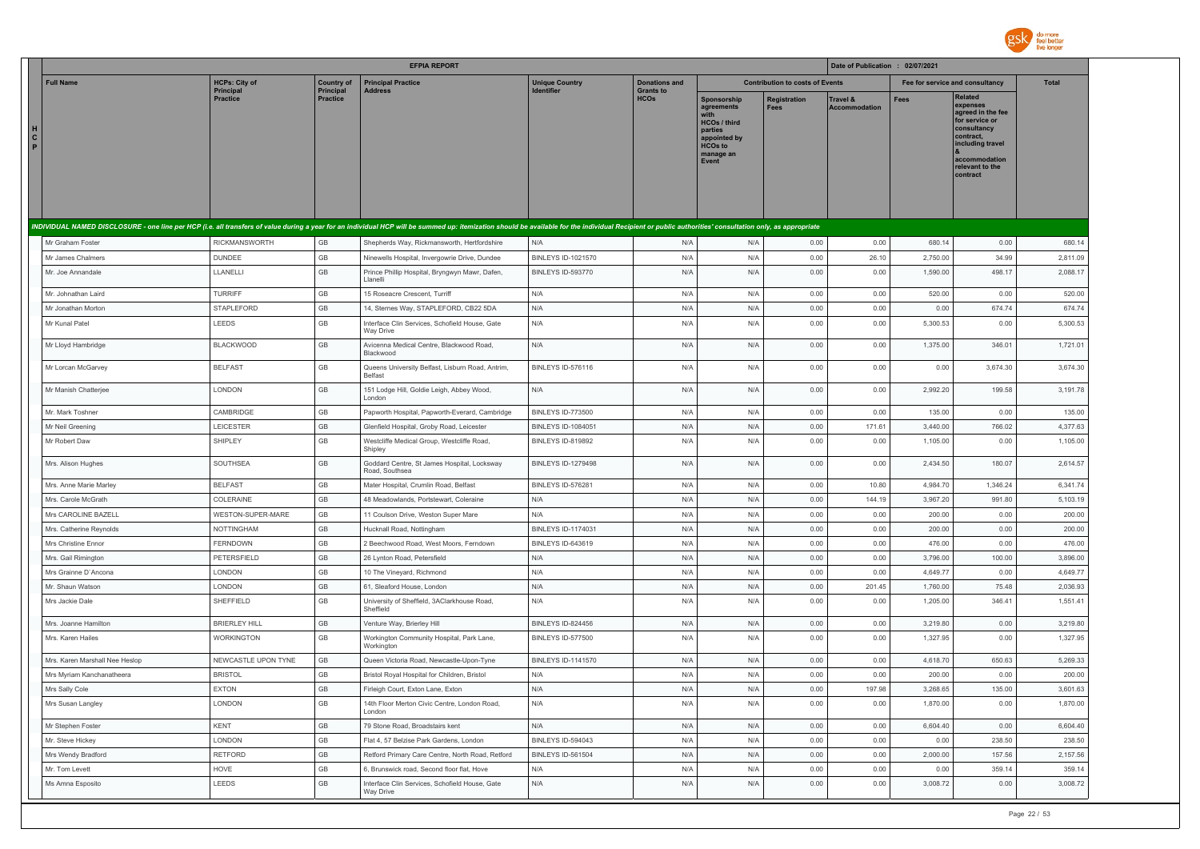| | Full Name | HCPs: City of Principal Practice | Country of Principal Practice | Principal Practice Address | Unique Country Identifier | Donations and Grants to HCOs | Contribution to costs of Events | | | Fee for service and consultancy | | Total |
|---|---|---|---|---|---|---|---|---|---|---|---|---|
| | | | | | | | Sponsorship agreements with HCOs / third parties appointed by HCOs to manage an Event | Registration Fees | Travel & Accommodation | Fees | Related expenses agreed in the fee for service or consultancy contract, including travel & accommodation relevant to the contract | |

**EFPIA REPORT** — Date of Publication : 02/07/2021

*INDIVIDUAL NAMED DISCLOSURE - one line per HCP (i.e. all transfers of value during a year for an individual HCP will be summed up: itemization should be available for the individual Recipient or public authorities' consultation only, as appropriate*

| Full Name | HCPs: City of Principal Practice | Country of Principal Practice | Principal Practice Address | Unique Country Identifier | Donations and Grants to HCOs | Sponsorship agreements with HCOs / third parties appointed by HCOs to manage an Event | Registration Fees | Travel & Accommodation | Fees | Related expenses | Total |
|---|---|---|---|---|---|---|---|---|---|---|---|
| Mr Graham Foster | RICKMANSWORTH | GB | Shepherds Way, Rickmansworth, Hertfordshire | N/A | N/A | N/A | 0.00 | 0.00 | 680.14 | 0.00 | 680.14 |
| Mr James Chalmers | DUNDEE | GB | Ninewells Hospital, Invergowrie Drive, Dundee | BINLEYS ID-1021570 | N/A | N/A | 0.00 | 26.10 | 2,750.00 | 34.99 | 2,811.09 |
| Mr. Joe Annandale | LLANELLI | GB | Prince Phillip Hospital, Bryngwyn Mawr, Dafen, Llanelli | BINLEYS ID-593770 | N/A | N/A | 0.00 | 0.00 | 1,590.00 | 498.17 | 2,088.17 |
| Mr. Johnathan Laird | TURRIFF | GB | 15 Roseacre Crescent, Turriff | N/A | N/A | N/A | 0.00 | 0.00 | 520.00 | 0.00 | 520.00 |
| Mr Jonathan Morton | STAPLEFORD | GB | 14, Sternes Way, STAPLEFORD, CB22 5DA | N/A | N/A | N/A | 0.00 | 0.00 | 0.00 | 674.74 | 674.74 |
| Mr Kunal Patel | LEEDS | GB | Interface Clin Services, Schofield House, Gate Way Drive | N/A | N/A | N/A | 0.00 | 0.00 | 5,300.53 | 0.00 | 5,300.53 |
| Mr Lloyd Hambridge | BLACKWOOD | GB | Avicenna Medical Centre, Blackwood Road, Blackwood | N/A | N/A | N/A | 0.00 | 0.00 | 1,375.00 | 346.01 | 1,721.01 |
| Mr Lorcan McGarvey | BELFAST | GB | Queens University Belfast, Lisburn Road, Antrim, Belfast | BINLEYS ID-576116 | N/A | N/A | 0.00 | 0.00 | 0.00 | 3,674.30 | 3,674.30 |
| Mr Manish Chatterjee | LONDON | GB | 151 Lodge Hill, Goldie Leigh, Abbey Wood, London | N/A | N/A | N/A | 0.00 | 0.00 | 2,992.20 | 199.58 | 3,191.78 |
| Mr. Mark Toshner | CAMBRIDGE | GB | Papworth Hospital, Papworth-Everard, Cambridge | BINLEYS ID-773500 | N/A | N/A | 0.00 | 0.00 | 135.00 | 0.00 | 135.00 |
| Mr Neil Greening | LEICESTER | GB | Glenfield Hospital, Groby Road, Leicester | BINLEYS ID-1084051 | N/A | N/A | 0.00 | 171.61 | 3,440.00 | 766.02 | 4,377.63 |
| Mr Robert Daw | SHIPLEY | GB | Westcliffe Medical Group, Westcliffe Road, Shipley | BINLEYS ID-819892 | N/A | N/A | 0.00 | 0.00 | 1,105.00 | 0.00 | 1,105.00 |
| Mrs. Alison Hughes | SOUTHSEA | GB | Goddard Centre, St James Hospital, Locksway Road, Southsea | BINLEYS ID-1279498 | N/A | N/A | 0.00 | 0.00 | 2,434.50 | 180.07 | 2,614.57 |
| Mrs. Anne Marie Marley | BELFAST | GB | Mater Hospital, Crumlin Road, Belfast | BINLEYS ID-576281 | N/A | N/A | 0.00 | 10.80 | 4,984.70 | 1,346.24 | 6,341.74 |
| Mrs. Carole McGrath | COLERAINE | GB | 48 Meadowlands, Portstewart, Coleraine | N/A | N/A | N/A | 0.00 | 144.19 | 3,967.20 | 991.80 | 5,103.19 |
| Mrs CAROLINE BAZELL | WESTON-SUPER-MARE | GB | 11 Coulson Drive, Weston Super Mare | N/A | N/A | N/A | 0.00 | 0.00 | 200.00 | 0.00 | 200.00 |
| Mrs. Catherine Reynolds | NOTTINGHAM | GB | Hucknall Road, Nottingham | BINLEYS ID-1174031 | N/A | N/A | 0.00 | 0.00 | 200.00 | 0.00 | 200.00 |
| Mrs Christine Ennor | FERNDOWN | GB | 2 Beechwood Road, West Moors, Ferndown | BINLEYS ID-643619 | N/A | N/A | 0.00 | 0.00 | 476.00 | 0.00 | 476.00 |
| Mrs. Gail Rimington | PETERSFIELD | GB | 26 Lynton Road, Petersfield | N/A | N/A | N/A | 0.00 | 0.00 | 3,796.00 | 100.00 | 3,896.00 |
| Mrs Grainne D`Ancona | LONDON | GB | 10 The Vineyard, Richmond | N/A | N/A | N/A | 0.00 | 0.00 | 4,649.77 | 0.00 | 4,649.77 |
| Mr. Shaun Watson | LONDON | GB | 61, Sleaford House, London | N/A | N/A | N/A | 0.00 | 201.45 | 1,760.00 | 75.48 | 2,036.93 |
| Mrs Jackie Dale | SHEFFIELD | GB | University of Sheffield, 3AClarkhouse Road, Sheffield | N/A | N/A | N/A | 0.00 | 0.00 | 1,205.00 | 346.41 | 1,551.41 |
| Mrs. Joanne Hamilton | BRIERLEY HILL | GB | Venture Way, Brierley Hill | BINLEYS ID-824456 | N/A | N/A | 0.00 | 0.00 | 3,219.80 | 0.00 | 3,219.80 |
| Mrs. Karen Hailes | WORKINGTON | GB | Workington Community Hospital, Park Lane, Workington | BINLEYS ID-577500 | N/A | N/A | 0.00 | 0.00 | 1,327.95 | 0.00 | 1,327.95 |
| Mrs. Karen Marshall Nee Heslop | NEWCASTLE UPON TYNE | GB | Queen Victoria Road, Newcastle-Upon-Tyne | BINLEYS ID-1141570 | N/A | N/A | 0.00 | 0.00 | 4,618.70 | 650.63 | 5,269.33 |
| Mrs Myriam Kanchanatheera | BRISTOL | GB | Bristol Royal Hospital for Children, Bristol | N/A | N/A | N/A | 0.00 | 0.00 | 200.00 | 0.00 | 200.00 |
| Mrs Sally Cole | EXTON | GB | Firleigh Court, Exton Lane, Exton | N/A | N/A | N/A | 0.00 | 197.98 | 3,268.65 | 135.00 | 3,601.63 |
| Mrs Susan Langley | LONDON | GB | 14th Floor Merton Civic Centre, London Road, London | N/A | N/A | N/A | 0.00 | 0.00 | 1,870.00 | 0.00 | 1,870.00 |
| Mr Stephen Foster | KENT | GB | 79 Stone Road, Broadstairs kent | N/A | N/A | N/A | 0.00 | 0.00 | 6,604.40 | 0.00 | 6,604.40 |
| Mr. Steve Hickey | LONDON | GB | Flat 4, 57 Belzise Park Gardens, London | BINLEYS ID-594043 | N/A | N/A | 0.00 | 0.00 | 0.00 | 238.50 | 238.50 |
| Mrs Wendy Bradford | RETFORD | GB | Retford Primary Care Centre, North Road, Retford | BINLEYS ID-561504 | N/A | N/A | 0.00 | 0.00 | 2,000.00 | 157.56 | 2,157.56 |
| Mr. Tom Levett | HOVE | GB | 6, Brunswick road, Second floor flat, Hove | N/A | N/A | N/A | 0.00 | 0.00 | 0.00 | 359.14 | 359.14 |
| Ms Amna Esposito | LEEDS | GB | Interface Clin Services, Schofield House, Gate Way Drive | N/A | N/A | N/A | 0.00 | 0.00 | 3,008.72 | 0.00 | 3,008.72 |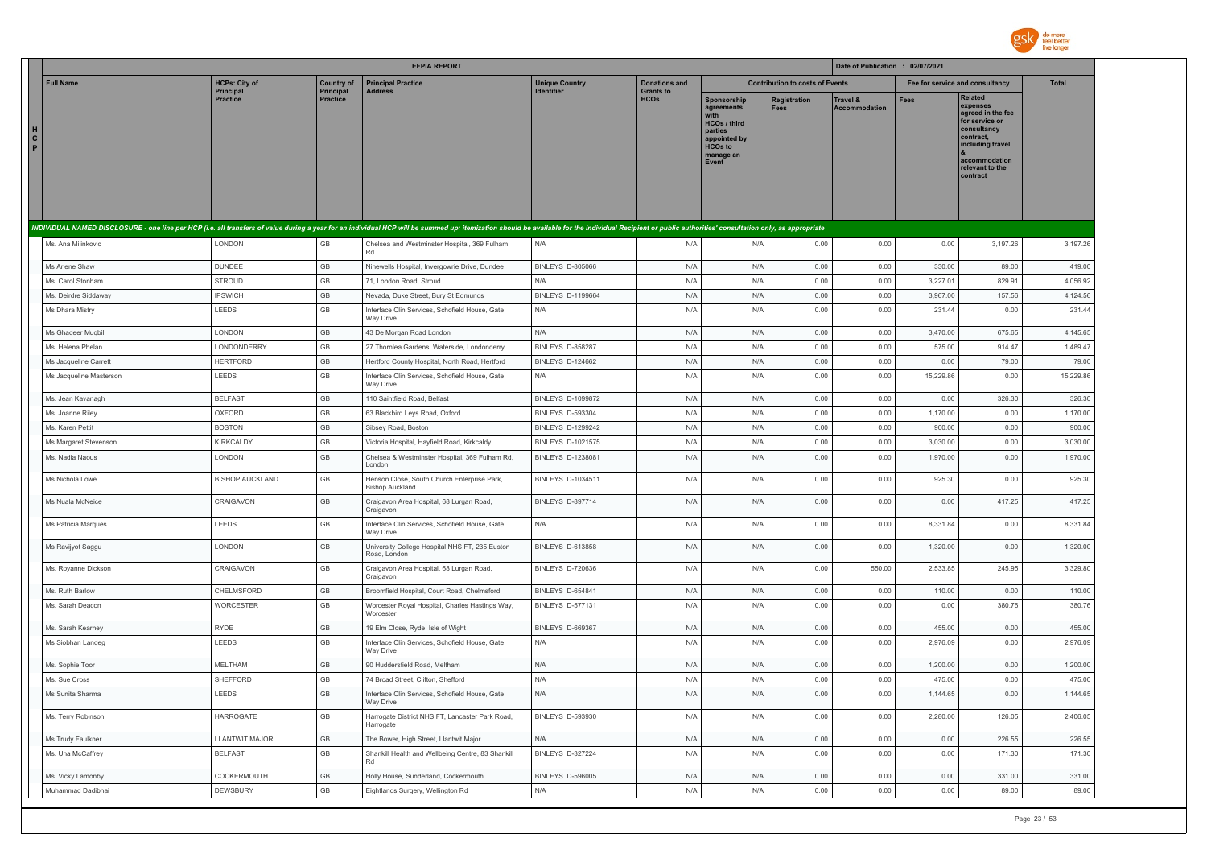| | EFPIA REPORT | | | | | | | | Date of Publication : 02/07/2021 | | | |
|---|---|---|---|---|---|---|---|---|---|---|---|---|
| | Full Name | HCPs: City of Principal Practice | Country of Principal Practice | Principal Practice Address | Unique Country Identifier | Donations and Grants to HCOs | Contribution to costs of Events | | | Fee for service and consultancy | | Total |
| H C P | | | | | | | Sponsorship agreements with HCOs / third parties appointed by HCOs to manage an Event | Registration Fees | Travel & Accommodation | Fees | Related expenses agreed in the fee for service or consultancy contract, including travel & accommodation relevant to the contract | |
| INDIVIDUAL NAMED DISCLOSURE - one line per HCP (i.e. all transfers of value during a year for an individual HCP will be summed up: itemization should be available for the individual Recipient or public authorities' consultation only, as appropriate | | | | | | | | | | | | |
| | Ms. Ana Milinkovic | LONDON | GB | Chelsea and Westminster Hospital, 369 Fulham Rd | N/A | N/A | N/A | 0.00 | 0.00 | 0.00 | 3,197.26 | 3,197.26 |
| | Ms Arlene Shaw | DUNDEE | GB | Ninewells Hospital, Invergowrie Drive, Dundee | BINLEYS ID-805066 | N/A | N/A | 0.00 | 0.00 | 330.00 | 89.00 | 419.00 |
| | Ms. Carol Stonham | STROUD | GB | 71, London Road, Stroud | N/A | N/A | N/A | 0.00 | 0.00 | 3,227.01 | 829.91 | 4,056.92 |
| | Ms. Deirdre Siddaway | IPSWICH | GB | Nevada, Duke Street, Bury St Edmunds | BINLEYS ID-1199664 | N/A | N/A | 0.00 | 0.00 | 3,967.00 | 157.56 | 4,124.56 |
| | Ms Dhara Mistry | LEEDS | GB | Interface Clin Services, Schofield House, Gate Way Drive | N/A | N/A | N/A | 0.00 | 0.00 | 231.44 | 0.00 | 231.44 |
| | Ms Ghadeer Muqbill | LONDON | GB | 43 De Morgan Road London | N/A | N/A | N/A | 0.00 | 0.00 | 3,470.00 | 675.65 | 4,145.65 |
| | Ms. Helena Phelan | LONDONDERRY | GB | 27 Thornlea Gardens, Waterside, Londonderry | BINLEYS ID-858287 | N/A | N/A | 0.00 | 0.00 | 575.00 | 914.47 | 1,489.47 |
| | Ms Jacqueline Carrett | HERTFORD | GB | Hertford County Hospital, North Road, Hertford | BINLEYS ID-124662 | N/A | N/A | 0.00 | 0.00 | 0.00 | 79.00 | 79.00 |
| | Ms Jacqueline Masterson | LEEDS | GB | Interface Clin Services, Schofield House, Gate Way Drive | N/A | N/A | N/A | 0.00 | 0.00 | 15,229.86 | 0.00 | 15,229.86 |
| | Ms. Jean Kavanagh | BELFAST | GB | 110 Saintfield Road, Belfast | BINLEYS ID-1099872 | N/A | N/A | 0.00 | 0.00 | 0.00 | 326.30 | 326.30 |
| | Ms. Joanne Riley | OXFORD | GB | 63 Blackbird Leys Road, Oxford | BINLEYS ID-593304 | N/A | N/A | 0.00 | 0.00 | 1,170.00 | 0.00 | 1,170.00 |
| | Ms. Karen Pettit | BOSTON | GB | Sibsey Road, Boston | BINLEYS ID-1299242 | N/A | N/A | 0.00 | 0.00 | 900.00 | 0.00 | 900.00 |
| | Ms Margaret Stevenson | KIRKCALDY | GB | Victoria Hospital, Hayfield Road, Kirkcaldy | BINLEYS ID-1021575 | N/A | N/A | 0.00 | 0.00 | 3,030.00 | 0.00 | 3,030.00 |
| | Ms. Nadia Naous | LONDON | GB | Chelsea & Westminster Hospital, 369 Fulham Rd, London | BINLEYS ID-1238081 | N/A | N/A | 0.00 | 0.00 | 1,970.00 | 0.00 | 1,970.00 |
| | Ms Nichola Lowe | BISHOP AUCKLAND | GB | Henson Close, South Church Enterprise Park, Bishop Auckland | BINLEYS ID-1034511 | N/A | N/A | 0.00 | 0.00 | 925.30 | 0.00 | 925.30 |
| | Ms Nuala McNeice | CRAIGAVON | GB | Craigavon Area Hospital, 68 Lurgan Road, Craigavon | BINLEYS ID-897714 | N/A | N/A | 0.00 | 0.00 | 0.00 | 417.25 | 417.25 |
| | Ms Patricia Marques | LEEDS | GB | Interface Clin Services, Schofield House, Gate Way Drive | N/A | N/A | N/A | 0.00 | 0.00 | 8,331.84 | 0.00 | 8,331.84 |
| | Ms Ravijyot Saggu | LONDON | GB | University College Hospital NHS FT, 235 Euston Road, London | BINLEYS ID-613858 | N/A | N/A | 0.00 | 0.00 | 1,320.00 | 0.00 | 1,320.00 |
| | Ms. Royanne Dickson | CRAIGAVON | GB | Craigavon Area Hospital, 68 Lurgan Road, Craigavon | BINLEYS ID-720636 | N/A | N/A | 0.00 | 550.00 | 2,533.85 | 245.95 | 3,329.80 |
| | Ms. Ruth Barlow | CHELMSFORD | GB | Broomfield Hospital, Court Road, Chelmsford | BINLEYS ID-654841 | N/A | N/A | 0.00 | 0.00 | 110.00 | 0.00 | 110.00 |
| | Ms. Sarah Deacon | WORCESTER | GB | Worcester Royal Hospital, Charles Hastings Way, Worcester | BINLEYS ID-577131 | N/A | N/A | 0.00 | 0.00 | 0.00 | 380.76 | 380.76 |
| | Ms. Sarah Kearney | RYDE | GB | 19 Elm Close, Ryde, Isle of Wight | BINLEYS ID-669367 | N/A | N/A | 0.00 | 0.00 | 455.00 | 0.00 | 455.00 |
| | Ms Siobhan Landeg | LEEDS | GB | Interface Clin Services, Schofield House, Gate Way Drive | N/A | N/A | N/A | 0.00 | 0.00 | 2,976.09 | 0.00 | 2,976.09 |
| | Ms. Sophie Toor | MELTHAM | GB | 90 Huddersfield Road, Meltham | N/A | N/A | N/A | 0.00 | 0.00 | 1,200.00 | 0.00 | 1,200.00 |
| | Ms. Sue Cross | SHEFFORD | GB | 74 Broad Street, Clifton, Shefford | N/A | N/A | N/A | 0.00 | 0.00 | 475.00 | 0.00 | 475.00 |
| | Ms Sunita Sharma | LEEDS | GB | Interface Clin Services, Schofield House, Gate Way Drive | N/A | N/A | N/A | 0.00 | 0.00 | 1,144.65 | 0.00 | 1,144.65 |
| | Ms. Terry Robinson | HARROGATE | GB | Harrogate District NHS FT, Lancaster Park Road, Harrogate | BINLEYS ID-593930 | N/A | N/A | 0.00 | 0.00 | 2,280.00 | 126.05 | 2,406.05 |
| | Ms Trudy Faulkner | LLANTWIT MAJOR | GB | The Bower, High Street, Llantwit Major | N/A | N/A | N/A | 0.00 | 0.00 | 0.00 | 226.55 | 226.55 |
| | Ms. Una McCaffrey | BELFAST | GB | Shankill Health and Wellbeing Centre, 83 Shankill Rd | BINLEYS ID-327224 | N/A | N/A | 0.00 | 0.00 | 0.00 | 171.30 | 171.30 |
| | Ms. Vicky Lamonby | COCKERMOUTH | GB | Holly House, Sunderland, Cockermouth | BINLEYS ID-596005 | N/A | N/A | 0.00 | 0.00 | 0.00 | 331.00 | 331.00 |
| | Muhammad Dadibhai | DEWSBURY | GB | Eightlands Surgery, Wellington Rd | N/A | N/A | N/A | 0.00 | 0.00 | 0.00 | 89.00 | 89.00 |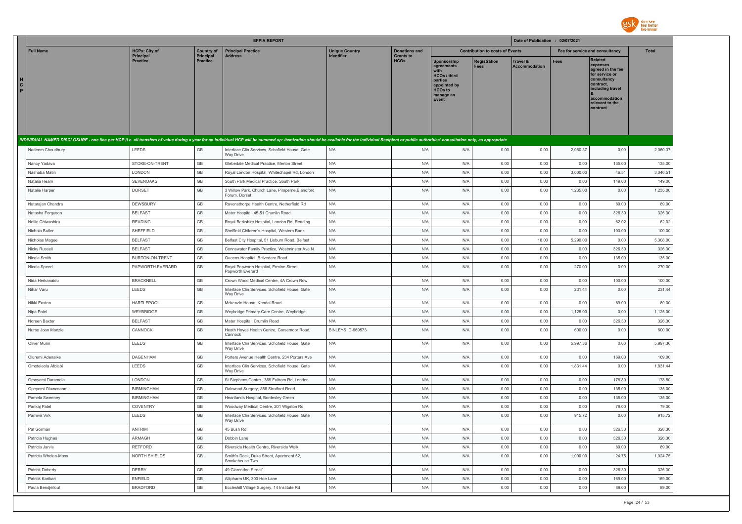| H C P | EFPIA REPORT | | | | | | | | | Date of Publication : 02/07/2021 | | |
|---|---|---|---|---|---|---|---|---|---|---|---|---|
| | Full Name | HCPs: City of Principal Practice | Country of Principal Practice | Principal Practice Address | Unique Country Identifier | Donations and Grants to HCOs | Contribution to costs of Events | | | Fee for service and consultancy | | Total |
| | | | | | | | Sponsorship agreements with HCOs / third parties appointed by HCOs to manage an Event | Registration Fees | Travel & Accommodation | Fees | Related expenses agreed in the fee for service or consultancy contract, including travel & accommodation relevant to the contract | |
| | *INDIVIDUAL NAMED DISCLOSURE - one line per HCP (i.e. all transfers of value during a year for an individual HCP will be summed up: itemization should be available for the individual Recipient or public authorities' consultation only, as appropriate* | | | | | | | | | | | |
| | Nadeem Choudhury | LEEDS | GB | Interface Clin Services, Schofield House, Gate Way Drive | N/A | N/A | N/A | 0.00 | 0.00 | 2,060.37 | 0.00 | 2,060.37 |
| | Nancy Yadava | STOKE-ON-TRENT | GB | Glebedale Medical Practice, Merton Street | N/A | N/A | N/A | 0.00 | 0.00 | 0.00 | 135.00 | 135.00 |
| | Nashaba Matin | LONDON | GB | Royal London Hospital, Whitechapel Rd, London | N/A | N/A | N/A | 0.00 | 0.00 | 3,000.00 | 46.51 | 3,046.51 |
| | Natalia Hearn | SEVENOAKS | GB | South Park Medical Practice, South Park | N/A | N/A | N/A | 0.00 | 0.00 | 0.00 | 149.00 | 149.00 |
| | Natalie Harper | DORSET | GB | 3 Willow Park, Church Lane, Pimperne,Blandford Forum, Dorset | N/A | N/A | N/A | 0.00 | 0.00 | 1,235.00 | 0.00 | 1,235.00 |
| | Natarajan Chandra | DEWSBURY | GB | Ravensthorpe Health Centre, Netherfield Rd | N/A | N/A | N/A | 0.00 | 0.00 | 0.00 | 89.00 | 89.00 |
| | Natasha Ferguson | BELFAST | GB | Mater Hospital, 45-51 Crumlin Road | N/A | N/A | N/A | 0.00 | 0.00 | 0.00 | 326.30 | 326.30 |
| | Nellie Chiwashira | READING | GB | Royal Berkshire Hospital, London Rd, Reading | N/A | N/A | N/A | 0.00 | 0.00 | 0.00 | 62.02 | 62.02 |
| | Nichola Butler | SHEFFIELD | GB | Sheffield Children's Hospital, Western Bank | N/A | N/A | N/A | 0.00 | 0.00 | 0.00 | 100.00 | 100.00 |
| | Nicholas Magee | BELFAST | GB | Belfast City Hospital, 51 Lisburn Road, Belfast | N/A | N/A | N/A | 0.00 | 18.00 | 5,290.00 | 0.00 | 5,308.00 |
| | Nicky Russell | BELFAST | GB | Connswater Family Practice, Westminster Ave N | N/A | N/A | N/A | 0.00 | 0.00 | 0.00 | 326.30 | 326.30 |
| | Nicola Smith | BURTON-ON-TRENT | GB | Queens Hospital, Belvedere Road | N/A | N/A | N/A | 0.00 | 0.00 | 0.00 | 135.00 | 135.00 |
| | Nicola Speed | PAPWORTH EVERARD | GB | Royal Papworth Hospital, Ermine Street, Papworth Everard | N/A | N/A | N/A | 0.00 | 0.00 | 270.00 | 0.00 | 270.00 |
| | Nida Herkanaidu | BRACKNELL | GB | Crown Wood Medical Centre, 4A Crown Row | N/A | N/A | N/A | 0.00 | 0.00 | 0.00 | 100.00 | 100.00 |
| | Nihar Varu | LEEDS | GB | Interface Clin Services, Schofield House, Gate Way Drive | N/A | N/A | N/A | 0.00 | 0.00 | 231.44 | 0.00 | 231.44 |
| | Nikki Easton | HARTLEPOOL | GB | Mckenzie House, Kendal Road | N/A | N/A | N/A | 0.00 | 0.00 | 0.00 | 89.00 | 89.00 |
| | Nipa Patel | WEYBRIDGE | GB | Weybridge Primary Care Centre, Weybridge | N/A | N/A | N/A | 0.00 | 0.00 | 1,125.00 | 0.00 | 1,125.00 |
| | Noreen Baxter | BELFAST | GB | Mater Hospital, Crumlin Road | N/A | N/A | N/A | 0.00 | 0.00 | 0.00 | 326.30 | 326.30 |
| | Nurse Joan Manzie | CANNOCK | GB | Heath Hayes Health Centre, Gorsemoor Road, Cannock | BINLEYS ID-669573 | N/A | N/A | 0.00 | 0.00 | 600.00 | 0.00 | 600.00 |
| | Oliver Munn | LEEDS | GB | Interface Clin Services, Schofield House, Gate Way Drive | N/A | N/A | N/A | 0.00 | 0.00 | 5,997.36 | 0.00 | 5,997.36 |
| | Oluremi Adenaike | DAGENHAM | GB | Porters Avenue Health Centre, 234 Porters Ave | N/A | N/A | N/A | 0.00 | 0.00 | 0.00 | 169.00 | 169.00 |
| | Omoteleola Afolabi | LEEDS | GB | Interface Clin Services, Schofield House, Gate Way Drive | N/A | N/A | N/A | 0.00 | 0.00 | 1,831.44 | 0.00 | 1,831.44 |
| | Omoyemi Daramola | LONDON | GB | St Stephens Centre , 369 Fulham Rd, London | N/A | N/A | N/A | 0.00 | 0.00 | 0.00 | 178.80 | 178.80 |
| | Opeyemi Oluwasanmi | BIRMINGHAM | GB | Oakwood Surgery, 856 Stratford Road | N/A | N/A | N/A | 0.00 | 0.00 | 0.00 | 135.00 | 135.00 |
| | Pamela Sweeney | BIRMINGHAM | GB | Heartlands Hospital, Bordesley Green | N/A | N/A | N/A | 0.00 | 0.00 | 0.00 | 135.00 | 135.00 |
| | Pankaj Patel | COVENTRY | GB | Woodway Medical Centre, 201 Wigston Rd | N/A | N/A | N/A | 0.00 | 0.00 | 0.00 | 79.00 | 79.00 |
| | Parmvir Virk | LEEDS | GB | Interface Clin Services, Schofield House, Gate Way Drive | N/A | N/A | N/A | 0.00 | 0.00 | 915.72 | 0.00 | 915.72 |
| | Pat Gorman | ANTRIM | GB | 45 Bush Rd | N/A | N/A | N/A | 0.00 | 0.00 | 0.00 | 326.30 | 326.30 |
| | Patricia Hughes | ARMAGH | GB | Dobbin Lane | N/A | N/A | N/A | 0.00 | 0.00 | 0.00 | 326.30 | 326.30 |
| | Patricia Jarvis | RETFORD | GB | Riverside Health Centre, Riverside Walk | N/A | N/A | N/A | 0.00 | 0.00 | 0.00 | 89.00 | 89.00 |
| | Patricia Whelan-Moss | NORTH SHIELDS | GB | Smith's Dock, Duke Street, Apartment 52, Smokehouse Two | N/A | N/A | N/A | 0.00 | 0.00 | 1,000.00 | 24.75 | 1,024.75 |
| | Patrick Doherty | DERRY | GB | 49 Clarendon Street` | N/A | N/A | N/A | 0.00 | 0.00 | 0.00 | 326.30 | 326.30 |
| | Patrick Karikari | ENFIELD | GB | Allipharm UK, 300 Hoe Lane | N/A | N/A | N/A | 0.00 | 0.00 | 0.00 | 169.00 | 169.00 |
| | Paula Bendjelloul | BRADFORD | GB | Eccleshill Village Surgery, 14 Institute Rd | N/A | N/A | N/A | 0.00 | 0.00 | 0.00 | 89.00 | 89.00 |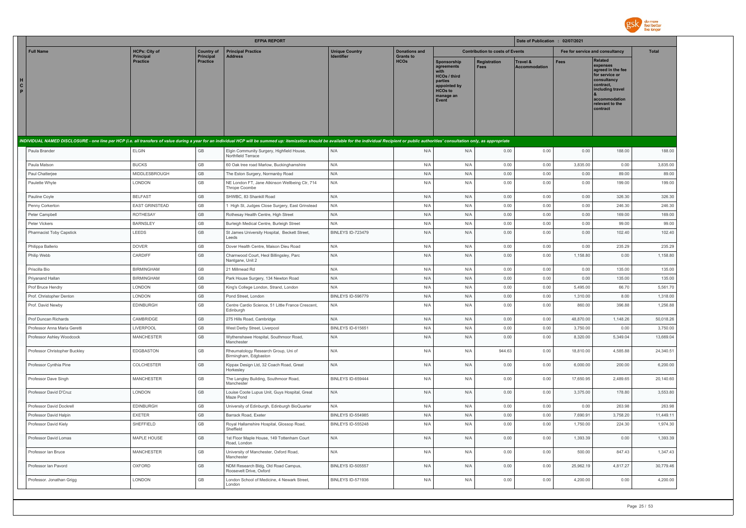| | EFPIA REPORT | | | | | | | | Date of Publication : 02/07/2021 | | | |
|---|---|---|---|---|---|---|---|---|---|---|---|---|
| | Full Name | HCPs: City of Principal Practice | Country of Principal Practice | Principal Practice Address | Unique Country Identifier | Donations and Grants to HCOs | Contribution to costs of Events | | | Fee for service and consultancy | | Total |
| H C P | | | | | | | Sponsorship agreements with HCOs / third parties appointed by HCOs to manage an Event | Registration Fees | Travel & Accommodation | Fees | Related expenses agreed in the fee for service or consultancy contract, including travel & accommodation relevant to the contract | |
| *INDIVIDUAL NAMED DISCLOSURE - one line per HCP (i.e. all transfers of value during a year for an individual HCP will be summed up: itemization should be available for the individual Recipient or public authorities' consultation only, as appropriate* | | | | | | | | | | | | |
| | Paula Brander | ELGIN | GB | Elgin Community Surgery, Highfield House, Northfield Terrace | N/A | N/A | N/A | 0.00 | 0.00 | 0.00 | 188.00 | 188.00 |
| | Paula Matson | BUCKS | GB | 60 Oak tree road Marlow, Buckinghamshire | N/A | N/A | N/A | 0.00 | 0.00 | 3,835.00 | 0.00 | 3,835.00 |
| | Paul Chatterjee | MIDDLESBROUGH | GB | The Eston Surgery, Normanby Road | N/A | N/A | N/A | 0.00 | 0.00 | 0.00 | 89.00 | 89.00 |
| | Paulette Whyte | LONDON | GB | NE London FT, Jane Atkinson Wellbeing Ctr, 714 Thrope Coombe | N/A | N/A | N/A | 0.00 | 0.00 | 0.00 | 199.00 | 199.00 |
| | Pauline Coyle | BELFAST | GB | SHWBC, 83 Shankill Road | N/A | N/A | N/A | 0.00 | 0.00 | 0.00 | 326.30 | 326.30 |
| | Penny Corkerton | EAST GRINSTEAD | GB | 1 High St, Judges Close Surgery, East Grinstead | N/A | N/A | N/A | 0.00 | 0.00 | 0.00 | 246.30 | 246.30 |
| | Peter Campbell | ROTHESAY | GB | Rothesay Health Centre, High Street | N/A | N/A | N/A | 0.00 | 0.00 | 0.00 | 169.00 | 169.00 |
| | Peter Vickers | BARNSLEY | GB | Burleigh Medical Centre, Burleigh Street | N/A | N/A | N/A | 0.00 | 0.00 | 0.00 | 99.00 | 99.00 |
| | Pharmacist Toby Capstick | LEEDS | GB | St James University Hospital, Beckett Street, Leeds | BINLEYS ID-723479 | N/A | N/A | 0.00 | 0.00 | 0.00 | 102.40 | 102.40 |
| | Philippa Ballerio | DOVER | GB | Dover Health Centre, Maison Dieu Road | N/A | N/A | N/A | 0.00 | 0.00 | 0.00 | 235.29 | 235.29 |
| | Philip Webb | CARDIFF | GB | Charnwood Court, Heol Billingsley, Parc Nantgarw, Unit 2 | N/A | N/A | N/A | 0.00 | 0.00 | 1,158.80 | 0.00 | 1,158.80 |
| | Priscilla Bio | BIRMINGHAM | GB | 21 Millmead Rd | N/A | N/A | N/A | 0.00 | 0.00 | 0.00 | 135.00 | 135.00 |
| | Priyanand Hallan | BIRMINGHAM | GB | Park House Surgery, 134 Newton Road | N/A | N/A | N/A | 0.00 | 0.00 | 0.00 | 135.00 | 135.00 |
| | Prof Bruce Hendry | LONDON | GB | King's College London, Strand, London | N/A | N/A | N/A | 0.00 | 0.00 | 5,495.00 | 66.70 | 5,561.70 |
| | Prof. Christopher Denton | LONDON | GB | Pond Street, London | BINLEYS ID-596779 | N/A | N/A | 0.00 | 0.00 | 1,310.00 | 8.00 | 1,318.00 |
| | Prof. David Newby | EDINBURGH | GB | Centre Cardio Science, 51 Little France Crescent, Edinburgh | N/A | N/A | N/A | 0.00 | 0.00 | 860.00 | 396.88 | 1,256.88 |
| | Prof Duncan Richards | CAMBRIDGE | GB | 275 Hills Road, Cambridge | N/A | N/A | N/A | 0.00 | 0.00 | 48,870.00 | 1,148.26 | 50,018.26 |
| | Professor Anna Maria Geretti | LIVERPOOL | GB | West Derby Street, Liverpool | BINLEYS ID-615651 | N/A | N/A | 0.00 | 0.00 | 3,750.00 | 0.00 | 3,750.00 |
| | Professor Ashley Woodcock | MANCHESTER | GB | Wythenshawe Hospital, Southmoor Road, Manchester | N/A | N/A | N/A | 0.00 | 0.00 | 8,320.00 | 5,349.04 | 13,669.04 |
| | Professor Christopher Buckley | EDGBASTON | GB | Rheumatology Research Group, Uni of Birmingham, Edgbaston | N/A | N/A | N/A | 944.63 | 0.00 | 18,810.00 | 4,585.88 | 24,340.51 |
| | Professor Cynthia Pine | COLCHESTER | GB | Kippax Design Ltd, 32 Coach Road, Great Horkesley | N/A | N/A | N/A | 0.00 | 0.00 | 6,000.00 | 200.00 | 6,200.00 |
| | Professor Dave Singh | MANCHESTER | GB | The Langley Building, Southmoor Road, Manchester | BINLEYS ID-659444 | N/A | N/A | 0.00 | 0.00 | 17,650.95 | 2,489.65 | 20,140.60 |
| | Professor David D'Cruz | LONDON | GB | Louise Coote Lupus Unit, Guys Hospital, Great Maze Pond | N/A | N/A | N/A | 0.00 | 0.00 | 3,375.00 | 178.80 | 3,553.80 |
| | Professor David Dockrell | EDINBURGH | GB | University of Edinburgh, Edinburgh BioQuarter | N/A | N/A | N/A | 0.00 | 0.00 | 0.00 | 263.98 | 263.98 |
| | Professor David Halpin | EXETER | GB | Barrack Road, Exeter | BINLEYS ID-554985 | N/A | N/A | 0.00 | 0.00 | 7,690.91 | 3,758.20 | 11,449.11 |
| | Professor David Kiely | SHEFFIELD | GB | Royal Hallamshire Hospital, Glossop Road, Sheffield | BINLEYS ID-555248 | N/A | N/A | 0.00 | 0.00 | 1,750.00 | 224.30 | 1,974.30 |
| | Professor David Lomas | MAPLE HOUSE | GB | 1st Floor Maple House, 149 Tottenham Court Road, London | N/A | N/A | N/A | 0.00 | 0.00 | 1,393.39 | 0.00 | 1,393.39 |
| | Professor Ian Bruce | MANCHESTER | GB | University of Manchester, Oxford Road, Manchester | N/A | N/A | N/A | 0.00 | 0.00 | 500.00 | 847.43 | 1,347.43 |
| | Professor Ian Pavord | OXFORD | GB | NDM Research Bldg, Old Road Campus, Roosevelt Drive, Oxford | BINLEYS ID-505557 | N/A | N/A | 0.00 | 0.00 | 25,962.19 | 4,817.27 | 30,779.46 |
| | Professor. Jonathan Grigg | LONDON | GB | London School of Medicine, 4 Newark Street, London | BINLEYS ID-571936 | N/A | N/A | 0.00 | 0.00 | 4,200.00 | 0.00 | 4,200.00 |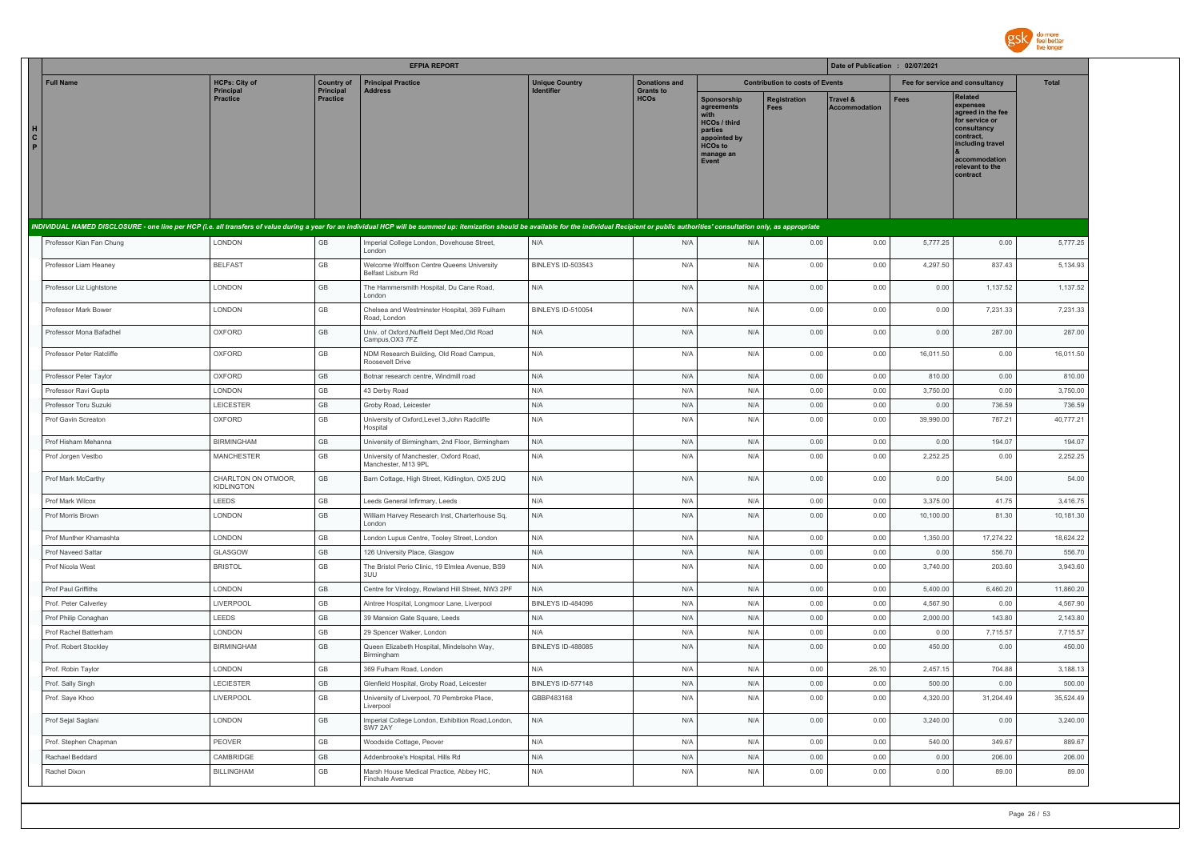| | Full Name | HCPs: City of Principal Practice | Country of Principal Practice | Principal Practice Address | Unique Country Identifier | Donations and Grants to HCOs | Contribution to costs of Events | | | Fee for service and consultancy | | Total |
|---|---|---|---|---|---|---|---|---|---|---|---|---|
| | | | | | | | Sponsorship agreements with HCOs / third parties appointed by HCOs to manage an Event | Registration Fees | Travel & Accommodation | Fees | Related expenses agreed in the fee for service or consultancy contract, including travel & accommodation relevant to the contract | |
| HCP | *INDIVIDUAL NAMED DISCLOSURE - one line per HCP (i.e. all transfers of value during a year for an individual HCP will be summed up: itemization should be available for the individual Recipient or public authorities' consultation only, as appropriate* | | | | | | | | | | | |
| | Professor Kian Fan Chung | LONDON | GB | Imperial College London, Dovehouse Street, London | N/A | N/A | N/A | 0.00 | 0.00 | 5,777.25 | 0.00 | 5,777.25 |
| | Professor Liam Heaney | BELFAST | GB | Welcome Wolffson Centre Queens University Belfast Lisburn Rd | BINLEYS ID-503543 | N/A | N/A | 0.00 | 0.00 | 4,297.50 | 837.43 | 5,134.93 |
| | Professor Liz Lightstone | LONDON | GB | The Hammersmith Hospital, Du Cane Road, London | N/A | N/A | N/A | 0.00 | 0.00 | 0.00 | 1,137.52 | 1,137.52 |
| | Professor Mark Bower | LONDON | GB | Chelsea and Westminster Hospital, 369 Fulham Road, London | BINLEYS ID-510054 | N/A | N/A | 0.00 | 0.00 | 0.00 | 7,231.33 | 7,231.33 |
| | Professor Mona Bafadhel | OXFORD | GB | Univ. of Oxford,Nuffield Dept Med,Old Road Campus,OX3 7FZ | N/A | N/A | N/A | 0.00 | 0.00 | 0.00 | 287.00 | 287.00 |
| | Professor Peter Ratcliffe | OXFORD | GB | NDM Research Building, Old Road Campus, Roosevelt Drive | N/A | N/A | N/A | 0.00 | 0.00 | 16,011.50 | 0.00 | 16,011.50 |
| | Professor Peter Taylor | OXFORD | GB | Botnar research centre, Windmill road | N/A | N/A | N/A | 0.00 | 0.00 | 810.00 | 0.00 | 810.00 |
| | Professor Ravi Gupta | LONDON | GB | 43 Derby Road | N/A | N/A | N/A | 0.00 | 0.00 | 3,750.00 | 0.00 | 3,750.00 |
| | Professor Toru Suzuki | LEICESTER | GB | Groby Road, Leicester | N/A | N/A | N/A | 0.00 | 0.00 | 0.00 | 736.59 | 736.59 |
| | Prof Gavin Screaton | OXFORD | GB | University of Oxford,Level 3,John Radcliffe Hospital | N/A | N/A | N/A | 0.00 | 0.00 | 39,990.00 | 787.21 | 40,777.21 |
| | Prof Hisham Mehanna | BIRMINGHAM | GB | University of Birmingham, 2nd Floor, Birmingham | N/A | N/A | N/A | 0.00 | 0.00 | 0.00 | 194.07 | 194.07 |
| | Prof Jorgen Vestbo | MANCHESTER | GB | University of Manchester, Oxford Road, Manchester, M13 9PL | N/A | N/A | N/A | 0.00 | 0.00 | 2,252.25 | 0.00 | 2,252.25 |
| | Prof Mark McCarthy | CHARLTON ON OTMOOR, KIDLINGTON | GB | Barn Cottage, High Street, Kidlington, OX5 2UQ | N/A | N/A | N/A | 0.00 | 0.00 | 0.00 | 54.00 | 54.00 |
| | Prof Mark Wilcox | LEEDS | GB | Leeds General Infirmary, Leeds | N/A | N/A | N/A | 0.00 | 0.00 | 3,375.00 | 41.75 | 3,416.75 |
| | Prof Morris Brown | LONDON | GB | William Harvey Research Inst, Charterhouse Sq, London | N/A | N/A | N/A | 0.00 | 0.00 | 10,100.00 | 81.30 | 10,181.30 |
| | Prof Munther Khamashta | LONDON | GB | London Lupus Centre, Tooley Street, London | N/A | N/A | N/A | 0.00 | 0.00 | 1,350.00 | 17,274.22 | 18,624.22 |
| | Prof Naveed Sattar | GLASGOW | GB | 126 University Place, Glasgow | N/A | N/A | N/A | 0.00 | 0.00 | 0.00 | 556.70 | 556.70 |
| | Prof Nicola West | BRISTOL | GB | The Bristol Perio Clinic, 19 Elmlea Avenue, BS9 3UU | N/A | N/A | N/A | 0.00 | 0.00 | 3,740.00 | 203.60 | 3,943.60 |
| | Prof Paul Griffiths | LONDON | GB | Centre for Virology, Rowland Hill Street, NW3 2PF | N/A | N/A | N/A | 0.00 | 0.00 | 5,400.00 | 6,460.20 | 11,860.20 |
| | Prof. Peter Calverley | LIVERPOOL | GB | Aintree Hospital, Longmoor Lane, Liverpool | BINLEYS ID-484096 | N/A | N/A | 0.00 | 0.00 | 4,567.90 | 0.00 | 4,567.90 |
| | Prof Philip Conaghan | LEEDS | GB | 39 Mansion Gate Square, Leeds | N/A | N/A | N/A | 0.00 | 0.00 | 2,000.00 | 143.80 | 2,143.80 |
| | Prof Rachel Batterham | LONDON | GB | 29 Spencer Walker, London | N/A | N/A | N/A | 0.00 | 0.00 | 0.00 | 7,715.57 | 7,715.57 |
| | Prof. Robert Stockley | BIRMINGHAM | GB | Queen Elizabeth Hospital, Mindelsohn Way, Birmingham | BINLEYS ID-488085 | N/A | N/A | 0.00 | 0.00 | 450.00 | 0.00 | 450.00 |
| | Prof. Robin Taylor | LONDON | GB | 369 Fulham Road, London | N/A | N/A | N/A | 0.00 | 26.10 | 2,457.15 | 704.88 | 3,188.13 |
| | Prof. Sally Singh | LECIESTER | GB | Glenfield Hospital, Groby Road, Leicester | BINLEYS ID-577148 | N/A | N/A | 0.00 | 0.00 | 500.00 | 0.00 | 500.00 |
| | Prof. Saye Khoo | LIVERPOOL | GB | University of Liverpool, 70 Pembroke Place, Liverpool | GBBP483168 | N/A | N/A | 0.00 | 0.00 | 4,320.00 | 31,204.49 | 35,524.49 |
| | Prof Sejal Saglani | LONDON | GB | Imperial College London, Exhibition Road,London, SW7 2AY | N/A | N/A | N/A | 0.00 | 0.00 | 3,240.00 | 0.00 | 3,240.00 |
| | Prof. Stephen Chapman | PEOVER | GB | Woodside Cottage, Peover | N/A | N/A | N/A | 0.00 | 0.00 | 540.00 | 349.67 | 889.67 |
| | Rachael Beddard | CAMBRIDGE | GB | Addenbrooke's Hospital, Hills Rd | N/A | N/A | N/A | 0.00 | 0.00 | 0.00 | 206.00 | 206.00 |
| | Rachel Dixon | BILLINGHAM | GB | Marsh House Medical Practice, Abbey HC, Finchale Avenue | N/A | N/A | N/A | 0.00 | 0.00 | 0.00 | 89.00 | 89.00 |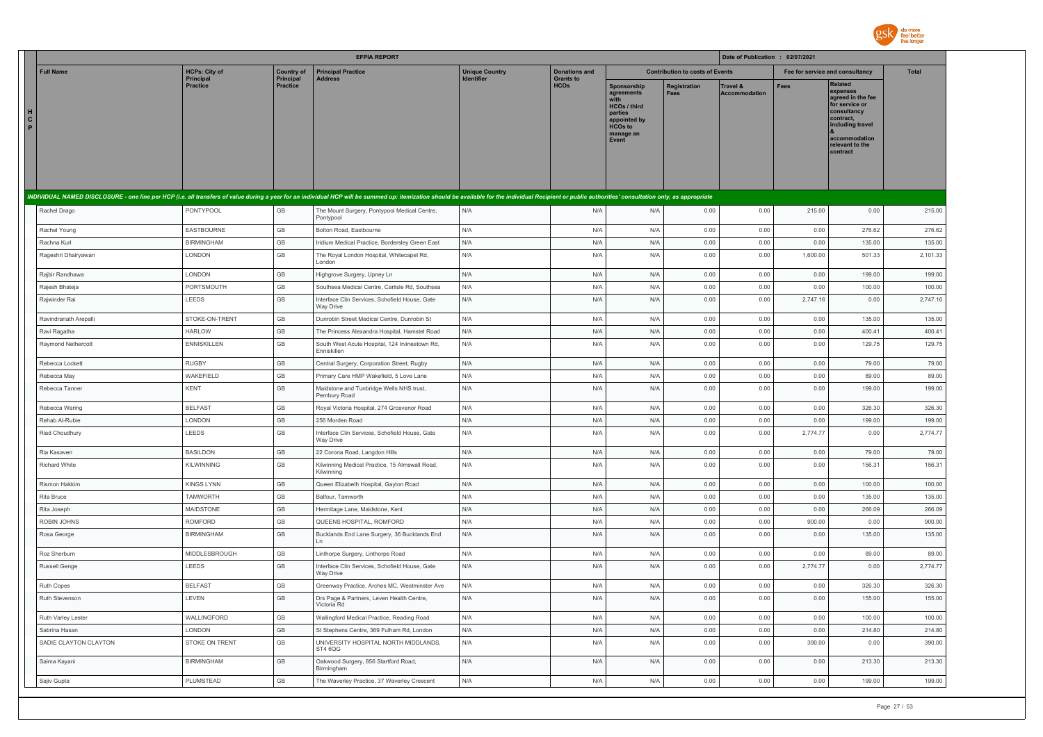| Full Name | HCPs: City of Principal Practice | Country of Principal Practice | Principal Practice Address | Unique Country Identifier | Donations and Grants to HCOs | Contribution to costs of Events | | | Fee for service and consultancy | | Total |
|---|---|---|---|---|---|---|---|---|---|---|---|
| | | | | | | Sponsorship agreements with HCOs / third parties appointed by HCOs to manage an Event | Registration Fees | Travel & Accommodation | Fees | Related expenses agreed in the fee for service or consultancy contract, including travel & accommodation relevant to the contract | |
| *INDIVIDUAL NAMED DISCLOSURE - one line per HCP (i.e. all transfers of value during a year for an individual HCP will be summed up: itemization should be available for the individual Recipient or public authorities' consultation only, as appropriate* | | | | | | | | | | | |
| Rachel Drago | PONTYPOOL | GB | The Mount Surgery, Pontypool Medical Centre, Pontypool | N/A | N/A | N/A | 0.00 | 0.00 | 215.00 | 0.00 | 215.00 |
| Rachel Young | EASTBOURNE | GB | Bolton Road, Eastbourne | N/A | N/A | N/A | 0.00 | 0.00 | 0.00 | 276.62 | 276.62 |
| Rachna Kurl | BIRMINGHAM | GB | Iridium Medical Practice, Bordersley Green East | N/A | N/A | N/A | 0.00 | 0.00 | 0.00 | 135.00 | 135.00 |
| Rageshri Dhairyawan | LONDON | GB | The Royal London Hospital, Whitecapel Rd, London | N/A | N/A | N/A | 0.00 | 0.00 | 1,600.00 | 501.33 | 2,101.33 |
| Rajbir Randhawa | LONDON | GB | Highgrove Surgery, Upney Ln | N/A | N/A | N/A | 0.00 | 0.00 | 0.00 | 199.00 | 199.00 |
| Rajesh Bhateja | PORTSMOUTH | GB | Southsea Medical Centre, Carlisle Rd, Southsea | N/A | N/A | N/A | 0.00 | 0.00 | 0.00 | 100.00 | 100.00 |
| Rajwinder Rai | LEEDS | GB | Interface Clin Services, Schofield House, Gate Way Drive | N/A | N/A | N/A | 0.00 | 0.00 | 2,747.16 | 0.00 | 2,747.16 |
| Ravindranath Arepalli | STOKE-ON-TRENT | GB | Dunrobin Street Medical Centre, Dunrobin St | N/A | N/A | N/A | 0.00 | 0.00 | 0.00 | 135.00 | 135.00 |
| Ravi Ragatha | HARLOW | GB | The Princess Alexandra Hospital, Hamstel Road | N/A | N/A | N/A | 0.00 | 0.00 | 0.00 | 400.41 | 400.41 |
| Raymond Nethercott | ENNISKILLEN | GB | South West Acute Hospital, 124 Irvinestown Rd, Enniskillen | N/A | N/A | N/A | 0.00 | 0.00 | 0.00 | 129.75 | 129.75 |
| Rebecca Lockett | RUGBY | GB | Central Surgery, Corporation Street, Rugby | N/A | N/A | N/A | 0.00 | 0.00 | 0.00 | 79.00 | 79.00 |
| Rebecca May | WAKEFIELD | GB | Primary Care HMP Wakefield, 5 Love Lane | N/A | N/A | N/A | 0.00 | 0.00 | 0.00 | 89.00 | 89.00 |
| Rebecca Tanner | KENT | GB | Maidstone and Tunbridge Wells NHS trust, Pembury Road | N/A | N/A | N/A | 0.00 | 0.00 | 0.00 | 199.00 | 199.00 |
| Rebecca Waring | BELFAST | GB | Royal Victoria Hospital, 274 Grosvenor Road | N/A | N/A | N/A | 0.00 | 0.00 | 0.00 | 326.30 | 326.30 |
| Rehab Al-Rubie | LONDON | GB | 256 Morden Road | N/A | N/A | N/A | 0.00 | 0.00 | 0.00 | 199.00 | 199.00 |
| Riad Choudhury | LEEDS | GB | Interface Clin Services, Schofield House, Gate Way Drive | N/A | N/A | N/A | 0.00 | 0.00 | 2,774.77 | 0.00 | 2,774.77 |
| Ria Kasaven | BASILDON | GB | 22 Corona Road, Langdon Hills | N/A | N/A | N/A | 0.00 | 0.00 | 0.00 | 79.00 | 79.00 |
| Richard White | KILWINNING | GB | Kilwinning Medical Practice, 15 Almswall Road, Kilwinning | N/A | N/A | N/A | 0.00 | 0.00 | 0.00 | 156.31 | 156.31 |
| Rismon Hakkim | KINGS LYNN | GB | Queen Elizabeth Hospital, Gayton Road | N/A | N/A | N/A | 0.00 | 0.00 | 0.00 | 100.00 | 100.00 |
| Rita Bruce | TAMWORTH | GB | Balfour, Tamworth | N/A | N/A | N/A | 0.00 | 0.00 | 0.00 | 135.00 | 135.00 |
| Rita Joseph | MAIDSTONE | GB | Hermitage Lane, Maidstone, Kent | N/A | N/A | N/A | 0.00 | 0.00 | 0.00 | 266.09 | 266.09 |
| ROBIN JOHNS | ROMFORD | GB | QUEENS HOSPITAL, ROMFORD | N/A | N/A | N/A | 0.00 | 0.00 | 900.00 | 0.00 | 900.00 |
| Rosa George | BIRMINGHAM | GB | Bucklands End Lane Surgery, 36 Bucklands End Ln | N/A | N/A | N/A | 0.00 | 0.00 | 0.00 | 135.00 | 135.00 |
| Roz Sherburn | MIDDLESBROUGH | GB | Linthorpe Surgery, Linthorpe Road | N/A | N/A | N/A | 0.00 | 0.00 | 0.00 | 89.00 | 89.00 |
| Russell Genge | LEEDS | GB | Interface Clin Services, Schofield House, Gate Way Drive | N/A | N/A | N/A | 0.00 | 0.00 | 2,774.77 | 0.00 | 2,774.77 |
| Ruth Copes | BELFAST | GB | Greenway Practice, Arches MC, Westminster Ave | N/A | N/A | N/A | 0.00 | 0.00 | 0.00 | 326.30 | 326.30 |
| Ruth Stevenson | LEVEN | GB | Drs Page & Partners, Leven Health Centre, Victoria Rd | N/A | N/A | N/A | 0.00 | 0.00 | 0.00 | 155.00 | 155.00 |
| Ruth Varley Lester | WALLINGFORD | GB | Wallingford Medical Practice, Reading Road | N/A | N/A | N/A | 0.00 | 0.00 | 0.00 | 100.00 | 100.00 |
| Sabrina Hasan | LONDON | GB | St Stephens Centre, 369 Fulham Rd, London | N/A | N/A | N/A | 0.00 | 0.00 | 0.00 | 214.80 | 214.80 |
| SADIE CLAYTON CLAYTON | STOKE ON TRENT | GB | UNIVERSITY HOSPITAL NORTH MIDDLANDS, ST4 6QG | N/A | N/A | N/A | 0.00 | 0.00 | 390.00 | 0.00 | 390.00 |
| Saima Kayani | BIRMINGHAM | GB | Oakwood Surgery, 856 Startford Road, Birmingham | N/A | N/A | N/A | 0.00 | 0.00 | 0.00 | 213.30 | 213.30 |
| Sajiv Gupta | PLUMSTEAD | GB | The Waverley Practice, 37 Waverley Crescent | N/A | N/A | N/A | 0.00 | 0.00 | 0.00 | 199.00 | 199.00 |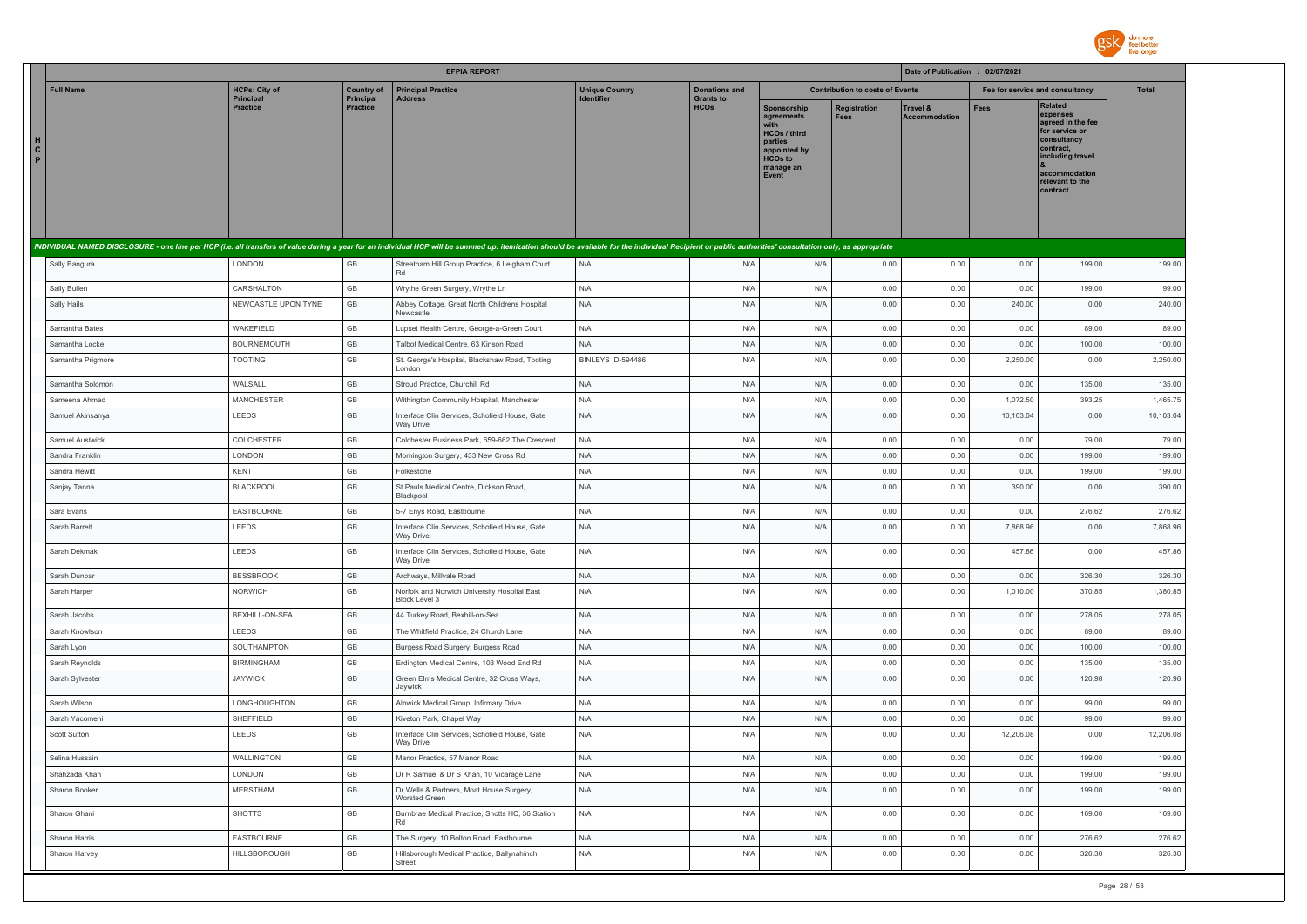| HCP | Full Name | HCPs: City of Principal Practice | Country of Principal Practice | Principal Practice Address | Unique Country Identifier | Donations and Grants to HCOs | Contribution to costs of Events | | | Fee for service and consultancy | | Total |
|---|---|---|---|---|---|---|---|---|---|---|---|---|
| | | | | | | | Sponsorship agreements with HCOs / third parties appointed by HCOs to manage an Event | Registration Fees | Travel & Accommodation | Fees | Related expenses agreed in the fee for service or consultancy contract, including travel & accommodation relevant to the contract | |

**EFPIA REPORT** — Date of Publication : 02/07/2021

*INDIVIDUAL NAMED DISCLOSURE - one line per HCP (i.e. all transfers of value during a year for an individual HCP will be summed up: itemization should be available for the individual Recipient or public authorities' consultation only, as appropriate*

| Full Name | HCPs: City of Principal Practice | Country of Principal Practice | Principal Practice Address | Unique Country Identifier | Donations and Grants to HCOs | Sponsorship agreements with HCOs / third parties appointed by HCOs to manage an Event | Registration Fees | Travel & Accommodation | Fees | Related expenses | Total |
|---|---|---|---|---|---|---|---|---|---|---|---|
| Sally Bangura | LONDON | GB | Streatham Hill Group Practice, 6 Leigham Court Rd | N/A | N/A | N/A | 0.00 | 0.00 | 0.00 | 199.00 | 199.00 |
| Sally Bullen | CARSHALTON | GB | Wrythe Green Surgery, Wrythe Ln | N/A | N/A | N/A | 0.00 | 0.00 | 0.00 | 199.00 | 199.00 |
| Sally Hails | NEWCASTLE UPON TYNE | GB | Abbey Cottage, Great North Childrens Hospital Newcastle | N/A | N/A | N/A | 0.00 | 0.00 | 240.00 | 0.00 | 240.00 |
| Samantha Bates | WAKEFIELD | GB | Lupset Health Centre, George-a-Green Court | N/A | N/A | N/A | 0.00 | 0.00 | 0.00 | 89.00 | 89.00 |
| Samantha Locke | BOURNEMOUTH | GB | Talbot Medical Centre, 63 Kinson Road | N/A | N/A | N/A | 0.00 | 0.00 | 0.00 | 100.00 | 100.00 |
| Samantha Prigmore | TOOTING | GB | St. George's Hospital, Blackshaw Road, Tooting, London | BINLEYS ID-594486 | N/A | N/A | 0.00 | 0.00 | 2,250.00 | 0.00 | 2,250.00 |
| Samantha Solomon | WALSALL | GB | Stroud Practice, Churchill Rd | N/A | N/A | N/A | 0.00 | 0.00 | 0.00 | 135.00 | 135.00 |
| Sameena Ahmad | MANCHESTER | GB | Withington Community Hospital, Manchester | N/A | N/A | N/A | 0.00 | 0.00 | 1,072.50 | 393.25 | 1,465.75 |
| Samuel Akinsanya | LEEDS | GB | Interface Clin Services, Schofield House, Gate Way Drive | N/A | N/A | N/A | 0.00 | 0.00 | 10,103.04 | 0.00 | 10,103.04 |
| Samuel Austwick | COLCHESTER | GB | Colchester Business Park, 659-662 The Crescent | N/A | N/A | N/A | 0.00 | 0.00 | 0.00 | 79.00 | 79.00 |
| Sandra Franklin | LONDON | GB | Mornington Surgery, 433 New Cross Rd | N/A | N/A | N/A | 0.00 | 0.00 | 0.00 | 199.00 | 199.00 |
| Sandra Hewitt | KENT | GB | Folkestone | N/A | N/A | N/A | 0.00 | 0.00 | 0.00 | 199.00 | 199.00 |
| Sanjay Tanna | BLACKPOOL | GB | St Pauls Medical Centre, Dickson Road, Blackpool | N/A | N/A | N/A | 0.00 | 0.00 | 390.00 | 0.00 | 390.00 |
| Sara Evans | EASTBOURNE | GB | 5-7 Enys Road, Eastbourne | N/A | N/A | N/A | 0.00 | 0.00 | 0.00 | 276.62 | 276.62 |
| Sarah Barrett | LEEDS | GB | Interface Clin Services, Schofield House, Gate Way Drive | N/A | N/A | N/A | 0.00 | 0.00 | 7,868.96 | 0.00 | 7,868.96 |
| Sarah Dekmak | LEEDS | GB | Interface Clin Services, Schofield House, Gate Way Drive | N/A | N/A | N/A | 0.00 | 0.00 | 457.86 | 0.00 | 457.86 |
| Sarah Dunbar | BESSBROOK | GB | Archways, Millvale Road | N/A | N/A | N/A | 0.00 | 0.00 | 0.00 | 326.30 | 326.30 |
| Sarah Harper | NORWICH | GB | Norfolk and Norwich University Hospital East Block Level 3 | N/A | N/A | N/A | 0.00 | 0.00 | 1,010.00 | 370.85 | 1,380.85 |
| Sarah Jacobs | BEXHILL-ON-SEA | GB | 44 Turkey Road, Bexhill-on-Sea | N/A | N/A | N/A | 0.00 | 0.00 | 0.00 | 278.05 | 278.05 |
| Sarah Knowlson | LEEDS | GB | The Whitfield Practice, 24 Church Lane | N/A | N/A | N/A | 0.00 | 0.00 | 0.00 | 89.00 | 89.00 |
| Sarah Lyon | SOUTHAMPTON | GB | Burgess Road Surgery, Burgess Road | N/A | N/A | N/A | 0.00 | 0.00 | 0.00 | 100.00 | 100.00 |
| Sarah Reynolds | BIRMINGHAM | GB | Erdington Medical Centre, 103 Wood End Rd | N/A | N/A | N/A | 0.00 | 0.00 | 0.00 | 135.00 | 135.00 |
| Sarah Sylvester | JAYWICK | GB | Green Elms Medical Centre, 32 Cross Ways, Jaywick | N/A | N/A | N/A | 0.00 | 0.00 | 0.00 | 120.98 | 120.98 |
| Sarah Wilson | LONGHOUGHTON | GB | Alnwick Medical Group, Infirmary Drive | N/A | N/A | N/A | 0.00 | 0.00 | 0.00 | 99.00 | 99.00 |
| Sarah Yacomeni | SHEFFIELD | GB | Kiveton Park, Chapel Way | N/A | N/A | N/A | 0.00 | 0.00 | 0.00 | 99.00 | 99.00 |
| Scott Sutton | LEEDS | GB | Interface Clin Services, Schofield House, Gate Way Drive | N/A | N/A | N/A | 0.00 | 0.00 | 12,206.08 | 0.00 | 12,206.08 |
| Selina Hussain | WALLINGTON | GB | Manor Practice, 57 Manor Road | N/A | N/A | N/A | 0.00 | 0.00 | 0.00 | 199.00 | 199.00 |
| Shahzada Khan | LONDON | GB | Dr R Samuel & Dr S Khan, 10 Vicarage Lane | N/A | N/A | N/A | 0.00 | 0.00 | 0.00 | 199.00 | 199.00 |
| Sharon Booker | MERSTHAM | GB | Dr Wells & Partners, Moat House Surgery, Worsted Green | N/A | N/A | N/A | 0.00 | 0.00 | 0.00 | 199.00 | 199.00 |
| Sharon Ghani | SHOTTS | GB | Burnbrae Medical Practice, Shotts HC, 36 Station Rd | N/A | N/A | N/A | 0.00 | 0.00 | 0.00 | 169.00 | 169.00 |
| Sharon Harris | EASTBOURNE | GB | The Surgery, 10 Bolton Road, Eastbourne | N/A | N/A | N/A | 0.00 | 0.00 | 0.00 | 276.62 | 276.62 |
| Sharon Harvey | HILLSBOROUGH | GB | Hillsborough Medical Practice, Ballynahinch Street | N/A | N/A | N/A | 0.00 | 0.00 | 0.00 | 326.30 | 326.30 |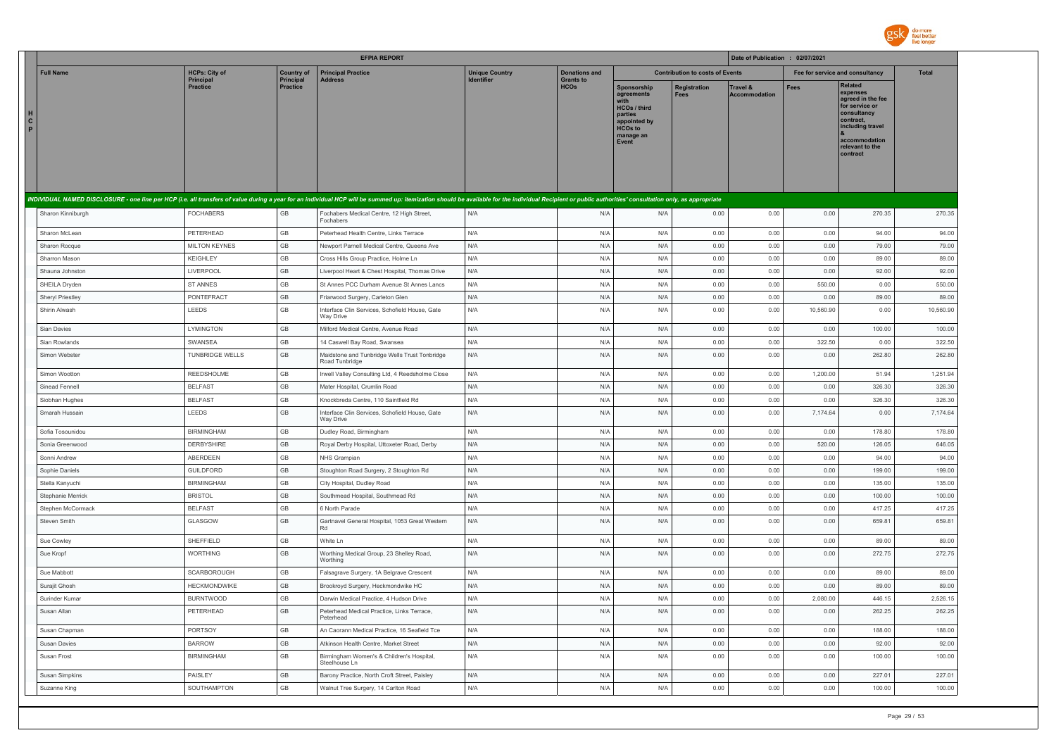| | EFPIA REPORT | | | | | | | | Date of Publication : 02/07/2021 | | | |
|---|---|---|---|---|---|---|---|---|---|---|---|---|
| | Full Name | HCPs: City of Principal Practice | Country of Principal Practice | Principal Practice Address | Unique Country Identifier | Donations and Grants to HCOs | Contribution to costs of Events | | | Fee for service and consultancy | | Total |
| | | | | | | | Sponsorship agreements with HCOs / third parties appointed by HCOs to manage an Event | Registration Fees | Travel & Accommodation | Fees | Related expenses agreed in the fee for service or consultancy contract, including travel & accommodation relevant to the contract | |
| HCP | *INDIVIDUAL NAMED DISCLOSURE - one line per HCP (i.e. all transfers of value during a year for an individual HCP will be summed up: itemization should be available for the individual Recipient or public authorities' consultation only, as appropriate* | | | | | | | | | | | |
| | Sharon Kinniburgh | FOCHABERS | GB | Fochabers Medical Centre, 12 High Street, Fochabers | N/A | N/A | N/A | 0.00 | 0.00 | 0.00 | 270.35 | 270.35 |
| | Sharon McLean | PETERHEAD | GB | Peterhead Health Centre, Links Terrace | N/A | N/A | N/A | 0.00 | 0.00 | 0.00 | 94.00 | 94.00 |
| | Sharon Rocque | MILTON KEYNES | GB | Newport Parnell Medical Centre, Queens Ave | N/A | N/A | N/A | 0.00 | 0.00 | 0.00 | 79.00 | 79.00 |
| | Sharron Mason | KEIGHLEY | GB | Cross Hills Group Practice, Holme Ln | N/A | N/A | N/A | 0.00 | 0.00 | 0.00 | 89.00 | 89.00 |
| | Shauna Johnston | LIVERPOOL | GB | Liverpool Heart & Chest Hospital, Thomas Drive | N/A | N/A | N/A | 0.00 | 0.00 | 0.00 | 92.00 | 92.00 |
| | SHEILA Dryden | ST ANNES | GB | St Annes PCC Durham Avenue St Annes Lancs | N/A | N/A | N/A | 0.00 | 0.00 | 550.00 | 0.00 | 550.00 |
| | Sheryl Priestley | PONTEFRACT | GB | Friarwood Surgery, Carleton Glen | N/A | N/A | N/A | 0.00 | 0.00 | 0.00 | 89.00 | 89.00 |
| | Shirin Alwash | LEEDS | GB | Interface Clin Services, Schofield House, Gate Way Drive | N/A | N/A | N/A | 0.00 | 0.00 | 10,560.90 | 0.00 | 10,560.90 |
| | Sian Davies | LYMINGTON | GB | Milford Medical Centre, Avenue Road | N/A | N/A | N/A | 0.00 | 0.00 | 0.00 | 100.00 | 100.00 |
| | Sian Rowlands | SWANSEA | GB | 14 Caswell Bay Road, Swansea | N/A | N/A | N/A | 0.00 | 0.00 | 322.50 | 0.00 | 322.50 |
| | Simon Webster | TUNBRIDGE WELLS | GB | Maidstone and Tunbridge Wells Trust Tonbridge Road Tunbridge | N/A | N/A | N/A | 0.00 | 0.00 | 0.00 | 262.80 | 262.80 |
| | Simon Wootton | REEDSHOLME | GB | Irwell Valley Consulting Ltd, 4 Reedsholme Close | N/A | N/A | N/A | 0.00 | 0.00 | 1,200.00 | 51.94 | 1,251.94 |
| | Sinead Fennell | BELFAST | GB | Mater Hospital, Crumlin Road | N/A | N/A | N/A | 0.00 | 0.00 | 0.00 | 326.30 | 326.30 |
| | Siobhan Hughes | BELFAST | GB | Knockbreda Centre, 110 Saintfield Rd | N/A | N/A | N/A | 0.00 | 0.00 | 0.00 | 326.30 | 326.30 |
| | Smarah Hussain | LEEDS | GB | Interface Clin Services, Schofield House, Gate Way Drive | N/A | N/A | N/A | 0.00 | 0.00 | 7,174.64 | 0.00 | 7,174.64 |
| | Sofia Tosounidou | BIRMINGHAM | GB | Dudley Road, Birmingham | N/A | N/A | N/A | 0.00 | 0.00 | 0.00 | 178.80 | 178.80 |
| | Sonia Greenwood | DERBYSHIRE | GB | Royal Derby Hospital, Uttoxeter Road, Derby | N/A | N/A | N/A | 0.00 | 0.00 | 520.00 | 126.05 | 646.05 |
| | Sonni Andrew | ABERDEEN | GB | NHS Grampian | N/A | N/A | N/A | 0.00 | 0.00 | 0.00 | 94.00 | 94.00 |
| | Sophie Daniels | GUILDFORD | GB | Stoughton Road Surgery, 2 Stoughton Rd | N/A | N/A | N/A | 0.00 | 0.00 | 0.00 | 199.00 | 199.00 |
| | Stella Kanyuchi | BIRMINGHAM | GB | City Hospital, Dudley Road | N/A | N/A | N/A | 0.00 | 0.00 | 0.00 | 135.00 | 135.00 |
| | Stephanie Merrick | BRISTOL | GB | Southmead Hospital, Southmead Rd | N/A | N/A | N/A | 0.00 | 0.00 | 0.00 | 100.00 | 100.00 |
| | Stephen McCormack | BELFAST | GB | 6 North Parade | N/A | N/A | N/A | 0.00 | 0.00 | 0.00 | 417.25 | 417.25 |
| | Steven Smith | GLASGOW | GB | Gartnavel General Hospital, 1053 Great Western Rd | N/A | N/A | N/A | 0.00 | 0.00 | 0.00 | 659.81 | 659.81 |
| | Sue Cowley | SHEFFIELD | GB | White Ln | N/A | N/A | N/A | 0.00 | 0.00 | 0.00 | 89.00 | 89.00 |
| | Sue Kropf | WORTHING | GB | Worthing Medical Group, 23 Shelley Road, Worthing | N/A | N/A | N/A | 0.00 | 0.00 | 0.00 | 272.75 | 272.75 |
| | Sue Mabbott | SCARBOROUGH | GB | Falsgrave Surgery, 1A Belgrave Crescent | N/A | N/A | N/A | 0.00 | 0.00 | 0.00 | 89.00 | 89.00 |
| | Surajit Ghosh | HECKMONDWIKE | GB | Brookroyd Surgery, Heckmondwike HC | N/A | N/A | N/A | 0.00 | 0.00 | 0.00 | 89.00 | 89.00 |
| | Surinder Kumar | BURNTWOOD | GB | Darwin Medical Practice, 4 Hudson Drive | N/A | N/A | N/A | 0.00 | 0.00 | 2,080.00 | 446.15 | 2,526.15 |
| | Susan Allan | PETERHEAD | GB | Peterhead Medical Practice, Links Terrace, Peterhead | N/A | N/A | N/A | 0.00 | 0.00 | 0.00 | 262.25 | 262.25 |
| | Susan Chapman | PORTSOY | GB | An Caorann Medical Practice, 16 Seafield Tce | N/A | N/A | N/A | 0.00 | 0.00 | 0.00 | 188.00 | 188.00 |
| | Susan Davies | BARROW | GB | Atkinson Health Centre, Market Street | N/A | N/A | N/A | 0.00 | 0.00 | 0.00 | 92.00 | 92.00 |
| | Susan Frost | BIRMINGHAM | GB | Birmingham Women's & Children's Hospital, Steelhouse Ln | N/A | N/A | N/A | 0.00 | 0.00 | 0.00 | 100.00 | 100.00 |
| | Susan Simpkins | PAISLEY | GB | Barony Practice, North Croft Street, Paisley | N/A | N/A | N/A | 0.00 | 0.00 | 0.00 | 227.01 | 227.01 |
| | Suzanne King | SOUTHAMPTON | GB | Walnut Tree Surgery, 14 Carlton Road | N/A | N/A | N/A | 0.00 | 0.00 | 0.00 | 100.00 | 100.00 |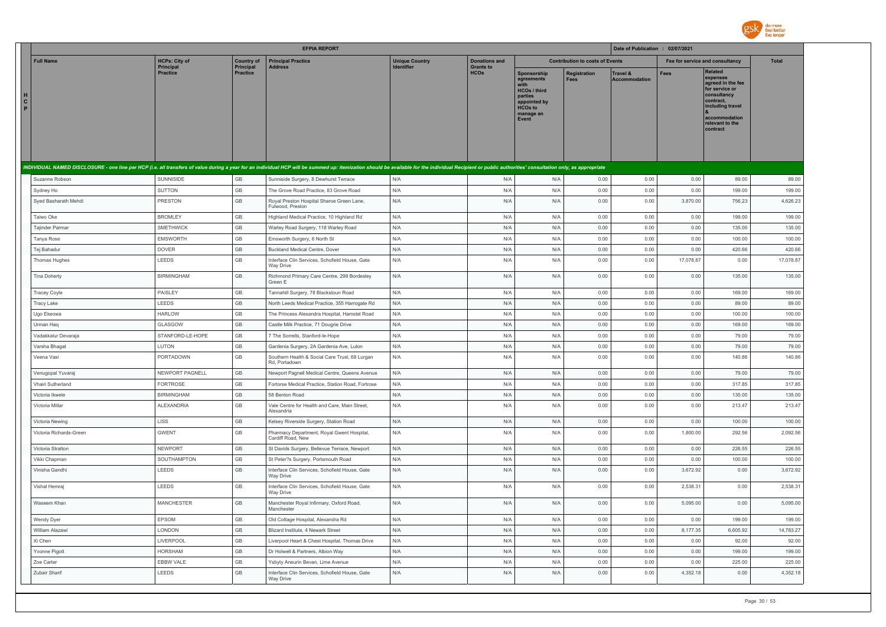| | EFPIA REPORT | | | | | | | | | Date of Publication : 02/07/2021 | | | |
|---|---|---|---|---|---|---|---|---|---|---|---|---|---|
| | Full Name | HCPs: City of Principal Practice | Country of Principal Practice | Principal Practice Address | Unique Country Identifier | Donations and Grants to HCOs | Contribution to costs of Events | | | Fee for service and consultancy | | Total |
| | | | | | | | Sponsorship agreements with HCOs / third parties appointed by HCOs to manage an Event | Registration Fees | Travel & Accommodation | Fees | Related expenses agreed in the fee for service or consultancy contract, including travel & accommodation relevant to the contract | |
| HCP | *INDIVIDUAL NAMED DISCLOSURE - one line per HCP (i.e. all transfers of value during a year for an individual HCP will be summed up: itemization should be available for the individual Recipient or public authorities' consultation only, as appropriate* | | | | | | | | | | | |
| | Suzanne Robson | SUNNISIDE | GB | Sunniside Surgery, 8 Dewhurst Terrace | N/A | N/A | N/A | 0.00 | 0.00 | 0.00 | 89.00 | 89.00 |
| | Sydney Ho | SUTTON | GB | The Grove Road Practice, 83 Grove Road | N/A | N/A | N/A | 0.00 | 0.00 | 0.00 | 199.00 | 199.00 |
| | Syed Basharath Mehdi | PRESTON | GB | Royal Preston Hospital Sharoe Green Lane, Fulwood, Preston | N/A | N/A | N/A | 0.00 | 0.00 | 3,870.00 | 756.23 | 4,626.23 |
| | Taiwo Oke | BROMLEY | GB | Highland Medical Practice, 10 Highland Rd | N/A | N/A | N/A | 0.00 | 0.00 | 0.00 | 199.00 | 199.00 |
| | Tajinder Parmar | SMETHWICK | GB | Warley Road Surgery, 118 Warley Road | N/A | N/A | N/A | 0.00 | 0.00 | 0.00 | 135.00 | 135.00 |
| | Tanya Rose | EMSWORTH | GB | Emsworth Surgery, 6 North St | N/A | N/A | N/A | 0.00 | 0.00 | 0.00 | 100.00 | 100.00 |
| | Tej Bahadur | DOVER | GB | Buckland Medical Centre, Dover | N/A | N/A | N/A | 0.00 | 0.00 | 0.00 | 420.66 | 420.66 |
| | Thomas Hughes | LEEDS | GB | Interface Clin Services, Schofield House, Gate Way Drive | N/A | N/A | N/A | 0.00 | 0.00 | 17,078.87 | 0.00 | 17,078.87 |
| | Tina Doherty | BIRMINGHAM | GB | Richmond Primary Care Centre, 299 Bordesley Green E | N/A | N/A | N/A | 0.00 | 0.00 | 0.00 | 135.00 | 135.00 |
| | Tracey Coyle | PAISLEY | GB | Tannahill Surgery, 78 Blackstoun Road | N/A | N/A | N/A | 0.00 | 0.00 | 0.00 | 169.00 | 169.00 |
| | Tracy Lake | LEEDS | GB | North Leeds Medical Practice, 355 Harrogate Rd | N/A | N/A | N/A | 0.00 | 0.00 | 0.00 | 89.00 | 89.00 |
| | Ugo Ekeowa | HARLOW | GB | The Princess Alexandra Hospital, Hamstel Road | N/A | N/A | N/A | 0.00 | 0.00 | 0.00 | 100.00 | 100.00 |
| | Urman Haq | GLASGOW | GB | Castle Milk Practice, 71 Dougrie Drive | N/A | N/A | N/A | 0.00 | 0.00 | 0.00 | 169.00 | 169.00 |
| | Vadakkalur Devaraja | STANFORD-LE-HOPE | GB | 7 The Sorrells, Stanford-le-Hope | N/A | N/A | N/A | 0.00 | 0.00 | 0.00 | 79.00 | 79.00 |
| | Varsha Bhagat | LUTON | GB | Gardenia Surgery, 2A Gardenia Ave, Luton | N/A | N/A | N/A | 0.00 | 0.00 | 0.00 | 79.00 | 79.00 |
| | Veena Vasi | PORTADOWN | GB | Southern Health & Social Care Trust, 68 Lurgan Rd, Portadown | N/A | N/A | N/A | 0.00 | 0.00 | 0.00 | 140.86 | 140.86 |
| | Venugopal Yuvaraj | NEWPORT PAGNELL | GB | Newport Pagnell Medical Centre, Queens Avenue | N/A | N/A | N/A | 0.00 | 0.00 | 0.00 | 79.00 | 79.00 |
| | Vhairi Sutherland | FORTROSE | GB | Fortorse Medical Practice, Station Road, Fortrose | N/A | N/A | N/A | 0.00 | 0.00 | 0.00 | 317.85 | 317.85 |
| | Victoria Ikwele | BIRMINGHAM | GB | 58 Benton Road | N/A | N/A | N/A | 0.00 | 0.00 | 0.00 | 135.00 | 135.00 |
| | Victoria Millar | ALEXANDRIA | GB | Vale Centre for Health and Care, Main Street, Alexandria | N/A | N/A | N/A | 0.00 | 0.00 | 0.00 | 213.47 | 213.47 |
| | Victoria Newing | LISS | GB | Kelsey Riverside Surgery, Station Road | N/A | N/A | N/A | 0.00 | 0.00 | 0.00 | 100.00 | 100.00 |
| | Victoria Richards-Green | GWENT | GB | Pharmacy Department, Royal Gwent Hospital, Cardiff Road, New | N/A | N/A | N/A | 0.00 | 0.00 | 1,800.00 | 292.56 | 2,092.56 |
| | Victoria Stratton | NEWPORT | GB | St Davids Surgery, Bellevue Terrace, Newport | N/A | N/A | N/A | 0.00 | 0.00 | 0.00 | 226.55 | 226.55 |
| | Vikki Chapman | SOUTHAMPTON | GB | St Peter?s Surgery, Portsmouth Road | N/A | N/A | N/A | 0.00 | 0.00 | 0.00 | 100.00 | 100.00 |
| | Vinisha Gandhi | LEEDS | GB | Interface Clin Services, Schofield House, Gate Way Drive | N/A | N/A | N/A | 0.00 | 0.00 | 3,672.92 | 0.00 | 3,672.92 |
| | Vishal Hemraj | LEEDS | GB | Interface Clin Services, Schofield House, Gate Way Drive | N/A | N/A | N/A | 0.00 | 0.00 | 2,538.31 | 0.00 | 2,538.31 |
| | Waseem Khan | MANCHESTER | GB | Manchester Royal Infirmary, Oxford Road, Manchester | N/A | N/A | N/A | 0.00 | 0.00 | 5,095.00 | 0.00 | 5,095.00 |
| | Wendy Dyer | EPSOM | GB | Old Cottage Hospital, Alexandra Rd | N/A | N/A | N/A | 0.00 | 0.00 | 0.00 | 199.00 | 199.00 |
| | William Alazawi | LONDON | GB | Blizard Institute, 4 Newark Street | N/A | N/A | N/A | 0.00 | 0.00 | 8,177.35 | 6,605.92 | 14,783.27 |
| | Xi Chen | LIVERPOOL | GB | Liverpool Heart & Chest Hospital, Thomas Drive | N/A | N/A | N/A | 0.00 | 0.00 | 0.00 | 92.00 | 92.00 |
| | Yvonne Pigott | HORSHAM | GB | Dr Holwell & Partners, Albion Way | N/A | N/A | N/A | 0.00 | 0.00 | 0.00 | 199.00 | 199.00 |
| | Zoe Carter | EBBW VALE | GB | Ysbyty Aneurin Bevan, Lime Avenue | N/A | N/A | N/A | 0.00 | 0.00 | 0.00 | 225.00 | 225.00 |
| | Zubair Sharif | LEEDS | GB | Interface Clin Services, Schofield House, Gate Way Drive | N/A | N/A | N/A | 0.00 | 0.00 | 4,352.18 | 0.00 | 4,352.18 |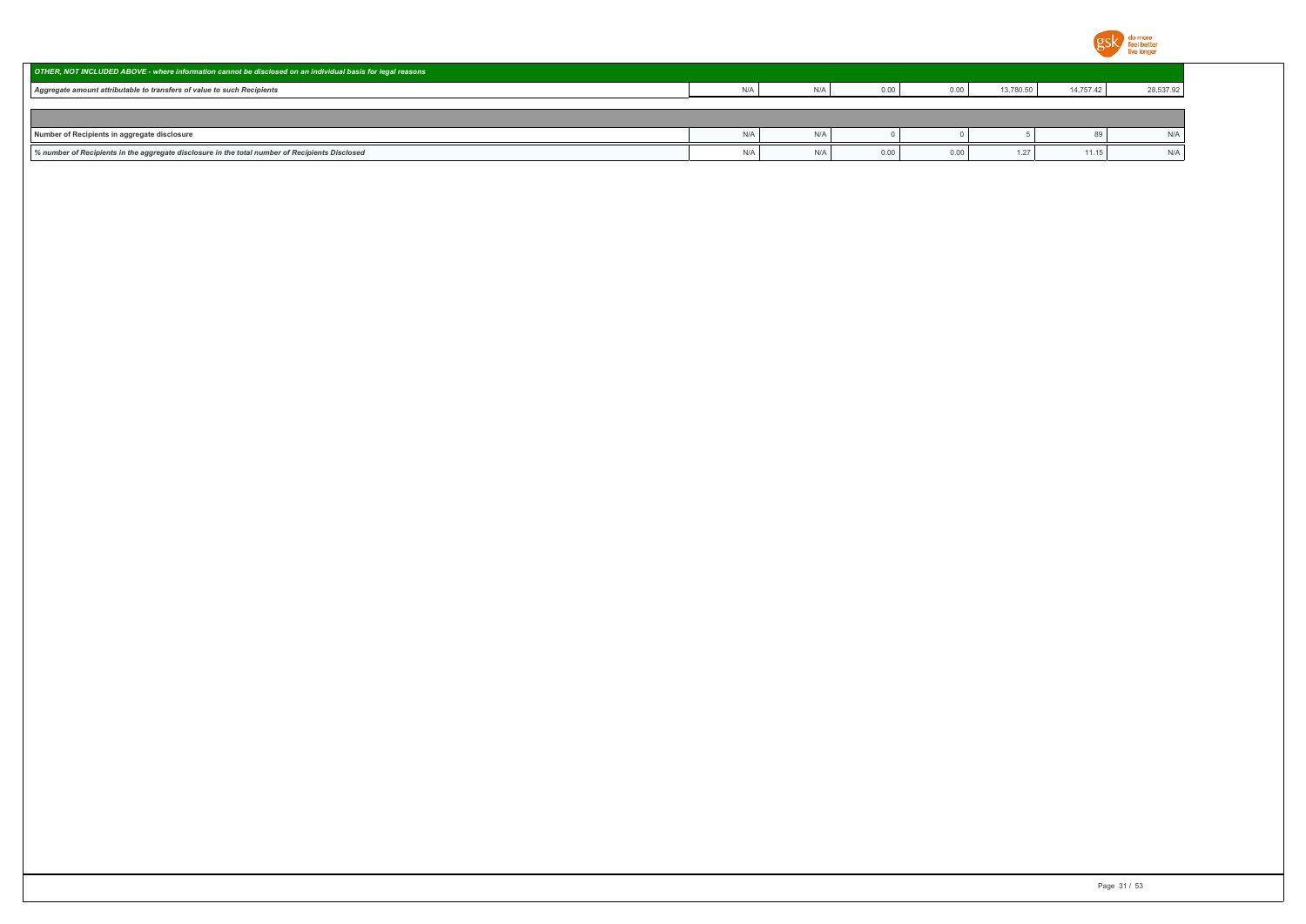| *OTHER, NOT INCLUDED ABOVE - where information cannot be disclosed on an individual basis for legal reasons* | | | | | | | |
|---|---|---|---|---|---|---|---|
| *Aggregate amount attributable to transfers of value to such Recipients* | N/A | N/A | 0.00 | 0.00 | 13,780.50 | 14,757.42 | 28,537.92 |
| | | | | | | | |
| **Number of Recipients in aggregate disclosure** | N/A | N/A | 0 | 0 | 5 | 89 | N/A |
| ***% number of Recipients in the aggregate disclosure in the total number of Recipients Disclosed*** | N/A | N/A | 0.00 | 0.00 | 1.27 | 11.15 | N/A |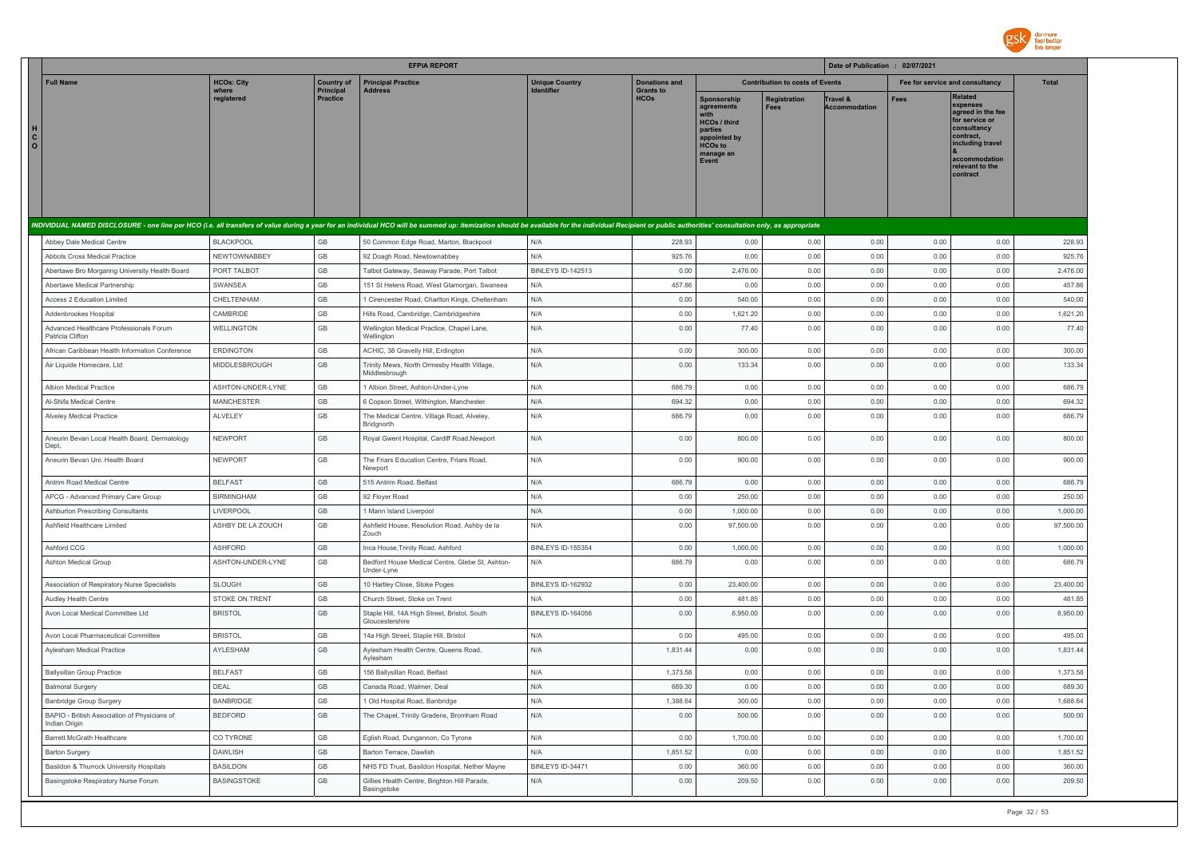## EFPIA REPORT

Date of Publication : 02/07/2021

| Full Name | HCOs: City where registered | Country of Principal Practice | Principal Practice Address | Unique Country Identifier | Donations and Grants to HCOs | Contribution to costs of Events | | | Fee for service and consultancy | | Total |
|---|---|---|---|---|---|---|---|---|---|---|---|
| | | | | | | Sponsorship agreements with HCOs / third parties appointed by HCOs to manage an Event | Registration Fees | Travel & Accommodation | Fees | Related expenses agreed in the fee for service or consultancy contract, including travel & accommodation relevant to the contract | |
| *INDIVIDUAL NAMED DISCLOSURE - one line per HCO (i.e. all transfers of value during a year for an individual HCO will be summed up: itemization should be available for the individual Recipient or public authorities' consultation only, as appropriate* | | | | | | | | | | | |
| Abbey Dale Medical Centre | BLACKPOOL | GB | 50 Common Edge Road, Marton, Blackpool | N/A | 228.93 | 0.00 | 0.00 | 0.00 | 0.00 | 0.00 | 228.93 |
| Abbots Cross Medical Practice | NEWTOWNABBEY | GB | 92 Doagh Road, Newtownabbey | N/A | 925.76 | 0.00 | 0.00 | 0.00 | 0.00 | 0.00 | 925.76 |
| Abertawe Bro Morgannq University Health Board | PORT TALBOT | GB | Talbot Gateway, Seaway Parade, Port Talbot | BINLEYS ID-142513 | 0.00 | 2,476.00 | 0.00 | 0.00 | 0.00 | 0.00 | 2,476.00 |
| Abertawe Medical Partnership | SWANSEA | GB | 151 St Helens Road, West Glamorgan, Swansea | N/A | 457.86 | 0.00 | 0.00 | 0.00 | 0.00 | 0.00 | 457.86 |
| Access 2 Education Limited | CHELTENHAM | GB | 1 Cirencester Road, Charlton Kings, Cheltenham | N/A | 0.00 | 540.00 | 0.00 | 0.00 | 0.00 | 0.00 | 540.00 |
| Addenbrookes Hospital | CAMBRIDE | GB | Hills Road, Cambridge, Cambridgeshire | N/A | 0.00 | 1,621.20 | 0.00 | 0.00 | 0.00 | 0.00 | 1,621.20 |
| Advanced Healthcare Professionals Forum Patricia Clifton | WELLINGTON | GB | Wellington Medical Practice, Chapel Lane, Wellington | N/A | 0.00 | 77.40 | 0.00 | 0.00 | 0.00 | 0.00 | 77.40 |
| African Caribbean Health Information Conference | ERDINGTON | GB | ACHIC, 38 Gravelly Hill, Erdington | N/A | 0.00 | 300.00 | 0.00 | 0.00 | 0.00 | 0.00 | 300.00 |
| Air Liquide Homecare, Ltd | MIDDLESBROUGH | GB | Trinity Mews, North Ormesby Health Village, Middlesbrough | N/A | 0.00 | 133.34 | 0.00 | 0.00 | 0.00 | 0.00 | 133.34 |
| Albion Medical Practice | ASHTON-UNDER-LYNE | GB | 1 Albion Street, Ashton-Under-Lyne | N/A | 686.79 | 0.00 | 0.00 | 0.00 | 0.00 | 0.00 | 686.79 |
| Al-Shifa Medical Centre | MANCHESTER | GB | 6 Copson Street, Withington, Manchester | N/A | 694.32 | 0.00 | 0.00 | 0.00 | 0.00 | 0.00 | 694.32 |
| Alveley Medical Practice | ALVELEY | GB | The Medical Centre, Village Road, Alveley, Bridgnorth | N/A | 686.79 | 0.00 | 0.00 | 0.00 | 0.00 | 0.00 | 686.79 |
| Aneurin Bevan Local Health Board, Dermatology Dept, | NEWPORT | GB | Royal Gwent Hospital, Cardiff Road,Newport | N/A | 0.00 | 800.00 | 0.00 | 0.00 | 0.00 | 0.00 | 800.00 |
| Aneurin Bevan Uni. Health Board | NEWPORT | GB | The Friars Education Centre, Friars Road, Newport | N/A | 0.00 | 900.00 | 0.00 | 0.00 | 0.00 | 0.00 | 900.00 |
| Antrim Road Medical Centre | BELFAST | GB | 515 Antrim Road, Belfast | N/A | 686.79 | 0.00 | 0.00 | 0.00 | 0.00 | 0.00 | 686.79 |
| APCG - Advanced Primary Care Group | BIRMINGHAM | GB | 92 Floyer Road | N/A | 0.00 | 250.00 | 0.00 | 0.00 | 0.00 | 0.00 | 250.00 |
| Ashburton Prescribing Consultants | LIVERPOOL | GB | 1 Mann Island Liverpool | N/A | 0.00 | 1,000.00 | 0.00 | 0.00 | 0.00 | 0.00 | 1,000.00 |
| Ashfield Healthcare Limited | ASHBY DE LA ZOUCH | GB | Ashfield House, Resolution Road, Ashby de la Zouch | N/A | 0.00 | 97,500.00 | 0.00 | 0.00 | 0.00 | 0.00 | 97,500.00 |
| Ashford CCG | ASHFORD | GB | Inca House,Trinity Road, Ashford | BINLEYS ID-155354 | 0.00 | 1,000.00 | 0.00 | 0.00 | 0.00 | 0.00 | 1,000.00 |
| Ashton Medical Group | ASHTON-UNDER-LYNE | GB | Bedford House Medical Centre, Glebe St, Ashton-Under-Lyne | N/A | 686.79 | 0.00 | 0.00 | 0.00 | 0.00 | 0.00 | 686.79 |
| Association of Respiratory Nurse Specialists | SLOUGH | GB | 10 Hartley Close, Stoke Poges | BINLEYS ID-162932 | 0.00 | 23,400.00 | 0.00 | 0.00 | 0.00 | 0.00 | 23,400.00 |
| Audley Health Centre | STOKE ON TRENT | GB | Church Street, Stoke on Trent | N/A | 0.00 | 481.85 | 0.00 | 0.00 | 0.00 | 0.00 | 481.85 |
| Avon Local Medical Committee Ltd | BRISTOL | GB | Staple Hill, 14A High Street, Bristol, South Gloucestershire | BINLEYS ID-164056 | 0.00 | 6,950.00 | 0.00 | 0.00 | 0.00 | 0.00 | 6,950.00 |
| Avon Local Pharmaceutical Committee | BRISTOL | GB | 14a High Street, Staple Hill, Bristol | N/A | 0.00 | 495.00 | 0.00 | 0.00 | 0.00 | 0.00 | 495.00 |
| Aylesham Medical Practice | AYLESHAM | GB | Aylesham Health Centre, Queens Road, Aylesham | N/A | 1,831.44 | 0.00 | 0.00 | 0.00 | 0.00 | 0.00 | 1,831.44 |
| Ballysillan Group Practice | BELFAST | GB | 156 Ballysillan Road, Belfast | N/A | 1,373.58 | 0.00 | 0.00 | 0.00 | 0.00 | 0.00 | 1,373.58 |
| Balmoral Surgery | DEAL | GB | Canada Road, Walmer, Deal | N/A | 689.30 | 0.00 | 0.00 | 0.00 | 0.00 | 0.00 | 689.30 |
| Banbridge Group Surgery | BANBRIDGE | GB | 1 Old Hospital Road, Banbridge | N/A | 1,388.64 | 300.00 | 0.00 | 0.00 | 0.00 | 0.00 | 1,688.64 |
| BAPIO - British Association of Physicians of Indian Origin | BEDFORD | GB | The Chapel, Trinity Gradens, Bromham Road | N/A | 0.00 | 500.00 | 0.00 | 0.00 | 0.00 | 0.00 | 500.00 |
| Barrett McGrath Healthcare | CO TYRONE | GB | Eglish Road, Dungannon, Co Tyrone | N/A | 0.00 | 1,700.00 | 0.00 | 0.00 | 0.00 | 0.00 | 1,700.00 |
| Barton Surgery | DAWLISH | GB | Barton Terrace, Dawlish | N/A | 1,851.52 | 0.00 | 0.00 | 0.00 | 0.00 | 0.00 | 1,851.52 |
| Basildon & Thurrock University Hospitals | BASILDON | GB | NHS FD Trust, Basildon Hospital, Nether Mayne | BINLEYS ID-34471 | 0.00 | 360.00 | 0.00 | 0.00 | 0.00 | 0.00 | 360.00 |
| Basingstoke Respiratory Nurse Forum | BASINGSTOKE | GB | Gillies Health Centre, Brighton Hill Parade, Basingstoke | N/A | 0.00 | 209.50 | 0.00 | 0.00 | 0.00 | 0.00 | 209.50 |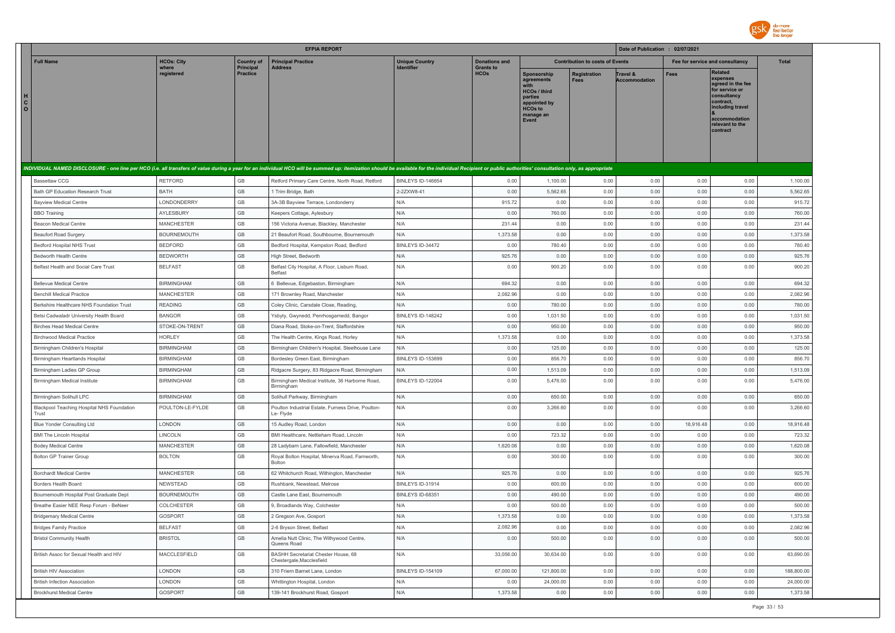| | EFPIA REPORT | | | | | | | | Date of Publication : 02/07/2021 | | | |
|---|---|---|---|---|---|---|---|---|---|---|---|---|
| | Full Name | HCOs: City where registered | Country of Principal Practice | Principal Practice Address | Unique Country Identifier | Donations and Grants to HCOs | Contribution to costs of Events | | | Fee for service and consultancy | | Total |
| | | | | | | | Sponsorship agreements with HCOs / third parties appointed by HCOs to manage an Event | Registration Fees | Travel & Accommodation | Fees | Related expenses agreed in the fee for service or consultancy contract, including travel & accommodation relevant to the contract | |
| HCO | *INDIVIDUAL NAMED DISCLOSURE - one line per HCO (i.e. all transfers of value during a year for an individual HCO will be summed up: itemization should be available for the individual Recipient or public authorities' consultation only, as appropriate* | | | | | | | | | | | |
| | Bassetlaw CCG | RETFORD | GB | Retford Primary Care Centre, North Road, Retford | BINLEYS ID-146654 | 0.00 | 1,100.00 | 0.00 | 0.00 | 0.00 | 0.00 | 1,100.00 |
| | Bath GP Education Research Trust | BATH | GB | 1 Trim Bridge, Bath | 2-2ZXW8-41 | 0.00 | 5,562.65 | 0.00 | 0.00 | 0.00 | 0.00 | 5,562.65 |
| | Bayview Medical Centre | LONDONDERRY | GB | 3A-3B Bayview Terrace, Londonderry | N/A | 915.72 | 0.00 | 0.00 | 0.00 | 0.00 | 0.00 | 915.72 |
| | BBO Training | AYLESBURY | GB | Keepers Cottage, Aylesbury | N/A | 0.00 | 760.00 | 0.00 | 0.00 | 0.00 | 0.00 | 760.00 |
| | Beacon Medical Centre | MANCHESTER | GB | 156 Victoria Avenue, Blackley, Manchester | N/A | 231.44 | 0.00 | 0.00 | 0.00 | 0.00 | 0.00 | 231.44 |
| | Beaufort Road Surgery | BOURNEMOUTH | GB | 21 Beaufort Road, Southbourne, Bournemouth | N/A | 1,373.58 | 0.00 | 0.00 | 0.00 | 0.00 | 0.00 | 1,373.58 |
| | Bedford Hospital NHS Trust | BEDFORD | GB | Bedford Hospital, Kempston Road, Bedford | BINLEYS ID-34472 | 0.00 | 780.40 | 0.00 | 0.00 | 0.00 | 0.00 | 780.40 |
| | Bedworth Health Centre | BEDWORTH | GB | High Street, Bedworth | N/A | 925.76 | 0.00 | 0.00 | 0.00 | 0.00 | 0.00 | 925.76 |
| | Belfast Health and Social Care Trust | BELFAST | GB | Belfast City Hospital, A Floor, Lisburn Road, Belfast | N/A | 0.00 | 900.20 | 0.00 | 0.00 | 0.00 | 0.00 | 900.20 |
| | Bellevue Medical Centre | BIRMINGHAM | GB | 6 Bellevue, Edgebaston, Birmingham | N/A | 694.32 | 0.00 | 0.00 | 0.00 | 0.00 | 0.00 | 694.32 |
| | Benchill Medical Practice | MANCHESTER | GB | 171 Brownley Road, Manchester | N/A | 2,082.96 | 0.00 | 0.00 | 0.00 | 0.00 | 0.00 | 2,082.96 |
| | Berkshire Healthcare NHS Foundation Trust | READING | GB | Coley Clinic, Carsdale Close, Reading, | N/A | 0.00 | 780.00 | 0.00 | 0.00 | 0.00 | 0.00 | 780.00 |
| | Betsi Cadwaladr University Health Board | BANGOR | GB | Ysbyty, Gwynedd, Penrhosgarnedd, Bangor | BINLEYS ID-148242 | 0.00 | 1,031.50 | 0.00 | 0.00 | 0.00 | 0.00 | 1,031.50 |
| | Birches Head Medical Centre | STOKE-ON-TRENT | GB | Diana Road, Stoke-on-Trent, Staffordshire | N/A | 0.00 | 950.00 | 0.00 | 0.00 | 0.00 | 0.00 | 950.00 |
| | Birchwood Medical Practice | HORLEY | GB | The Health Centre, Kings Road, Horley | N/A | 1,373.58 | 0.00 | 0.00 | 0.00 | 0.00 | 0.00 | 1,373.58 |
| | Birmingham Children's Hospital | BIRMINGHAM | GB | Birmingham Children's Hospital, Steelhouse Lane | N/A | 0.00 | 125.00 | 0.00 | 0.00 | 0.00 | 0.00 | 125.00 |
| | Birmingham Heartlands Hospital | BIRMINGHAM | GB | Bordesley Green East, Birmingham | BINLEYS ID-153699 | 0.00 | 856.70 | 0.00 | 0.00 | 0.00 | 0.00 | 856.70 |
| | Birmingham Ladies GP Group | BIRMINGHAM | GB | Ridgacre Surgery, 83 Ridgacre Road, Birmingham | N/A | 0.00 | 1,513.09 | 0.00 | 0.00 | 0.00 | 0.00 | 1,513.09 |
| | Birmingham Medical Institute | BIRMINGHAM | GB | Birmingham Medical Institute, 36 Harborne Road, Birmingham | BINLEYS ID-122004 | 0.00 | 5,476.00 | 0.00 | 0.00 | 0.00 | 0.00 | 5,476.00 |
| | Birmingham Solihull LPC | BIRMINGHAM | GB | Solihull Parkway, Birmingham | N/A | 0.00 | 650.00 | 0.00 | 0.00 | 0.00 | 0.00 | 650.00 |
| | Blackpool Teaching Hospital NHS Foundation Trust | POULTON-LE-FYLDE | GB | Poulton Industrial Estate, Furness Drive, Poulton-Le- Flyde | N/A | 0.00 | 3,266.60 | 0.00 | 0.00 | 0.00 | 0.00 | 3,266.60 |
| | Blue Yonder Consulting Ltd | LONDON | GB | 15 Audley Road, London | N/A | 0.00 | 0.00 | 0.00 | 0.00 | 18,916.48 | 0.00 | 18,916.48 |
| | BMI The Lincoln Hospital | LINCOLN | GB | BMI Healthcare, Nettleham Road, Lincoln | N/A | 0.00 | 723.32 | 0.00 | 0.00 | 0.00 | 0.00 | 723.32 |
| | Bodey Medical Centre | MANCHESTER | GB | 28 Ladybarn Lane, Fallowfield, Manchester | N/A | 1,620.08 | 0.00 | 0.00 | 0.00 | 0.00 | 0.00 | 1,620.08 |
| | Bolton GP Trainer Group | BOLTON | GB | Royal Bolton Hospital, Minerva Road, Farnworth, Bolton | N/A | 0.00 | 300.00 | 0.00 | 0.00 | 0.00 | 0.00 | 300.00 |
| | Borchardt Medical Centre | MANCHESTER | GB | 62 Whitchurch Road, Withington, Manchester | N/A | 925.76 | 0.00 | 0.00 | 0.00 | 0.00 | 0.00 | 925.76 |
| | Borders Health Board | NEWSTEAD | GB | Rushbank, Newstead, Melrose | BINLEYS ID-31914 | 0.00 | 600.00 | 0.00 | 0.00 | 0.00 | 0.00 | 600.00 |
| | Bournemouth Hospital Post Graduate Dept | BOURNEMOUTH | GB | Castle Lane East, Bournemouth | BINLEYS ID-68351 | 0.00 | 490.00 | 0.00 | 0.00 | 0.00 | 0.00 | 490.00 |
| | Breathe Easier NEE Resp Forum - BeNeer | COLCHESTER | GB | 9, Broadlands Way, Colchester | N/A | 0.00 | 500.00 | 0.00 | 0.00 | 0.00 | 0.00 | 500.00 |
| | Bridgemary Medical Centre | GOSPORT | GB | 2 Gregson Ave, Gosport | N/A | 1,373.58 | 0.00 | 0.00 | 0.00 | 0.00 | 0.00 | 1,373.58 |
| | Bridges Family Practice | BELFAST | GB | 2-6 Bryson Street, Belfast | N/A | 2,082.96 | 0.00 | 0.00 | 0.00 | 0.00 | 0.00 | 2,082.96 |
| | Bristol Community Health | BRISTOL | GB | Amelia Nutt Clinic, The Withywood Centre, Queens Road | N/A | 0.00 | 500.00 | 0.00 | 0.00 | 0.00 | 0.00 | 500.00 |
| | British Assoc for Sexual Health and HIV | MACCLESFIELD | GB | BASHH Secretariat Chester House, 68 Chestergate,Macclesfield | N/A | 33,056.00 | 30,634.00 | 0.00 | 0.00 | 0.00 | 0.00 | 63,690.00 |
| | British HIV Association | LONDON | GB | 310 Friern Barnet Lane, London | BINLEYS ID-154109 | 67,000.00 | 121,800.00 | 0.00 | 0.00 | 0.00 | 0.00 | 188,800.00 |
| | British Infection Association | LONDON | GB | Whittington Hospital, London | N/A | 0.00 | 24,000.00 | 0.00 | 0.00 | 0.00 | 0.00 | 24,000.00 |
| | Brockhurst Medical Centre | GOSPORT | GB | 139-141 Brockhurst Road, Gosport | N/A | 1,373.58 | 0.00 | 0.00 | 0.00 | 0.00 | 0.00 | 1,373.58 |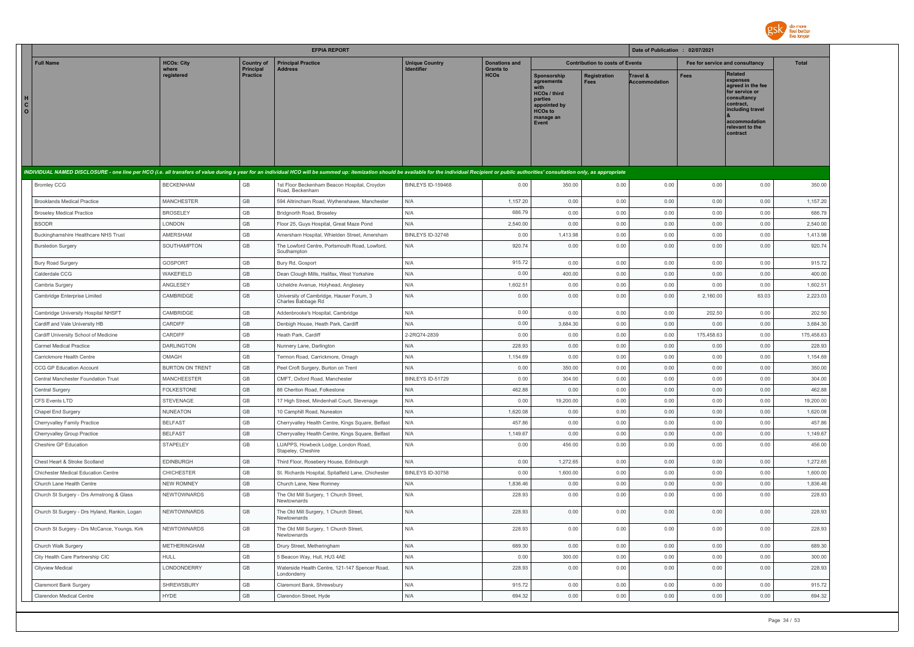| HCO | Full Name | HCOs: City where registered | Country of Principal Practice | Principal Practice Address | Unique Country Identifier | Donations and Grants to HCOs | Contribution to costs of Events | | | Fee for service and consultancy | | Total |
|---|---|---|---|---|---|---|---|---|---|---|---|---|
| | | | | | | | Sponsorship agreements with HCOs / third parties appointed by HCOs to manage an Event | Registration Fees | Travel & Accommodation | Fees | Related expenses agreed in the fee for service or consultancy contract, including travel & accommodation relevant to the contract | |
| *INDIVIDUAL NAMED DISCLOSURE - one line per HCO (i.e. all transfers of value during a year for an individual HCO will be summed up: itemization should be available for the individual Recipient or public authorities' consultation only, as appropriate* | | | | | | | | | | | | |
| | Bromley CCG | BECKENHAM | GB | 1st Floor Beckenham Beacon Hospital, Croydon Road, Beckenham | BINLEYS ID-159468 | 0.00 | 350.00 | 0.00 | 0.00 | 0.00 | 0.00 | 350.00 |
| | Brooklands Medical Practice | MANCHESTER | GB | 594 Altrincham Road, Wythenshawe, Manchester | N/A | 1,157.20 | 0.00 | 0.00 | 0.00 | 0.00 | 0.00 | 1,157.20 |
| | Broseley Medical Practice | BROSELEY | GB | Bridgnorth Road, Broseley | N/A | 686.79 | 0.00 | 0.00 | 0.00 | 0.00 | 0.00 | 686.79 |
| | BSODR | LONDON | GB | Floor 25, Guys Hospital, Great Maze Pond | N/A | 2,540.00 | 0.00 | 0.00 | 0.00 | 0.00 | 0.00 | 2,540.00 |
| | Buckinghamshire Healthcare NHS Trust | AMERSHAM | GB | Amersham Hospital, Whielden Street, Amersham | BINLEYS ID-32748 | 0.00 | 1,413.98 | 0.00 | 0.00 | 0.00 | 0.00 | 1,413.98 |
| | Bursledon Surgery | SOUTHAMPTON | GB | The Lowford Centre, Portsmouth Road, Lowford, Southampton | N/A | 920.74 | 0.00 | 0.00 | 0.00 | 0.00 | 0.00 | 920.74 |
| | Bury Road Surgery | GOSPORT | GB | Bury Rd, Gosport | N/A | 915.72 | 0.00 | 0.00 | 0.00 | 0.00 | 0.00 | 915.72 |
| | Calderdale CCG | WAKEFIELD | GB | Dean Clough Mills, Halifax, West Yorkshire | N/A | 0.00 | 400.00 | 0.00 | 0.00 | 0.00 | 0.00 | 400.00 |
| | Cambria Surgery | ANGLESEY | GB | Ucheldre Avenue, Holyhead, Anglesey | N/A | 1,602.51 | 0.00 | 0.00 | 0.00 | 0.00 | 0.00 | 1,602.51 |
| | Cambridge Enterprise Limited | CAMBRIDGE | GB | University of Cambridge, Hauser Forum, 3 Charles Babbage Rd | N/A | 0.00 | 0.00 | 0.00 | 0.00 | 2,160.00 | 63.03 | 2,223.03 |
| | Cambridge University Hospital NHSFT | CAMBRIDGE | GB | Addenbrooke's Hospital, Cambridge | N/A | 0.00 | 0.00 | 0.00 | 0.00 | 202.50 | 0.00 | 202.50 |
| | Cardiff and Vale University HB | CARDIFF | GB | Denbigh House, Heath Park, Cardiff | N/A | 0.00 | 3,684.30 | 0.00 | 0.00 | 0.00 | 0.00 | 3,684.30 |
| | Cardiff University School of Medicine | CARDIFF | GB | Heath Park, Cardiff | 2-2RQ74-2839 | 0.00 | 0.00 | 0.00 | 0.00 | 175,458.63 | 0.00 | 175,458.63 |
| | Carmel Medical Practice | DARLINGTON | GB | Nunnery Lane, Darlington | N/A | 228.93 | 0.00 | 0.00 | 0.00 | 0.00 | 0.00 | 228.93 |
| | Carrickmore Health Centre | OMAGH | GB | Termon Road, Carrickmore, Omagh | N/A | 1,154.69 | 0.00 | 0.00 | 0.00 | 0.00 | 0.00 | 1,154.69 |
| | CCG GP Education Account | BURTON ON TRENT | GB | Peel Croft Surgery, Burton on Trent | N/A | 0.00 | 350.00 | 0.00 | 0.00 | 0.00 | 0.00 | 350.00 |
| | Central Manchester Foundation Trust | MANCHEESTER | GB | CMFT, Oxford Road, Manchester | BINLEYS ID-51729 | 0.00 | 304.00 | 0.00 | 0.00 | 0.00 | 0.00 | 304.00 |
| | Central Surgery | FOLKESTONE | GB | 86 Cheriton Road, Folkestone | N/A | 462.88 | 0.00 | 0.00 | 0.00 | 0.00 | 0.00 | 462.88 |
| | CFS Events LTD | STEVENAGE | GB | 17 High Street, Mindenhall Court, Stevenage | N/A | 0.00 | 19,200.00 | 0.00 | 0.00 | 0.00 | 0.00 | 19,200.00 |
| | Chapel End Surgery | NUNEATON | GB | 10 Camphill Road, Nuneaton | N/A | 1,620.08 | 0.00 | 0.00 | 0.00 | 0.00 | 0.00 | 1,620.08 |
| | Cherryvalley Family Practice | BELFAST | GB | Cherryvalley Health Centre, Kings Square, Belfast | N/A | 457.86 | 0.00 | 0.00 | 0.00 | 0.00 | 0.00 | 457.86 |
| | Cherryvalley Group Practice | BELFAST | GB | Cherryvalley Health Centre, Kings Square, Belfast | N/A | 1,149.67 | 0.00 | 0.00 | 0.00 | 0.00 | 0.00 | 1,149.67 |
| | Cheshire GP Education | STAPELEY | GB | LUAPPS, Howbeck Lodge, London Road, Stapeley, Cheshire | N/A | 0.00 | 456.00 | 0.00 | 0.00 | 0.00 | 0.00 | 456.00 |
| | Chest Heart & Stroke Scotland | EDINBURGH | GB | Third Floor, Rosebery House, Edinburgh | N/A | 0.00 | 1,272.65 | 0.00 | 0.00 | 0.00 | 0.00 | 1,272.65 |
| | Chichester Medical Education Centre | CHICHESTER | GB | St. Richards Hospital, Spitalfield Lane, Chichester | BINLEYS ID-30758 | 0.00 | 1,600.00 | 0.00 | 0.00 | 0.00 | 0.00 | 1,600.00 |
| | Church Lane Health Centre | NEW ROMNEY | GB | Church Lane, New Romney | N/A | 1,836.46 | 0.00 | 0.00 | 0.00 | 0.00 | 0.00 | 1,836.46 |
| | Church St Surgery - Drs Armstrong & Glass | NEWTOWNARDS | GB | The Old Mill Surgery, 1 Church Street, Newtownards | N/A | 228.93 | 0.00 | 0.00 | 0.00 | 0.00 | 0.00 | 228.93 |
| | Church St Surgery - Drs Hyland, Rankin, Logan | NEWTOWNARDS | GB | The Old Mill Surgery, 1 Church Street, Newtownards | N/A | 228.93 | 0.00 | 0.00 | 0.00 | 0.00 | 0.00 | 228.93 |
| | Church St Surgery - Drs McCance, Youngs, Kirk | NEWTOWNARDS | GB | The Old Mill Surgery, 1 Church Street, Newtownards | N/A | 228.93 | 0.00 | 0.00 | 0.00 | 0.00 | 0.00 | 228.93 |
| | Church Walk Surgery | METHERINGHAM | GB | Drury Street, Metheringham | N/A | 689.30 | 0.00 | 0.00 | 0.00 | 0.00 | 0.00 | 689.30 |
| | City Health Care Partnership CIC | HULL | GB | 5 Beacon Way, Hull, HU3 4AE | N/A | 0.00 | 300.00 | 0.00 | 0.00 | 0.00 | 0.00 | 300.00 |
| | Cityview Medical | LONDONDERRY | GB | Waterside Health Centre, 121-147 Spencer Road, Londonderry | N/A | 228.93 | 0.00 | 0.00 | 0.00 | 0.00 | 0.00 | 228.93 |
| | Claremont Bank Surgery | SHREWSBURY | GB | Claremont Bank, Shrewsbury | N/A | 915.72 | 0.00 | 0.00 | 0.00 | 0.00 | 0.00 | 915.72 |
| | Clarendon Medical Centre | HYDE | GB | Clarendon Street, Hyde | N/A | 694.32 | 0.00 | 0.00 | 0.00 | 0.00 | 0.00 | 694.32 |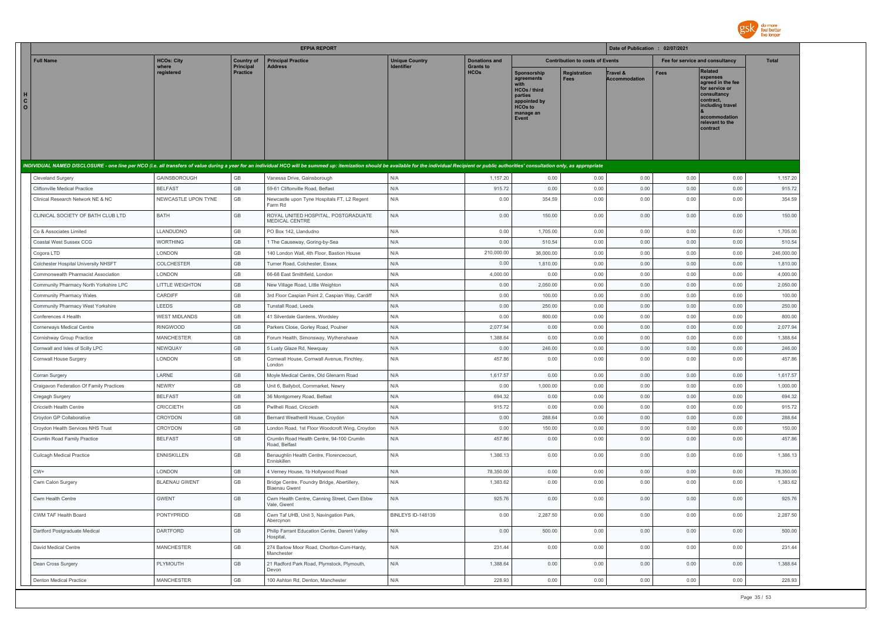## EFPIA REPORT

Date of Publication : 02/07/2021

| Full Name | HCOs: City where registered | Country of Principal Practice | Principal Practice Address | Unique Country Identifier | Donations and Grants to HCOs | Contribution to costs of Events | | | Fee for service and consultancy | | Total |
|---|---|---|---|---|---|---|---|---|---|---|---|
| | | | | | | Sponsorship agreements with HCOs / third parties appointed by HCOs to manage an Event | Registration Fees | Travel & Accommodation | Fees | Related expenses agreed in the fee for service or consultancy contract, including travel & accommodation relevant to the contract | |
| *INDIVIDUAL NAMED DISCLOSURE - one line per HCO (i.e. all transfers of value during a year for an individual HCO will be summed up: itemization should be available for the individual Recipient or public authorities' consultation only, as appropriate* | | | | | | | | | | | |
| Cleveland Surgery | GAINSBOROUGH | GB | Vanessa Drive, Gainsborough | N/A | 1,157.20 | 0.00 | 0.00 | 0.00 | 0.00 | 0.00 | 1,157.20 |
| Cliftonville Medical Practice | BELFAST | GB | 59-61 Cliftonville Road, Belfast | N/A | 915.72 | 0.00 | 0.00 | 0.00 | 0.00 | 0.00 | 915.72 |
| Clinical Research Network NE & NC | NEWCASTLE UPON TYNE | GB | Newcastle upon Tyne Hospitals FT, L2 Regent Farm Rd | N/A | 0.00 | 354.59 | 0.00 | 0.00 | 0.00 | 0.00 | 354.59 |
| CLINICAL SOCIETY OF BATH CLUB LTD | BATH | GB | ROYAL UNITED HOSPITAL, POSTGRADUATE MEDICAL CENTRE | N/A | 0.00 | 150.00 | 0.00 | 0.00 | 0.00 | 0.00 | 150.00 |
| Co & Associates Limited | LLANDUDNO | GB | PO Box 142, Llandudno | N/A | 0.00 | 1,705.00 | 0.00 | 0.00 | 0.00 | 0.00 | 1,705.00 |
| Coastal West Sussex CCG | WORTHING | GB | 1 The Causeway, Goring-by-Sea | N/A | 0.00 | 510.54 | 0.00 | 0.00 | 0.00 | 0.00 | 510.54 |
| Cogora LTD | LONDON | GB | 140 London Wall, 4th Floor, Bastion House | N/A | 210,000.00 | 36,000.00 | 0.00 | 0.00 | 0.00 | 0.00 | 246,000.00 |
| Colchester Hospital University NHSFT | COLCHESTER | GB | Turner Road, Colchester, Essex | N/A | 0.00 | 1,810.00 | 0.00 | 0.00 | 0.00 | 0.00 | 1,810.00 |
| Commonwealth Pharmacist Association | LONDON | GB | 66-68 East Smithfield, London | N/A | 4,000.00 | 0.00 | 0.00 | 0.00 | 0.00 | 0.00 | 4,000.00 |
| Community Pharmacy North Yorkshire LPC | LITTLE WEIGHTON | GB | New Village Road, Little Weighton | N/A | 0.00 | 2,050.00 | 0.00 | 0.00 | 0.00 | 0.00 | 2,050.00 |
| Community Pharmacy Wales | CARDIFF | GB | 3rd Floor Caspian Point 2, Caspian Way, Cardiff | N/A | 0.00 | 100.00 | 0.00 | 0.00 | 0.00 | 0.00 | 100.00 |
| Community Pharmacy West Yorkshire | LEEDS | GB | Tunstall Road, Leeds | N/A | 0.00 | 250.00 | 0.00 | 0.00 | 0.00 | 0.00 | 250.00 |
| Conferences 4 Health | WEST MIDLANDS | GB | 41 Silverdale Gardens, Wordsley | N/A | 0.00 | 800.00 | 0.00 | 0.00 | 0.00 | 0.00 | 800.00 |
| Cornerways Medical Centre | RINGWOOD | GB | Parkers Close, Gorley Road, Poulner | N/A | 2,077.94 | 0.00 | 0.00 | 0.00 | 0.00 | 0.00 | 2,077.94 |
| Cornishway Group Practice | MANCHESTER | GB | Forum Health, Simonsway, Wythenshawe | N/A | 1,388.64 | 0.00 | 0.00 | 0.00 | 0.00 | 0.00 | 1,388.64 |
| Cornwall and Isles of Scilly LPC | NEWQUAY | GB | 5 Lusty Glaze Rd, Newquay | N/A | 0.00 | 246.00 | 0.00 | 0.00 | 0.00 | 0.00 | 246.00 |
| Cornwall House Surgery | LONDON | GB | Cornwall House, Cornwall Avenue, Finchley, London | N/A | 457.86 | 0.00 | 0.00 | 0.00 | 0.00 | 0.00 | 457.86 |
| Corran Surgery | LARNE | GB | Moyle Medical Centre, Old Glenarm Road | N/A | 1,617.57 | 0.00 | 0.00 | 0.00 | 0.00 | 0.00 | 1,617.57 |
| Craigavon Federation Of Family Practices | NEWRY | GB | Unit 6, Ballybot, Cornmarket, Newry | N/A | 0.00 | 1,000.00 | 0.00 | 0.00 | 0.00 | 0.00 | 1,000.00 |
| Cregagh Surgery | BELFAST | GB | 36 Montgomery Road, Belfast | N/A | 694.32 | 0.00 | 0.00 | 0.00 | 0.00 | 0.00 | 694.32 |
| Criccieth Health Centre | CRICCIETH | GB | Pwllheli Road, Criccieth | N/A | 915.72 | 0.00 | 0.00 | 0.00 | 0.00 | 0.00 | 915.72 |
| Croydon GP Collaborative | CROYDON | GB | Bernard Weatherill House, Croydon | N/A | 0.00 | 288.64 | 0.00 | 0.00 | 0.00 | 0.00 | 288.64 |
| Croydon Health Services NHS Trust | CROYDON | GB | London Road, 1st Floor Woodcroft Wing, Croydon | N/A | 0.00 | 150.00 | 0.00 | 0.00 | 0.00 | 0.00 | 150.00 |
| Crumlin Road Family Practice | BELFAST | GB | Crumlin Road Health Centre, 94-100 Crumlin Road, Belfast | N/A | 457.86 | 0.00 | 0.00 | 0.00 | 0.00 | 0.00 | 457.86 |
| Cuilcagh Medical Practice | ENNISKILLEN | GB | Benaughlin Health Centre, Florencecourt, Enniskillen | N/A | 1,386.13 | 0.00 | 0.00 | 0.00 | 0.00 | 0.00 | 1,386.13 |
| CW+ | LONDON | GB | 4 Verney House, 1b Hollywood Road | N/A | 78,350.00 | 0.00 | 0.00 | 0.00 | 0.00 | 0.00 | 78,350.00 |
| Cwm Calon Surgery | BLAENAU GWENT | GB | Bridge Centre, Foundry Bridge, Abertillery, Blaenau Gwent | N/A | 1,383.62 | 0.00 | 0.00 | 0.00 | 0.00 | 0.00 | 1,383.62 |
| Cwm Health Centre | GWENT | GB | Cwm Health Centre, Canning Street, Cwm Ebbw Vale, Gwent | N/A | 925.76 | 0.00 | 0.00 | 0.00 | 0.00 | 0.00 | 925.76 |
| CWM TAF Health Board | PONTYPRIDD | GB | Cwm Taf UHB, Unit 3, Navingation Park, Abercynon | BINLEYS ID-148139 | 0.00 | 2,287.50 | 0.00 | 0.00 | 0.00 | 0.00 | 2,287.50 |
| Dartford Postgraduate Medical | DARTFORD | GB | Philip Farrant Education Centre, Darent Valley Hospital, | N/A | 0.00 | 500.00 | 0.00 | 0.00 | 0.00 | 0.00 | 500.00 |
| David Medical Centre | MANCHESTER | GB | 274 Barlow Moor Road, Chorlton-Cum-Hardy, Manchester | N/A | 231.44 | 0.00 | 0.00 | 0.00 | 0.00 | 0.00 | 231.44 |
| Dean Cross Surgery | PLYMOUTH | GB | 21 Radford Park Road, Plymstock, Plymouth, Devon | N/A | 1,388.64 | 0.00 | 0.00 | 0.00 | 0.00 | 0.00 | 1,388.64 |
| Denton Medical Practice | MANCHESTER | GB | 100 Ashton Rd, Denton, Manchester | N/A | 228.93 | 0.00 | 0.00 | 0.00 | 0.00 | 0.00 | 228.93 |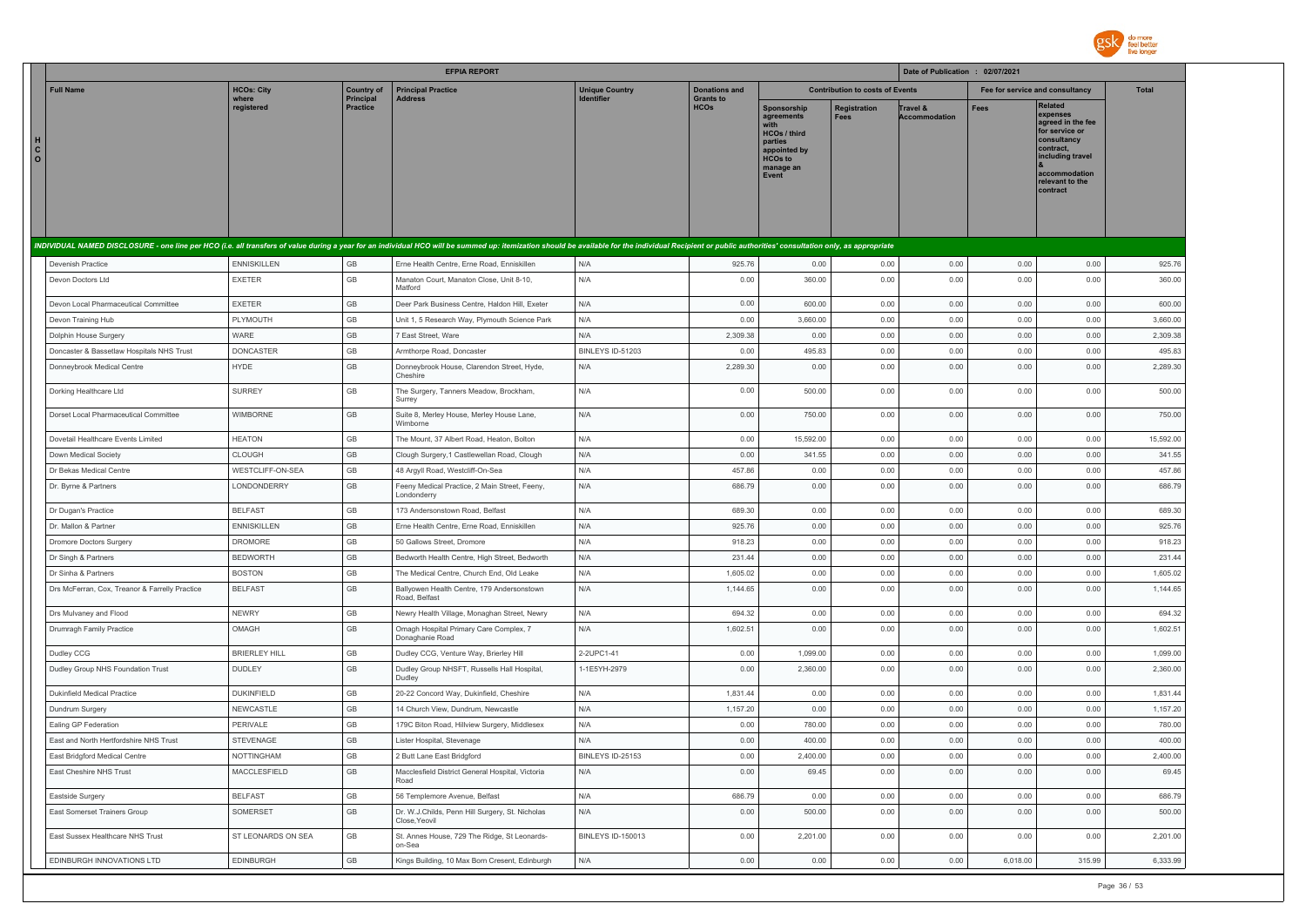## EFPIA REPORT

Date of Publication : 02/07/2021

| HCO | Full Name | HCOs: City where registered | Country of Principal Practice | Principal Practice Address | Unique Country Identifier | Donations and Grants to HCOs | Contribution to costs of Events | | | Fee for service and consultancy | | Total |
|---|---|---|---|---|---|---|---|---|---|---|---|---|
| | | | | | | | Sponsorship agreements with HCOs / third parties appointed by HCOs to manage an Event | Registration Fees | Travel & Accommodation | Fees | Related expenses agreed in the fee for service or consultancy contract, including travel & accommodation relevant to the contract | |
| INDIVIDUAL NAMED DISCLOSURE - one line per HCO (i.e. all transfers of value during a year for an individual HCO will be summed up: itemization should be available for the individual Recipient or public authorities' consultation only, as appropriate | | | | | | | | | | | | |
| | Devenish Practice | ENNISKILLEN | GB | Erne Health Centre, Erne Road, Enniskillen | N/A | 925.76 | 0.00 | 0.00 | 0.00 | 0.00 | 0.00 | 925.76 |
| | Devon Doctors Ltd | EXETER | GB | Manaton Court, Manaton Close, Unit 8-10, Matford | N/A | 0.00 | 360.00 | 0.00 | 0.00 | 0.00 | 0.00 | 360.00 |
| | Devon Local Pharmaceutical Committee | EXETER | GB | Deer Park Business Centre, Haldon Hill, Exeter | N/A | 0.00 | 600.00 | 0.00 | 0.00 | 0.00 | 0.00 | 600.00 |
| | Devon Training Hub | PLYMOUTH | GB | Unit 1, 5 Research Way, Plymouth Science Park | N/A | 0.00 | 3,660.00 | 0.00 | 0.00 | 0.00 | 0.00 | 3,660.00 |
| | Dolphin House Surgery | WARE | GB | 7 East Street, Ware | N/A | 2,309.38 | 0.00 | 0.00 | 0.00 | 0.00 | 0.00 | 2,309.38 |
| | Doncaster & Bassetlaw Hospitals NHS Trust | DONCASTER | GB | Armthorpe Road, Doncaster | BINLEYS ID-51203 | 0.00 | 495.83 | 0.00 | 0.00 | 0.00 | 0.00 | 495.83 |
| | Donneybrook Medical Centre | HYDE | GB | Donneybrook House, Clarendon Street, Hyde, Cheshire | N/A | 2,289.30 | 0.00 | 0.00 | 0.00 | 0.00 | 0.00 | 2,289.30 |
| | Dorking Healthcare Ltd | SURREY | GB | The Surgery, Tanners Meadow, Brockham, Surrey | N/A | 0.00 | 500.00 | 0.00 | 0.00 | 0.00 | 0.00 | 500.00 |
| | Dorset Local Pharmaceutical Committee | WIMBORNE | GB | Suite 8, Merley House, Merley House Lane, Wimborne | N/A | 0.00 | 750.00 | 0.00 | 0.00 | 0.00 | 0.00 | 750.00 |
| | Dovetail Healthcare Events Limited | HEATON | GB | The Mount, 37 Albert Road, Heaton, Bolton | N/A | 0.00 | 15,592.00 | 0.00 | 0.00 | 0.00 | 0.00 | 15,592.00 |
| | Down Medical Society | CLOUGH | GB | Clough Surgery,1 Castlewellan Road, Clough | N/A | 0.00 | 341.55 | 0.00 | 0.00 | 0.00 | 0.00 | 341.55 |
| | Dr Bekas Medical Centre | WESTCLIFF-ON-SEA | GB | 48 Argyll Road, Westcliff-On-Sea | N/A | 457.86 | 0.00 | 0.00 | 0.00 | 0.00 | 0.00 | 457.86 |
| | Dr. Byrne & Partners | LONDONDERRY | GB | Feeny Medical Practice, 2 Main Street, Feeny, Londonderry | N/A | 686.79 | 0.00 | 0.00 | 0.00 | 0.00 | 0.00 | 686.79 |
| | Dr Dugan's Practice | BELFAST | GB | 173 Andersonstown Road, Belfast | N/A | 689.30 | 0.00 | 0.00 | 0.00 | 0.00 | 0.00 | 689.30 |
| | Dr. Mallon & Partner | ENNISKILLEN | GB | Erne Health Centre, Erne Road, Enniskillen | N/A | 925.76 | 0.00 | 0.00 | 0.00 | 0.00 | 0.00 | 925.76 |
| | Dromore Doctors Surgery | DROMORE | GB | 50 Gallows Street, Dromore | N/A | 918.23 | 0.00 | 0.00 | 0.00 | 0.00 | 0.00 | 918.23 |
| | Dr Singh & Partners | BEDWORTH | GB | Bedworth Health Centre, High Street, Bedworth | N/A | 231.44 | 0.00 | 0.00 | 0.00 | 0.00 | 0.00 | 231.44 |
| | Dr Sinha & Partners | BOSTON | GB | The Medical Centre, Church End, Old Leake | N/A | 1,605.02 | 0.00 | 0.00 | 0.00 | 0.00 | 0.00 | 1,605.02 |
| | Drs McFerran, Cox, Treanor & Farrelly Practice | BELFAST | GB | Ballyowen Health Centre, 179 Andersonstown Road, Belfast | N/A | 1,144.65 | 0.00 | 0.00 | 0.00 | 0.00 | 0.00 | 1,144.65 |
| | Drs Mulvaney and Flood | NEWRY | GB | Newry Health Village, Monaghan Street, Newry | N/A | 694.32 | 0.00 | 0.00 | 0.00 | 0.00 | 0.00 | 694.32 |
| | Drumragh Family Practice | OMAGH | GB | Omagh Hospital Primary Care Complex, 7 Donaghanie Road | N/A | 1,602.51 | 0.00 | 0.00 | 0.00 | 0.00 | 0.00 | 1,602.51 |
| | Dudley CCG | BRIERLEY HILL | GB | Dudley CCG, Venture Way, Brierley Hill | 2-2UPC1-41 | 0.00 | 1,099.00 | 0.00 | 0.00 | 0.00 | 0.00 | 1,099.00 |
| | Dudley Group NHS Foundation Trust | DUDLEY | GB | Dudley Group NHSFT, Russells Hall Hospital, Dudley | 1-1E5YH-2979 | 0.00 | 2,360.00 | 0.00 | 0.00 | 0.00 | 0.00 | 2,360.00 |
| | Dukinfield Medical Practice | DUKINFIELD | GB | 20-22 Concord Way, Dukinfield, Cheshire | N/A | 1,831.44 | 0.00 | 0.00 | 0.00 | 0.00 | 0.00 | 1,831.44 |
| | Dundrum Surgery | NEWCASTLE | GB | 14 Church View, Dundrum, Newcastle | N/A | 1,157.20 | 0.00 | 0.00 | 0.00 | 0.00 | 0.00 | 1,157.20 |
| | Ealing GP Federation | PERIVALE | GB | 179C Biton Road, Hillview Surgery, Middlesex | N/A | 0.00 | 780.00 | 0.00 | 0.00 | 0.00 | 0.00 | 780.00 |
| | East and North Hertfordshire NHS Trust | STEVENAGE | GB | Lister Hospital, Stevenage | N/A | 0.00 | 400.00 | 0.00 | 0.00 | 0.00 | 0.00 | 400.00 |
| | East Bridgford Medical Centre | NOTTINGHAM | GB | 2 Butt Lane East Bridgford | BINLEYS ID-25153 | 0.00 | 2,400.00 | 0.00 | 0.00 | 0.00 | 0.00 | 2,400.00 |
| | East Cheshire NHS Trust | MACCLESFIELD | GB | Macclesfield District General Hospital, Victoria Road | N/A | 0.00 | 69.45 | 0.00 | 0.00 | 0.00 | 0.00 | 69.45 |
| | Eastside Surgery | BELFAST | GB | 56 Templemore Avenue, Belfast | N/A | 686.79 | 0.00 | 0.00 | 0.00 | 0.00 | 0.00 | 686.79 |
| | East Somerset Trainers Group | SOMERSET | GB | Dr. W.J.Childs, Penn Hill Surgery, St. Nicholas Close,Yeovil | N/A | 0.00 | 500.00 | 0.00 | 0.00 | 0.00 | 0.00 | 500.00 |
| | East Sussex Healthcare NHS Trust | ST LEONARDS ON SEA | GB | St. Annes House, 729 The Ridge, St Leonards-on-Sea | BINLEYS ID-150013 | 0.00 | 2,201.00 | 0.00 | 0.00 | 0.00 | 0.00 | 2,201.00 |
| | EDINBURGH INNOVATIONS LTD | EDINBURGH | GB | Kings Building, 10 Max Born Cresent, Edinburgh | N/A | 0.00 | 0.00 | 0.00 | 0.00 | 6,018.00 | 315.99 | 6,333.99 |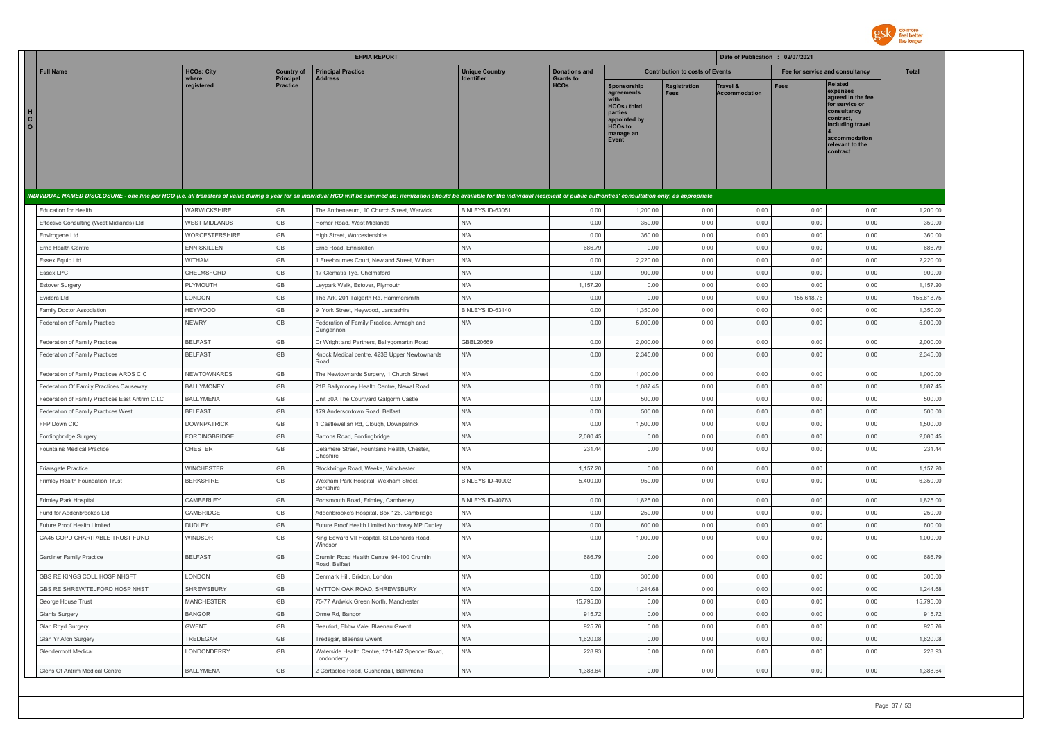## EFPIA REPORT

Date of Publication : 02/07/2021

| Full Name | HCOs: City where registered | Country of Principal Practice | Principal Practice Address | Unique Country Identifier | Donations and Grants to HCOs | Contribution to costs of Events | | | Fee for service and consultancy | | Total |
|---|---|---|---|---|---|---|---|---|---|---|---|
| | | | | | | Sponsorship agreements with HCOs / third parties appointed by HCOs to manage an Event | Registration Fees | Travel & Accommodation | Fees | Related expenses agreed in the fee for service or consultancy contract, including travel & accommodation relevant to the contract | |
| *INDIVIDUAL NAMED DISCLOSURE - one line per HCO (i.e. all transfers of value during a year for an individual HCO will be summed up: itemization should be available for the individual Recipient or public authorities' consultation only, as appropriate* | | | | | | | | | | | |
| Education for Health | WARWICKSHIRE | GB | The Anthenaeum, 10 Church Street, Warwick | BINLEYS ID-63051 | 0.00 | 1,200.00 | 0.00 | 0.00 | 0.00 | 0.00 | 1,200.00 |
| Effective Consulting (West Midlands) Ltd | WEST MIDLANDS | GB | Homer Road, West Midlands | N/A | 0.00 | 350.00 | 0.00 | 0.00 | 0.00 | 0.00 | 350.00 |
| Envirogene Ltd | WORCESTERSHIRE | GB | High Street, Worcestershire | N/A | 0.00 | 360.00 | 0.00 | 0.00 | 0.00 | 0.00 | 360.00 |
| Erne Health Centre | ENNISKILLEN | GB | Erne Road, Enniskillen | N/A | 686.79 | 0.00 | 0.00 | 0.00 | 0.00 | 0.00 | 686.79 |
| Essex Equip Ltd | WITHAM | GB | 1 Freebournes Court, Newland Street, Witham | N/A | 0.00 | 2,220.00 | 0.00 | 0.00 | 0.00 | 0.00 | 2,220.00 |
| Essex LPC | CHELMSFORD | GB | 17 Clematis Tye, Chelmsford | N/A | 0.00 | 900.00 | 0.00 | 0.00 | 0.00 | 0.00 | 900.00 |
| Estover Surgery | PLYMOUTH | GB | Leypark Walk, Estover, Plymouth | N/A | 1,157.20 | 0.00 | 0.00 | 0.00 | 0.00 | 0.00 | 1,157.20 |
| Evidera Ltd | LONDON | GB | The Ark, 201 Talgarth Rd, Hammersmith | N/A | 0.00 | 0.00 | 0.00 | 0.00 | 155,618.75 | 0.00 | 155,618.75 |
| Family Doctor Association | HEYWOOD | GB | 9 York Street, Heywood, Lancashire | BINLEYS ID-63140 | 0.00 | 1,350.00 | 0.00 | 0.00 | 0.00 | 0.00 | 1,350.00 |
| Federation of Family Practice | NEWRY | GB | Federation of Family Practice, Armagh and Dungannon | N/A | 0.00 | 5,000.00 | 0.00 | 0.00 | 0.00 | 0.00 | 5,000.00 |
| Federation of Family Practices | BELFAST | GB | Dr Wright and Partners, Ballygomartin Road | GBBL20669 | 0.00 | 2,000.00 | 0.00 | 0.00 | 0.00 | 0.00 | 2,000.00 |
| Federation of Family Practices | BELFAST | GB | Knock Medical centre, 423B Upper Newtownards Road | N/A | 0.00 | 2,345.00 | 0.00 | 0.00 | 0.00 | 0.00 | 2,345.00 |
| Federation of Family Practices ARDS CIC | NEWTOWNARDS | GB | The Newtownards Surgery, 1 Church Street | N/A | 0.00 | 1,000.00 | 0.00 | 0.00 | 0.00 | 0.00 | 1,000.00 |
| Federation Of Family Practices Causeway | BALLYMONEY | GB | 21B Ballymoney Health Centre, Newal Road | N/A | 0.00 | 1,087.45 | 0.00 | 0.00 | 0.00 | 0.00 | 1,087.45 |
| Federation of Family Practices East Antrim C.I.C | BALLYMENA | GB | Unit 30A The Courtyard Galgorm Castle | N/A | 0.00 | 500.00 | 0.00 | 0.00 | 0.00 | 0.00 | 500.00 |
| Federation of Family Practices West | BELFAST | GB | 179 Andersontown Road, Belfast | N/A | 0.00 | 500.00 | 0.00 | 0.00 | 0.00 | 0.00 | 500.00 |
| FFP Down CIC | DOWNPATRICK | GB | 1 Castlewellan Rd, Clough, Downpatrick | N/A | 0.00 | 1,500.00 | 0.00 | 0.00 | 0.00 | 0.00 | 1,500.00 |
| Fordingbridge Surgery | FORDINGBRIDGE | GB | Bartons Road, Fordingbridge | N/A | 2,080.45 | 0.00 | 0.00 | 0.00 | 0.00 | 0.00 | 2,080.45 |
| Fountains Medical Practice | CHESTER | GB | Delamere Street, Fountains Health, Chester, Cheshire | N/A | 231.44 | 0.00 | 0.00 | 0.00 | 0.00 | 0.00 | 231.44 |
| Friarsgate Practice | WINCHESTER | GB | Stockbridge Road, Weeke, Winchester | N/A | 1,157.20 | 0.00 | 0.00 | 0.00 | 0.00 | 0.00 | 1,157.20 |
| Frimley Health Foundation Trust | BERKSHIRE | GB | Wexham Park Hospital, Wexham Street, Berkshire | BINLEYS ID-40902 | 5,400.00 | 950.00 | 0.00 | 0.00 | 0.00 | 0.00 | 6,350.00 |
| Frimley Park Hospital | CAMBERLEY | GB | Portsmouth Road, Frimley, Camberley | BINLEYS ID-40763 | 0.00 | 1,825.00 | 0.00 | 0.00 | 0.00 | 0.00 | 1,825.00 |
| Fund for Addenbrookes Ltd | CAMBRIDGE | GB | Addenbrooke's Hospital, Box 126, Cambridge | N/A | 0.00 | 250.00 | 0.00 | 0.00 | 0.00 | 0.00 | 250.00 |
| Future Proof Health Limited | DUDLEY | GB | Future Proof Health Limited Northway MP Dudley | N/A | 0.00 | 600.00 | 0.00 | 0.00 | 0.00 | 0.00 | 600.00 |
| GA45 COPD CHARITABLE TRUST FUND | WINDSOR | GB | King Edward VII Hospital, St Leonards Road, Windsor | N/A | 0.00 | 1,000.00 | 0.00 | 0.00 | 0.00 | 0.00 | 1,000.00 |
| Gardiner Family Practice | BELFAST | GB | Crumlin Road Health Centre, 94-100 Crumlin Road, Belfast | N/A | 686.79 | 0.00 | 0.00 | 0.00 | 0.00 | 0.00 | 686.79 |
| GBS RE KINGS COLL HOSP NHSFT | LONDON | GB | Denmark Hill, Brixton, London | N/A | 0.00 | 300.00 | 0.00 | 0.00 | 0.00 | 0.00 | 300.00 |
| GBS RE SHREW/TELFORD HOSP NHST | SHREWSBURY | GB | MYTTON OAK ROAD, SHREWSBURY | N/A | 0.00 | 1,244.68 | 0.00 | 0.00 | 0.00 | 0.00 | 1,244.68 |
| George House Trust | MANCHESTER | GB | 75-77 Ardwick Green North, Manchester | N/A | 15,795.00 | 0.00 | 0.00 | 0.00 | 0.00 | 0.00 | 15,795.00 |
| Glanfa Surgery | BANGOR | GB | Orme Rd, Bangor | N/A | 915.72 | 0.00 | 0.00 | 0.00 | 0.00 | 0.00 | 915.72 |
| Glan Rhyd Surgery | GWENT | GB | Beaufort, Ebbw Vale, Blaenau Gwent | N/A | 925.76 | 0.00 | 0.00 | 0.00 | 0.00 | 0.00 | 925.76 |
| Glan Yr Afon Surgery | TREDEGAR | GB | Tredegar, Blaenau Gwent | N/A | 1,620.08 | 0.00 | 0.00 | 0.00 | 0.00 | 0.00 | 1,620.08 |
| Glendermott Medical | LONDONDERRY | GB | Waterside Health Centre, 121-147 Spencer Road, Londonderry | N/A | 228.93 | 0.00 | 0.00 | 0.00 | 0.00 | 0.00 | 228.93 |
| Glens Of Antrim Medical Centre | BALLYMENA | GB | 2 Gortaclee Road, Cushendall, Ballymena | N/A | 1,388.64 | 0.00 | 0.00 | 0.00 | 0.00 | 0.00 | 1,388.64 |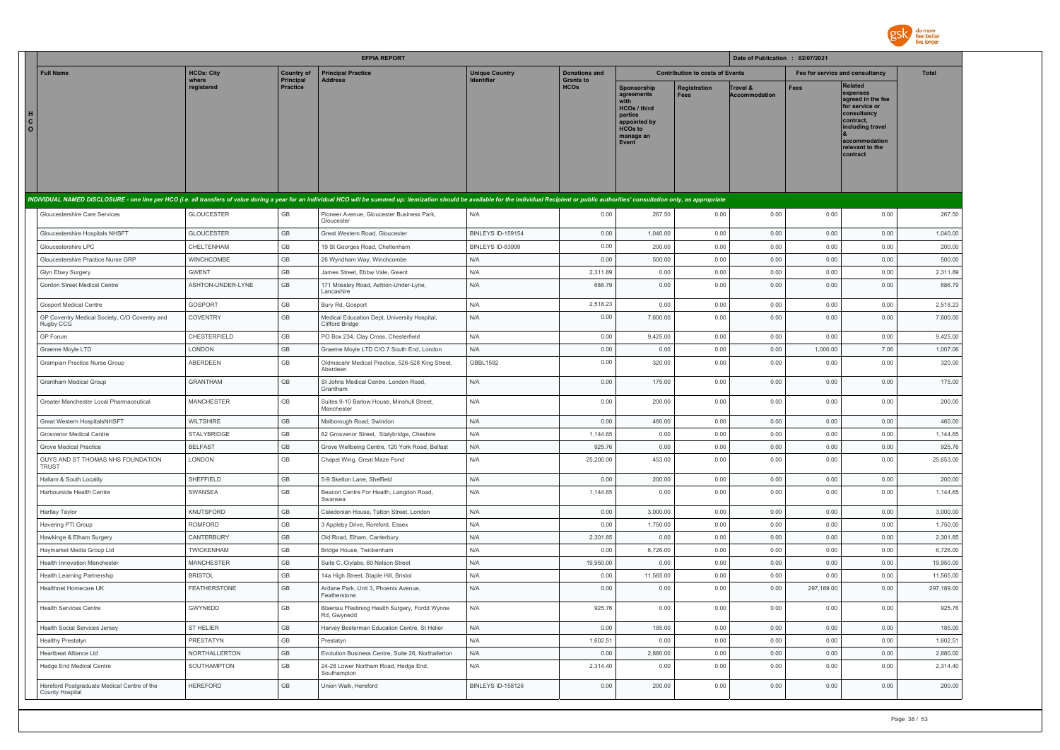## EFPIA REPORT

Date of Publication : 02/07/2021

| HCO | Full Name | HCOs: City where registered | Country of Principal Practice | Principal Practice Address | Unique Country Identifier | Donations and Grants to HCOs | Contribution to costs of Events | | | Fee for service and consultancy | | Total |
|---|---|---|---|---|---|---|---|---|---|---|---|---|
| | | | | | | | Sponsorship agreements with HCOs / third parties appointed by HCOs to manage an Event | Registration Fees | Travel & Accommodation | Fees | Related expenses agreed in the fee for service or consultancy contract, including travel & accommodation relevant to the contract | |
| *INDIVIDUAL NAMED DISCLOSURE - one line per HCO (i.e. all transfers of value during a year for an individual HCO will be summed up: itemization should be available for the individual Recipient or public authorities' consultation only, as appropriate* | | | | | | | | | | | | |
| | Gloucestershire Care Services | GLOUCESTER | GB | Pioneer Avenue, Gloucester Business Park, Gloucester | N/A | 0.00 | 267.50 | 0.00 | 0.00 | 0.00 | 0.00 | 267.50 |
| | Gloucestershire Hospitals NHSFT | GLOUCESTER | GB | Great Western Road, Gloucester | BINLEYS ID-159154 | 0.00 | 1,040.00 | 0.00 | 0.00 | 0.00 | 0.00 | 1,040.00 |
| | Gloucestershire LPC | CHELTENHAM | GB | 19 St Georges Road, Cheltenham | BINLEYS ID-83999 | 0.00 | 200.00 | 0.00 | 0.00 | 0.00 | 0.00 | 200.00 |
| | Gloucestershire Practice Nurse GRP | WINCHCOMBE | GB | 26 Wyndham Way, Winchcombe | N/A | 0.00 | 500.00 | 0.00 | 0.00 | 0.00 | 0.00 | 500.00 |
| | Glyn Ebwy Surgery | GWENT | GB | James Street, Ebbw Vale, Gwent | N/A | 2,311.89 | 0.00 | 0.00 | 0.00 | 0.00 | 0.00 | 2,311.89 |
| | Gordon Street Medical Centre | ASHTON-UNDER-LYNE | GB | 171 Mossley Road, Ashton-Under-Lyne, Lancashire | N/A | 686.79 | 0.00 | 0.00 | 0.00 | 0.00 | 0.00 | 686.79 |
| | Gosport Medical Centre | GOSPORT | GB | Bury Rd, Gosport | N/A | 2,518.23 | 0.00 | 0.00 | 0.00 | 0.00 | 0.00 | 2,518.23 |
| | GP Coventry Medical Society, C/O Coventry and Rugby CCG | COVENTRY | GB | Medical Education Dept, University Hospital, Clifford Bridge | N/A | 0.00 | 7,600.00 | 0.00 | 0.00 | 0.00 | 0.00 | 7,600.00 |
| | GP Forum | CHESTERFIELD | GB | PO Box 234, Clay Cross, Chesterfield | N/A | 0.00 | 9,425.00 | 0.00 | 0.00 | 0.00 | 0.00 | 9,425.00 |
| | Graeme Moyle LTD | LONDON | GB | Graeme Moyle LTD C/O 7 South End, London | N/A | 0.00 | 0.00 | 0.00 | 0.00 | 1,000.00 | 7.06 | 1,007.06 |
| | Grampian Practice Nurse Group | ABERDEEN | GB | Oldmacahr Medical Practice, 526-528 King Street, Aberdeen | GBBL1592 | 0.00 | 320.00 | 0.00 | 0.00 | 0.00 | 0.00 | 320.00 |
| | Grantham Medical Group | GRANTHAM | GB | St Johns Medical Centre, London Road, Grantham | N/A | 0.00 | 175.00 | 0.00 | 0.00 | 0.00 | 0.00 | 175.00 |
| | Greater Manchester Local Pharmaceutical | MANCHESTER | GB | Suites 9-10 Barlow House, Minshull Street, Manchester | N/A | 0.00 | 200.00 | 0.00 | 0.00 | 0.00 | 0.00 | 200.00 |
| | Great Western HospitalsNHSFT | WILTSHIRE | GB | Malborough Road, Swindon | N/A | 0.00 | 460.00 | 0.00 | 0.00 | 0.00 | 0.00 | 460.00 |
| | Grosvenor Medical Centre | STALYBRIDGE | GB | 62 Grosvenor Street, Stalybridge, Cheshire | N/A | 1,144.65 | 0.00 | 0.00 | 0.00 | 0.00 | 0.00 | 1,144.65 |
| | Grove Medical Practice | BELFAST | GB | Grove Wellbeing Centre, 120 York Road, Belfast | N/A | 925.76 | 0.00 | 0.00 | 0.00 | 0.00 | 0.00 | 925.76 |
| | GUYS AND ST THOMAS NHS FOUNDATION TRUST | LONDON | GB | Chapel Wing, Great Maze Pond | N/A | 25,200.00 | 453.00 | 0.00 | 0.00 | 0.00 | 0.00 | 25,653.00 |
| | Hallam & South Locality | SHEFFIELD | GB | 5-9 Skelton Lane, Sheffield | N/A | 0.00 | 200.00 | 0.00 | 0.00 | 0.00 | 0.00 | 200.00 |
| | Harbourside Health Centre | SWANSEA | GB | Beacon Centre For Health, Langdon Road, Swansea | N/A | 1,144.65 | 0.00 | 0.00 | 0.00 | 0.00 | 0.00 | 1,144.65 |
| | Hartley Taylor | KNUTSFORD | GB | Caledonian House, Tatton Street, London | N/A | 0.00 | 3,000.00 | 0.00 | 0.00 | 0.00 | 0.00 | 3,000.00 |
| | Havering PTI Group | ROMFORD | GB | 3 Appleby Drive, Romford, Essex | N/A | 0.00 | 1,750.00 | 0.00 | 0.00 | 0.00 | 0.00 | 1,750.00 |
| | Hawkinge & Elham Surgery | CANTERBURY | GB | Old Road, Elham, Canterbury | N/A | 2,301.85 | 0.00 | 0.00 | 0.00 | 0.00 | 0.00 | 2,301.85 |
| | Haymarket Media Group Ltd | TWICKENHAM | GB | Bridge House, Twickenham | N/A | 0.00 | 6,726.00 | 0.00 | 0.00 | 0.00 | 0.00 | 6,726.00 |
| | Health Innovation Manchester | MANCHESTER | GB | Suite C, Ciylabs, 60 Nelson Street | N/A | 19,950.00 | 0.00 | 0.00 | 0.00 | 0.00 | 0.00 | 19,950.00 |
| | Health Learning Partnership | BRISTOL | GB | 14a High Street, Staple Hill, Bristol | N/A | 0.00 | 11,565.00 | 0.00 | 0.00 | 0.00 | 0.00 | 11,565.00 |
| | Healthnet Homecare UK | FEATHERSTONE | GB | Ardane Park, Unit 3, Phoenix Avenue, Featherstone | N/A | 0.00 | 0.00 | 0.00 | 0.00 | 297,189.00 | 0.00 | 297,189.00 |
| | Health Services Centre | GWYNEDD | GB | Blaenau Ffestiniog Health Surgery, Fordd Wynne Rd, Gwynedd | N/A | 925.76 | 0.00 | 0.00 | 0.00 | 0.00 | 0.00 | 925.76 |
| | Health Social Services Jersey | ST HELIER | GB | Harvey Besterman Education Centre, St Helier | N/A | 0.00 | 185.00 | 0.00 | 0.00 | 0.00 | 0.00 | 185.00 |
| | Healthy Prestatyn | PRESTATYN | GB | Prestatyn | N/A | 1,602.51 | 0.00 | 0.00 | 0.00 | 0.00 | 0.00 | 1,602.51 |
| | Heartbeat Alliance Ltd | NORTHALLERTON | GB | Evolution Business Centre, Suite 26, Northallerton | N/A | 0.00 | 2,880.00 | 0.00 | 0.00 | 0.00 | 0.00 | 2,880.00 |
| | Hedge End Medical Centre | SOUTHAMPTON | GB | 24-28 Lower Northam Road, Hedge End, Southampton | N/A | 2,314.40 | 0.00 | 0.00 | 0.00 | 0.00 | 0.00 | 2,314.40 |
| | Hereford Postgraduate Medical Centre of the County Hospital | HEREFORD | GB | Union Walk, Hereford | BINLEYS ID-158126 | 0.00 | 200.00 | 0.00 | 0.00 | 0.00 | 0.00 | 200.00 |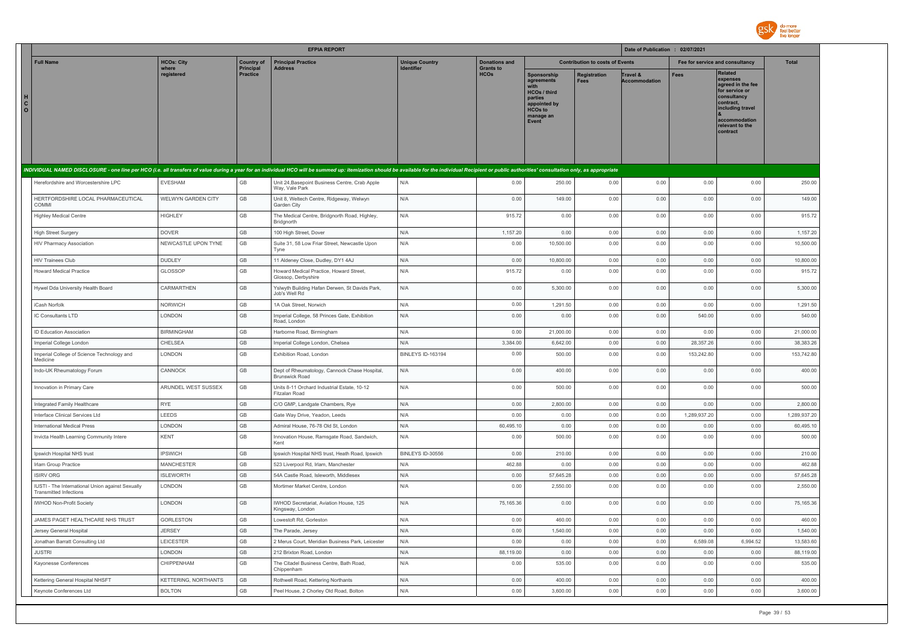| | EFPIA REPORT | | | | | | | | Date of Publication : 02/07/2021 | | |
|---|---|---|---|---|---|---|---|---|---|---|---|
| Full Name | HCOs: City where registered | Country of Principal Practice | Principal Practice Address | Unique Country Identifier | Donations and Grants to HCOs | Contribution to costs of Events | | | Fee for service and consultancy | | Total |
| | | | | | | Sponsorship agreements with HCOs / third parties appointed by HCOs to manage an Event | Registration Fees | Travel & Accommodation | Fees | Related expenses agreed in the fee for service or consultancy contract, including travel & accommodation relevant to the contract | |
| *INDIVIDUAL NAMED DISCLOSURE - one line per HCO (i.e. all transfers of value during a year for an individual HCO will be summed up: itemization should be available for the individual Recipient or public authorities' consultation only, as appropriate* | | | | | | | | | | | |
| Herefordshire and Worcestershire LPC | EVESHAM | GB | Unit 24,Basepoint Business Centre, Crab Apple Way, Vale Park | N/A | 0.00 | 250.00 | 0.00 | 0.00 | 0.00 | 0.00 | 250.00 |
| HERTFORDSHIRE LOCAL PHARMACEUTICAL COMMI | WELWYN GARDEN CITY | GB | Unit 8, Weltech Centre, Ridgeway, Welwyn Garden City | N/A | 0.00 | 149.00 | 0.00 | 0.00 | 0.00 | 0.00 | 149.00 |
| Highley Medical Centre | HIGHLEY | GB | The Medical Centre, Bridgnorth Road, Highley, Bridgnorth | N/A | 915.72 | 0.00 | 0.00 | 0.00 | 0.00 | 0.00 | 915.72 |
| High Street Surgery | DOVER | GB | 100 High Street, Dover | N/A | 1,157.20 | 0.00 | 0.00 | 0.00 | 0.00 | 0.00 | 1,157.20 |
| HIV Pharmacy Association | NEWCASTLE UPON TYNE | GB | Suite 31, 58 Low Friar Street, Newcastle Upon Tyne | N/A | 0.00 | 10,500.00 | 0.00 | 0.00 | 0.00 | 0.00 | 10,500.00 |
| HIV Trainees Club | DUDLEY | GB | 11 Aldeney Close, Dudley, DY1 4AJ | N/A | 0.00 | 10,800.00 | 0.00 | 0.00 | 0.00 | 0.00 | 10,800.00 |
| Howard Medical Practice | GLOSSOP | GB | Howard Medical Practice, Howard Street, Glossop, Derbyshire | N/A | 915.72 | 0.00 | 0.00 | 0.00 | 0.00 | 0.00 | 915.72 |
| Hywel Dda University Health Board | CARMARTHEN | GB | Yslwyth Building Hafan Derwen, St Davids Park, Job's Well Rd | N/A | 0.00 | 5,300.00 | 0.00 | 0.00 | 0.00 | 0.00 | 5,300.00 |
| iCash Norfolk | NORWICH | GB | 1A Oak Street, Norwich | N/A | 0.00 | 1,291.50 | 0.00 | 0.00 | 0.00 | 0.00 | 1,291.50 |
| IC Consultants LTD | LONDON | GB | Imperial College, 58 Princes Gate, Exhibition Road, London | N/A | 0.00 | 0.00 | 0.00 | 0.00 | 540.00 | 0.00 | 540.00 |
| ID Education Association | BIRMINGHAM | GB | Harborne Road, Birmingham | N/A | 0.00 | 21,000.00 | 0.00 | 0.00 | 0.00 | 0.00 | 21,000.00 |
| Imperial College London | CHELSEA | GB | Imperial College London, Chelsea | N/A | 3,384.00 | 6,642.00 | 0.00 | 0.00 | 28,357.26 | 0.00 | 38,383.26 |
| Imperial College of Science Technology and Medicine | LONDON | GB | Exhibition Road, London | BINLEYS ID-163194 | 0.00 | 500.00 | 0.00 | 0.00 | 153,242.80 | 0.00 | 153,742.80 |
| Indo-UK Rheumatology Forum | CANNOCK | GB | Dept of Rheumatology, Cannock Chase Hospital, Brunswick Road | N/A | 0.00 | 400.00 | 0.00 | 0.00 | 0.00 | 0.00 | 400.00 |
| Innovation in Primary Care | ARUNDEL WEST SUSSEX | GB | Units 8-11 Orchard Industrial Estate, 10-12 Fitzalan Road | N/A | 0.00 | 500.00 | 0.00 | 0.00 | 0.00 | 0.00 | 500.00 |
| Integrated Family Healthcare | RYE | GB | C/O GMP, Landgate Chambers, Rye | N/A | 0.00 | 2,800.00 | 0.00 | 0.00 | 0.00 | 0.00 | 2,800.00 |
| Interface Clinical Services Ltd | LEEDS | GB | Gate Way Drive, Yeadon, Leeds | N/A | 0.00 | 0.00 | 0.00 | 0.00 | 1,289,937.20 | 0.00 | 1,289,937.20 |
| International Medical Press | LONDON | GB | Admiral House, 76-78 Old St, London | N/A | 60,495.10 | 0.00 | 0.00 | 0.00 | 0.00 | 0.00 | 60,495.10 |
| Invicta Health Learning Community Intere | KENT | GB | Innovation House, Ramsgate Road, Sandwich, Kent | N/A | 0.00 | 500.00 | 0.00 | 0.00 | 0.00 | 0.00 | 500.00 |
| Ipswich Hospital NHS trust | IPSWICH | GB | Ipswich Hospital NHS trust, Heath Road, Ipswich | BINLEYS ID-30556 | 0.00 | 210.00 | 0.00 | 0.00 | 0.00 | 0.00 | 210.00 |
| Irlam Group Practice | MANCHESTER | GB | 523 Liverpool Rd, Irlam, Manchester | N/A | 462.88 | 0.00 | 0.00 | 0.00 | 0.00 | 0.00 | 462.88 |
| ISIRV ORG | ISLEWORTH | GB | 54A Castle Road, Isleworth, Middlesex | N/A | 0.00 | 57,645.28 | 0.00 | 0.00 | 0.00 | 0.00 | 57,645.28 |
| IUSTI - The International Union against Sexually Transmitted Infections | LONDON | GB | Mortimer Market Centre, London | N/A | 0.00 | 2,550.00 | 0.00 | 0.00 | 0.00 | 0.00 | 2,550.00 |
| IWHOD Non-Profit Society | LONDON | GB | IWHOD Secretariat, Aviation House, 125 Kingsway, London | N/A | 75,165.36 | 0.00 | 0.00 | 0.00 | 0.00 | 0.00 | 75,165.36 |
| JAMES PAGET HEALTHCARE NHS TRUST | GORLESTON | GB | Lowestoft Rd, Gorleston | N/A | 0.00 | 460.00 | 0.00 | 0.00 | 0.00 | 0.00 | 460.00 |
| Jersey General Hospital | JERSEY | GB | The Parade, Jersey | N/A | 0.00 | 1,540.00 | 0.00 | 0.00 | 0.00 | 0.00 | 1,540.00 |
| Jonathan Barratt Consulting Ltd | LEICESTER | GB | 2 Merus Court, Meridian Business Park, Leicester | N/A | 0.00 | 0.00 | 0.00 | 0.00 | 6,589.08 | 6,994.52 | 13,583.60 |
| JUSTRI | LONDON | GB | 212 Brixton Road, London | N/A | 88,119.00 | 0.00 | 0.00 | 0.00 | 0.00 | 0.00 | 88,119.00 |
| Kayonesse Conferences | CHIPPENHAM | GB | The Citadel Business Centre, Bath Road, Chippenham | N/A | 0.00 | 535.00 | 0.00 | 0.00 | 0.00 | 0.00 | 535.00 |
| Kettering General Hospital NHSFT | KETTERING, NORTHANTS | GB | Rothwell Road, Kettering Northants | N/A | 0.00 | 400.00 | 0.00 | 0.00 | 0.00 | 0.00 | 400.00 |
| Keynote Conferences Ltd | BOLTON | GB | Peel House, 2 Chorley Old Road, Bolton | N/A | 0.00 | 3,600.00 | 0.00 | 0.00 | 0.00 | 0.00 | 3,600.00 |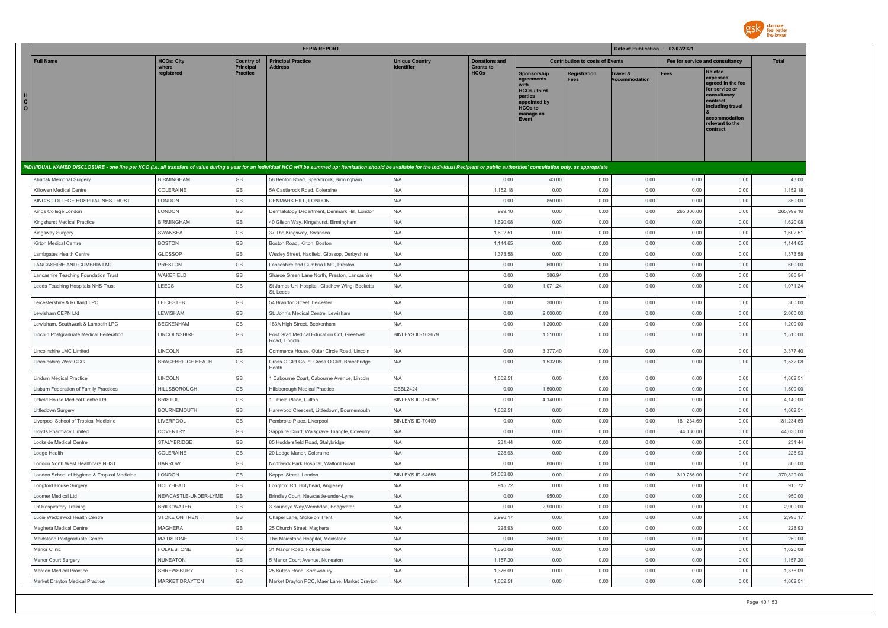| | EFPIA REPORT | | | | | | | | Date of Publication : 02/07/2021 | | |
|---|---|---|---|---|---|---|---|---|---|---|---|
| Full Name | HCOs: City where registered | Country of Principal Practice | Principal Practice Address | Unique Country Identifier | Donations and Grants to HCOs | Contribution to costs of Events | | | Fee for service and consultancy | | Total |
| | | | | | | Sponsorship agreements with HCOs / third parties appointed by HCOs to manage an Event | Registration Fees | Travel & Accommodation | Fees | Related expenses agreed in the fee for service or consultancy contract, including travel & accommodation relevant to the contract | |
| INDIVIDUAL NAMED DISCLOSURE - one line per HCO (i.e. all transfers of value during a year for an individual HCO will be summed up: itemization should be available for the individual Recipient or public authorities' consultation only, as appropriate | | | | | | | | | | | |
| Khattak Memorial Surgery | BIRMINGHAM | GB | 58 Benton Road, Sparkbrook, Birmingham | N/A | 0.00 | 43.00 | 0.00 | 0.00 | 0.00 | 0.00 | 43.00 |
| Killowen Medical Centre | COLERAINE | GB | 5A Castlerock Road, Coleraine | N/A | 1,152.18 | 0.00 | 0.00 | 0.00 | 0.00 | 0.00 | 1,152.18 |
| KING'S COLLEGE HOSPITAL NHS TRUST | LONDON | GB | DENMARK HILL, LONDON | N/A | 0.00 | 850.00 | 0.00 | 0.00 | 0.00 | 0.00 | 850.00 |
| Kings College London | LONDON | GB | Dermatology Department, Denmark Hill, London | N/A | 999.10 | 0.00 | 0.00 | 0.00 | 265,000.00 | 0.00 | 265,999.10 |
| Kingshurst Medical Practice | BIRMINGHAM | GB | 40 Gilson Way, Kingshurst, Birmingham | N/A | 1,620.08 | 0.00 | 0.00 | 0.00 | 0.00 | 0.00 | 1,620.08 |
| Kingsway Surgery | SWANSEA | GB | 37 The Kingsway, Swansea | N/A | 1,602.51 | 0.00 | 0.00 | 0.00 | 0.00 | 0.00 | 1,602.51 |
| Kirton Medical Centre | BOSTON | GB | Boston Road, Kirton, Boston | N/A | 1,144.65 | 0.00 | 0.00 | 0.00 | 0.00 | 0.00 | 1,144.65 |
| Lambgates Health Centre | GLOSSOP | GB | Wesley Street, Hadfield, Glossop, Derbyshire | N/A | 1,373.58 | 0.00 | 0.00 | 0.00 | 0.00 | 0.00 | 1,373.58 |
| LANCASHIRE AND CUMBRIA LMC | PRESTON | GB | Lancashire and Cumbria LMC, Preston | N/A | 0.00 | 600.00 | 0.00 | 0.00 | 0.00 | 0.00 | 600.00 |
| Lancashire Teaching Foundation Trust | WAKEFIELD | GB | Sharoe Green Lane North, Preston, Lancashire | N/A | 0.00 | 386.94 | 0.00 | 0.00 | 0.00 | 0.00 | 386.94 |
| Leeds Teaching Hospitals NHS Trust | LEEDS | GB | St James Uni Hospital, Gladhow Wing, Becketts St, Leeds | N/A | 0.00 | 1,071.24 | 0.00 | 0.00 | 0.00 | 0.00 | 1,071.24 |
| Leicestershire & Rutland LPC | LEICESTER | GB | 54 Brandon Street, Leicester | N/A | 0.00 | 300.00 | 0.00 | 0.00 | 0.00 | 0.00 | 300.00 |
| Lewisham CEPN Ltd | LEWISHAM | GB | St. John's Medical Centre, Lewisham | N/A | 0.00 | 2,000.00 | 0.00 | 0.00 | 0.00 | 0.00 | 2,000.00 |
| Lewisham, Southwark & Lambeth LPC | BECKENHAM | GB | 183A High Street, Beckenham | N/A | 0.00 | 1,200.00 | 0.00 | 0.00 | 0.00 | 0.00 | 1,200.00 |
| Lincoln Postgraduate Medical Federation | LINCOLNSHIRE | GB | Post Grad Medical Education Cnt, Greetwell Road, Lincoln | BINLEYS ID-162679 | 0.00 | 1,510.00 | 0.00 | 0.00 | 0.00 | 0.00 | 1,510.00 |
| Lincolnshire LMC Limited | LINCOLN | GB | Commerce House, Outer Circle Road, Lincoln | N/A | 0.00 | 3,377.40 | 0.00 | 0.00 | 0.00 | 0.00 | 3,377.40 |
| Lincolnshire West CCG | BRACEBRIDGE HEATH | GB | Cross O Cliff Court, Cross O Cliff, Bracebridge Heath | N/A | 0.00 | 1,532.08 | 0.00 | 0.00 | 0.00 | 0.00 | 1,532.08 |
| Lindum Medical Practice | LINCOLN | GB | 1 Cabourne Court, Cabourne Avenue, Lincoln | N/A | 1,602.51 | 0.00 | 0.00 | 0.00 | 0.00 | 0.00 | 1,602.51 |
| Lisburn Federation of Family Practices | HILLSBOROUGH | GB | Hillsborough Medical Practice | GBBL2424 | 0.00 | 1,500.00 | 0.00 | 0.00 | 0.00 | 0.00 | 1,500.00 |
| Litfield House Medical Centre Ltd. | BRISTOL | GB | 1 Litfield Place, Clifton | BINLEYS ID-150357 | 0.00 | 4,140.00 | 0.00 | 0.00 | 0.00 | 0.00 | 4,140.00 |
| Littledown Surgery | BOURNEMOUTH | GB | Harewood Crescent, Littledown, Bournemouth | N/A | 1,602.51 | 0.00 | 0.00 | 0.00 | 0.00 | 0.00 | 1,602.51 |
| Liverpool School of Tropical Medicine | LIVERPOOL | GB | Pembroke Place, Liverpool | BINLEYS ID-70409 | 0.00 | 0.00 | 0.00 | 0.00 | 181,234.69 | 0.00 | 181,234.69 |
| Lloyds Pharmacy Limited | COVENTRY | GB | Sapphire Court, Walsgrave Triangle, Coventry | N/A | 0.00 | 0.00 | 0.00 | 0.00 | 44,030.00 | 0.00 | 44,030.00 |
| Lockside Medical Centre | STALYBRIDGE | GB | 85 Huddersfield Road, Stalybridge | N/A | 231.44 | 0.00 | 0.00 | 0.00 | 0.00 | 0.00 | 231.44 |
| Lodge Health | COLERAINE | GB | 20 Lodge Manor, Coleraine | N/A | 228.93 | 0.00 | 0.00 | 0.00 | 0.00 | 0.00 | 228.93 |
| London North West Healthcare NHST | HARROW | GB | Northwick Park Hospital, Watford Road | N/A | 0.00 | 806.00 | 0.00 | 0.00 | 0.00 | 0.00 | 806.00 |
| London School of Hygiene & Tropical Medicine | LONDON | GB | Keppel Street, London | BINLEYS ID-64658 | 51,063.00 | 0.00 | 0.00 | 0.00 | 319,766.00 | 0.00 | 370,829.00 |
| Longford House Surgery | HOLYHEAD | GB | Longford Rd, Holyhead, Anglesey | N/A | 915.72 | 0.00 | 0.00 | 0.00 | 0.00 | 0.00 | 915.72 |
| Loomer Medical Ltd | NEWCASTLE-UNDER-LYME | GB | Brindley Court, Newcastle-under-Lyme | N/A | 0.00 | 950.00 | 0.00 | 0.00 | 0.00 | 0.00 | 950.00 |
| LR Respiratory Training | BRIDGWATER | GB | 3 Sauneye Way,Wembdon, Bridgwater | N/A | 0.00 | 2,900.00 | 0.00 | 0.00 | 0.00 | 0.00 | 2,900.00 |
| Lucie Wedgewod Health Centre | STOKE ON TRENT | GB | Chapel Lane, Stoke on Trent | N/A | 2,996.17 | 0.00 | 0.00 | 0.00 | 0.00 | 0.00 | 2,996.17 |
| Maghera Medical Centre | MAGHERA | GB | 25 Church Street, Maghera | N/A | 228.93 | 0.00 | 0.00 | 0.00 | 0.00 | 0.00 | 228.93 |
| Maidstone Postgraduate Centre | MAIDSTONE | GB | The Maidstone Hospital, Maidstone | N/A | 0.00 | 250.00 | 0.00 | 0.00 | 0.00 | 0.00 | 250.00 |
| Manor Clinic | FOLKESTONE | GB | 31 Manor Road, Folkestone | N/A | 1,620.08 | 0.00 | 0.00 | 0.00 | 0.00 | 0.00 | 1,620.08 |
| Manor Court Surgery | NUNEATON | GB | 5 Manor Court Avenue, Nuneaton | N/A | 1,157.20 | 0.00 | 0.00 | 0.00 | 0.00 | 0.00 | 1,157.20 |
| Marden Medical Practice | SHREWSBURY | GB | 25 Sutton Road, Shrewsbury | N/A | 1,376.09 | 0.00 | 0.00 | 0.00 | 0.00 | 0.00 | 1,376.09 |
| Market Drayton Medical Practice | MARKET DRAYTON | GB | Market Drayton PCC, Maer Lane, Market Drayton | N/A | 1,602.51 | 0.00 | 0.00 | 0.00 | 0.00 | 0.00 | 1,602.51 |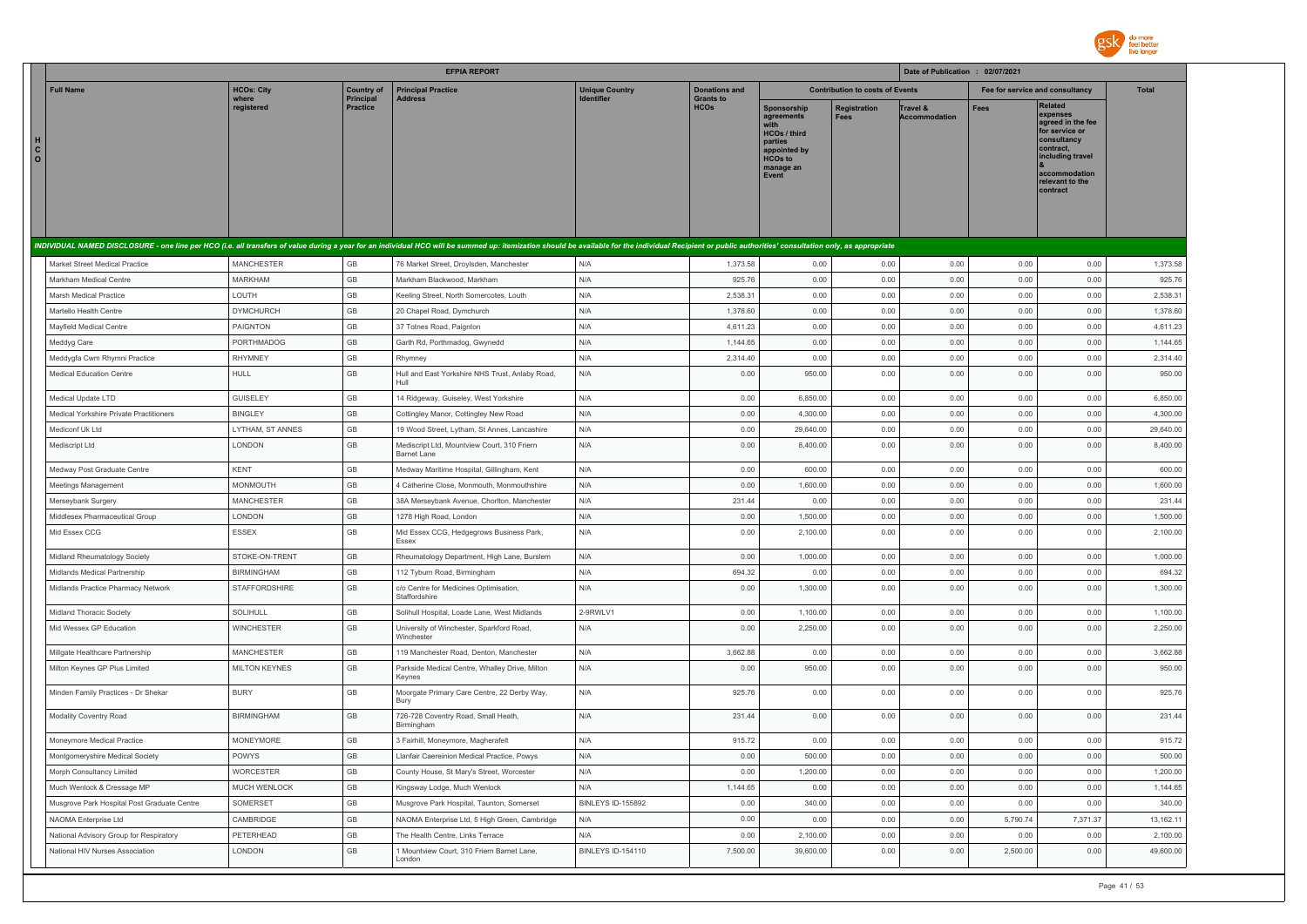| HCO | Full Name | HCOs: City where registered | Country of Principal Practice | Principal Practice Address | Unique Country Identifier | Donations and Grants to HCOs | Contribution to costs of Events | | | Fee for service and consultancy | | Total |
|---|---|---|---|---|---|---|---|---|---|---|---|---|
| | | | | | | | Sponsorship agreements with HCOs / third parties appointed by HCOs to manage an Event | Registration Fees | Travel & Accommodation | Fees | Related expenses agreed in the fee for service or consultancy contract, including travel & accommodation relevant to the contract | |
| *INDIVIDUAL NAMED DISCLOSURE - one line per HCO (i.e. all transfers of value during a year for an individual HCO will be summed up: itemization should be available for the individual Recipient or public authorities' consultation only, as appropriate* | | | | | | | | | | | | |
| | Market Street Medical Practice | MANCHESTER | GB | 76 Market Street, Droylsden, Manchester | N/A | 1,373.58 | 0.00 | 0.00 | 0.00 | 0.00 | 0.00 | 1,373.58 |
| | Markham Medical Centre | MARKHAM | GB | Markham Blackwood, Markham | N/A | 925.76 | 0.00 | 0.00 | 0.00 | 0.00 | 0.00 | 925.76 |
| | Marsh Medical Practice | LOUTH | GB | Keeling Street, North Somercotes, Louth | N/A | 2,538.31 | 0.00 | 0.00 | 0.00 | 0.00 | 0.00 | 2,538.31 |
| | Martello Health Centre | DYMCHURCH | GB | 20 Chapel Road, Dymchurch | N/A | 1,378.60 | 0.00 | 0.00 | 0.00 | 0.00 | 0.00 | 1,378.60 |
| | Mayfield Medical Centre | PAIGNTON | GB | 37 Totnes Road, Paignton | N/A | 4,611.23 | 0.00 | 0.00 | 0.00 | 0.00 | 0.00 | 4,611.23 |
| | Meddyg Care | PORTHMADOG | GB | Garth Rd, Porthmadog, Gwynedd | N/A | 1,144.65 | 0.00 | 0.00 | 0.00 | 0.00 | 0.00 | 1,144.65 |
| | Meddygfa Cwm Rhymni Practice | RHYMNEY | GB | Rhymney | N/A | 2,314.40 | 0.00 | 0.00 | 0.00 | 0.00 | 0.00 | 2,314.40 |
| | Medical Education Centre | HULL | GB | Hull and East Yorkshire NHS Trust, Anlaby Road, Hull | N/A | 0.00 | 950.00 | 0.00 | 0.00 | 0.00 | 0.00 | 950.00 |
| | Medical Update LTD | GUISELEY | GB | 14 Ridgeway, Guiseley, West Yorkshire | N/A | 0.00 | 6,850.00 | 0.00 | 0.00 | 0.00 | 0.00 | 6,850.00 |
| | Medical Yorkshire Private Practitioners | BINGLEY | GB | Cottingley Manor, Cottingley New Road | N/A | 0.00 | 4,300.00 | 0.00 | 0.00 | 0.00 | 0.00 | 4,300.00 |
| | Mediconf Uk Ltd | LYTHAM, ST ANNES | GB | 19 Wood Street, Lytham, St Annes, Lancashire | N/A | 0.00 | 29,640.00 | 0.00 | 0.00 | 0.00 | 0.00 | 29,640.00 |
| | Mediscript Ltd | LONDON | GB | Mediscript Ltd, Mountview Court, 310 Friern Barnet Lane | N/A | 0.00 | 8,400.00 | 0.00 | 0.00 | 0.00 | 0.00 | 8,400.00 |
| | Medway Post Graduate Centre | KENT | GB | Medway Maritime Hospital, Gillingham, Kent | N/A | 0.00 | 600.00 | 0.00 | 0.00 | 0.00 | 0.00 | 600.00 |
| | Meetings Management | MONMOUTH | GB | 4 Catherine Close, Monmouth, Monmouthshire | N/A | 0.00 | 1,600.00 | 0.00 | 0.00 | 0.00 | 0.00 | 1,600.00 |
| | Merseybank Surgery | MANCHESTER | GB | 38A Merseybank Avenue, Chorlton, Manchester | N/A | 231.44 | 0.00 | 0.00 | 0.00 | 0.00 | 0.00 | 231.44 |
| | Middlesex Pharmaceutical Group | LONDON | GB | 1278 High Road, London | N/A | 0.00 | 1,500.00 | 0.00 | 0.00 | 0.00 | 0.00 | 1,500.00 |
| | Mid Essex CCG | ESSEX | GB | Mid Essex CCG, Hedgegrows Business Park, Essex | N/A | 0.00 | 2,100.00 | 0.00 | 0.00 | 0.00 | 0.00 | 2,100.00 |
| | Midland Rheumatology Society | STOKE-ON-TRENT | GB | Rheumatology Department, High Lane, Burslem | N/A | 0.00 | 1,000.00 | 0.00 | 0.00 | 0.00 | 0.00 | 1,000.00 |
| | Midlands Medical Partnership | BIRMINGHAM | GB | 112 Tyburn Road, Birmingham | N/A | 694.32 | 0.00 | 0.00 | 0.00 | 0.00 | 0.00 | 694.32 |
| | Midlands Practice Pharmacy Network | STAFFORDSHIRE | GB | c/o Centre for Medicines Optimisation, Staffordshire | N/A | 0.00 | 1,300.00 | 0.00 | 0.00 | 0.00 | 0.00 | 1,300.00 |
| | Midland Thoracic Society | SOLIHULL | GB | Solihull Hospital, Loade Lane, West Midlands | 2-9RWLV1 | 0.00 | 1,100.00 | 0.00 | 0.00 | 0.00 | 0.00 | 1,100.00 |
| | Mid Wessex GP Education | WINCHESTER | GB | University of Winchester, Sparkford Road, Winchester | N/A | 0.00 | 2,250.00 | 0.00 | 0.00 | 0.00 | 0.00 | 2,250.00 |
| | Millgate Healthcare Partnership | MANCHESTER | GB | 119 Manchester Road, Denton, Manchester | N/A | 3,662.88 | 0.00 | 0.00 | 0.00 | 0.00 | 0.00 | 3,662.88 |
| | Milton Keynes GP Plus Limited | MILTON KEYNES | GB | Parkside Medical Centre, Whalley Drive, Milton Keynes | N/A | 0.00 | 950.00 | 0.00 | 0.00 | 0.00 | 0.00 | 950.00 |
| | Minden Family Practices - Dr Shekar | BURY | GB | Moorgate Primary Care Centre, 22 Derby Way, Bury | N/A | 925.76 | 0.00 | 0.00 | 0.00 | 0.00 | 0.00 | 925.76 |
| | Modality Coventry Road | BIRMINGHAM | GB | 726-728 Coventry Road, Small Heath, Birmingham | N/A | 231.44 | 0.00 | 0.00 | 0.00 | 0.00 | 0.00 | 231.44 |
| | Moneymore Medical Practice | MONEYMORE | GB | 3 Fairhill, Moneymore, Magherafelt | N/A | 915.72 | 0.00 | 0.00 | 0.00 | 0.00 | 0.00 | 915.72 |
| | Montgomeryshire Medical Society | POWYS | GB | Llanfair Caereinion Medical Practice, Powys | N/A | 0.00 | 500.00 | 0.00 | 0.00 | 0.00 | 0.00 | 500.00 |
| | Morph Consultancy Limited | WORCESTER | GB | County House, St Mary's Street, Worcester | N/A | 0.00 | 1,200.00 | 0.00 | 0.00 | 0.00 | 0.00 | 1,200.00 |
| | Much Wenlock & Cressage MP | MUCH WENLOCK | GB | Kingsway Lodge, Much Wenlock | N/A | 1,144.65 | 0.00 | 0.00 | 0.00 | 0.00 | 0.00 | 1,144.65 |
| | Musgrove Park Hospital Post Graduate Centre | SOMERSET | GB | Musgrove Park Hospital, Taunton, Somerset | BINLEYS ID-155892 | 0.00 | 340.00 | 0.00 | 0.00 | 0.00 | 0.00 | 340.00 |
| | NAOMA Enterprise Ltd | CAMBRIDGE | GB | NAOMA Enterprise Ltd, 5 High Green, Cambridge | N/A | 0.00 | 0.00 | 0.00 | 0.00 | 5,790.74 | 7,371.37 | 13,162.11 |
| | National Advisory Group for Respiratory | PETERHEAD | GB | The Health Centre, Links Terrace | N/A | 0.00 | 2,100.00 | 0.00 | 0.00 | 0.00 | 0.00 | 2,100.00 |
| | National HIV Nurses Association | LONDON | GB | 1 Mountview Court, 310 Friern Barnet Lane, London | BINLEYS ID-154110 | 7,500.00 | 39,600.00 | 0.00 | 0.00 | 2,500.00 | 0.00 | 49,600.00 |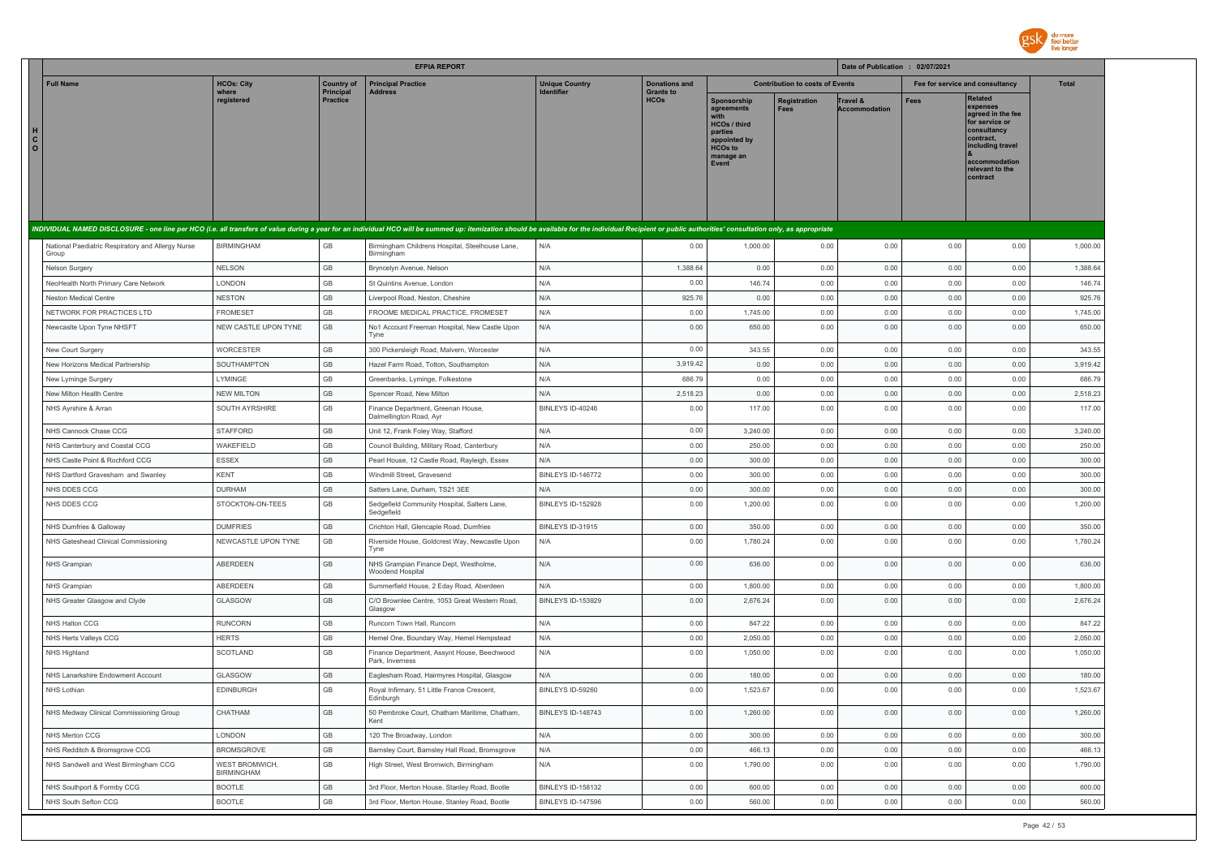## EFPIA REPORT

Date of Publication : 02/07/2021

| HCO | Full Name | HCOs: City where registered | Country of Principal Practice | Principal Practice Address | Unique Country Identifier | Donations and Grants to HCOs | Contribution to costs of Events | | | Fee for service and consultancy | | Total |
|---|---|---|---|---|---|---|---|---|---|---|---|---|
| | | | | | | | Sponsorship agreements with HCOs / third parties appointed by HCOs to manage an Event | Registration Fees | Travel & Accommodation | Fees | Related expenses agreed in the fee for service or consultancy contract, including travel & accommodation relevant to the contract | |

*INDIVIDUAL NAMED DISCLOSURE - one line per HCO (i.e. all transfers of value during a year for an individual HCO will be summed up: itemization should be available for the individual Recipient or public authorities' consultation only, as appropriate*

| Full Name | HCOs: City where registered | Country of Principal Practice | Principal Practice Address | Unique Country Identifier | Donations and Grants to HCOs | Sponsorship agreements | Registration Fees | Travel & Accommodation | Fees | Related expenses | Total |
|---|---|---|---|---|---|---|---|---|---|---|---|
| National Paediatric Respiratory and Allergy Nurse Group | BIRMINGHAM | GB | Birmingham Childrens Hospital, Steelhouse Lane, Birmingham | N/A | 0.00 | 1,000.00 | 0.00 | 0.00 | 0.00 | 0.00 | 1,000.00 |
| Nelson Surgery | NELSON | GB | Bryncelyn Avenue, Nelson | N/A | 1,388.64 | 0.00 | 0.00 | 0.00 | 0.00 | 0.00 | 1,388.64 |
| NeoHealth North Primary Care Network | LONDON | GB | St Quintins Avenue, London | N/A | 0.00 | 146.74 | 0.00 | 0.00 | 0.00 | 0.00 | 146.74 |
| Neston Medical Centre | NESTON | GB | Liverpool Road, Neston, Cheshire | N/A | 925.76 | 0.00 | 0.00 | 0.00 | 0.00 | 0.00 | 925.76 |
| NETWORK FOR PRACTICES LTD | FROMESET | GB | FROOME MEDICAL PRACTICE, FROMESET | N/A | 0.00 | 1,745.00 | 0.00 | 0.00 | 0.00 | 0.00 | 1,745.00 |
| Newcaslte Upon Tyne NHSFT | NEW CASTLE UPON TYNE | GB | No1 Account Freeman Hospital, New Castle Upon Tyne | N/A | 0.00 | 650.00 | 0.00 | 0.00 | 0.00 | 0.00 | 650.00 |
| New Court Surgery | WORCESTER | GB | 300 Pickersleigh Road, Malvern, Worcester | N/A | 0.00 | 343.55 | 0.00 | 0.00 | 0.00 | 0.00 | 343.55 |
| New Horizons Medical Partnership | SOUTHAMPTON | GB | Hazel Farm Road, Totton, Southampton | N/A | 3,919.42 | 0.00 | 0.00 | 0.00 | 0.00 | 0.00 | 3,919.42 |
| New Lyminge Surgery | LYMINGE | GB | Greenbanks, Lyminge, Folkestone | N/A | 686.79 | 0.00 | 0.00 | 0.00 | 0.00 | 0.00 | 686.79 |
| New Milton Health Centre | NEW MILTON | GB | Spencer Road, New Milton | N/A | 2,518.23 | 0.00 | 0.00 | 0.00 | 0.00 | 0.00 | 2,518.23 |
| NHS Ayrshire & Arran | SOUTH AYRSHIRE | GB | Finance Department, Greenan House, Dalmellington Road, Ayr | BINLEYS ID-40246 | 0.00 | 117.00 | 0.00 | 0.00 | 0.00 | 0.00 | 117.00 |
| NHS Cannock Chase CCG | STAFFORD | GB | Unit 12, Frank Foley Way, Stafford | N/A | 0.00 | 3,240.00 | 0.00 | 0.00 | 0.00 | 0.00 | 3,240.00 |
| NHS Canterbury and Coastal CCG | WAKEFIELD | GB | Council Building, Military Road, Canterbury | N/A | 0.00 | 250.00 | 0.00 | 0.00 | 0.00 | 0.00 | 250.00 |
| NHS Castle Point & Rochford CCG | ESSEX | GB | Pearl House, 12 Castle Road, Rayleigh, Essex | N/A | 0.00 | 300.00 | 0.00 | 0.00 | 0.00 | 0.00 | 300.00 |
| NHS Dartford Gravesham and Swanley | KENT | GB | Windmill Street, Gravesend | BINLEYS ID-146772 | 0.00 | 300.00 | 0.00 | 0.00 | 0.00 | 0.00 | 300.00 |
| NHS DDES CCG | DURHAM | GB | Satters Lane, Durham, TS21 3EE | N/A | 0.00 | 300.00 | 0.00 | 0.00 | 0.00 | 0.00 | 300.00 |
| NHS DDES CCG | STOCKTON-ON-TEES | GB | Sedgefield Community Hospital, Salters Lane, Sedgefield | BINLEYS ID-152928 | 0.00 | 1,200.00 | 0.00 | 0.00 | 0.00 | 0.00 | 1,200.00 |
| NHS Dumfries & Galloway | DUMFRIES | GB | Crichton Hall, Glencaple Road, Dumfries | BINLEYS ID-31915 | 0.00 | 350.00 | 0.00 | 0.00 | 0.00 | 0.00 | 350.00 |
| NHS Gateshead Clinical Commissioning | NEWCASTLE UPON TYNE | GB | Riverside House, Goldcrest Way, Newcastle Upon Tyne | N/A | 0.00 | 1,780.24 | 0.00 | 0.00 | 0.00 | 0.00 | 1,780.24 |
| NHS Grampian | ABERDEEN | GB | NHS Grampian Finance Dept, Westholme, Woodend Hospital | N/A | 0.00 | 636.00 | 0.00 | 0.00 | 0.00 | 0.00 | 636.00 |
| NHS Grampian | ABERDEEN | GB | Summerfield House, 2 Eday Road, Aberdeen | N/A | 0.00 | 1,800.00 | 0.00 | 0.00 | 0.00 | 0.00 | 1,800.00 |
| NHS Greater Glasgow and Clyde | GLASGOW | GB | C/O Brownlee Centre, 1053 Great Western Road, Glasgow | BINLEYS ID-153929 | 0.00 | 2,676.24 | 0.00 | 0.00 | 0.00 | 0.00 | 2,676.24 |
| NHS Halton CCG | RUNCORN | GB | Runcorn Town Hall, Runcorn | N/A | 0.00 | 847.22 | 0.00 | 0.00 | 0.00 | 0.00 | 847.22 |
| NHS Herts Valleys CCG | HERTS | GB | Hemel One, Boundary Way, Hemel Hempstead | N/A | 0.00 | 2,050.00 | 0.00 | 0.00 | 0.00 | 0.00 | 2,050.00 |
| NHS Highland | SCOTLAND | GB | Finance Department, Assynt House, Beechwood Park, Inverness | N/A | 0.00 | 1,050.00 | 0.00 | 0.00 | 0.00 | 0.00 | 1,050.00 |
| NHS Lanarkshire Endowment Account | GLASGOW | GB | Eaglesham Road, Hairmyres Hospital, Glasgow | N/A | 0.00 | 180.00 | 0.00 | 0.00 | 0.00 | 0.00 | 180.00 |
| NHS Lothian | EDINBURGH | GB | Royal Infirmary, 51 Little France Crescent, Edinburgh | BINLEYS ID-59260 | 0.00 | 1,523.67 | 0.00 | 0.00 | 0.00 | 0.00 | 1,523.67 |
| NHS Medway Clinical Commissioning Group | CHATHAM | GB | 50 Pembroke Court, Chatham Maritime, Chatham, Kent | BINLEYS ID-148743 | 0.00 | 1,260.00 | 0.00 | 0.00 | 0.00 | 0.00 | 1,260.00 |
| NHS Merton CCG | LONDON | GB | 120 The Broadway, London | N/A | 0.00 | 300.00 | 0.00 | 0.00 | 0.00 | 0.00 | 300.00 |
| NHS Redditch & Bromsgrove CCG | BROMSGROVE | GB | Barnsley Court, Barnsley Hall Road, Bromsgrove | N/A | 0.00 | 466.13 | 0.00 | 0.00 | 0.00 | 0.00 | 466.13 |
| NHS Sandwell and West Birmingham CCG | WEST BROMWICH, BIRMINGHAM | GB | High Street, West Bromwich, Birmingham | N/A | 0.00 | 1,790.00 | 0.00 | 0.00 | 0.00 | 0.00 | 1,790.00 |
| NHS Southport & Formby CCG | BOOTLE | GB | 3rd Floor, Merton House, Stanley Road, Bootle | BINLEYS ID-158132 | 0.00 | 600.00 | 0.00 | 0.00 | 0.00 | 0.00 | 600.00 |
| NHS South Sefton CCG | BOOTLE | GB | 3rd Floor, Merton House, Stanley Road, Bootle | BINLEYS ID-147596 | 0.00 | 560.00 | 0.00 | 0.00 | 0.00 | 0.00 | 560.00 |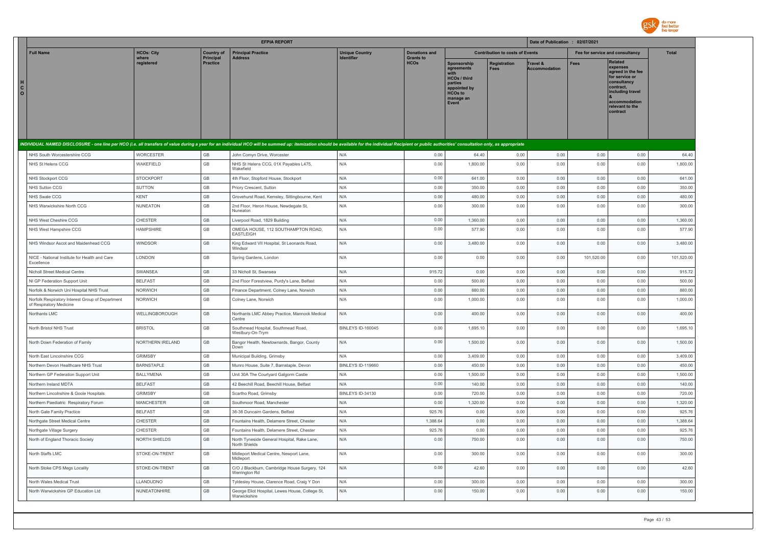| EFPIA REPORT | | | | | | | | | Date of Publication : 02/07/2021 | | |
|---|---|---|---|---|---|---|---|---|---|---|---|
| Full Name | HCOs: City where registered | Country of Principal Practice | Principal Practice Address | Unique Country Identifier | Donations and Grants to HCOs | Contribution to costs of Events | | | Fee for service and consultancy | | Total |
| | | | | | | Sponsorship agreements with HCOs / third parties appointed by HCOs to manage an Event | Registration Fees | Travel & Accommodation | Fees | Related expenses agreed in the fee for service or consultancy contract, including travel & accommodation relevant to the contract | |
| INDIVIDUAL NAMED DISCLOSURE - one line per HCO (i.e. all transfers of value during a year for an individual HCO will be summed up: itemization should be available for the individual Recipient or public authorities' consultation only, as appropriate | | | | | | | | | | | |
| NHS South Worcestershire CCG | WORCESTER | GB | John Comyn Drive, Worcester | N/A | 0.00 | 64.40 | 0.00 | 0.00 | 0.00 | 0.00 | 64.40 |
| NHS St Helens CCG | WAKEFIELD | GB | NHS St Helens CCG, 01X Payables L475, Wakefield | N/A | 0.00 | 1,800.00 | 0.00 | 0.00 | 0.00 | 0.00 | 1,800.00 |
| NHS Stockport CCG | STOCKPORT | GB | 4th Floor, Stopford House, Stockport | N/A | 0.00 | 641.00 | 0.00 | 0.00 | 0.00 | 0.00 | 641.00 |
| NHS Sutton CCG | SUTTON | GB | Priory Crescent, Sutton | N/A | 0.00 | 350.00 | 0.00 | 0.00 | 0.00 | 0.00 | 350.00 |
| NHS Swale CCG | KENT | GB | Grovehurst Road, Kemsley, Sittingbourne, Kent | N/A | 0.00 | 480.00 | 0.00 | 0.00 | 0.00 | 0.00 | 480.00 |
| NHS Warwickshire North CCG | NUNEATON | GB | 2nd Floor, Heron House, Newdegate St, Nuneaton | N/A | 0.00 | 300.00 | 0.00 | 0.00 | 0.00 | 0.00 | 300.00 |
| NHS West Cheshire CCG | CHESTER | GB | Liverpool Road, 1829 Building | N/A | 0.00 | 1,360.00 | 0.00 | 0.00 | 0.00 | 0.00 | 1,360.00 |
| NHS West Hampshire CCG | HAMPSHIRE | GB | OMEGA HOUSE, 112 SOUTHAMPTON ROAD, EASTLEIGH | N/A | 0.00 | 577.90 | 0.00 | 0.00 | 0.00 | 0.00 | 577.90 |
| NHS Windsor Ascot and Maidenhead CCG | WINDSOR | GB | King Edward VII Hospital, St Leonards Road, Windsor | N/A | 0.00 | 3,480.00 | 0.00 | 0.00 | 0.00 | 0.00 | 3,480.00 |
| NICE - National Institute for Health and Care Excellence | LONDON | GB | Spring Gardens, London | N/A | 0.00 | 0.00 | 0.00 | 0.00 | 101,520.00 | 0.00 | 101,520.00 |
| Nicholl Street Medical Centre | SWANSEA | GB | 33 Nicholl St, Swansea | N/A | 915.72 | 0.00 | 0.00 | 0.00 | 0.00 | 0.00 | 915.72 |
| NI GP Federation Support Unit | BELFAST | GB | 2nd Floor Forestview, Purdy's Lane, Belfast | N/A | 0.00 | 500.00 | 0.00 | 0.00 | 0.00 | 0.00 | 500.00 |
| Norfolk & Norwich Uni Hospital NHS Trust | NORWICH | GB | Finance Department, Colney Lane, Norwich | N/A | 0.00 | 880.00 | 0.00 | 0.00 | 0.00 | 0.00 | 880.00 |
| Norfolk Respiratory Interest Group of Department of Respiratory Medicine | NORWICH | GB | Colney Lane, Norwich | N/A | 0.00 | 1,000.00 | 0.00 | 0.00 | 0.00 | 0.00 | 1,000.00 |
| Northants LMC | WELLINGBOROUGH | GB | Northants LMC Abbey Practice, Mannock Medical Centre | N/A | 0.00 | 400.00 | 0.00 | 0.00 | 0.00 | 0.00 | 400.00 |
| North Bristol NHS Trust | BRISTOL | GB | Southmead Hospital, Southmead Road, Westbury-On-Trym | BINLEYS ID-160045 | 0.00 | 1,695.10 | 0.00 | 0.00 | 0.00 | 0.00 | 1,695.10 |
| North Down Federation of Family | NORTHERN IRELAND | GB | Bangor Health, Newtownards, Bangor, County Down | N/A | 0.00 | 1,500.00 | 0.00 | 0.00 | 0.00 | 0.00 | 1,500.00 |
| North East Lincolnshire CCG | GRIMSBY | GB | Municipal Building, Grimsby | N/A | 0.00 | 3,409.00 | 0.00 | 0.00 | 0.00 | 0.00 | 3,409.00 |
| Northern Devon Healthcare NHS Trust | BARNSTAPLE | GB | Munro House, Suite 7, Barnstaple, Devon | BINLEYS ID-119660 | 0.00 | 450.00 | 0.00 | 0.00 | 0.00 | 0.00 | 450.00 |
| Northern GP Federation Support Unit | BALLYMENA | GB | Unit 30A The Courtyard Galgorm Castle | N/A | 0.00 | 1,500.00 | 0.00 | 0.00 | 0.00 | 0.00 | 1,500.00 |
| Northern Ireland MDTA | BELFAST | GB | 42 Beechill Road, Beechill House, Belfast | N/A | 0.00 | 140.00 | 0.00 | 0.00 | 0.00 | 0.00 | 140.00 |
| Northern Lincolnshire & Goole Hospitals | GRIMSBY | GB | Scartho Road, Grimsby | BINLEYS ID-34130 | 0.00 | 720.00 | 0.00 | 0.00 | 0.00 | 0.00 | 720.00 |
| Northern Paediatric Respiratory Forum | MANCHESTER | GB | Southmoor Road, Manchester | N/A | 0.00 | 1,320.00 | 0.00 | 0.00 | 0.00 | 0.00 | 1,320.00 |
| North Gate Family Practice | BELFAST | GB | 36-38 Duncairn Gardens, Belfast | N/A | 925.76 | 0.00 | 0.00 | 0.00 | 0.00 | 0.00 | 925.76 |
| Northgate Street Medical Centre | CHESTER | GB | Fountains Health, Delamere Street, Chester | N/A | 1,388.64 | 0.00 | 0.00 | 0.00 | 0.00 | 0.00 | 1,388.64 |
| Northgate Village Surgery | CHESTER | GB | Fountains Health, Delamere Street, Chester | N/A | 925.76 | 0.00 | 0.00 | 0.00 | 0.00 | 0.00 | 925.76 |
| North of England Thoracic Society | NORTH SHIELDS | GB | North Tyneside General Hospital, Rake Lane, North Shields | N/A | 0.00 | 750.00 | 0.00 | 0.00 | 0.00 | 0.00 | 750.00 |
| North Staffs LMC | STOKE-ON-TRENT | GB | Midleport Medical Centre, Newport Lane, Midleport | N/A | 0.00 | 300.00 | 0.00 | 0.00 | 0.00 | 0.00 | 300.00 |
| North Stoke CPS Megs Locality | STOKE-ON-TRENT | GB | C/O J Blackburn, Cambridge House Surgery, 124 Werrington Rd | N/A | 0.00 | 42.60 | 0.00 | 0.00 | 0.00 | 0.00 | 42.60 |
| North Wales Medical Trust | LLANDUDNO | GB | Tyldesley House, Clarence Road, Craig Y Don | N/A | 0.00 | 300.00 | 0.00 | 0.00 | 0.00 | 0.00 | 300.00 |
| North Warwickshire GP Education Ltd | NUNEATONHIRE | GB | George Eliot Hospital, Lewes House, College St, Warwickshire | N/A | 0.00 | 150.00 | 0.00 | 0.00 | 0.00 | 0.00 | 150.00 |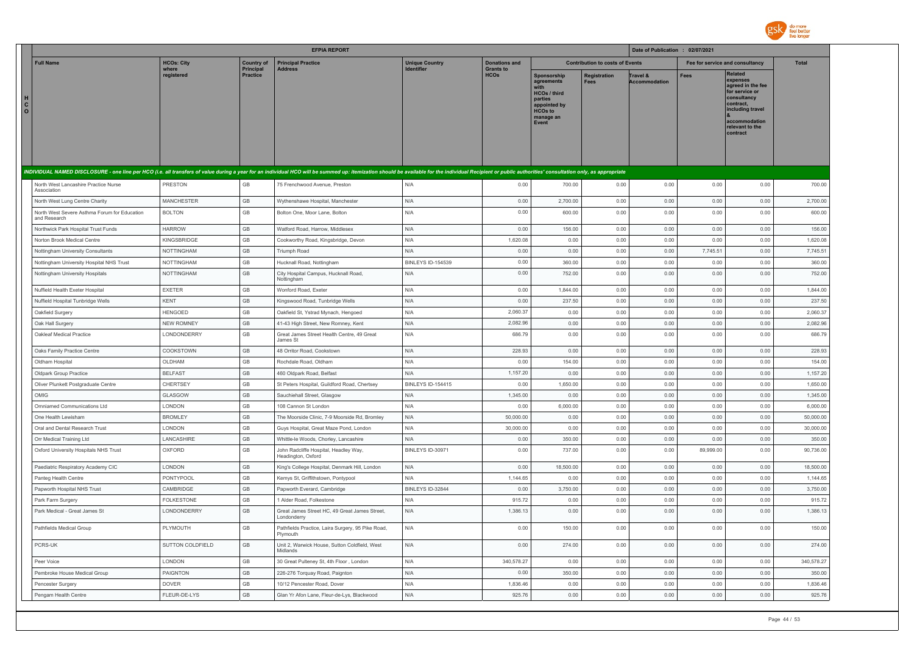**EFPIA REPORT**

Date of Publication : 02/07/2021

| HCO | Full Name | HCOs: City where registered | Country of Principal Practice | Principal Practice Address | Unique Country Identifier | Donations and Grants to HCOs | Contribution to costs of Events | | | Fee for service and consultancy | | Total |
|---|---|---|---|---|---|---|---|---|---|---|---|---|
| | | | | | | | Sponsorship agreements with HCOs / third parties appointed by HCOs to manage an Event | Registration Fees | Travel & Accommodation | Fees | Related expenses agreed in the fee for service or consultancy contract, including travel & accommodation relevant to the contract | |
| | *INDIVIDUAL NAMED DISCLOSURE - one line per HCO (i.e. all transfers of value during a year for an individual HCO will be summed up: itemization should be available for the individual Recipient or public authorities' consultation only, as appropriate* | | | | | | | | | | | |
| | North West Lancashire Practice Nurse Association | PRESTON | GB | 75 Frenchwood Avenue, Preston | N/A | 0.00 | 700.00 | 0.00 | 0.00 | 0.00 | 0.00 | 700.00 |
| | North West Lung Centre Charity | MANCHESTER | GB | Wythenshawe Hospital, Manchester | N/A | 0.00 | 2,700.00 | 0.00 | 0.00 | 0.00 | 0.00 | 2,700.00 |
| | North West Severe Asthma Forum for Education and Research | BOLTON | GB | Bolton One, Moor Lane, Bolton | N/A | 0.00 | 600.00 | 0.00 | 0.00 | 0.00 | 0.00 | 600.00 |
| | Northwick Park Hospital Trust Funds | HARROW | GB | Watford Road, Harrow, Middlesex | N/A | 0.00 | 156.00 | 0.00 | 0.00 | 0.00 | 0.00 | 156.00 |
| | Norton Brook Medical Centre | KINGSBRIDGE | GB | Cookworthy Road, Kingsbridge, Devon | N/A | 1,620.08 | 0.00 | 0.00 | 0.00 | 0.00 | 0.00 | 1,620.08 |
| | Nottingham University Consultants | NOTTINGHAM | GB | Triumph Road | N/A | 0.00 | 0.00 | 0.00 | 0.00 | 7,745.51 | 0.00 | 7,745.51 |
| | Nottingham University Hospital NHS Trust | NOTTINGHAM | GB | Hucknall Road, Nottingham | BINLEYS ID-154539 | 0.00 | 360.00 | 0.00 | 0.00 | 0.00 | 0.00 | 360.00 |
| | Nottingham University Hospitals | NOTTINGHAM | GB | City Hospital Campus, Hucknall Road, Nottingham | N/A | 0.00 | 752.00 | 0.00 | 0.00 | 0.00 | 0.00 | 752.00 |
| | Nuffield Health Exeter Hospital | EXETER | GB | Wonford Road, Exeter | N/A | 0.00 | 1,844.00 | 0.00 | 0.00 | 0.00 | 0.00 | 1,844.00 |
| | Nuffield Hospital Tunbridge Wells | KENT | GB | Kingswood Road, Tunbridge Wells | N/A | 0.00 | 237.50 | 0.00 | 0.00 | 0.00 | 0.00 | 237.50 |
| | Oakfield Surgery | HENGOED | GB | Oakfield St, Ystrad Mynach, Hengoed | N/A | 2,060.37 | 0.00 | 0.00 | 0.00 | 0.00 | 0.00 | 2,060.37 |
| | Oak Hall Surgery | NEW ROMNEY | GB | 41-43 High Street, New Romney, Kent | N/A | 2,082.96 | 0.00 | 0.00 | 0.00 | 0.00 | 0.00 | 2,082.96 |
| | Oakleaf Medical Practice | LONDONDERRY | GB | Great James Street Health Centre, 49 Great James St | N/A | 686.79 | 0.00 | 0.00 | 0.00 | 0.00 | 0.00 | 686.79 |
| | Oaks Family Practice Centre | COOKSTOWN | GB | 48 Orritor Road, Cookstown | N/A | 228.93 | 0.00 | 0.00 | 0.00 | 0.00 | 0.00 | 228.93 |
| | Oldham Hospital | OLDHAM | GB | Rochdale Road, Oldham | N/A | 0.00 | 154.00 | 0.00 | 0.00 | 0.00 | 0.00 | 154.00 |
| | Oldpark Group Practice | BELFAST | GB | 460 Oldpark Road, Belfast | N/A | 1,157.20 | 0.00 | 0.00 | 0.00 | 0.00 | 0.00 | 1,157.20 |
| | Oliver Plunkett Postgraduate Centre | CHERTSEY | GB | St Peters Hospital, Guildford Road, Chertsey | BINLEYS ID-154415 | 0.00 | 1,650.00 | 0.00 | 0.00 | 0.00 | 0.00 | 1,650.00 |
| | OMIG | GLASGOW | GB | Sauchiehall Street, Glasgow | N/A | 1,345.00 | 0.00 | 0.00 | 0.00 | 0.00 | 0.00 | 1,345.00 |
| | Omniamed Communications Ltd | LONDON | GB | 108 Cannon St London | N/A | 0.00 | 6,000.00 | 0.00 | 0.00 | 0.00 | 0.00 | 6,000.00 |
| | One Health Lewisham | BROMLEY | GB | The Moorside Clinic, 7-9 Moorside Rd, Bromley | N/A | 50,000.00 | 0.00 | 0.00 | 0.00 | 0.00 | 0.00 | 50,000.00 |
| | Oral and Dental Research Trust | LONDON | GB | Guys Hospital, Great Maze Pond, London | N/A | 30,000.00 | 0.00 | 0.00 | 0.00 | 0.00 | 0.00 | 30,000.00 |
| | Orr Medical Training Ltd | LANCASHIRE | GB | Whittle-le Woods, Chorley, Lancashire | N/A | 0.00 | 350.00 | 0.00 | 0.00 | 0.00 | 0.00 | 350.00 |
| | Oxford University Hospitals NHS Trust | OXFORD | GB | John Radcliffe Hospital, Headley Way, Headington, Oxford | BINLEYS ID-30971 | 0.00 | 737.00 | 0.00 | 0.00 | 89,999.00 | 0.00 | 90,736.00 |
| | Paediatric Respiratory Academy CIC | LONDON | GB | King's College Hospital, Denmark Hill, London | N/A | 0.00 | 18,500.00 | 0.00 | 0.00 | 0.00 | 0.00 | 18,500.00 |
| | Panteg Health Centre | PONTYPOOL | GB | Kemys St, Griffithstown, Pontypool | N/A | 1,144.65 | 0.00 | 0.00 | 0.00 | 0.00 | 0.00 | 1,144.65 |
| | Papworth Hospital NHS Trust | CAMBRIDGE | GB | Papworth Everard, Cambridge | BINLEYS ID-32844 | 0.00 | 3,750.00 | 0.00 | 0.00 | 0.00 | 0.00 | 3,750.00 |
| | Park Farm Surgery | FOLKESTONE | GB | 1 Alder Road, Folkestone | N/A | 915.72 | 0.00 | 0.00 | 0.00 | 0.00 | 0.00 | 915.72 |
| | Park Medical - Great James St | LONDONDERRY | GB | Great James Street HC, 49 Great James Street, Londonderry | N/A | 1,386.13 | 0.00 | 0.00 | 0.00 | 0.00 | 0.00 | 1,386.13 |
| | Pathfields Medical Group | PLYMOUTH | GB | Pathfields Practice, Laira Surgery, 95 Pike Road, Plymouth | N/A | 0.00 | 150.00 | 0.00 | 0.00 | 0.00 | 0.00 | 150.00 |
| | PCRS-UK | SUTTON COLDFIELD | GB | Unit 2, Warwick House, Sutton Coldfield, West Midlands | N/A | 0.00 | 274.00 | 0.00 | 0.00 | 0.00 | 0.00 | 274.00 |
| | Peer Voice | LONDON | GB | 30 Great Pulteney St, 4th Floor , London | N/A | 340,578.27 | 0.00 | 0.00 | 0.00 | 0.00 | 0.00 | 340,578.27 |
| | Pembroke House Medical Group | PAIGNTON | GB | 226-276 Torquay Road, Paignton | N/A | 0.00 | 350.00 | 0.00 | 0.00 | 0.00 | 0.00 | 350.00 |
| | Pencester Surgery | DOVER | GB | 10/12 Pencester Road, Dover | N/A | 1,836.46 | 0.00 | 0.00 | 0.00 | 0.00 | 0.00 | 1,836.46 |
| | Pengam Health Centre | FLEUR-DE-LYS | GB | Glan Yr Afon Lane, Fleur-de-Lys, Blackwood | N/A | 925.76 | 0.00 | 0.00 | 0.00 | 0.00 | 0.00 | 925.76 |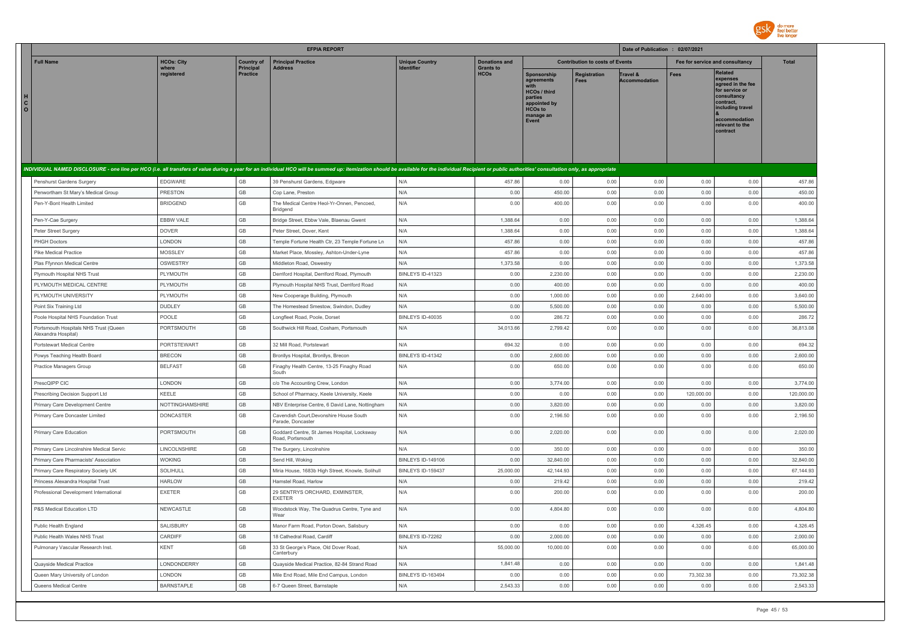| | EFPIA REPORT | | | | | | | | Date of Publication : 02/07/2021 | | | |
|---|---|---|---|---|---|---|---|---|---|---|---|---|
| | Full Name | HCOs: City where registered | Country of Principal Practice | Principal Practice Address | Unique Country Identifier | Donations and Grants to HCOs | Contribution to costs of Events | | | Fee for service and consultancy | | Total |
| HCO | | | | | | | Sponsorship agreements with HCOs / third parties appointed by HCOs to manage an Event | Registration Fees | Travel & Accommodation | Fees | Related expenses agreed in the fee for service or consultancy contract, including travel & accommodation relevant to the contract | |
| | *INDIVIDUAL NAMED DISCLOSURE - one line per HCO (i.e. all transfers of value during a year for an individual HCO will be summed up: itemization should be available for the individual Recipient or public authorities' consultation only, as appropriate* | | | | | | | | | | | |
| | Penshurst Gardens Surgery | EDGWARE | GB | 39 Penshurst Gardens, Edgware | N/A | 457.86 | 0.00 | 0.00 | 0.00 | 0.00 | 0.00 | 457.86 |
| | Penwortham St Mary's Medical Group | PRESTON | GB | Cop Lane, Preston | N/A | 0.00 | 450.00 | 0.00 | 0.00 | 0.00 | 0.00 | 450.00 |
| | Pen-Y-Bont Health Limited | BRIDGEND | GB | The Medical Centre Heol-Yr-Onnen, Pencoed, Bridgend | N/A | 0.00 | 400.00 | 0.00 | 0.00 | 0.00 | 0.00 | 400.00 |
| | Pen-Y-Cae Surgery | EBBW VALE | GB | Bridge Street, Ebbw Vale, Blaenau Gwent | N/A | 1,388.64 | 0.00 | 0.00 | 0.00 | 0.00 | 0.00 | 1,388.64 |
| | Peter Street Surgery | DOVER | GB | Peter Street, Dover, Kent | N/A | 1,388.64 | 0.00 | 0.00 | 0.00 | 0.00 | 0.00 | 1,388.64 |
| | PHGH Doctors | LONDON | GB | Temple Fortune Health Ctr, 23 Temple Fortune Ln | N/A | 457.86 | 0.00 | 0.00 | 0.00 | 0.00 | 0.00 | 457.86 |
| | Pike Medical Practice | MOSSLEY | GB | Market Place, Mossley, Ashton-Under-Lyne | N/A | 457.86 | 0.00 | 0.00 | 0.00 | 0.00 | 0.00 | 457.86 |
| | Plas Ffynnon Medical Centre | OSWESTRY | GB | Middleton Road, Oswestry | N/A | 1,373.58 | 0.00 | 0.00 | 0.00 | 0.00 | 0.00 | 1,373.58 |
| | Plymouth Hospital NHS Trust | PLYMOUTH | GB | Derriford Hospital, Derriford Road, Plymouth | BINLEYS ID-41323 | 0.00 | 2,230.00 | 0.00 | 0.00 | 0.00 | 0.00 | 2,230.00 |
| | PLYMOUTH MEDICAL CENTRE | PLYMOUTH | GB | Plymouth Hospital NHS Trust, Derriford Road | N/A | 0.00 | 400.00 | 0.00 | 0.00 | 0.00 | 0.00 | 400.00 |
| | PLYMOUTH UNIVERSITY | PLYMOUTH | GB | New Cooperage Building, Plymouth | N/A | 0.00 | 1,000.00 | 0.00 | 0.00 | 2,640.00 | 0.00 | 3,640.00 |
| | Point Six Training Ltd | DUDLEY | GB | The Homestead Smestow, Swindon, Dudley | N/A | 0.00 | 5,500.00 | 0.00 | 0.00 | 0.00 | 0.00 | 5,500.00 |
| | Poole Hospital NHS Foundation Trust | POOLE | GB | Longfleet Road, Poole, Dorset | BINLEYS ID-40035 | 0.00 | 286.72 | 0.00 | 0.00 | 0.00 | 0.00 | 286.72 |
| | Portsmouth Hospitals NHS Trust (Queen Alexandra Hospital) | PORTSMOUTH | GB | Southwick Hill Road, Cosham, Portsmouth | N/A | 34,013.66 | 2,799.42 | 0.00 | 0.00 | 0.00 | 0.00 | 36,813.08 |
| | Portstewart Medical Centre | PORTSTEWART | GB | 32 Mill Road, Portstewart | N/A | 694.32 | 0.00 | 0.00 | 0.00 | 0.00 | 0.00 | 694.32 |
| | Powys Teaching Health Board | BRECON | GB | Bronllys Hospital, Bronllys, Brecon | BINLEYS ID-41342 | 0.00 | 2,600.00 | 0.00 | 0.00 | 0.00 | 0.00 | 2,600.00 |
| | Practice Managers Group | BELFAST | GB | Finaghy Health Centre, 13-25 Finaghy Road South | N/A | 0.00 | 650.00 | 0.00 | 0.00 | 0.00 | 0.00 | 650.00 |
| | PrescQIPP CIC | LONDON | GB | c/o The Accounting Crew, London | N/A | 0.00 | 3,774.00 | 0.00 | 0.00 | 0.00 | 0.00 | 3,774.00 |
| | Prescribing Decision Support Ltd | KEELE | GB | School of Pharmacy, Keele University, Keele | N/A | 0.00 | 0.00 | 0.00 | 0.00 | 120,000.00 | 0.00 | 120,000.00 |
| | Primary Care Development Centre | NOTTINGHAMSHIRE | GB | NBV Enterprise Centre, 6 David Lane, Nottingham | N/A | 0.00 | 3,820.00 | 0.00 | 0.00 | 0.00 | 0.00 | 3,820.00 |
| | Primary Care Doncaster Limited | DONCASTER | GB | Cavendish Court,Devonshire House South Parade, Doncaster | N/A | 0.00 | 2,196.50 | 0.00 | 0.00 | 0.00 | 0.00 | 2,196.50 |
| | Primary Care Education | PORTSMOUTH | GB | Goddard Centre, St James Hospital, Locksway Road, Portsmouth | N/A | 0.00 | 2,020.00 | 0.00 | 0.00 | 0.00 | 0.00 | 2,020.00 |
| | Primary Care Lincolnshire Medical Servic | LINCOLNSHIRE | GB | The Surgery, Lincolnshire | N/A | 0.00 | 350.00 | 0.00 | 0.00 | 0.00 | 0.00 | 350.00 |
| | Primary Care Pharmacists' Association | WOKING | GB | Send Hill, Woking | BINLEYS ID-149106 | 0.00 | 32,840.00 | 0.00 | 0.00 | 0.00 | 0.00 | 32,840.00 |
| | Primary Care Respiratory Society UK | SOLIHULL | GB | Miria House, 1683b High Street, Knowle, Solihull | BINLEYS ID-159437 | 25,000.00 | 42,144.93 | 0.00 | 0.00 | 0.00 | 0.00 | 67,144.93 |
| | Princess Alexandra Hospital Trust | HARLOW | GB | Hamstel Road, Harlow | N/A | 0.00 | 219.42 | 0.00 | 0.00 | 0.00 | 0.00 | 219.42 |
| | Professional Development International | EXETER | GB | 29 SENTRYS ORCHARD, EXMINSTER, EXETER | N/A | 0.00 | 200.00 | 0.00 | 0.00 | 0.00 | 0.00 | 200.00 |
| | P&S Medical Education LTD | NEWCASTLE | GB | Woodstock Way, The Quadrus Centre, Tyne and Wear | N/A | 0.00 | 4,804.80 | 0.00 | 0.00 | 0.00 | 0.00 | 4,804.80 |
| | Public Health England | SALISBURY | GB | Manor Farm Road, Porton Down, Salisbury | N/A | 0.00 | 0.00 | 0.00 | 0.00 | 4,326.45 | 0.00 | 4,326.45 |
| | Public Health Wales NHS Trust | CARDIFF | GB | 18 Cathedral Road, Cardiff | BINLEYS ID-72262 | 0.00 | 2,000.00 | 0.00 | 0.00 | 0.00 | 0.00 | 2,000.00 |
| | Pulmonary Vascular Research Inst. | KENT | GB | 33 St George's Place, Old Dover Road, Canterbury | N/A | 55,000.00 | 10,000.00 | 0.00 | 0.00 | 0.00 | 0.00 | 65,000.00 |
| | Quayside Medical Practice | LONDONDERRY | GB | Quayside Medical Practice, 82-84 Strand Road | N/A | 1,841.48 | 0.00 | 0.00 | 0.00 | 0.00 | 0.00 | 1,841.48 |
| | Queen Mary University of London | LONDON | GB | Mile End Road, Mile End Campus, London | BINLEYS ID-163494 | 0.00 | 0.00 | 0.00 | 0.00 | 73,302.38 | 0.00 | 73,302.38 |
| | Queens Medical Centre | BARNSTAPLE | GB | 6-7 Queen Street, Barnstaple | N/A | 2,543.33 | 0.00 | 0.00 | 0.00 | 0.00 | 0.00 | 2,543.33 |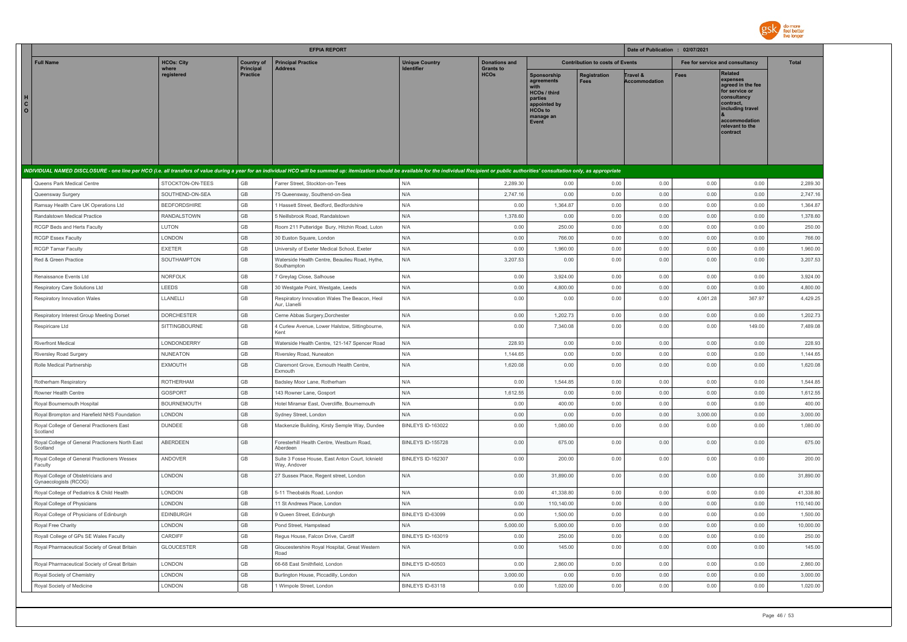| EFPIA REPORT | | | | | | | | | Date of Publication : 02/07/2021 | | |
|---|---|---|---|---|---|---|---|---|---|---|---|
| Full Name | HCOs: City where registered | Country of Principal Practice | Principal Practice Address | Unique Country Identifier | Donations and Grants to HCOs | Contribution to costs of Events | | | Fee for service and consultancy | | Total |
| | | | | | | Sponsorship agreements with HCOs / third parties appointed by HCOs to manage an Event | Registration Fees | Travel & Accommodation | Fees | Related expenses agreed in the fee for service or consultancy contract, including travel & accommodation relevant to the contract | |
| *INDIVIDUAL NAMED DISCLOSURE - one line per HCO (i.e. all transfers of value during a year for an individual HCO will be summed up: itemization should be available for the individual Recipient or public authorities' consultation only, as appropriate* | | | | | | | | | | | |
| Queens Park Medical Centre | STOCKTON-ON-TEES | GB | Farrer Street, Stockton-on-Tees | N/A | 2,289.30 | 0.00 | 0.00 | 0.00 | 0.00 | 0.00 | 2,289.30 |
| Queensway Surgery | SOUTHEND-ON-SEA | GB | 75 Queensway, Southend-on-Sea | N/A | 2,747.16 | 0.00 | 0.00 | 0.00 | 0.00 | 0.00 | 2,747.16 |
| Ramsay Health Care UK Operations Ltd | BEDFORDSHIRE | GB | 1 Hassett Street, Bedford, Bedfordshire | N/A | 0.00 | 1,364.87 | 0.00 | 0.00 | 0.00 | 0.00 | 1,364.87 |
| Randalstown Medical Practice | RANDALSTOWN | GB | 5 Neillsbrook Road, Randalstown | N/A | 1,378.60 | 0.00 | 0.00 | 0.00 | 0.00 | 0.00 | 1,378.60 |
| RCGP Beds and Herts Faculty | LUTON | GB | Room 211 Putteridge Bury, Hitchin Road, Luton | N/A | 0.00 | 250.00 | 0.00 | 0.00 | 0.00 | 0.00 | 250.00 |
| RCGP Essex Faculty | LONDON | GB | 30 Euston Square, London | N/A | 0.00 | 766.00 | 0.00 | 0.00 | 0.00 | 0.00 | 766.00 |
| RCGP Tamar Faculty | EXETER | GB | University of Exeter Medical School, Exeter | N/A | 0.00 | 1,960.00 | 0.00 | 0.00 | 0.00 | 0.00 | 1,960.00 |
| Red & Green Practice | SOUTHAMPTON | GB | Waterside Health Centre, Beaulieu Road, Hythe, Southampton | N/A | 3,207.53 | 0.00 | 0.00 | 0.00 | 0.00 | 0.00 | 3,207.53 |
| Renaissance Events Ltd | NORFOLK | GB | 7 Greylag Close, Salhouse | N/A | 0.00 | 3,924.00 | 0.00 | 0.00 | 0.00 | 0.00 | 3,924.00 |
| Respiratory Care Solutions Ltd | LEEDS | GB | 30 Westgate Point, Westgate, Leeds | N/A | 0.00 | 4,800.00 | 0.00 | 0.00 | 0.00 | 0.00 | 4,800.00 |
| Respiratory Innovation Wales | LLANELLI | GB | Respiratory Innovation Wales The Beacon, Heol Aur, Llanelli | N/A | 0.00 | 0.00 | 0.00 | 0.00 | 4,061.28 | 367.97 | 4,429.25 |
| Respiratory Interest Group Meeting Dorset | DORCHESTER | GB | Cerne Abbas Surgery,Dorchester | N/A | 0.00 | 1,202.73 | 0.00 | 0.00 | 0.00 | 0.00 | 1,202.73 |
| Respiricare Ltd | SITTINGBOURNE | GB | 4 Curlew Avenue, Lower Halstow, Sittingbourne, Kent | N/A | 0.00 | 7,340.08 | 0.00 | 0.00 | 0.00 | 149.00 | 7,489.08 |
| Riverfront Medical | LONDONDERRY | GB | Waterside Health Centre, 121-147 Spencer Road | N/A | 228.93 | 0.00 | 0.00 | 0.00 | 0.00 | 0.00 | 228.93 |
| Riversley Road Surgery | NUNEATON | GB | Riversley Road, Nuneaton | N/A | 1,144.65 | 0.00 | 0.00 | 0.00 | 0.00 | 0.00 | 1,144.65 |
| Rolle Medical Partnership | EXMOUTH | GB | Claremont Grove, Exmouth Health Centre, Exmouth | N/A | 1,620.08 | 0.00 | 0.00 | 0.00 | 0.00 | 0.00 | 1,620.08 |
| Rotherham Respiratory | ROTHERHAM | GB | Badsley Moor Lane, Rotherham | N/A | 0.00 | 1,544.85 | 0.00 | 0.00 | 0.00 | 0.00 | 1,544.85 |
| Rowner Health Centre | GOSPORT | GB | 143 Rowner Lane, Gosport | N/A | 1,612.55 | 0.00 | 0.00 | 0.00 | 0.00 | 0.00 | 1,612.55 |
| Royal Bournemouth Hospital | BOURNEMOUTH | GB | Hotel Miramar East, Overcliffe, Bournemouth | N/A | 0.00 | 400.00 | 0.00 | 0.00 | 0.00 | 0.00 | 400.00 |
| Royal Brompton and Harefield NHS Foundation | LONDON | GB | Sydney Street, London | N/A | 0.00 | 0.00 | 0.00 | 0.00 | 3,000.00 | 0.00 | 3,000.00 |
| Royal College of General Practioners East Scotland | DUNDEE | GB | Mackenzie Building, Kirsty Semple Way, Dundee | BINLEYS ID-163022 | 0.00 | 1,080.00 | 0.00 | 0.00 | 0.00 | 0.00 | 1,080.00 |
| Royal College of General Practioners North East Scotland | ABERDEEN | GB | Foresterhill Health Centre, Westburn Road, Aberdeen | BINLEYS ID-155728 | 0.00 | 675.00 | 0.00 | 0.00 | 0.00 | 0.00 | 675.00 |
| Royal College of General Practioners Wessex Faculty | ANDOVER | GB | Suite 3 Fosse House, East Anton Court, Icknield Way, Andover | BINLEYS ID-162307 | 0.00 | 200.00 | 0.00 | 0.00 | 0.00 | 0.00 | 200.00 |
| Royal College of Obstetricians and Gynaecologists (RCOG) | LONDON | GB | 27 Sussex Place, Regent street, London | N/A | 0.00 | 31,890.00 | 0.00 | 0.00 | 0.00 | 0.00 | 31,890.00 |
| Royal College of Pediatrics & Child Health | LONDON | GB | 5-11 Theobalds Road, London | N/A | 0.00 | 41,338.80 | 0.00 | 0.00 | 0.00 | 0.00 | 41,338.80 |
| Royal College of Physicians | LONDON | GB | 11 St Andrews Place, London | N/A | 0.00 | 110,140.00 | 0.00 | 0.00 | 0.00 | 0.00 | 110,140.00 |
| Royal College of Physicians of Edinburgh | EDINBURGH | GB | 9 Queen Street, Edinburgh | BINLEYS ID-63099 | 0.00 | 1,500.00 | 0.00 | 0.00 | 0.00 | 0.00 | 1,500.00 |
| Royal Free Charity | LONDON | GB | Pond Street, Hampstead | N/A | 5,000.00 | 5,000.00 | 0.00 | 0.00 | 0.00 | 0.00 | 10,000.00 |
| Royall College of GPs SE Wales Faculty | CARDIFF | GB | Regus House, Falcon Drive, Cardiff | BINLEYS ID-163019 | 0.00 | 250.00 | 0.00 | 0.00 | 0.00 | 0.00 | 250.00 |
| Royal Pharmaceutical Society of Great Britain | GLOUCESTER | GB | Gloucestershire Royal Hospital, Great Western Road | N/A | 0.00 | 145.00 | 0.00 | 0.00 | 0.00 | 0.00 | 145.00 |
| Royal Pharmaceutical Society of Great Britain | LONDON | GB | 66-68 East Smithfield, London | BINLEYS ID-60503 | 0.00 | 2,860.00 | 0.00 | 0.00 | 0.00 | 0.00 | 2,860.00 |
| Royal Society of Chemistry | LONDON | GB | Burlington House, Piccadilly, London | N/A | 3,000.00 | 0.00 | 0.00 | 0.00 | 0.00 | 0.00 | 3,000.00 |
| Royal Society of Medicine | LONDON | GB | 1 Wimpole Street, London | BINLEYS ID-63118 | 0.00 | 1,020.00 | 0.00 | 0.00 | 0.00 | 0.00 | 1,020.00 |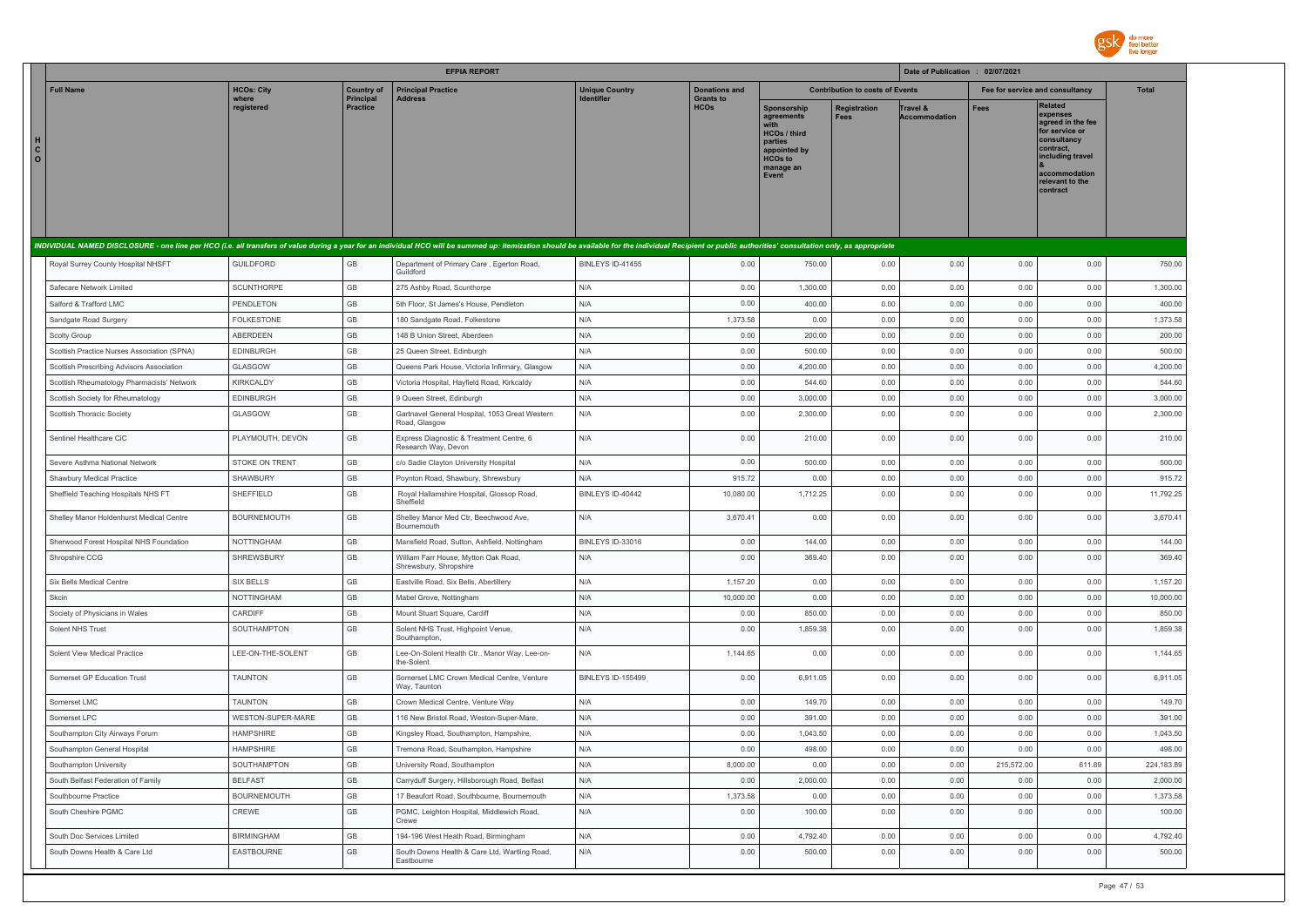| EFPIA REPORT | | | | | | | | | | | Date of Publication : 02/07/2021 |
|---|---|---|---|---|---|---|---|---|---|---|---|
| Full Name | HCOs: City where registered | Country of Principal Practice | Principal Practice Address | Unique Country Identifier | Donations and Grants to HCOs | Contribution to costs of Events | | | Fee for service and consultancy | | Total |
| | | | | | | Sponsorship agreements with HCOs / third parties appointed by HCOs to manage an Event | Registration Fees | Travel & Accommodation | Fees | Related expenses agreed in the fee for service or consultancy contract, including travel & accommodation relevant to the contract | |
| *INDIVIDUAL NAMED DISCLOSURE - one line per HCO (i.e. all transfers of value during a year for an individual HCO will be summed up: itemization should be available for the individual Recipient or public authorities' consultation only, as appropriate* | | | | | | | | | | | |
| Royal Surrey County Hospital NHSFT | GUILDFORD | GB | Department of Primary Care , Egerton Road, Guildford | BINLEYS ID-41455 | 0.00 | 750.00 | 0.00 | 0.00 | 0.00 | 0.00 | 750.00 |
| Safecare Network Limited | SCUNTHORPE | GB | 275 Ashby Road, Scunthorpe | N/A | 0.00 | 1,300.00 | 0.00 | 0.00 | 0.00 | 0.00 | 1,300.00 |
| Salford & Trafford LMC | PENDLETON | GB | 5th Floor, St James's House, Pendleton | N/A | 0.00 | 400.00 | 0.00 | 0.00 | 0.00 | 0.00 | 400.00 |
| Sandgate Road Surgery | FOLKESTONE | GB | 180 Sandgate Road, Folkestone | N/A | 1,373.58 | 0.00 | 0.00 | 0.00 | 0.00 | 0.00 | 1,373.58 |
| Scolty Group | ABERDEEN | GB | 148 B Union Street, Aberdeen | N/A | 0.00 | 200.00 | 0.00 | 0.00 | 0.00 | 0.00 | 200.00 |
| Scottish Practice Nurses Association (SPNA) | EDINBURGH | GB | 25 Queen Street, Edinburgh | N/A | 0.00 | 500.00 | 0.00 | 0.00 | 0.00 | 0.00 | 500.00 |
| Scottish Prescribing Advisors Association | GLASGOW | GB | Queens Park House, Victoria Infirmary, Glasgow | N/A | 0.00 | 4,200.00 | 0.00 | 0.00 | 0.00 | 0.00 | 4,200.00 |
| Scottish Rheumatology Pharmacists' Network | KIRKCALDY | GB | Victoria Hospital, Hayfield Road, Kirkcaldy | N/A | 0.00 | 544.60 | 0.00 | 0.00 | 0.00 | 0.00 | 544.60 |
| Scottish Society for Rheumatology | EDINBURGH | GB | 9 Queen Street, Edinburgh | N/A | 0.00 | 3,000.00 | 0.00 | 0.00 | 0.00 | 0.00 | 3,000.00 |
| Scottish Thoracic Society | GLASGOW | GB | Gartnavel General Hospital, 1053 Great Western Road, Glasgow | N/A | 0.00 | 2,300.00 | 0.00 | 0.00 | 0.00 | 0.00 | 2,300.00 |
| Sentinel Healthcare CIC | PLAYMOUTH, DEVON | GB | Express Diagnostic & Treatment Centre, 6 Research Way, Devon | N/A | 0.00 | 210.00 | 0.00 | 0.00 | 0.00 | 0.00 | 210.00 |
| Severe Asthma National Network | STOKE ON TRENT | GB | c/o Sadie Clayton University Hospital | N/A | 0.00 | 500.00 | 0.00 | 0.00 | 0.00 | 0.00 | 500.00 |
| Shawbury Medical Practice | SHAWBURY | GB | Poynton Road, Shawbury, Shrewsbury | N/A | 915.72 | 0.00 | 0.00 | 0.00 | 0.00 | 0.00 | 915.72 |
| Sheffield Teaching Hospitals NHS FT | SHEFFIELD | GB | Royal Hallamshire Hospital, Glossop Road, Sheffield | BINLEYS ID-40442 | 10,080.00 | 1,712.25 | 0.00 | 0.00 | 0.00 | 0.00 | 11,792.25 |
| Shelley Manor Holdenhurst Medical Centre | BOURNEMOUTH | GB | Shelley Manor Med Ctr, Beechwood Ave, Bournemouth | N/A | 3,670.41 | 0.00 | 0.00 | 0.00 | 0.00 | 0.00 | 3,670.41 |
| Sherwood Forest Hospital NHS Foundation | NOTTINGHAM | GB | Mansfield Road, Sutton, Ashfield, Nottingham | BINLEYS ID-33016 | 0.00 | 144.00 | 0.00 | 0.00 | 0.00 | 0.00 | 144.00 |
| Shropshire CCG | SHREWSBURY | GB | William Farr House, Mytton Oak Road, Shrewsbury, Shropshire | N/A | 0.00 | 369.40 | 0.00 | 0.00 | 0.00 | 0.00 | 369.40 |
| Six Bells Medical Centre | SIX BELLS | GB | Eastville Road, Six Bells, Abertillery | N/A | 1,157.20 | 0.00 | 0.00 | 0.00 | 0.00 | 0.00 | 1,157.20 |
| Skcin | NOTTINGHAM | GB | Mabel Grove, Nottingham | N/A | 10,000.00 | 0.00 | 0.00 | 0.00 | 0.00 | 0.00 | 10,000.00 |
| Society of Physicians in Wales | CARDIFF | GB | Mount Stuart Square, Cardiff | N/A | 0.00 | 850.00 | 0.00 | 0.00 | 0.00 | 0.00 | 850.00 |
| Solent NHS Trust | SOUTHAMPTON | GB | Solent NHS Trust, Highpoint Venue, Southampton, | N/A | 0.00 | 1,859.38 | 0.00 | 0.00 | 0.00 | 0.00 | 1,859.38 |
| Solent View Medical Practice | LEE-ON-THE-SOLENT | GB | Lee-On-Solent Health Ctr., Manor Way, Lee-on-the-Solent | N/A | 1,144.65 | 0.00 | 0.00 | 0.00 | 0.00 | 0.00 | 1,144.65 |
| Somerset GP Education Trust | TAUNTON | GB | Somerset LMC Crown Medical Centre, Venture Way, Taunton | BINLEYS ID-155499 | 0.00 | 6,911.05 | 0.00 | 0.00 | 0.00 | 0.00 | 6,911.05 |
| Somerset LMC | TAUNTON | GB | Crown Medical Centre, Venture Way | N/A | 0.00 | 149.70 | 0.00 | 0.00 | 0.00 | 0.00 | 149.70 |
| Somerset LPC | WESTON-SUPER-MARE | GB | 116 New Bristol Road, Weston-Super-Mare, | N/A | 0.00 | 391.00 | 0.00 | 0.00 | 0.00 | 0.00 | 391.00 |
| Southampton City Airways Forum | HAMPSHIRE | GB | Kingsley Road, Southampton, Hampshire, | N/A | 0.00 | 1,043.50 | 0.00 | 0.00 | 0.00 | 0.00 | 1,043.50 |
| Southampton General Hospital | HAMPSHIRE | GB | Tremona Road, Southampton, Hampshire | N/A | 0.00 | 498.00 | 0.00 | 0.00 | 0.00 | 0.00 | 498.00 |
| Southampton University | SOUTHAMPTON | GB | University Road, Southampton | N/A | 8,000.00 | 0.00 | 0.00 | 0.00 | 215,572.00 | 611.89 | 224,183.89 |
| South Belfast Federation of Family | BELFAST | GB | Carryduff Surgery, Hillsborough Road, Belfast | N/A | 0.00 | 2,000.00 | 0.00 | 0.00 | 0.00 | 0.00 | 2,000.00 |
| Southbourne Practice | BOURNEMOUTH | GB | 17 Beaufort Road, Southbourne, Bournemouth | N/A | 1,373.58 | 0.00 | 0.00 | 0.00 | 0.00 | 0.00 | 1,373.58 |
| South Cheshire PGMC | CREWE | GB | PGMC, Leighton Hospital, Middlewich Road, Crewe | N/A | 0.00 | 100.00 | 0.00 | 0.00 | 0.00 | 0.00 | 100.00 |
| South Doc Services Limited | BIRMINGHAM | GB | 194-196 West Heath Road, Birmingham | N/A | 0.00 | 4,792.40 | 0.00 | 0.00 | 0.00 | 0.00 | 4,792.40 |
| South Downs Health & Care Ltd | EASTBOURNE | GB | South Downs Health & Care Ltd, Wartling Road, Eastbourne | N/A | 0.00 | 500.00 | 0.00 | 0.00 | 0.00 | 0.00 | 500.00 |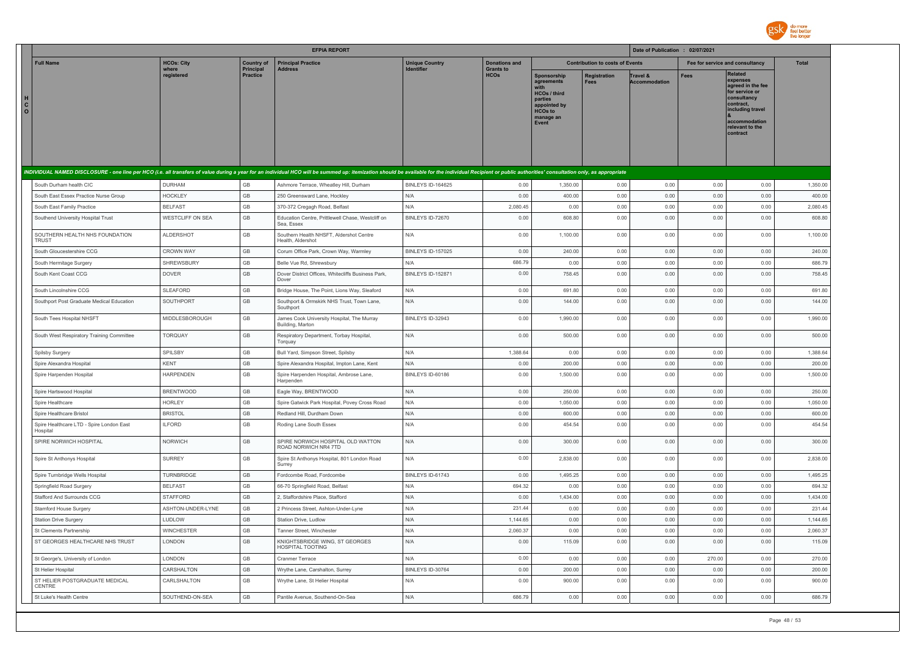| | EFPIA REPORT | | | | | | | | | Date of Publication : 02/07/2021 | | |
|---|---|---|---|---|---|---|---|---|---|---|---|---|
| | Full Name | HCOs: City where registered | Country of Principal Practice | Principal Practice Address | Unique Country Identifier | Donations and Grants to HCOs | Contribution to costs of Events | | | Fee for service and consultancy | | Total |
| HCO | | | | | | | Sponsorship agreements with HCOs / third parties appointed by HCOs to manage an Event | Registration Fees | Travel & Accommodation | Fees | Related expenses agreed in the fee for service or consultancy contract, including travel & accommodation relevant to the contract | |

*INDIVIDUAL NAMED DISCLOSURE - one line per HCO (i.e. all transfers of value during a year for an individual HCO will be summed up: itemization should be available for the individual Recipient or public authorities' consultation only, as appropriate*

| Full Name | HCOs: City where registered | Country of Principal Practice | Principal Practice Address | Unique Country Identifier | Donations and Grants to HCOs | Sponsorship agreements with HCOs / third parties appointed by HCOs to manage an Event | Registration Fees | Travel & Accommodation | Fees | Related expenses | Total |
|---|---|---|---|---|---|---|---|---|---|---|---|
| South Durham health CIC | DURHAM | GB | Ashmore Terrace, Wheatley Hill, Durham | BINLEYS ID-164625 | 0.00 | 1,350.00 | 0.00 | 0.00 | 0.00 | 0.00 | 1,350.00 |
| South East Essex Practice Nurse Group | HOCKLEY | GB | 250 Greensward Lane, Hockley | N/A | 0.00 | 400.00 | 0.00 | 0.00 | 0.00 | 0.00 | 400.00 |
| South East Family Practice | BELFAST | GB | 370-372 Cregagh Road, Belfast | N/A | 2,080.45 | 0.00 | 0.00 | 0.00 | 0.00 | 0.00 | 2,080.45 |
| Southend University Hospital Trust | WESTCLIFF ON SEA | GB | Education Centre, Prittlewell Chase, Westcliff on Sea, Essex | BINLEYS ID-72670 | 0.00 | 608.80 | 0.00 | 0.00 | 0.00 | 0.00 | 608.80 |
| SOUTHERN HEALTH NHS FOUNDATION TRUST | ALDERSHOT | GB | Southern Health NHSFT, Aldershot Centre Health, Aldershot | N/A | 0.00 | 1,100.00 | 0.00 | 0.00 | 0.00 | 0.00 | 1,100.00 |
| South Gloucestershire CCG | CROWN WAY | GB | Corum Office Park, Crown Way, Warmley | BINLEYS ID-157025 | 0.00 | 240.00 | 0.00 | 0.00 | 0.00 | 0.00 | 240.00 |
| South Hermitage Surgery | SHREWSBURY | GB | Belle Vue Rd, Shrewsbury | N/A | 686.79 | 0.00 | 0.00 | 0.00 | 0.00 | 0.00 | 686.79 |
| South Kent Coast CCG | DOVER | GB | Dover District Offices, Whitecliffs Business Park, Dover | BINLEYS ID-152871 | 0.00 | 758.45 | 0.00 | 0.00 | 0.00 | 0.00 | 758.45 |
| South Lincolnshire CCG | SLEAFORD | GB | Bridge House, The Point, Lions Way, Sleaford | N/A | 0.00 | 691.80 | 0.00 | 0.00 | 0.00 | 0.00 | 691.80 |
| Southport Post Graduate Medical Education | SOUTHPORT | GB | Southport & Ormskirk NHS Trust, Town Lane, Southport | N/A | 0.00 | 144.00 | 0.00 | 0.00 | 0.00 | 0.00 | 144.00 |
| South Tees Hospital NHSFT | MIDDLESBOROUGH | GB | James Cook University Hospital, The Murray Building, Marton | BINLEYS ID-32943 | 0.00 | 1,990.00 | 0.00 | 0.00 | 0.00 | 0.00 | 1,990.00 |
| South West Respiratory Training Committee | TORQUAY | GB | Respiratory Department, Torbay Hospital, Torquay | N/A | 0.00 | 500.00 | 0.00 | 0.00 | 0.00 | 0.00 | 500.00 |
| Spilsby Surgery | SPILSBY | GB | Bull Yard, Simpson Street, Spilsby | N/A | 1,388.64 | 0.00 | 0.00 | 0.00 | 0.00 | 0.00 | 1,388.64 |
| Spire Alexandra Hospital | KENT | GB | Spire Alexandra Hospital, Impton Lane, Kent | N/A | 0.00 | 200.00 | 0.00 | 0.00 | 0.00 | 0.00 | 200.00 |
| Spire Harpenden Hospital | HARPENDEN | GB | Spire Harpenden Hospital, Ambrose Lane, Harpenden | BINLEYS ID-60186 | 0.00 | 1,500.00 | 0.00 | 0.00 | 0.00 | 0.00 | 1,500.00 |
| Spire Hartswood Hospital | BRENTWOOD | GB | Eagle Way, BRENTWOOD | N/A | 0.00 | 250.00 | 0.00 | 0.00 | 0.00 | 0.00 | 250.00 |
| Spire Healthcare | HORLEY | GB | Spire Gatwick Park Hospital, Povey Cross Road | N/A | 0.00 | 1,050.00 | 0.00 | 0.00 | 0.00 | 0.00 | 1,050.00 |
| Spire Healthcare Bristol | BRISTOL | GB | Redland Hill, Durdham Down | N/A | 0.00 | 600.00 | 0.00 | 0.00 | 0.00 | 0.00 | 600.00 |
| Spire Healthcare LTD - Spire London East Hospital | ILFORD | GB | Roding Lane South Essex | N/A | 0.00 | 454.54 | 0.00 | 0.00 | 0.00 | 0.00 | 454.54 |
| SPIRE NORWICH HOSPITAL | NORWICH | GB | SPIRE NORWICH HOSPITAL OLD WATTON ROAD NORWICH NR4 7TD | N/A | 0.00 | 300.00 | 0.00 | 0.00 | 0.00 | 0.00 | 300.00 |
| Spire St Anthonys Hospital | SURREY | GB | Spire St Anthonys Hospital, 801 London Road Surrey | N/A | 0.00 | 2,838.00 | 0.00 | 0.00 | 0.00 | 0.00 | 2,838.00 |
| Spire Turnbridge Wells Hospital | TURNBRIDGE | GB | Fordcombe Road, Fordcombe | BINLEYS ID-61743 | 0.00 | 1,495.25 | 0.00 | 0.00 | 0.00 | 0.00 | 1,495.25 |
| Springfield Road Surgery | BELFAST | GB | 66-70 Springfield Road, Belfast | N/A | 694.32 | 0.00 | 0.00 | 0.00 | 0.00 | 0.00 | 694.32 |
| Stafford And Surrounds CCG | STAFFORD | GB | 2, Staffordshire Place, Stafford | N/A | 0.00 | 1,434.00 | 0.00 | 0.00 | 0.00 | 0.00 | 1,434.00 |
| Stamford House Surgery | ASHTON-UNDER-LYNE | GB | 2 Princess Street, Ashton-Under-Lyne | N/A | 231.44 | 0.00 | 0.00 | 0.00 | 0.00 | 0.00 | 231.44 |
| Station Drive Surgery | LUDLOW | GB | Station Drive, Ludlow | N/A | 1,144.65 | 0.00 | 0.00 | 0.00 | 0.00 | 0.00 | 1,144.65 |
| St Clements Partnership | WINCHESTER | GB | Tanner Street, Winchester | N/A | 2,060.37 | 0.00 | 0.00 | 0.00 | 0.00 | 0.00 | 2,060.37 |
| ST GEORGES HEALTHCARE NHS TRUST | LONDON | GB | KNIGHTSBRIDGE WING, ST GEORGES HOSPITAL TOOTING | N/A | 0.00 | 115.09 | 0.00 | 0.00 | 0.00 | 0.00 | 115.09 |
| St George's, University of London | LONDON | GB | Cranmer Terrace | N/A | 0.00 | 0.00 | 0.00 | 0.00 | 270.00 | 0.00 | 270.00 |
| St Helier Hospital | CARSHALTON | GB | Wrythe Lane, Carshalton, Surrey | BINLEYS ID-30764 | 0.00 | 200.00 | 0.00 | 0.00 | 0.00 | 0.00 | 200.00 |
| ST HELIER POSTGRADUATE MEDICAL CENTRE | CARLSHALTON | GB | Wrythe Lane, St Helier Hospital | N/A | 0.00 | 900.00 | 0.00 | 0.00 | 0.00 | 0.00 | 900.00 |
| St Luke's Health Centre | SOUTHEND-ON-SEA | GB | Pantile Avenue, Southend-On-Sea | N/A | 686.79 | 0.00 | 0.00 | 0.00 | 0.00 | 0.00 | 686.79 |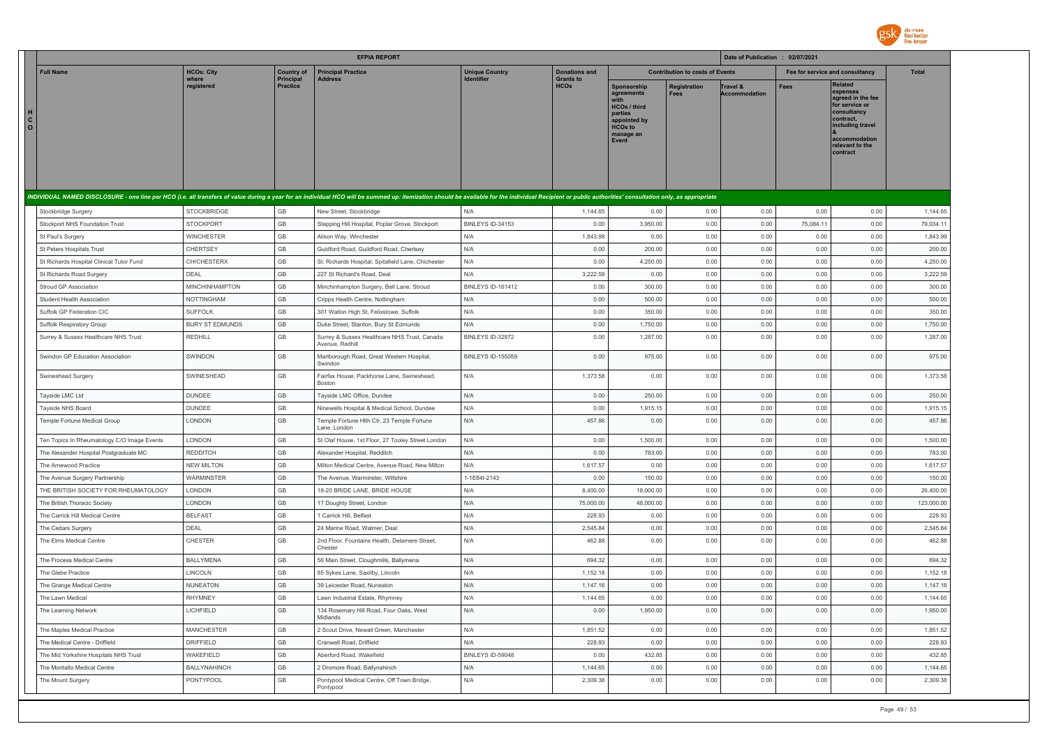## EFPIA REPORT

Date of Publication : 02/07/2021

| Full Name | HCOs: City where registered | Country of Principal Practice | Principal Practice Address | Unique Country Identifier | Donations and Grants to HCOs | Contribution to costs of Events | | | Fee for service and consultancy | | Total |
|---|---|---|---|---|---|---|---|---|---|---|---|
| | | | | | | Sponsorship agreements with HCOs / third parties appointed by HCOs to manage an Event | Registration Fees | Travel & Accommodation | Fees | Related expenses agreed in the fee for service or consultancy contract, including travel & accommodation relevant to the contract | |
| *INDIVIDUAL NAMED DISCLOSURE - one line per HCO (i.e. all transfers of value during a year for an individual HCO will be summed up: itemization should be available for the individual Recipient or public authorities' consultation only, as appropriate* | | | | | | | | | | | |
| Stockbridge Surgery | STOCKBRIDGE | GB | New Street, Stockbridge | N/A | 1,144.65 | 0.00 | 0.00 | 0.00 | 0.00 | 0.00 | 1,144.65 |
| Stockport NHS Foundation Trust | STOCKPORT | GB | Stepping Hill Hospital, Poplar Grove, Stockport | BINLEYS ID-34153 | 0.00 | 3,950.00 | 0.00 | 0.00 | 75,084.11 | 0.00 | 79,034.11 |
| St Paul's Surgery | WINCHESTER | GB | Alison Way, Winchester | N/A | 1,843.99 | 0.00 | 0.00 | 0.00 | 0.00 | 0.00 | 1,843.99 |
| St Peters Hospitals Trust | CHERTSEY | GB | Guidford Road, Guildford Road, Chertsey | N/A | 0.00 | 200.00 | 0.00 | 0.00 | 0.00 | 0.00 | 200.00 |
| St Richards Hospital Clinical Tutor Fund | CHICHESTERX | GB | St. Richards Hospital, Spitafield Lane, Chichester | N/A | 0.00 | 4,250.00 | 0.00 | 0.00 | 0.00 | 0.00 | 4,250.00 |
| St Richards Road Surgery | DEAL | GB | 227 St Richard's Road, Deal | N/A | 3,222.59 | 0.00 | 0.00 | 0.00 | 0.00 | 0.00 | 3,222.59 |
| Stroud GP Association | MINCHINHAMPTON | GB | Minchinhampton Surgery, Bell Lane, Stroud | BINLEYS ID-161412 | 0.00 | 300.00 | 0.00 | 0.00 | 0.00 | 0.00 | 300.00 |
| Student Health Association | NOTTINGHAM | GB | Cripps Health Centre, Nottingham | N/A | 0.00 | 500.00 | 0.00 | 0.00 | 0.00 | 0.00 | 500.00 |
| Suffolk GP Federation CIC | SUFFOLK | GB | 301 Walton High St, Felixstowe, Suffolk | N/A | 0.00 | 350.00 | 0.00 | 0.00 | 0.00 | 0.00 | 350.00 |
| Suffolk Respiratory Group | BURY ST EDMUNDS | GB | Duke Street, Stanton, Bury St Edmunds | N/A | 0.00 | 1,750.00 | 0.00 | 0.00 | 0.00 | 0.00 | 1,750.00 |
| Surrey & Sussex Healthcare NHS Trust | REDHILL | GB | Surrey & Sussex Healthcare NHS Trust, Canada Avenue, Redhill | BINLEYS ID-32972 | 0.00 | 1,287.00 | 0.00 | 0.00 | 0.00 | 0.00 | 1,287.00 |
| Swindon GP Education Association | SWINDON | GB | Marlborough Road, Great Western Hospital, Swindon | BINLEYS ID-155059 | 0.00 | 975.00 | 0.00 | 0.00 | 0.00 | 0.00 | 975.00 |
| Swineshead Surgery | SWINESHEAD | GB | Fairfax House, Packhorse Lane, Swineshead, Boston | N/A | 1,373.58 | 0.00 | 0.00 | 0.00 | 0.00 | 0.00 | 1,373.58 |
| Tayside LMC Ltd | DUNDEE | GB | Tayside LMC Office, Dundee | N/A | 0.00 | 250.00 | 0.00 | 0.00 | 0.00 | 0.00 | 250.00 |
| Tayside NHS Board | DUNDEE | GB | Ninewells Hospital & Medical School, Dundee | N/A | 0.00 | 1,915.15 | 0.00 | 0.00 | 0.00 | 0.00 | 1,915.15 |
| Temple Fortune Medical Group | LONDON | GB | Temple Fortune Hlth Ctr, 23 Temple Fortune Lane, London | N/A | 457.86 | 0.00 | 0.00 | 0.00 | 0.00 | 0.00 | 457.86 |
| Ten Topics In Rheumatology C/O Image Events | LONDON | GB | St Olaf House, 1st Floor, 27 Tooley Street London | N/A | 0.00 | 1,500.00 | 0.00 | 0.00 | 0.00 | 0.00 | 1,500.00 |
| The Alexander Hospital Postgraduate MC | REDDITCH | GB | Alexander Hospital, Redditch | N/A | 0.00 | 783.00 | 0.00 | 0.00 | 0.00 | 0.00 | 783.00 |
| The Arnewood Practice | NEW MILTON | GB | Milton Medical Centre, Avenue Road, New Milton | N/A | 1,617.57 | 0.00 | 0.00 | 0.00 | 0.00 | 0.00 | 1,617.57 |
| The Avenue Surgery Partnership | WARMINSTER | GB | The Avenue, Warminster, Wiltshire | 1-1E64I-2143 | 0.00 | 150.00 | 0.00 | 0.00 | 0.00 | 0.00 | 150.00 |
| THE BRITISH SOCIETY FOR RHEUMATOLOGY | LONDON | GB | 18-20 BRIDE LANE, BRIDE HOUSE | N/A | 8,400.00 | 18,000.00 | 0.00 | 0.00 | 0.00 | 0.00 | 26,400.00 |
| The British Thoracic Society | LONDON | GB | 17 Doughty Street, London | N/A | 75,000.00 | 48,000.00 | 0.00 | 0.00 | 0.00 | 0.00 | 123,000.00 |
| The Carrick Hill Medical Centre | BELFAST | GB | 1 Carrick Hill, Belfast | N/A | 228.93 | 0.00 | 0.00 | 0.00 | 0.00 | 0.00 | 228.93 |
| The Cedars Surgery | DEAL | GB | 24 Marine Road, Walmer, Deal | N/A | 2,545.84 | 0.00 | 0.00 | 0.00 | 0.00 | 0.00 | 2,545.84 |
| The Elms Medical Centre | CHESTER | GB | 2nd Floor, Fountains Health, Delamere Street, Chester | N/A | 462.88 | 0.00 | 0.00 | 0.00 | 0.00 | 0.00 | 462.88 |
| The Frocess Medical Centre | BALLYMENA | GB | 56 Main Street, Cloughmills, Ballymena | N/A | 694.32 | 0.00 | 0.00 | 0.00 | 0.00 | 0.00 | 694.32 |
| The Glebe Practice | LINCOLN | GB | 85 Sykes Lane, Saxilby, Lincoln | N/A | 1,152.18 | 0.00 | 0.00 | 0.00 | 0.00 | 0.00 | 1,152.18 |
| The Grange Medical Centre | NUNEATON | GB | 39 Leicester Road, Nuneaton | N/A | 1,147.16 | 0.00 | 0.00 | 0.00 | 0.00 | 0.00 | 1,147.16 |
| The Lawn Medical | RHYMNEY | GB | Lawn Industrial Estate, Rhymney | N/A | 1,144.65 | 0.00 | 0.00 | 0.00 | 0.00 | 0.00 | 1,144.65 |
| The Learning Network | LICHFIELD | GB | 134 Rosemary Hill Road, Four Oaks, West Midlands | N/A | 0.00 | 1,950.00 | 0.00 | 0.00 | 0.00 | 0.00 | 1,950.00 |
| The Maples Medical Practice | MANCHESTER | GB | 2 Scout Drive, Newall Green, Manchester | N/A | 1,851.52 | 0.00 | 0.00 | 0.00 | 0.00 | 0.00 | 1,851.52 |
| The Medical Centre - Driffield | DRIFFIELD | GB | Cranwell Road, Driffield | N/A | 228.93 | 0.00 | 0.00 | 0.00 | 0.00 | 0.00 | 228.93 |
| The Mid Yorkshire Hospitals NHS Trust | WAKEFIELD | GB | Aberford Road, Wakefield | BINLEYS ID-59048 | 0.00 | 432.85 | 0.00 | 0.00 | 0.00 | 0.00 | 432.85 |
| The Montalto Medical Centre | BALLYNAHINCH | GB | 2 Dromore Road, Ballynahinch | N/A | 1,144.65 | 0.00 | 0.00 | 0.00 | 0.00 | 0.00 | 1,144.65 |
| The Mount Surgery | PONTYPOOL | GB | Pontypool Medical Centre, Off Town Bridge, Pontypool | N/A | 2,309.38 | 0.00 | 0.00 | 0.00 | 0.00 | 0.00 | 2,309.38 |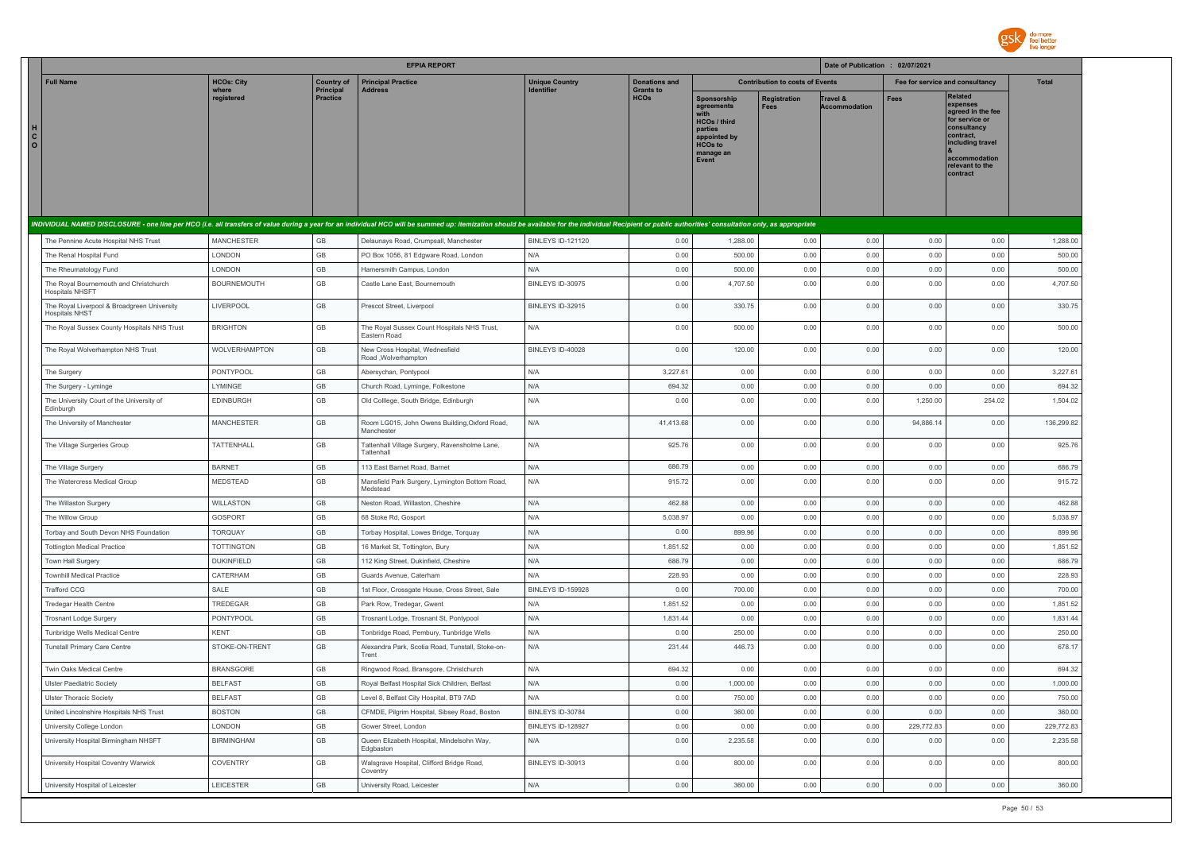| | Full Name | HCOs: City where registered | Country of Principal Practice | Principal Practice Address | Unique Country Identifier | Donations and Grants to HCOs | Contribution to costs of Events | | | Fee for service and consultancy | | Total |
|---|---|---|---|---|---|---|---|---|---|---|---|---|
| | | | | | | | Sponsorship agreements with HCOs / third parties appointed by HCOs to manage an Event | Registration Fees | Travel & Accommodation | Fees | Related expenses agreed in the fee for service or consultancy contract, including travel & accommodation relevant to the contract | |
| **HCO** | INDIVIDUAL NAMED DISCLOSURE - one line per HCO (i.e. all transfers of value during a year for an individual HCO will be summed up: itemization should be available for the individual Recipient or public authorities' consultation only, as appropriate | | | | | | | | | | | |
| | The Pennine Acute Hospital NHS Trust | MANCHESTER | GB | Delaunays Road, Crumpsall, Manchester | BINLEYS ID-121120 | 0.00 | 1,288.00 | 0.00 | 0.00 | 0.00 | 0.00 | 1,288.00 |
| | The Renal Hospital Fund | LONDON | GB | PO Box 1056, 81 Edgware Road, London | N/A | 0.00 | 500.00 | 0.00 | 0.00 | 0.00 | 0.00 | 500.00 |
| | The Rheumatology Fund | LONDON | GB | Hamersmith Campus, London | N/A | 0.00 | 500.00 | 0.00 | 0.00 | 0.00 | 0.00 | 500.00 |
| | The Royal Bournemouth and Christchurch Hospitals NHSFT | BOURNEMOUTH | GB | Castle Lane East, Bournemouth | BINLEYS ID-30975 | 0.00 | 4,707.50 | 0.00 | 0.00 | 0.00 | 0.00 | 4,707.50 |
| | The Royal Liverpool & Broadgreen University Hospitals NHST | LIVERPOOL | GB | Prescot Street, Liverpool | BINLEYS ID-32915 | 0.00 | 330.75 | 0.00 | 0.00 | 0.00 | 0.00 | 330.75 |
| | The Royal Sussex County Hospitals NHS Trust | BRIGHTON | GB | The Royal Sussex Count Hospitals NHS Trust, Eastern Road | N/A | 0.00 | 500.00 | 0.00 | 0.00 | 0.00 | 0.00 | 500.00 |
| | The Royal Wolverhampton NHS Trust | WOLVERHAMPTON | GB | New Cross Hospital, Wednesfield Road ,Wolverhampton | BINLEYS ID-40028 | 0.00 | 120.00 | 0.00 | 0.00 | 0.00 | 0.00 | 120.00 |
| | The Surgery | PONTYPOOL | GB | Abersychan, Pontypool | N/A | 3,227.61 | 0.00 | 0.00 | 0.00 | 0.00 | 0.00 | 3,227.61 |
| | The Surgery - Lyminge | LYMINGE | GB | Church Road, Lyminge, Folkestone | N/A | 694.32 | 0.00 | 0.00 | 0.00 | 0.00 | 0.00 | 694.32 |
| | The University Court of the University of Edinburgh | EDINBURGH | GB | Old Colllege, South Bridge, Edinburgh | N/A | 0.00 | 0.00 | 0.00 | 0.00 | 1,250.00 | 254.02 | 1,504.02 |
| | The University of Manchester | MANCHESTER | GB | Room LG015, John Owens Building,Oxford Road, Manchester | N/A | 41,413.68 | 0.00 | 0.00 | 0.00 | 94,886.14 | 0.00 | 136,299.82 |
| | The Village Surgeries Group | TATTENHALL | GB | Tattenhall Village Surgery, Ravensholme Lane, Tattenhall | N/A | 925.76 | 0.00 | 0.00 | 0.00 | 0.00 | 0.00 | 925.76 |
| | The Village Surgery | BARNET | GB | 113 East Barnet Road, Barnet | N/A | 686.79 | 0.00 | 0.00 | 0.00 | 0.00 | 0.00 | 686.79 |
| | The Watercress Medical Group | MEDSTEAD | GB | Mansfield Park Surgery, Lymington Bottom Road, Medstead | N/A | 915.72 | 0.00 | 0.00 | 0.00 | 0.00 | 0.00 | 915.72 |
| | The Willaston Surgery | WILLASTON | GB | Neston Road, Willaston, Cheshire | N/A | 462.88 | 0.00 | 0.00 | 0.00 | 0.00 | 0.00 | 462.88 |
| | The Willow Group | GOSPORT | GB | 68 Stoke Rd, Gosport | N/A | 5,038.97 | 0.00 | 0.00 | 0.00 | 0.00 | 0.00 | 5,038.97 |
| | Torbay and South Devon NHS Foundation | TORQUAY | GB | Torbay Hospital, Lowes Bridge, Torquay | N/A | 0.00 | 899.96 | 0.00 | 0.00 | 0.00 | 0.00 | 899.96 |
| | Tottington Medical Practice | TOTTINGTON | GB | 16 Market St, Tottington, Bury | N/A | 1,851.52 | 0.00 | 0.00 | 0.00 | 0.00 | 0.00 | 1,851.52 |
| | Town Hall Surgery | DUKINFIELD | GB | 112 King Street, Dukinfield, Cheshire | N/A | 686.79 | 0.00 | 0.00 | 0.00 | 0.00 | 0.00 | 686.79 |
| | Townhill Medical Practice | CATERHAM | GB | Guards Avenue, Caterham | N/A | 228.93 | 0.00 | 0.00 | 0.00 | 0.00 | 0.00 | 228.93 |
| | Trafford CCG | SALE | GB | 1st Floor, Crossgate House, Cross Street, Sale | BINLEYS ID-159928 | 0.00 | 700.00 | 0.00 | 0.00 | 0.00 | 0.00 | 700.00 |
| | Tredegar Health Centre | TREDEGAR | GB | Park Row, Tredegar, Gwent | N/A | 1,851.52 | 0.00 | 0.00 | 0.00 | 0.00 | 0.00 | 1,851.52 |
| | Trosnant Lodge Surgery | PONTYPOOL | GB | Trosnant Lodge, Trosnant St, Pontypool | N/A | 1,831.44 | 0.00 | 0.00 | 0.00 | 0.00 | 0.00 | 1,831.44 |
| | Tunbridge Wells Medical Centre | KENT | GB | Tonbridge Road, Pembury, Tunbridge Wells | N/A | 0.00 | 250.00 | 0.00 | 0.00 | 0.00 | 0.00 | 250.00 |
| | Tunstall Primary Care Centre | STOKE-ON-TRENT | GB | Alexandra Park, Scotia Road, Tunstall, Stoke-on-Trent | N/A | 231.44 | 446.73 | 0.00 | 0.00 | 0.00 | 0.00 | 678.17 |
| | Twin Oaks Medical Centre | BRANSGORE | GB | Ringwood Road, Bransgore, Christchurch | N/A | 694.32 | 0.00 | 0.00 | 0.00 | 0.00 | 0.00 | 694.32 |
| | Ulster Paediatric Society | BELFAST | GB | Royal Belfast Hospital Sick Children, Belfast | N/A | 0.00 | 1,000.00 | 0.00 | 0.00 | 0.00 | 0.00 | 1,000.00 |
| | Ulster Thoracic Society | BELFAST | GB | Level 8, Belfast City Hospital, BT9 7AD | N/A | 0.00 | 750.00 | 0.00 | 0.00 | 0.00 | 0.00 | 750.00 |
| | United Lincolnshire Hospitals NHS Trust | BOSTON | GB | CFMDE, Pilgrim Hospital, Sibsey Road, Boston | BINLEYS ID-30784 | 0.00 | 360.00 | 0.00 | 0.00 | 0.00 | 0.00 | 360.00 |
| | University College London | LONDON | GB | Gower Street, London | BINLEYS ID-128927 | 0.00 | 0.00 | 0.00 | 0.00 | 229,772.83 | 0.00 | 229,772.83 |
| | University Hospital Birmingham NHSFT | BIRMINGHAM | GB | Queen Elizabeth Hospital, Mindelsohn Way, Edgbaston | N/A | 0.00 | 2,235.58 | 0.00 | 0.00 | 0.00 | 0.00 | 2,235.58 |
| | University Hospital Coventry Warwick | COVENTRY | GB | Walsgrave Hospital, Clifford Bridge Road, Coventry | BINLEYS ID-30913 | 0.00 | 800.00 | 0.00 | 0.00 | 0.00 | 0.00 | 800.00 |
| | University Hospital of Leicester | LEICESTER | GB | University Road, Leicester | N/A | 0.00 | 360.00 | 0.00 | 0.00 | 0.00 | 0.00 | 360.00 |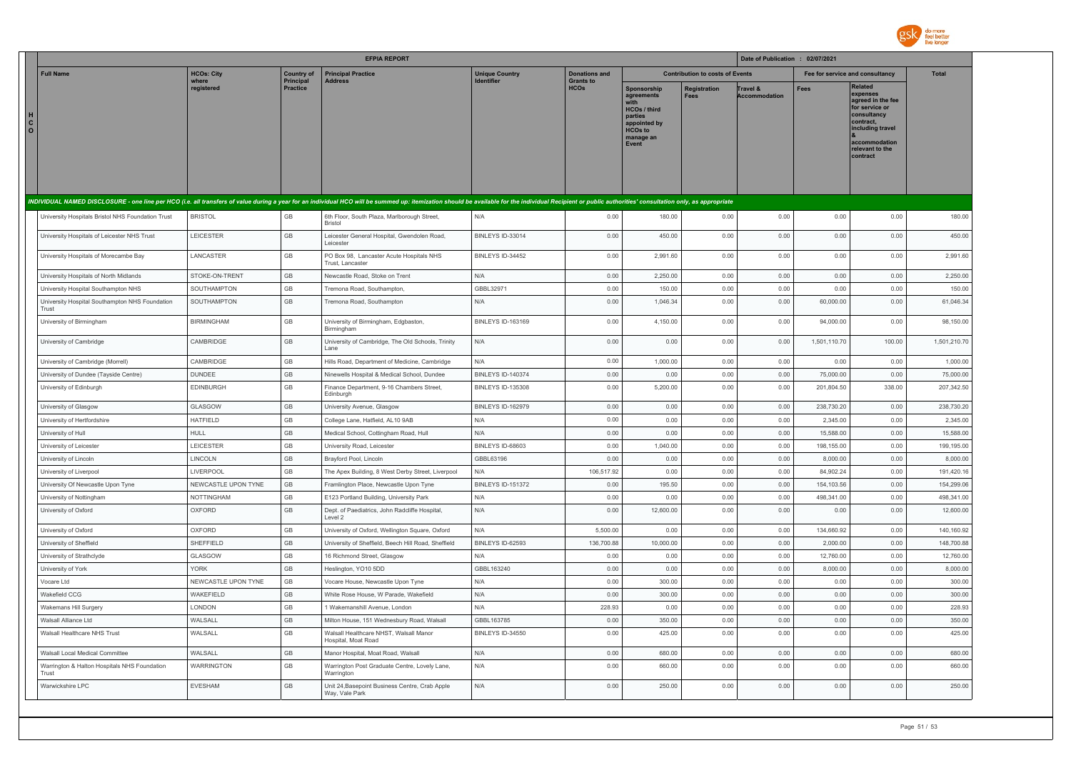| EFPIA REPORT | | | | | | | | | Date of Publication : 02/07/2021 | | |
|---|---|---|---|---|---|---|---|---|---|---|---|
| Full Name | HCOs: City where registered | Country of Principal Practice | Principal Practice Address | Unique Country Identifier | Donations and Grants to HCOs | Contribution to costs of Events | | | Fee for service and consultancy | | Total |
| | | | | | | Sponsorship agreements with HCOs / third parties appointed by HCOs to manage an Event | Registration Fees | Travel & Accommodation | Fees | Related expenses agreed in the fee for service or consultancy contract, including travel & accommodation relevant to the contract | |
| *INDIVIDUAL NAMED DISCLOSURE - one line per HCO (i.e. all transfers of value during a year for an individual HCO will be summed up: itemization should be available for the individual Recipient or public authorities' consultation only, as appropriate* | | | | | | | | | | | |
| University Hospitals Bristol NHS Foundation Trust | BRISTOL | GB | 6th Floor, South Plaza, Marlborough Street, Bristol | N/A | 0.00 | 180.00 | 0.00 | 0.00 | 0.00 | 0.00 | 180.00 |
| University Hospitals of Leicester NHS Trust | LEICESTER | GB | Leicester General Hospital, Gwendolen Road, Leicester | BINLEYS ID-33014 | 0.00 | 450.00 | 0.00 | 0.00 | 0.00 | 0.00 | 450.00 |
| University Hospitals of Morecambe Bay | LANCASTER | GB | PO Box 98, Lancaster Acute Hospitals NHS Trust, Lancaster | BINLEYS ID-34452 | 0.00 | 2,991.60 | 0.00 | 0.00 | 0.00 | 0.00 | 2,991.60 |
| University Hospitals of North Midlands | STOKE-ON-TRENT | GB | Newcastle Road, Stoke on Trent | N/A | 0.00 | 2,250.00 | 0.00 | 0.00 | 0.00 | 0.00 | 2,250.00 |
| University Hospital Southampton NHS | SOUTHAMPTON | GB | Tremona Road, Southampton, | GBBL32971 | 0.00 | 150.00 | 0.00 | 0.00 | 0.00 | 0.00 | 150.00 |
| University Hospital Southampton NHS Foundation Trust | SOUTHAMPTON | GB | Tremona Road, Southampton | N/A | 0.00 | 1,046.34 | 0.00 | 0.00 | 60,000.00 | 0.00 | 61,046.34 |
| University of Birmingham | BIRMINGHAM | GB | University of Birmingham, Edgbaston, Birmingham | BINLEYS ID-163169 | 0.00 | 4,150.00 | 0.00 | 0.00 | 94,000.00 | 0.00 | 98,150.00 |
| University of Cambridge | CAMBRIDGE | GB | University of Cambridge, The Old Schools, Trinity Lane | N/A | 0.00 | 0.00 | 0.00 | 0.00 | 1,501,110.70 | 100.00 | 1,501,210.70 |
| University of Cambridge (Morrell) | CAMBRIDGE | GB | Hills Road, Department of Medicine, Cambridge | N/A | 0.00 | 1,000.00 | 0.00 | 0.00 | 0.00 | 0.00 | 1,000.00 |
| University of Dundee (Tayside Centre) | DUNDEE | GB | Ninewells Hospital & Medical School, Dundee | BINLEYS ID-140374 | 0.00 | 0.00 | 0.00 | 0.00 | 75,000.00 | 0.00 | 75,000.00 |
| University of Edinburgh | EDINBURGH | GB | Finance Department, 9-16 Chambers Street, Edinburgh | BINLEYS ID-135308 | 0.00 | 5,200.00 | 0.00 | 0.00 | 201,804.50 | 338.00 | 207,342.50 |
| University of Glasgow | GLASGOW | GB | University Avenue, Glasgow | BINLEYS ID-162979 | 0.00 | 0.00 | 0.00 | 0.00 | 238,730.20 | 0.00 | 238,730.20 |
| University of Hertfordshire | HATFIELD | GB | College Lane, Hatfield, AL10 9AB | N/A | 0.00 | 0.00 | 0.00 | 0.00 | 2,345.00 | 0.00 | 2,345.00 |
| University of Hull | HULL | GB | Medical School, Cottingham Road, Hull | N/A | 0.00 | 0.00 | 0.00 | 0.00 | 15,588.00 | 0.00 | 15,588.00 |
| University of Leicester | LEICESTER | GB | University Road, Leicester | BINLEYS ID-68603 | 0.00 | 1,040.00 | 0.00 | 0.00 | 198,155.00 | 0.00 | 199,195.00 |
| University of Lincoln | LINCOLN | GB | Brayford Pool, Lincoln | GBBL63196 | 0.00 | 0.00 | 0.00 | 0.00 | 8,000.00 | 0.00 | 8,000.00 |
| University of Liverpool | LIVERPOOL | GB | The Apex Building, 8 West Derby Street, Liverpool | N/A | 106,517.92 | 0.00 | 0.00 | 0.00 | 84,902.24 | 0.00 | 191,420.16 |
| University Of Newcastle Upon Tyne | NEWCASTLE UPON TYNE | GB | Framlington Place, Newcastle Upon Tyne | BINLEYS ID-151372 | 0.00 | 195.50 | 0.00 | 0.00 | 154,103.56 | 0.00 | 154,299.06 |
| University of Nottingham | NOTTINGHAM | GB | E123 Portland Building, University Park | N/A | 0.00 | 0.00 | 0.00 | 0.00 | 498,341.00 | 0.00 | 498,341.00 |
| University of Oxford | OXFORD | GB | Dept. of Paediatrics, John Radcliffe Hospital, Level 2 | N/A | 0.00 | 12,600.00 | 0.00 | 0.00 | 0.00 | 0.00 | 12,600.00 |
| University of Oxford | OXFORD | GB | University of Oxford, Wellington Square, Oxford | N/A | 5,500.00 | 0.00 | 0.00 | 0.00 | 134,660.92 | 0.00 | 140,160.92 |
| University of Sheffield | SHEFFIELD | GB | University of Sheffield, Beech Hill Road, Sheffield | BINLEYS ID-62593 | 136,700.88 | 10,000.00 | 0.00 | 0.00 | 2,000.00 | 0.00 | 148,700.88 |
| University of Strathclyde | GLASGOW | GB | 16 Richmond Street, Glasgow | N/A | 0.00 | 0.00 | 0.00 | 0.00 | 12,760.00 | 0.00 | 12,760.00 |
| University of York | YORK | GB | Heslington, YO10 5DD | GBBL163240 | 0.00 | 0.00 | 0.00 | 0.00 | 8,000.00 | 0.00 | 8,000.00 |
| Vocare Ltd | NEWCASTLE UPON TYNE | GB | Vocare House, Newcastle Upon Tyne | N/A | 0.00 | 300.00 | 0.00 | 0.00 | 0.00 | 0.00 | 300.00 |
| Wakefield CCG | WAKEFIELD | GB | White Rose House, W Parade, Wakefield | N/A | 0.00 | 300.00 | 0.00 | 0.00 | 0.00 | 0.00 | 300.00 |
| Wakemans Hill Surgery | LONDON | GB | 1 Wakemanshill Avenue, London | N/A | 228.93 | 0.00 | 0.00 | 0.00 | 0.00 | 0.00 | 228.93 |
| Walsall Alliance Ltd | WALSALL | GB | Milton House, 151 Wednesbury Road, Walsall | GBBL163785 | 0.00 | 350.00 | 0.00 | 0.00 | 0.00 | 0.00 | 350.00 |
| Walsall Healthcare NHS Trust | WALSALL | GB | Walsall Healthcare NHST, Walsall Manor Hospital, Moat Road | BINLEYS ID-34550 | 0.00 | 425.00 | 0.00 | 0.00 | 0.00 | 0.00 | 425.00 |
| Walsall Local Medical Committee | WALSALL | GB | Manor Hospital, Moat Road, Walsall | N/A | 0.00 | 680.00 | 0.00 | 0.00 | 0.00 | 0.00 | 680.00 |
| Warrington & Halton Hospitals NHS Foundation Trust | WARRINGTON | GB | Warrington Post Graduate Centre, Lovely Lane, Warrington | N/A | 0.00 | 660.00 | 0.00 | 0.00 | 0.00 | 0.00 | 660.00 |
| Warwickshire LPC | EVESHAM | GB | Unit 24,Basepoint Business Centre, Crab Apple Way, Vale Park | N/A | 0.00 | 250.00 | 0.00 | 0.00 | 0.00 | 0.00 | 250.00 |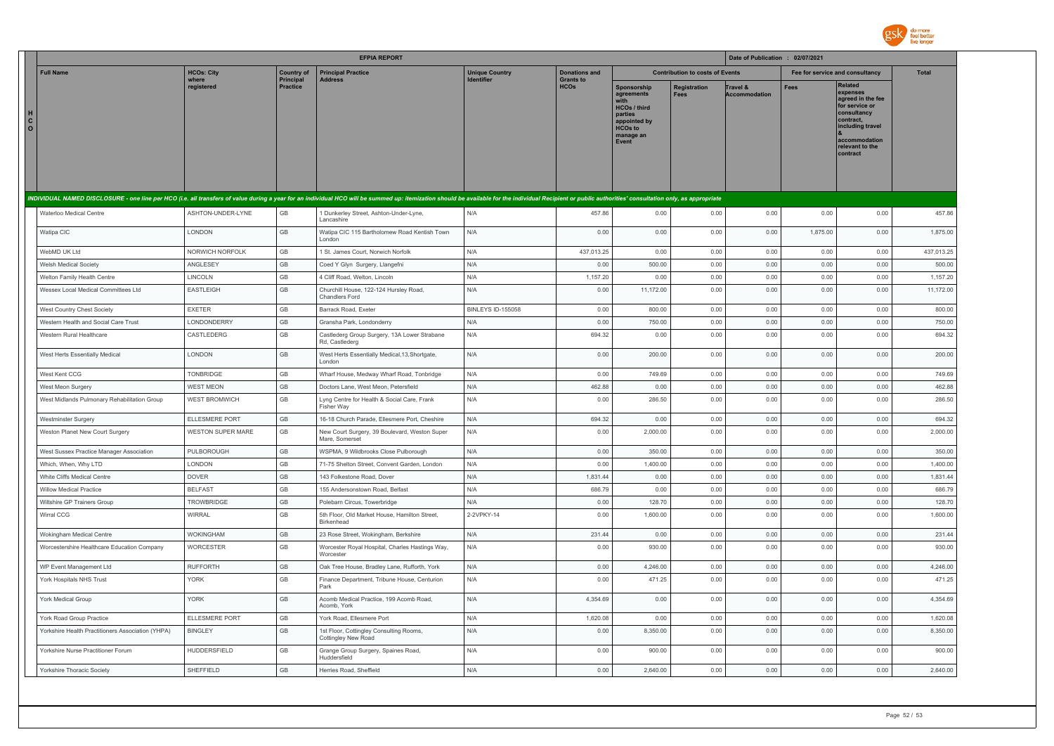| EFPIA REPORT | | | | | | | | | Date of Publication : 02/07/2021 | | |
|---|---|---|---|---|---|---|---|---|---|---|---|
| Full Name | HCOs: City where registered | Country of Principal Practice | Principal Practice Address | Unique Country Identifier | Donations and Grants to HCOs | Contribution to costs of Events | | | Fee for service and consultancy | | Total |
| | | | | | | Sponsorship agreements with HCOs / third parties appointed by HCOs to manage an Event | Registration Fees | Travel & Accommodation | Fees | Related expenses agreed in the fee for service or consultancy contract, including travel & accommodation relevant to the contract | |
| *INDIVIDUAL NAMED DISCLOSURE - one line per HCO (i.e. all transfers of value during a year for an individual HCO will be summed up: itemization should be available for the individual Recipient or public authorities' consultation only, as appropriate* | | | | | | | | | | | |
| Waterloo Medical Centre | ASHTON-UNDER-LYNE | GB | 1 Dunkerley Street, Ashton-Under-Lyne, Lancashire | N/A | 457.86 | 0.00 | 0.00 | 0.00 | 0.00 | 0.00 | 457.86 |
| Watipa CIC | LONDON | GB | Watipa CIC 115 Bartholomew Road Kentish Town London | N/A | 0.00 | 0.00 | 0.00 | 0.00 | 1,875.00 | 0.00 | 1,875.00 |
| WebMD UK Ltd | NORWICH NORFOLK | GB | 1 St. James Court, Norwich Norfolk | N/A | 437,013.25 | 0.00 | 0.00 | 0.00 | 0.00 | 0.00 | 437,013.25 |
| Welsh Medical Society | ANGLESEY | GB | Coed Y Glyn Surgery, Llangefni | N/A | 0.00 | 500.00 | 0.00 | 0.00 | 0.00 | 0.00 | 500.00 |
| Welton Family Health Centre | LINCOLN | GB | 4 Cliff Road, Welton, Lincoln | N/A | 1,157.20 | 0.00 | 0.00 | 0.00 | 0.00 | 0.00 | 1,157.20 |
| Wessex Local Medical Committees Ltd | EASTLEIGH | GB | Churchill House, 122-124 Hursley Road, Chandlers Ford | N/A | 0.00 | 11,172.00 | 0.00 | 0.00 | 0.00 | 0.00 | 11,172.00 |
| West Country Chest Society | EXETER | GB | Barrack Road, Exeter | BINLEYS ID-155058 | 0.00 | 800.00 | 0.00 | 0.00 | 0.00 | 0.00 | 800.00 |
| Western Health and Social Care Trust | LONDONDERRY | GB | Gransha Park, Londonderry | N/A | 0.00 | 750.00 | 0.00 | 0.00 | 0.00 | 0.00 | 750.00 |
| Western Rural Healthcare | CASTLEDERG | GB | Castlederg Group Surgery, 13A Lower Strabane Rd, Castlederg | N/A | 694.32 | 0.00 | 0.00 | 0.00 | 0.00 | 0.00 | 694.32 |
| West Herts Essentially Medical | LONDON | GB | West Herts Essentially Medical,13,Shortgate, London | N/A | 0.00 | 200.00 | 0.00 | 0.00 | 0.00 | 0.00 | 200.00 |
| West Kent CCG | TONBRIDGE | GB | Wharf House, Medway Wharf Road, Tonbridge | N/A | 0.00 | 749.69 | 0.00 | 0.00 | 0.00 | 0.00 | 749.69 |
| West Meon Surgery | WEST MEON | GB | Doctors Lane, West Meon, Petersfield | N/A | 462.88 | 0.00 | 0.00 | 0.00 | 0.00 | 0.00 | 462.88 |
| West Midlands Pulmonary Rehabilitation Group | WEST BROMWICH | GB | Lyng Centre for Health & Social Care, Frank Fisher Way | N/A | 0.00 | 286.50 | 0.00 | 0.00 | 0.00 | 0.00 | 286.50 |
| Westminster Surgery | ELLESMERE PORT | GB | 16-18 Church Parade, Ellesmere Port, Cheshire | N/A | 694.32 | 0.00 | 0.00 | 0.00 | 0.00 | 0.00 | 694.32 |
| Weston Planet New Court Surgery | WESTON SUPER MARE | GB | New Court Surgery, 39 Boulevard, Weston Super Mare, Somerset | N/A | 0.00 | 2,000.00 | 0.00 | 0.00 | 0.00 | 0.00 | 2,000.00 |
| West Sussex Practice Manager Association | PULBOROUGH | GB | WSPMA, 9 Wildbrooks Close Pulborough | N/A | 0.00 | 350.00 | 0.00 | 0.00 | 0.00 | 0.00 | 350.00 |
| Which, When, Why LTD | LONDON | GB | 71-75 Shelton Street, Convent Garden, London | N/A | 0.00 | 1,400.00 | 0.00 | 0.00 | 0.00 | 0.00 | 1,400.00 |
| White Cliffs Medical Centre | DOVER | GB | 143 Folkestone Road, Dover | N/A | 1,831.44 | 0.00 | 0.00 | 0.00 | 0.00 | 0.00 | 1,831.44 |
| Willow Medical Practice | BELFAST | GB | 155 Andersonstown Road, Belfast | N/A | 686.79 | 0.00 | 0.00 | 0.00 | 0.00 | 0.00 | 686.79 |
| Wiltshire GP Trainers Group | TROWBRIDGE | GB | Polebarn Circus, Towerbridge | N/A | 0.00 | 128.70 | 0.00 | 0.00 | 0.00 | 0.00 | 128.70 |
| Wirral CCG | WIRRAL | GB | 5th Floor, Old Market House, Hamilton Street, Birkenhead | 2-2VPKY-14 | 0.00 | 1,600.00 | 0.00 | 0.00 | 0.00 | 0.00 | 1,600.00 |
| Wokingham Medical Centre | WOKINGHAM | GB | 23 Rose Street, Wokingham, Berkshire | N/A | 231.44 | 0.00 | 0.00 | 0.00 | 0.00 | 0.00 | 231.44 |
| Worcestershire Healthcare Education Company | WORCESTER | GB | Worcester Royal Hospital, Charles Hastings Way, Worcester | N/A | 0.00 | 930.00 | 0.00 | 0.00 | 0.00 | 0.00 | 930.00 |
| WP Event Management Ltd | RUFFORTH | GB | Oak Tree House, Bradley Lane, Rufforth, York | N/A | 0.00 | 4,246.00 | 0.00 | 0.00 | 0.00 | 0.00 | 4,246.00 |
| York Hospitals NHS Trust | YORK | GB | Finance Department, Tribune House, Centurion Park | N/A | 0.00 | 471.25 | 0.00 | 0.00 | 0.00 | 0.00 | 471.25 |
| York Medical Group | YORK | GB | Acomb Medical Practice, 199 Acomb Road, Acomb, York | N/A | 4,354.69 | 0.00 | 0.00 | 0.00 | 0.00 | 0.00 | 4,354.69 |
| York Road Group Practice | ELLESMERE PORT | GB | York Road, Ellesmere Port | N/A | 1,620.08 | 0.00 | 0.00 | 0.00 | 0.00 | 0.00 | 1,620.08 |
| Yorkshire Health Practitioners Association (YHPA) | BINGLEY | GB | 1st Floor, Cottingley Consulting Rooms, Cottingley New Road | N/A | 0.00 | 8,350.00 | 0.00 | 0.00 | 0.00 | 0.00 | 8,350.00 |
| Yorkshire Nurse Practitioner Forum | HUDDERSFIELD | GB | Grange Group Surgery, Spaines Road, Huddersfield | N/A | 0.00 | 900.00 | 0.00 | 0.00 | 0.00 | 0.00 | 900.00 |
| Yorkshire Thoracic Society | SHEFFIELD | GB | Herries Road, Sheffield | N/A | 0.00 | 2,640.00 | 0.00 | 0.00 | 0.00 | 0.00 | 2,640.00 |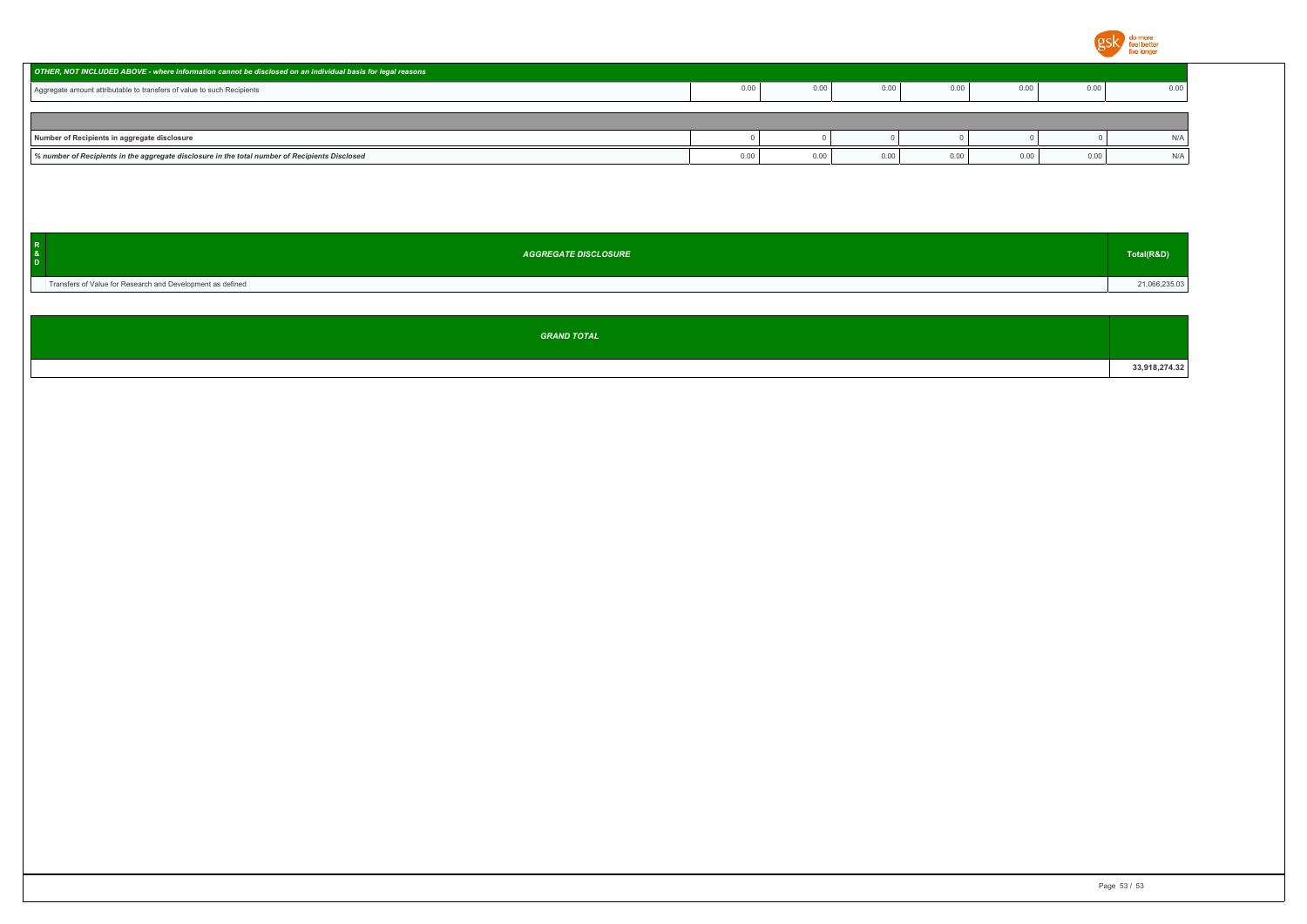| OTHER, NOT INCLUDED ABOVE - where information cannot be disclosed on an individual basis for legal reasons | | | | | | | |
|---|---|---|---|---|---|---|---|
| Aggregate amount attributable to transfers of value to such Recipients | 0.00 | 0.00 | 0.00 | 0.00 | 0.00 | 0.00 | 0.00 |
| | | | | | | | |
| **Number of Recipients in aggregate disclosure** | 0 | 0 | 0 | 0 | 0 | 0 | N/A |
| ***% number of Recipients in the aggregate disclosure in the total number of Recipients Disclosed*** | 0.00 | 0.00 | 0.00 | 0.00 | 0.00 | 0.00 | N/A |

| R & D | *AGGREGATE DISCLOSURE* | Total(R&D) |
|---|---|---|
| | Transfers of Value for Research and Development as defined | 21,066,235.03 |

| *GRAND TOTAL* | |
|---|---|
| | **33,918,274.32** |